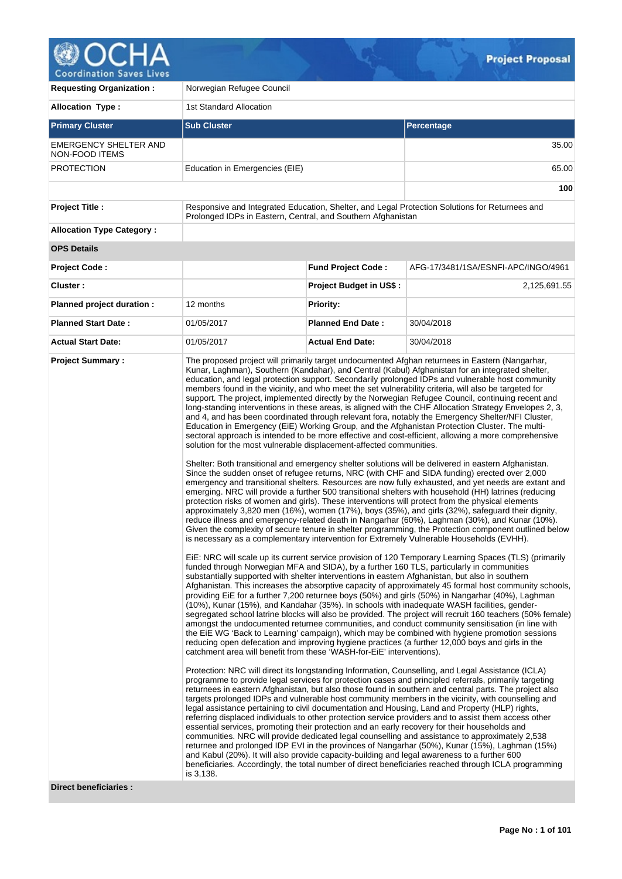# Project Proposal

| | | | |
|---|---|---|---|
| **Requesting Organization :** | Norwegian Refugee Council | | |
| **Allocation Type :** | 1st Standard Allocation | | |

| Primary Cluster | Sub Cluster | Percentage |
|---|---|---|
| EMERGENCY SHELTER AND NON-FOOD ITEMS | | 35.00 |
| PROTECTION | Education in Emergencies (EIE) | 65.00 |
| | | **100** |

| | | | |
|---|---|---|---|
| **Project Title :** | Responsive and Integrated Education, Shelter, and Legal Protection Solutions for Returnees and Prolonged IDPs in Eastern, Central, and Southern Afghanistan | | |
| **Allocation Type Category :** | | | |
| **OPS Details** | | | |
| **Project Code :** | | **Fund Project Code :** | AFG-17/3481/1SA/ESNFI-APC/INGO/4961 |
| **Cluster :** | | **Project Budget in US$ :** | 2,125,691.55 |
| **Planned project duration :** | 12 months | **Priority:** | |
| **Planned Start Date :** | 01/05/2017 | **Planned End Date :** | 30/04/2018 |
| **Actual Start Date:** | 01/05/2017 | **Actual End Date:** | 30/04/2018 |

**Project Summary :**

The proposed project will primarily target undocumented Afghan returnees in Eastern (Nangarhar, Kunar, Laghman), Southern (Kandahar), and Central (Kabul) Afghanistan for an integrated shelter, education, and legal protection support. Secondarily prolonged IDPs and vulnerable host community members found in the vicinity, and who meet the set vulnerability criteria, will also be targeted for support. The project, implemented directly by the Norwegian Refugee Council, continuing recent and long-standing interventions in these areas, is aligned with the CHF Allocation Strategy Envelopes 2, 3, and 4, and has been coordinated through relevant fora, notably the Emergency Shelter/NFI Cluster, Education in Emergency (EiE) Working Group, and the Afghanistan Protection Cluster. The multi-sectoral approach is intended to be more effective and cost-efficient, allowing a more comprehensive solution for the most vulnerable displacement-affected communities.

Shelter: Both transitional and emergency shelter solutions will be delivered in eastern Afghanistan. Since the sudden onset of refugee returns, NRC (with CHF and SIDA funding) erected over 2,000 emergency and transitional shelters. Resources are now fully exhausted, and yet needs are extant and emerging. NRC will provide a further 500 transitional shelters with household (HH) latrines (reducing protection risks of women and girls). These interventions will protect from the physical elements approximately 3,820 men (16%), women (17%), boys (35%), and girls (32%), safeguard their dignity, reduce illness and emergency-related death in Nangarhar (60%), Laghman (30%), and Kunar (10%). Given the complexity of secure tenure in shelter programming, the Protection component outlined below is necessary as a complementary intervention for Extremely Vulnerable Households (EVHH).

EiE: NRC will scale up its current service provision of 120 Temporary Learning Spaces (TLS) (primarily funded through Norwegian MFA and SIDA), by a further 160 TLS, particularly in communities substantially supported with shelter interventions in eastern Afghanistan, but also in southern Afghanistan. This increases the absorptive capacity of approximately 45 formal host community schools, providing EiE for a further 7,200 returnee boys (50%) and girls (50%) in Nangarhar (40%), Laghman (10%), Kunar (15%), and Kandahar (35%). In schools with inadequate WASH facilities, gender-segregated school latrine blocks will also be provided. The project will recruit 160 teachers (50% female) amongst the undocumented returnee communities, and conduct community sensitisation (in line with the EiE WG 'Back to Learning' campaign), which may be combined with hygiene promotion sessions reducing open defecation and improving hygiene practices (a further 12,000 boys and girls in the catchment area will benefit from these 'WASH-for-EiE' interventions).

Protection: NRC will direct its longstanding Information, Counselling, and Legal Assistance (ICLA) programme to provide legal services for protection cases and principled referrals, primarily targeting returnees in eastern Afghanistan, but also those found in southern and central parts. The project also targets prolonged IDPs and vulnerable host community members in the vicinity, with counselling and legal assistance pertaining to civil documentation and Housing, Land and Property (HLP) rights, referring displaced individuals to other protection service providers and to assist them access other essential services, promoting their protection and an early recovery for their households and communities. NRC will provide dedicated legal counselling and assistance to approximately 2,538 returnee and prolonged IDP EVI in the provinces of Nangarhar (50%), Kunar (15%), Laghman (15%) and Kabul (20%). It will also provide capacity-building and legal awareness to a further 600 beneficiaries. Accordingly, the total number of direct beneficiaries reached through ICLA programming is 3,138.

**Direct beneficiaries :**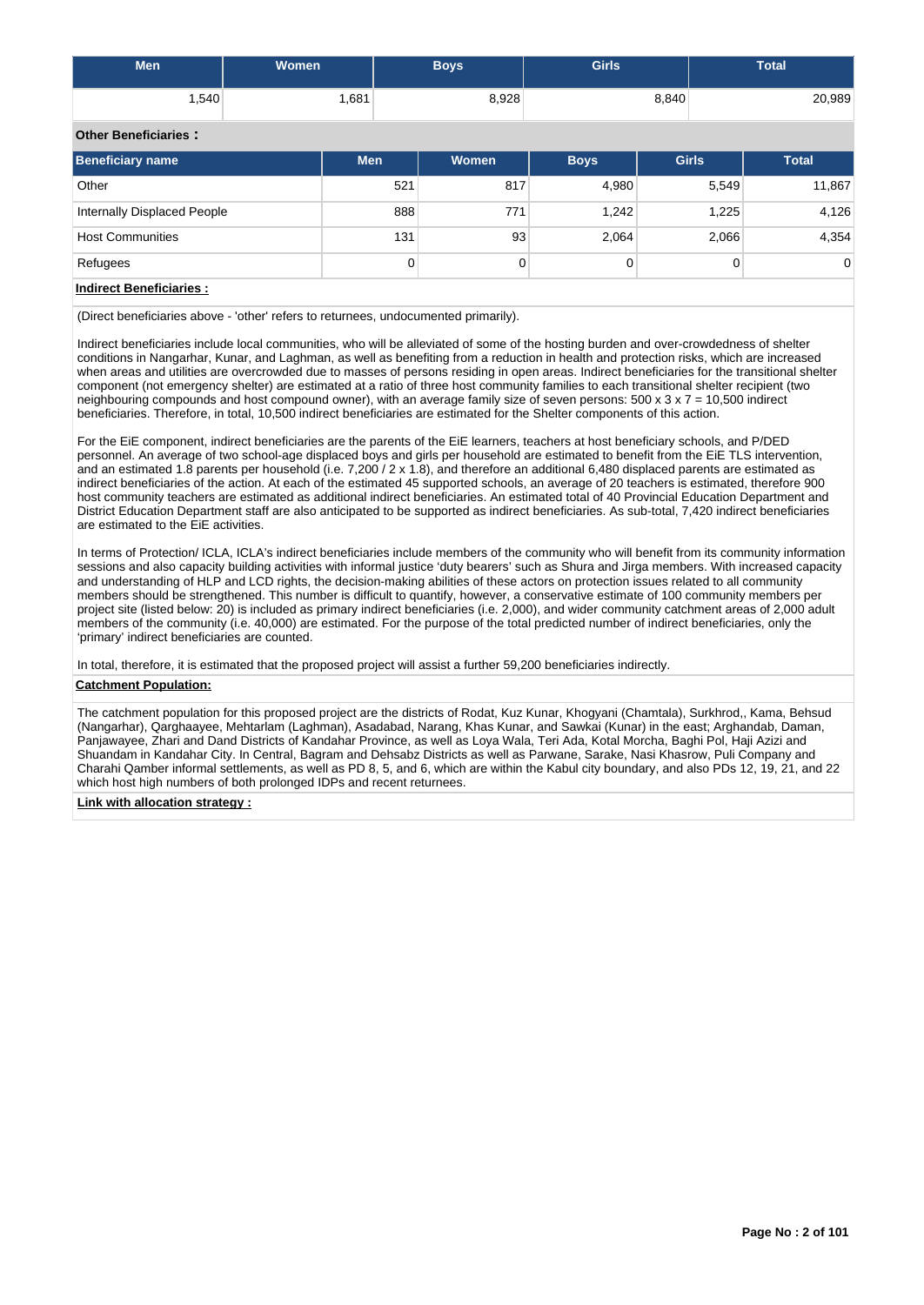| Men | Women | Boys | Girls | Total |
|---|---|---|---|---|
| 1,540 | 1,681 | 8,928 | 8,840 | 20,989 |

**Other Beneficiaries :**

| Beneficiary name | Men | Women | Boys | Girls | Total |
|---|---|---|---|---|---|
| Other | 521 | 817 | 4,980 | 5,549 | 11,867 |
| Internally Displaced People | 888 | 771 | 1,242 | 1,225 | 4,126 |
| Host Communities | 131 | 93 | 2,064 | 2,066 | 4,354 |
| Refugees | 0 | 0 | 0 | 0 | 0 |

**Indirect Beneficiaries :**

(Direct beneficiaries above - 'other' refers to returnees, undocumented primarily).

Indirect beneficiaries include local communities, who will be alleviated of some of the hosting burden and over-crowdedness of shelter conditions in Nangarhar, Kunar, and Laghman, as well as benefiting from a reduction in health and protection risks, which are increased when areas and utilities are overcrowded due to masses of persons residing in open areas. Indirect beneficiaries for the transitional shelter component (not emergency shelter) are estimated at a ratio of three host community families to each transitional shelter recipient (two neighbouring compounds and host compound owner), with an average family size of seven persons: 500 x 3 x 7 = 10,500 indirect beneficiaries. Therefore, in total, 10,500 indirect beneficiaries are estimated for the Shelter components of this action.

For the EiE component, indirect beneficiaries are the parents of the EiE learners, teachers at host beneficiary schools, and P/DED personnel. An average of two school-age displaced boys and girls per household are estimated to benefit from the EiE TLS intervention, and an estimated 1.8 parents per household (i.e. 7,200 / 2 x 1.8), and therefore an additional 6,480 displaced parents are estimated as indirect beneficiaries of the action. At each of the estimated 45 supported schools, an average of 20 teachers is estimated, therefore 900 host community teachers are estimated as additional indirect beneficiaries. An estimated total of 40 Provincial Education Department and District Education Department staff are also anticipated to be supported as indirect beneficiaries. As sub-total, 7,420 indirect beneficiaries are estimated to the EiE activities.

In terms of Protection/ ICLA, ICLA's indirect beneficiaries include members of the community who will benefit from its community information sessions and also capacity building activities with informal justice 'duty bearers' such as Shura and Jirga members. With increased capacity and understanding of HLP and LCD rights, the decision-making abilities of these actors on protection issues related to all community members should be strengthened. This number is difficult to quantify, however, a conservative estimate of 100 community members per project site (listed below: 20) is included as primary indirect beneficiaries (i.e. 2,000), and wider community catchment areas of 2,000 adult members of the community (i.e. 40,000) are estimated. For the purpose of the total predicted number of indirect beneficiaries, only the 'primary' indirect beneficiaries are counted.

In total, therefore, it is estimated that the proposed project will assist a further 59,200 beneficiaries indirectly.

**Catchment Population:**

The catchment population for this proposed project are the districts of Rodat, Kuz Kunar, Khogyani (Chamtala), Surkhrod,, Kama, Behsud (Nangarhar), Qarghaayee, Mehtarlam (Laghman), Asadabad, Narang, Khas Kunar, and Sawkai (Kunar) in the east; Arghandab, Daman, Panjawayee, Zhari and Dand Districts of Kandahar Province, as well as Loya Wala, Teri Ada, Kotal Morcha, Baghi Pol, Haji Azizi and Shuandam in Kandahar City. In Central, Bagram and Dehsabz Districts as well as Parwane, Sarake, Nasi Khasrow, Puli Company and Charahi Qamber informal settlements, as well as PD 8, 5, and 6, which are within the Kabul city boundary, and also PDs 12, 19, 21, and 22 which host high numbers of both prolonged IDPs and recent returnees.

**Link with allocation strategy :**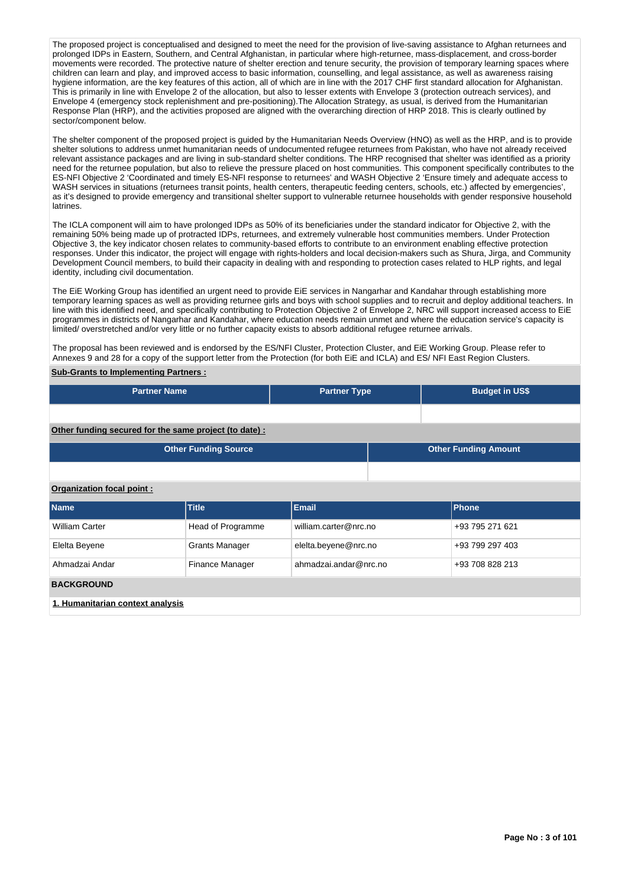The proposed project is conceptualised and designed to meet the need for the provision of live-saving assistance to Afghan returnees and prolonged IDPs in Eastern, Southern, and Central Afghanistan, in particular where high-returnee, mass-displacement, and cross-border movements were recorded. The protective nature of shelter erection and tenure security, the provision of temporary learning spaces where children can learn and play, and improved access to basic information, counselling, and legal assistance, as well as awareness raising hygiene information, are the key features of this action, all of which are in line with the 2017 CHF first standard allocation for Afghanistan. This is primarily in line with Envelope 2 of the allocation, but also to lesser extents with Envelope 3 (protection outreach services), and Envelope 4 (emergency stock replenishment and pre-positioning).The Allocation Strategy, as usual, is derived from the Humanitarian Response Plan (HRP), and the activities proposed are aligned with the overarching direction of HRP 2018. This is clearly outlined by sector/component below.

The shelter component of the proposed project is guided by the Humanitarian Needs Overview (HNO) as well as the HRP, and is to provide shelter solutions to address unmet humanitarian needs of undocumented refugee returnees from Pakistan, who have not already received relevant assistance packages and are living in sub-standard shelter conditions. The HRP recognised that shelter was identified as a priority need for the returnee population, but also to relieve the pressure placed on host communities. This component specifically contributes to the ES-NFI Objective 2 'Coordinated and timely ES-NFI response to returnees' and WASH Objective 2 'Ensure timely and adequate access to WASH services in situations (returnees transit points, health centers, therapeutic feeding centers, schools, etc.) affected by emergencies', as it's designed to provide emergency and transitional shelter support to vulnerable returnee households with gender responsive household latrines.

The ICLA component will aim to have prolonged IDPs as 50% of its beneficiaries under the standard indicator for Objective 2, with the remaining 50% being made up of protracted IDPs, returnees, and extremely vulnerable host communities members. Under Protection Objective 3, the key indicator chosen relates to community-based efforts to contribute to an environment enabling effective protection responses. Under this indicator, the project will engage with rights-holders and local decision-makers such as Shura, Jirga, and Community Development Council members, to build their capacity in dealing with and responding to protection cases related to HLP rights, and legal identity, including civil documentation.

The EiE Working Group has identified an urgent need to provide EiE services in Nangarhar and Kandahar through establishing more temporary learning spaces as well as providing returnee girls and boys with school supplies and to recruit and deploy additional teachers. In line with this identified need, and specifically contributing to Protection Objective 2 of Envelope 2, NRC will support increased access to EiE programmes in districts of Nangarhar and Kandahar, where education needs remain unmet and where the education service's capacity is limited/ overstretched and/or very little or no further capacity exists to absorb additional refugee returnee arrivals.

The proposal has been reviewed and is endorsed by the ES/NFI Cluster, Protection Cluster, and EiE Working Group. Please refer to Annexes 9 and 28 for a copy of the support letter from the Protection (for both EiE and ICLA) and ES/ NFI East Region Clusters.

**Sub-Grants to Implementing Partners :**

| Partner Name | Partner Type | Budget in US$ |
|---|---|---|
| | | |

**Other funding secured for the same project (to date) :**

| Other Funding Source | Other Funding Amount |
|---|---|
| | |

**Organization focal point :**

| Name | Title | Email | Phone |
|---|---|---|---|
| William Carter | Head of Programme | william.carter@nrc.no | +93 795 271 621 |
| Elelta Beyene | Grants Manager | elelta.beyene@nrc.no | +93 799 297 403 |
| Ahmadzai Andar | Finance Manager | ahmadzai.andar@nrc.no | +93 708 828 213 |

## BACKGROUND

**1. Humanitarian context analysis**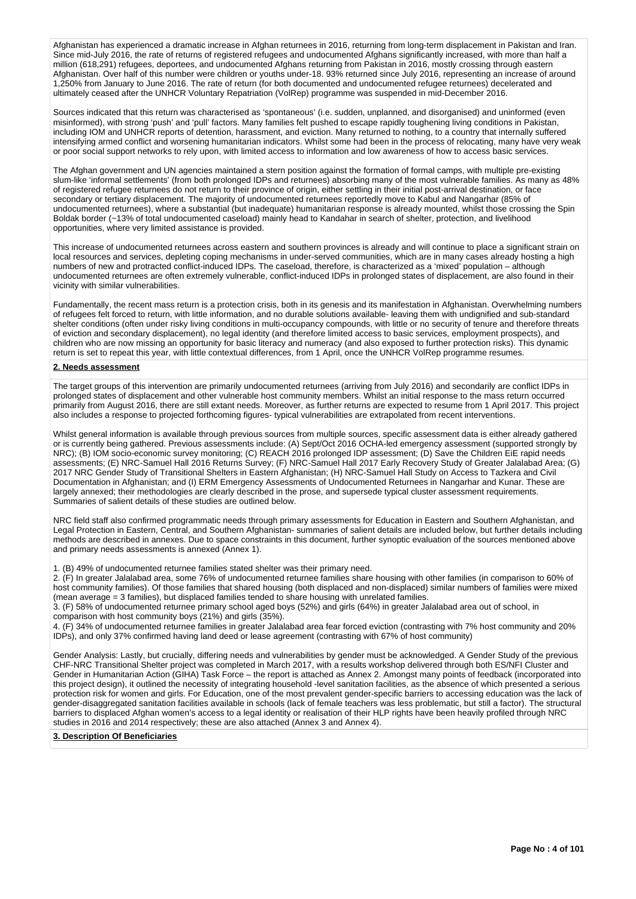Afghanistan has experienced a dramatic increase in Afghan returnees in 2016, returning from long-term displacement in Pakistan and Iran. Since mid-July 2016, the rate of returns of registered refugees and undocumented Afghans significantly increased, with more than half a million (618,291) refugees, deportees, and undocumented Afghans returning from Pakistan in 2016, mostly crossing through eastern Afghanistan. Over half of this number were children or youths under-18. 93% returned since July 2016, representing an increase of around 1,250% from January to June 2016. The rate of return (for both documented and undocumented refugee returnees) decelerated and ultimately ceased after the UNHCR Voluntary Repatriation (VolRep) programme was suspended in mid-December 2016.

Sources indicated that this return was characterised as 'spontaneous' (i.e. sudden, unplanned, and disorganised) and uninformed (even misinformed), with strong 'push' and 'pull' factors. Many families felt pushed to escape rapidly toughening living conditions in Pakistan, including IOM and UNHCR reports of detention, harassment, and eviction. Many returned to nothing, to a country that internally suffered intensifying armed conflict and worsening humanitarian indicators. Whilst some had been in the process of relocating, many have very weak or poor social support networks to rely upon, with limited access to information and low awareness of how to access basic services.

The Afghan government and UN agencies maintained a stern position against the formation of formal camps, with multiple pre-existing slum-like 'informal settlements' (from both prolonged IDPs and returnees) absorbing many of the most vulnerable families. As many as 48% of registered refugee returnees do not return to their province of origin, either settling in their initial post-arrival destination, or face secondary or tertiary displacement. The majority of undocumented returnees reportedly move to Kabul and Nangarhar (85% of undocumented returnees), where a substantial (but inadequate) humanitarian response is already mounted, whilst those crossing the Spin Boldak border (~13% of total undocumented caseload) mainly head to Kandahar in search of shelter, protection, and livelihood opportunities, where very limited assistance is provided.

This increase of undocumented returnees across eastern and southern provinces is already and will continue to place a significant strain on local resources and services, depleting coping mechanisms in under-served communities, which are in many cases already hosting a high numbers of new and protracted conflict-induced IDPs. The caseload, therefore, is characterized as a 'mixed' population – although undocumented returnees are often extremely vulnerable, conflict-induced IDPs in prolonged states of displacement, are also found in their vicinity with similar vulnerabilities.

Fundamentally, the recent mass return is a protection crisis, both in its genesis and its manifestation in Afghanistan. Overwhelming numbers of refugees felt forced to return, with little information, and no durable solutions available- leaving them with undignified and sub-standard shelter conditions (often under risky living conditions in multi-occupancy compounds, with little or no security of tenure and therefore threats of eviction and secondary displacement), no legal identity (and therefore limited access to basic services, employment prospects), and children who are now missing an opportunity for basic literacy and numeracy (and also exposed to further protection risks). This dynamic return is set to repeat this year, with little contextual differences, from 1 April, once the UNHCR VolRep programme resumes.

**2. Needs assessment**

The target groups of this intervention are primarily undocumented returnees (arriving from July 2016) and secondarily are conflict IDPs in prolonged states of displacement and other vulnerable host community members. Whilst an initial response to the mass return occurred primarily from August 2016, there are still extant needs. Moreover, as further returns are expected to resume from 1 April 2017. This project also includes a response to projected forthcoming figures- typical vulnerabilities are extrapolated from recent interventions.

Whilst general information is available through previous sources from multiple sources, specific assessment data is either already gathered or is currently being gathered. Previous assessments include: (A) Sept/Oct 2016 OCHA-led emergency assessment (supported strongly by NRC); (B) IOM socio-economic survey monitoring; (C) REACH 2016 prolonged IDP assessment; (D) Save the Children EiE rapid needs assessments; (E) NRC-Samuel Hall 2016 Returns Survey; (F) NRC-Samuel Hall 2017 Early Recovery Study of Greater Jalalabad Area; (G) 2017 NRC Gender Study of Transitional Shelters in Eastern Afghanistan; (H) NRC-Samuel Hall Study on Access to Tazkera and Civil Documentation in Afghanistan; and (I) ERM Emergency Assessments of Undocumented Returnees in Nangarhar and Kunar. These are largely annexed; their methodologies are clearly described in the prose, and supersede typical cluster assessment requirements. Summaries of salient details of these studies are outlined below.

NRC field staff also confirmed programmatic needs through primary assessments for Education in Eastern and Southern Afghanistan, and Legal Protection in Eastern, Central, and Southern Afghanistan- summaries of salient details are included below, but further details including methods are described in annexes. Due to space constraints in this document, further synoptic evaluation of the sources mentioned above and primary needs assessments is annexed (Annex 1).

1. (B) 49% of undocumented returnee families stated shelter was their primary need.
2. (F) In greater Jalalabad area, some 76% of undocumented returnee families share housing with other families (in comparison to 60% of host community families). Of those families that shared housing (both displaced and non-displaced) similar numbers of families were mixed (mean average = 3 families), but displaced families tended to share housing with unrelated families.
3. (F) 58% of undocumented returnee primary school aged boys (52%) and girls (64%) in greater Jalalabad area out of school, in comparison with host community boys (21%) and girls (35%).
4. (F) 34% of undocumented returnee families in greater Jalalabad area fear forced eviction (contrasting with 7% host community and 20% IDPs), and only 37% confirmed having land deed or lease agreement (contrasting with 67% of host community)

Gender Analysis: Lastly, but crucially, differing needs and vulnerabilities by gender must be acknowledged. A Gender Study of the previous CHF-NRC Transitional Shelter project was completed in March 2017, with a results workshop delivered through both ES/NFI Cluster and Gender in Humanitarian Action (GIHA) Task Force – the report is attached as Annex 2. Amongst many points of feedback (incorporated into this project design), it outlined the necessity of integrating household -level sanitation facilities, as the absence of which presented a serious protection risk for women and girls. For Education, one of the most prevalent gender-specific barriers to accessing education was the lack of gender-disaggregated sanitation facilities available in schools (lack of female teachers was less problematic, but still a factor). The structural barriers to displaced Afghan women's access to a legal identity or realisation of their HLP rights have been heavily profiled through NRC studies in 2016 and 2014 respectively; these are also attached (Annex 3 and Annex 4).

**3. Description Of Beneficiaries**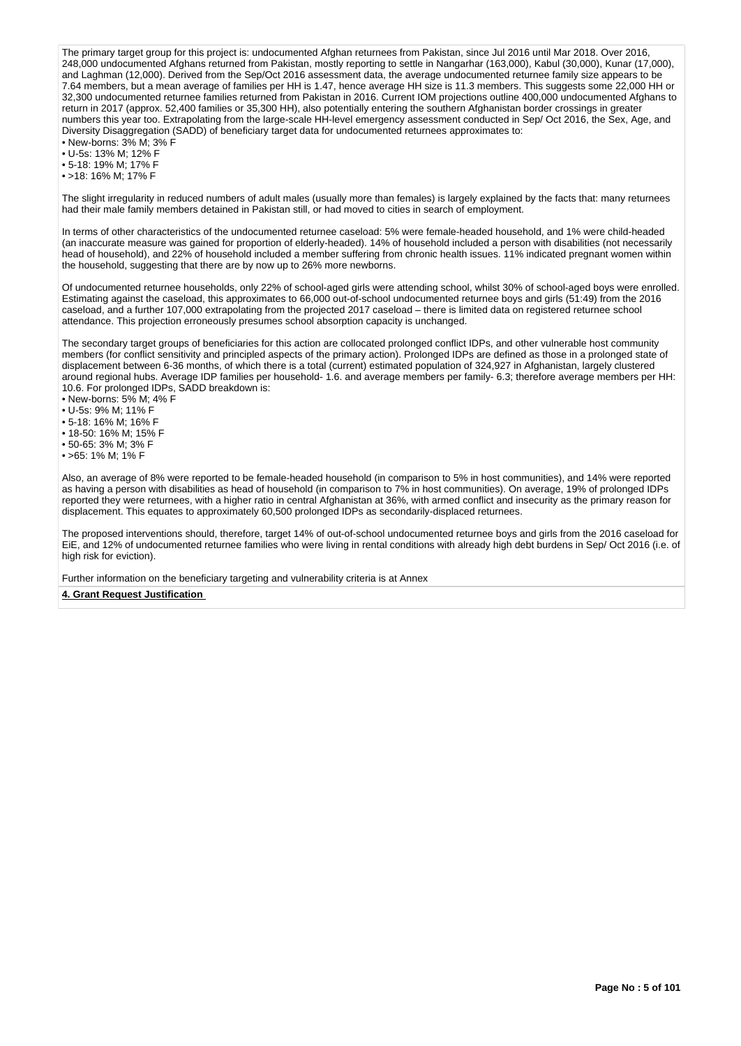The primary target group for this project is: undocumented Afghan returnees from Pakistan, since Jul 2016 until Mar 2018. Over 2016, 248,000 undocumented Afghans returned from Pakistan, mostly reporting to settle in Nangarhar (163,000), Kabul (30,000), Kunar (17,000), and Laghman (12,000). Derived from the Sep/Oct 2016 assessment data, the average undocumented returnee family size appears to be 7.64 members, but a mean average of families per HH is 1.47, hence average HH size is 11.3 members. This suggests some 22,000 HH or 32,300 undocumented returnee families returned from Pakistan in 2016. Current IOM projections outline 400,000 undocumented Afghans to return in 2017 (approx. 52,400 families or 35,300 HH), also potentially entering the southern Afghanistan border crossings in greater numbers this year too. Extrapolating from the large-scale HH-level emergency assessment conducted in Sep/ Oct 2016, the Sex, Age, and Diversity Disaggregation (SADD) of beneficiary target data for undocumented returnees approximates to:

- New-borns: 3% M; 3% F
- U-5s: 13% M; 12% F
- 5-18: 19% M; 17% F
- >18: 16% M; 17% F

The slight irregularity in reduced numbers of adult males (usually more than females) is largely explained by the facts that: many returnees had their male family members detained in Pakistan still, or had moved to cities in search of employment.

In terms of other characteristics of the undocumented returnee caseload: 5% were female-headed household, and 1% were child-headed (an inaccurate measure was gained for proportion of elderly-headed). 14% of household included a person with disabilities (not necessarily head of household), and 22% of household included a member suffering from chronic health issues. 11% indicated pregnant women within the household, suggesting that there are by now up to 26% more newborns.

Of undocumented returnee households, only 22% of school-aged girls were attending school, whilst 30% of school-aged boys were enrolled. Estimating against the caseload, this approximates to 66,000 out-of-school undocumented returnee boys and girls (51:49) from the 2016 caseload, and a further 107,000 extrapolating from the projected 2017 caseload – there is limited data on registered returnee school attendance. This projection erroneously presumes school absorption capacity is unchanged.

The secondary target groups of beneficiaries for this action are collocated prolonged conflict IDPs, and other vulnerable host community members (for conflict sensitivity and principled aspects of the primary action). Prolonged IDPs are defined as those in a prolonged state of displacement between 6-36 months, of which there is a total (current) estimated population of 324,927 in Afghanistan, largely clustered around regional hubs. Average IDP families per household- 1.6. and average members per family- 6.3; therefore average members per HH: 10.6. For prolonged IDPs, SADD breakdown is:

- New-borns: 5% M; 4% F
- U-5s: 9% M; 11% F
- 5-18: 16% M; 16% F
- 18-50: 16% M; 15% F
- 50-65: 3% M; 3% F
- >65: 1% M; 1% F

Also, an average of 8% were reported to be female-headed household (in comparison to 5% in host communities), and 14% were reported as having a person with disabilities as head of household (in comparison to 7% in host communities). On average, 19% of prolonged IDPs reported they were returnees, with a higher ratio in central Afghanistan at 36%, with armed conflict and insecurity as the primary reason for displacement. This equates to approximately 60,500 prolonged IDPs as secondarily-displaced returnees.

The proposed interventions should, therefore, target 14% of out-of-school undocumented returnee boys and girls from the 2016 caseload for EiE, and 12% of undocumented returnee families who were living in rental conditions with already high debt burdens in Sep/ Oct 2016 (i.e. of high risk for eviction).

Further information on the beneficiary targeting and vulnerability criteria is at Annex

**4. Grant Request Justification**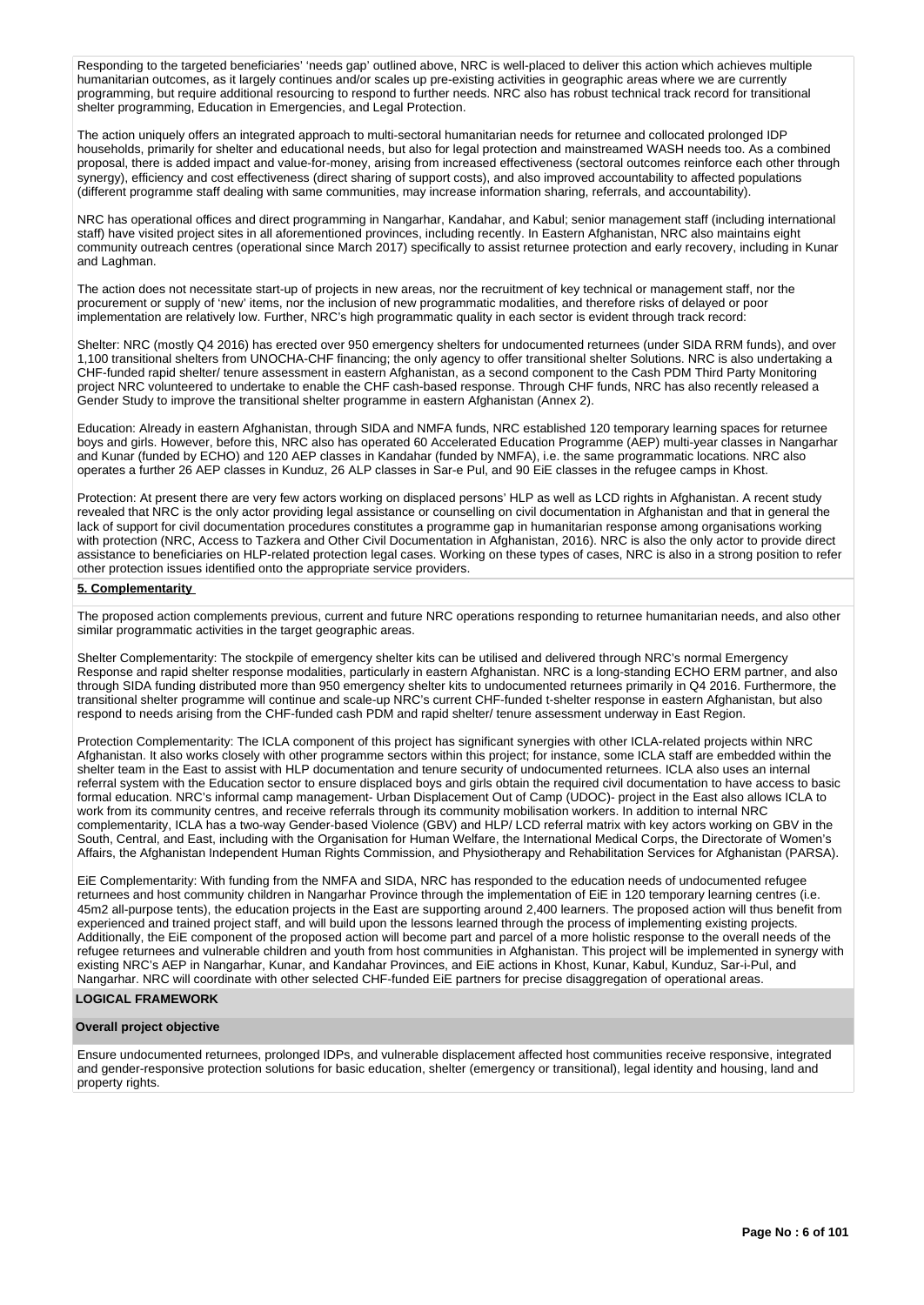Responding to the targeted beneficiaries' 'needs gap' outlined above, NRC is well-placed to deliver this action which achieves multiple humanitarian outcomes, as it largely continues and/or scales up pre-existing activities in geographic areas where we are currently programming, but require additional resourcing to respond to further needs. NRC also has robust technical track record for transitional shelter programming, Education in Emergencies, and Legal Protection.

The action uniquely offers an integrated approach to multi-sectoral humanitarian needs for returnee and collocated prolonged IDP households, primarily for shelter and educational needs, but also for legal protection and mainstreamed WASH needs too. As a combined proposal, there is added impact and value-for-money, arising from increased effectiveness (sectoral outcomes reinforce each other through synergy), efficiency and cost effectiveness (direct sharing of support costs), and also improved accountability to affected populations (different programme staff dealing with same communities, may increase information sharing, referrals, and accountability).

NRC has operational offices and direct programming in Nangarhar, Kandahar, and Kabul; senior management staff (including international staff) have visited project sites in all aforementioned provinces, including recently. In Eastern Afghanistan, NRC also maintains eight community outreach centres (operational since March 2017) specifically to assist returnee protection and early recovery, including in Kunar and Laghman.

The action does not necessitate start-up of projects in new areas, nor the recruitment of key technical or management staff, nor the procurement or supply of 'new' items, nor the inclusion of new programmatic modalities, and therefore risks of delayed or poor implementation are relatively low. Further, NRC's high programmatic quality in each sector is evident through track record:

Shelter: NRC (mostly Q4 2016) has erected over 950 emergency shelters for undocumented returnees (under SIDA RRM funds), and over 1,100 transitional shelters from UNOCHA-CHF financing; the only agency to offer transitional shelter Solutions. NRC is also undertaking a CHF-funded rapid shelter/ tenure assessment in eastern Afghanistan, as a second component to the Cash PDM Third Party Monitoring project NRC volunteered to undertake to enable the CHF cash-based response. Through CHF funds, NRC has also recently released a Gender Study to improve the transitional shelter programme in eastern Afghanistan (Annex 2).

Education: Already in eastern Afghanistan, through SIDA and NMFA funds, NRC established 120 temporary learning spaces for returnee boys and girls. However, before this, NRC also has operated 60 Accelerated Education Programme (AEP) multi-year classes in Nangarhar and Kunar (funded by ECHO) and 120 AEP classes in Kandahar (funded by NMFA), i.e. the same programmatic locations. NRC also operates a further 26 AEP classes in Kunduz, 26 ALP classes in Sar-e Pul, and 90 EiE classes in the refugee camps in Khost.

Protection: At present there are very few actors working on displaced persons' HLP as well as LCD rights in Afghanistan. A recent study revealed that NRC is the only actor providing legal assistance or counselling on civil documentation in Afghanistan and that in general the lack of support for civil documentation procedures constitutes a programme gap in humanitarian response among organisations working with protection (NRC, Access to Tazkera and Other Civil Documentation in Afghanistan, 2016). NRC is also the only actor to provide direct assistance to beneficiaries on HLP-related protection legal cases. Working on these types of cases, NRC is also in a strong position to refer other protection issues identified onto the appropriate service providers.

**5. Complementarity**

The proposed action complements previous, current and future NRC operations responding to returnee humanitarian needs, and also other similar programmatic activities in the target geographic areas.

Shelter Complementarity: The stockpile of emergency shelter kits can be utilised and delivered through NRC's normal Emergency Response and rapid shelter response modalities, particularly in eastern Afghanistan. NRC is a long-standing ECHO ERM partner, and also through SIDA funding distributed more than 950 emergency shelter kits to undocumented returnees primarily in Q4 2016. Furthermore, the transitional shelter programme will continue and scale-up NRC's current CHF-funded t-shelter response in eastern Afghanistan, but also respond to needs arising from the CHF-funded cash PDM and rapid shelter/ tenure assessment underway in East Region.

Protection Complementarity: The ICLA component of this project has significant synergies with other ICLA-related projects within NRC Afghanistan. It also works closely with other programme sectors within this project; for instance, some ICLA staff are embedded within the shelter team in the East to assist with HLP documentation and tenure security of undocumented returnees. ICLA also uses an internal referral system with the Education sector to ensure displaced boys and girls obtain the required civil documentation to have access to basic formal education. NRC's informal camp management- Urban Displacement Out of Camp (UDOC)- project in the East also allows ICLA to work from its community centres, and receive referrals through its community mobilisation workers. In addition to internal NRC complementarity, ICLA has a two-way Gender-based Violence (GBV) and HLP/ LCD referral matrix with key actors working on GBV in the South, Central, and East, including with the Organisation for Human Welfare, the International Medical Corps, the Directorate of Women's Affairs, the Afghanistan Independent Human Rights Commission, and Physiotherapy and Rehabilitation Services for Afghanistan (PARSA).

EiE Complementarity: With funding from the NMFA and SIDA, NRC has responded to the education needs of undocumented refugee returnees and host community children in Nangarhar Province through the implementation of EiE in 120 temporary learning centres (i.e. 45m2 all-purpose tents), the education projects in the East are supporting around 2,400 learners. The proposed action will thus benefit from experienced and trained project staff, and will build upon the lessons learned through the process of implementing existing projects. Additionally, the EiE component of the proposed action will become part and parcel of a more holistic response to the overall needs of the refugee returnees and vulnerable children and youth from host communities in Afghanistan. This project will be implemented in synergy with existing NRC's AEP in Nangarhar, Kunar, and Kandahar Provinces, and EiE actions in Khost, Kunar, Kabul, Kunduz, Sari-i-Pul, and Nangarhar. NRC will coordinate with other selected CHF-funded EiE partners for precise disaggregation of operational areas.

## LOGICAL FRAMEWORK

### Overall project objective

Ensure undocumented returnees, prolonged IDPs, and vulnerable displacement affected host communities receive responsive, integrated and gender-responsive protection solutions for basic education, shelter (emergency or transitional), legal identity and housing, land and property rights.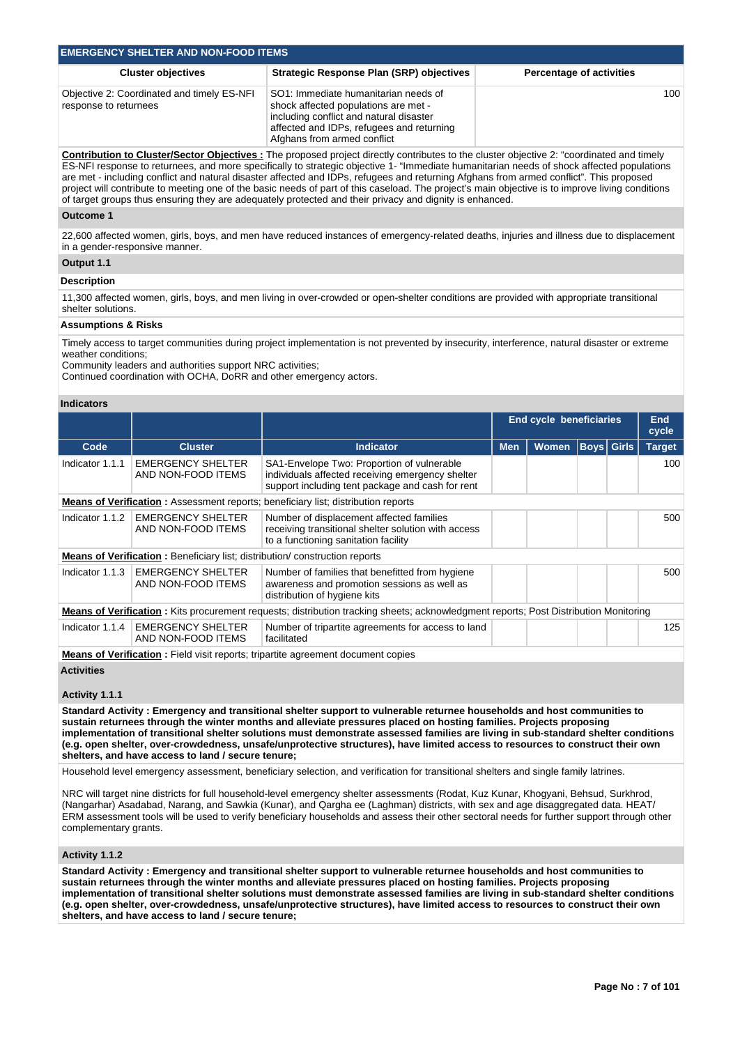## EMERGENCY SHELTER AND NON-FOOD ITEMS

| Cluster objectives | Strategic Response Plan (SRP) objectives | Percentage of activities |
|---|---|---|
| Objective 2: Coordinated and timely ES-NFI response to returnees | SO1: Immediate humanitarian needs of shock affected populations are met - including conflict and natural disaster affected and IDPs, refugees and returning Afghans from armed conflict | 100 |

**Contribution to Cluster/Sector Objectives :** The proposed project directly contributes to the cluster objective 2: "coordinated and timely ES-NFI response to returnees, and more specifically to strategic objective 1- "Immediate humanitarian needs of shock affected populations are met - including conflict and natural disaster affected and IDPs, refugees and returning Afghans from armed conflict". This proposed project will contribute to meeting one of the basic needs of part of this caseload. The project's main objective is to improve living conditions of target groups thus ensuring they are adequately protected and their privacy and dignity is enhanced.

**Outcome 1**

22,600 affected women, girls, boys, and men have reduced instances of emergency-related deaths, injuries and illness due to displacement in a gender-responsive manner.

**Output 1.1**

**Description**

11,300 affected women, girls, boys, and men living in over-crowded or open-shelter conditions are provided with appropriate transitional shelter solutions.

**Assumptions & Risks**

Timely access to target communities during project implementation is not prevented by insecurity, interference, natural disaster or extreme weather conditions;
Community leaders and authorities support NRC activities;
Continued coordination with OCHA, DoRR and other emergency actors.

**Indicators**

| | | | End cycle beneficiaries | | | | End cycle |
|---|---|---|---|---|---|---|---|
| **Code** | **Cluster** | **Indicator** | **Men** | **Women** | **Boys** | **Girls** | **Target** |
| Indicator 1.1.1 | EMERGENCY SHELTER AND NON-FOOD ITEMS | SA1-Envelope Two: Proportion of vulnerable individuals affected receiving emergency shelter support including tent package and cash for rent | | | | | 100 |
| **Means of Verification :** Assessment reports; beneficiary list; distribution reports | | | | | | | |
| Indicator 1.1.2 | EMERGENCY SHELTER AND NON-FOOD ITEMS | Number of displacement affected families receiving transitional shelter solution with access to a functioning sanitation facility | | | | | 500 |
| **Means of Verification :** Beneficiary list; distribution/ construction reports | | | | | | | |
| Indicator 1.1.3 | EMERGENCY SHELTER AND NON-FOOD ITEMS | Number of families that benefitted from hygiene awareness and promotion sessions as well as distribution of hygiene kits | | | | | 500 |
| **Means of Verification :** Kits procurement requests; distribution tracking sheets; acknowledgment reports; Post Distribution Monitoring | | | | | | | |
| Indicator 1.1.4 | EMERGENCY SHELTER AND NON-FOOD ITEMS | Number of tripartite agreements for access to land facilitated | | | | | 125 |
| **Means of Verification :** Field visit reports; tripartite agreement document copies | | | | | | | |

**Activities**

**Activity 1.1.1**

**Standard Activity : Emergency and transitional shelter support to vulnerable returnee households and host communities to sustain returnees through the winter months and alleviate pressures placed on hosting families. Projects proposing implementation of transitional shelter solutions must demonstrate assessed families are living in sub-standard shelter conditions (e.g. open shelter, over-crowdedness, unsafe/unprotective structures), have limited access to resources to construct their own shelters, and have access to land / secure tenure;**

Household level emergency assessment, beneficiary selection, and verification for transitional shelters and single family latrines.

NRC will target nine districts for full household-level emergency shelter assessments (Rodat, Kuz Kunar, Khogyani, Behsud, Surkhrod, (Nangarhar) Asadabad, Narang, and Sawkia (Kunar), and Qargha ee (Laghman)) districts, with sex and age disaggregated data. HEAT/ ERM assessment tools will be used to verify beneficiary households and assess their other sectoral needs for further support through other complementary grants.

**Activity 1.1.2**

**Standard Activity : Emergency and transitional shelter support to vulnerable returnee households and host communities to sustain returnees through the winter months and alleviate pressures placed on hosting families. Projects proposing implementation of transitional shelter solutions must demonstrate assessed families are living in sub-standard shelter conditions (e.g. open shelter, over-crowdedness, unsafe/unprotective structures), have limited access to resources to construct their own shelters, and have access to land / secure tenure;**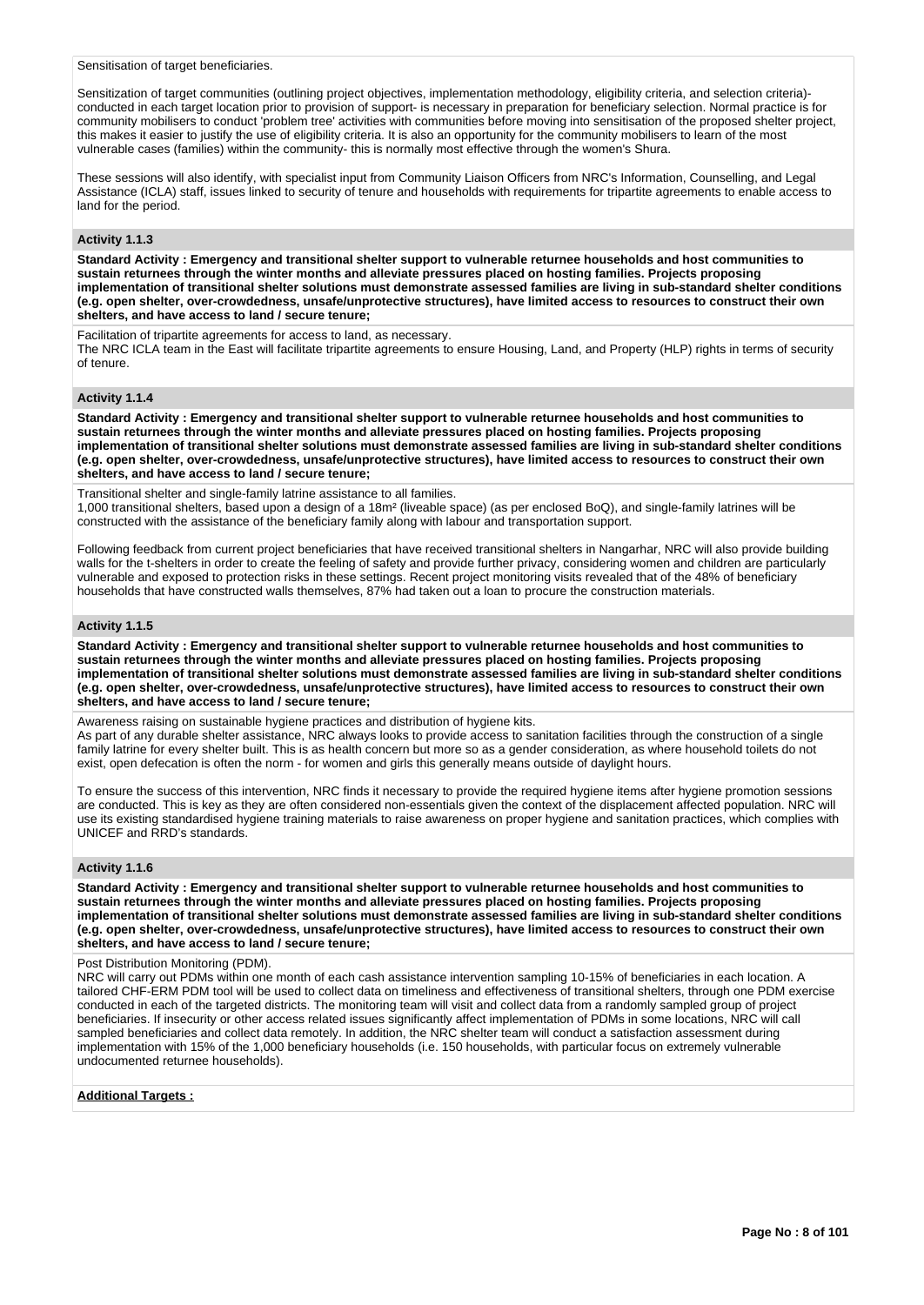Sensitisation of target beneficiaries.

Sensitization of target communities (outlining project objectives, implementation methodology, eligibility criteria, and selection criteria)- conducted in each target location prior to provision of support- is necessary in preparation for beneficiary selection. Normal practice is for community mobilisers to conduct 'problem tree' activities with communities before moving into sensitisation of the proposed shelter project, this makes it easier to justify the use of eligibility criteria. It is also an opportunity for the community mobilisers to learn of the most vulnerable cases (families) within the community- this is normally most effective through the women's Shura.

These sessions will also identify, with specialist input from Community Liaison Officers from NRC's Information, Counselling, and Legal Assistance (ICLA) staff, issues linked to security of tenure and households with requirements for tripartite agreements to enable access to land for the period.

### Activity 1.1.3

**Standard Activity : Emergency and transitional shelter support to vulnerable returnee households and host communities to sustain returnees through the winter months and alleviate pressures placed on hosting families. Projects proposing implementation of transitional shelter solutions must demonstrate assessed families are living in sub-standard shelter conditions (e.g. open shelter, over-crowdedness, unsafe/unprotective structures), have limited access to resources to construct their own shelters, and have access to land / secure tenure;**

Facilitation of tripartite agreements for access to land, as necessary.
The NRC ICLA team in the East will facilitate tripartite agreements to ensure Housing, Land, and Property (HLP) rights in terms of security of tenure.

### Activity 1.1.4

**Standard Activity : Emergency and transitional shelter support to vulnerable returnee households and host communities to sustain returnees through the winter months and alleviate pressures placed on hosting families. Projects proposing implementation of transitional shelter solutions must demonstrate assessed families are living in sub-standard shelter conditions (e.g. open shelter, over-crowdedness, unsafe/unprotective structures), have limited access to resources to construct their own shelters, and have access to land / secure tenure;**

Transitional shelter and single-family latrine assistance to all families.
1,000 transitional shelters, based upon a design of a 18m² (liveable space) (as per enclosed BoQ), and single-family latrines will be constructed with the assistance of the beneficiary family along with labour and transportation support.

Following feedback from current project beneficiaries that have received transitional shelters in Nangarhar, NRC will also provide building walls for the t-shelters in order to create the feeling of safety and provide further privacy, considering women and children are particularly vulnerable and exposed to protection risks in these settings. Recent project monitoring visits revealed that of the 48% of beneficiary households that have constructed walls themselves, 87% had taken out a loan to procure the construction materials.

### Activity 1.1.5

**Standard Activity : Emergency and transitional shelter support to vulnerable returnee households and host communities to sustain returnees through the winter months and alleviate pressures placed on hosting families. Projects proposing implementation of transitional shelter solutions must demonstrate assessed families are living in sub-standard shelter conditions (e.g. open shelter, over-crowdedness, unsafe/unprotective structures), have limited access to resources to construct their own shelters, and have access to land / secure tenure;**

Awareness raising on sustainable hygiene practices and distribution of hygiene kits.
As part of any durable shelter assistance, NRC always looks to provide access to sanitation facilities through the construction of a single family latrine for every shelter built. This is as health concern but more so as a gender consideration, as where household toilets do not exist, open defecation is often the norm - for women and girls this generally means outside of daylight hours.

To ensure the success of this intervention, NRC finds it necessary to provide the required hygiene items after hygiene promotion sessions are conducted. This is key as they are often considered non-essentials given the context of the displacement affected population. NRC will use its existing standardised hygiene training materials to raise awareness on proper hygiene and sanitation practices, which complies with UNICEF and RRD's standards.

### Activity 1.1.6

**Standard Activity : Emergency and transitional shelter support to vulnerable returnee households and host communities to sustain returnees through the winter months and alleviate pressures placed on hosting families. Projects proposing implementation of transitional shelter solutions must demonstrate assessed families are living in sub-standard shelter conditions (e.g. open shelter, over-crowdedness, unsafe/unprotective structures), have limited access to resources to construct their own shelters, and have access to land / secure tenure;**

Post Distribution Monitoring (PDM).
NRC will carry out PDMs within one month of each cash assistance intervention sampling 10-15% of beneficiaries in each location. A tailored CHF-ERM PDM tool will be used to collect data on timeliness and effectiveness of transitional shelters, through one PDM exercise conducted in each of the targeted districts. The monitoring team will visit and collect data from a randomly sampled group of project beneficiaries. If insecurity or other access related issues significantly affect implementation of PDMs in some locations, NRC will call sampled beneficiaries and collect data remotely. In addition, the NRC shelter team will conduct a satisfaction assessment during implementation with 15% of the 1,000 beneficiary households (i.e. 150 households, with particular focus on extremely vulnerable undocumented returnee households).

**Additional Targets :**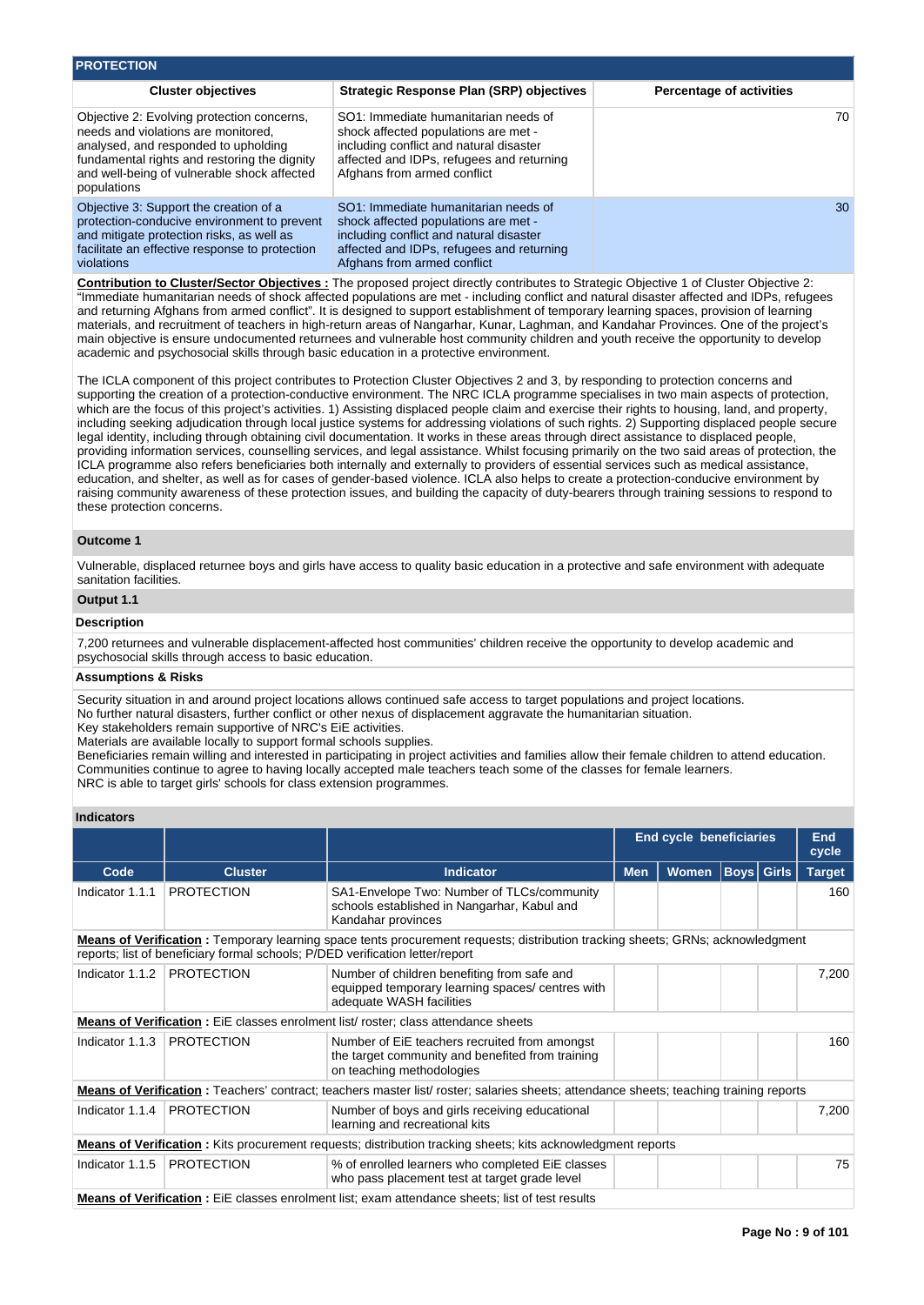## PROTECTION

| Cluster objectives | Strategic Response Plan (SRP) objectives | Percentage of activities |
|---|---|---|
| Objective 2: Evolving protection concerns, needs and violations are monitored, analysed, and responded to upholding fundamental rights and restoring the dignity and well-being of vulnerable shock affected populations | SO1: Immediate humanitarian needs of shock affected populations are met - including conflict and natural disaster affected and IDPs, refugees and returning Afghans from armed conflict | 70 |
| Objective 3: Support the creation of a protection-conducive environment to prevent and mitigate protection risks, as well as facilitate an effective response to protection violations | SO1: Immediate humanitarian needs of shock affected populations are met - including conflict and natural disaster affected and IDPs, refugees and returning Afghans from armed conflict | 30 |

**Contribution to Cluster/Sector Objectives :** The proposed project directly contributes to Strategic Objective 1 of Cluster Objective 2: "Immediate humanitarian needs of shock affected populations are met - including conflict and natural disaster affected and IDPs, refugees and returning Afghans from armed conflict". It is designed to support establishment of temporary learning spaces, provision of learning materials, and recruitment of teachers in high-return areas of Nangarhar, Kunar, Laghman, and Kandahar Provinces. One of the project's main objective is ensure undocumented returnees and vulnerable host community children and youth receive the opportunity to develop academic and psychosocial skills through basic education in a protective environment.

The ICLA component of this project contributes to Protection Cluster Objectives 2 and 3, by responding to protection concerns and supporting the creation of a protection-conducive environment. The NRC ICLA programme specialises in two main aspects of protection, which are the focus of this project's activities. 1) Assisting displaced people claim and exercise their rights to housing, land, and property, including seeking adjudication through local justice systems for addressing violations of such rights. 2) Supporting displaced people secure legal identity, including through obtaining civil documentation. It works in these areas through direct assistance to displaced people, providing information services, counselling services, and legal assistance. Whilst focusing primarily on the two said areas of protection, the ICLA programme also refers beneficiaries both internally and externally to providers of essential services such as medical assistance, education, and shelter, as well as for cases of gender-based violence. ICLA also helps to create a protection-conducive environment by raising community awareness of these protection issues, and building the capacity of duty-bearers through training sessions to respond to these protection concerns.

### Outcome 1

Vulnerable, displaced returnee boys and girls have access to quality basic education in a protective and safe environment with adequate sanitation facilities.

### Output 1.1

#### Description

7,200 returnees and vulnerable displacement-affected host communities' children receive the opportunity to develop academic and psychosocial skills through access to basic education.

#### Assumptions & Risks

Security situation in and around project locations allows continued safe access to target populations and project locations.
No further natural disasters, further conflict or other nexus of displacement aggravate the humanitarian situation.
Key stakeholders remain supportive of NRC's EiE activities.
Materials are available locally to support formal schools supplies.
Beneficiaries remain willing and interested in participating in project activities and families allow their female children to attend education.
Communities continue to agree to having locally accepted male teachers teach some of the classes for female learners.
NRC is able to target girls' schools for class extension programmes.

#### Indicators

| | | | End cycle beneficiaries | | | | End cycle |
|---|---|---|---|---|---|---|---|
| **Code** | **Cluster** | **Indicator** | **Men** | **Women** | **Boys** | **Girls** | **Target** |
| Indicator 1.1.1 | PROTECTION | SA1-Envelope Two: Number of TLCs/community schools established in Nangarhar, Kabul and Kandahar provinces | | | | | 160 |
| **Means of Verification :** Temporary learning space tents procurement requests; distribution tracking sheets; GRNs; acknowledgment reports; list of beneficiary formal schools; P/DED verification letter/report | | | | | | | |
| Indicator 1.1.2 | PROTECTION | Number of children benefiting from safe and equipped temporary learning spaces/ centres with adequate WASH facilities | | | | | 7,200 |
| **Means of Verification :** EiE classes enrolment list/ roster; class attendance sheets | | | | | | | |
| Indicator 1.1.3 | PROTECTION | Number of EiE teachers recruited from amongst the target community and benefited from training on teaching methodologies | | | | | 160 |
| **Means of Verification :** Teachers' contract; teachers master list/ roster; salaries sheets; attendance sheets; teaching training reports | | | | | | | |
| Indicator 1.1.4 | PROTECTION | Number of boys and girls receiving educational learning and recreational kits | | | | | 7,200 |
| **Means of Verification :** Kits procurement requests; distribution tracking sheets; kits acknowledgment reports | | | | | | | |
| Indicator 1.1.5 | PROTECTION | % of enrolled learners who completed EiE classes who pass placement test at target grade level | | | | | 75 |
| **Means of Verification :** EiE classes enrolment list; exam attendance sheets; list of test results | | | | | | | |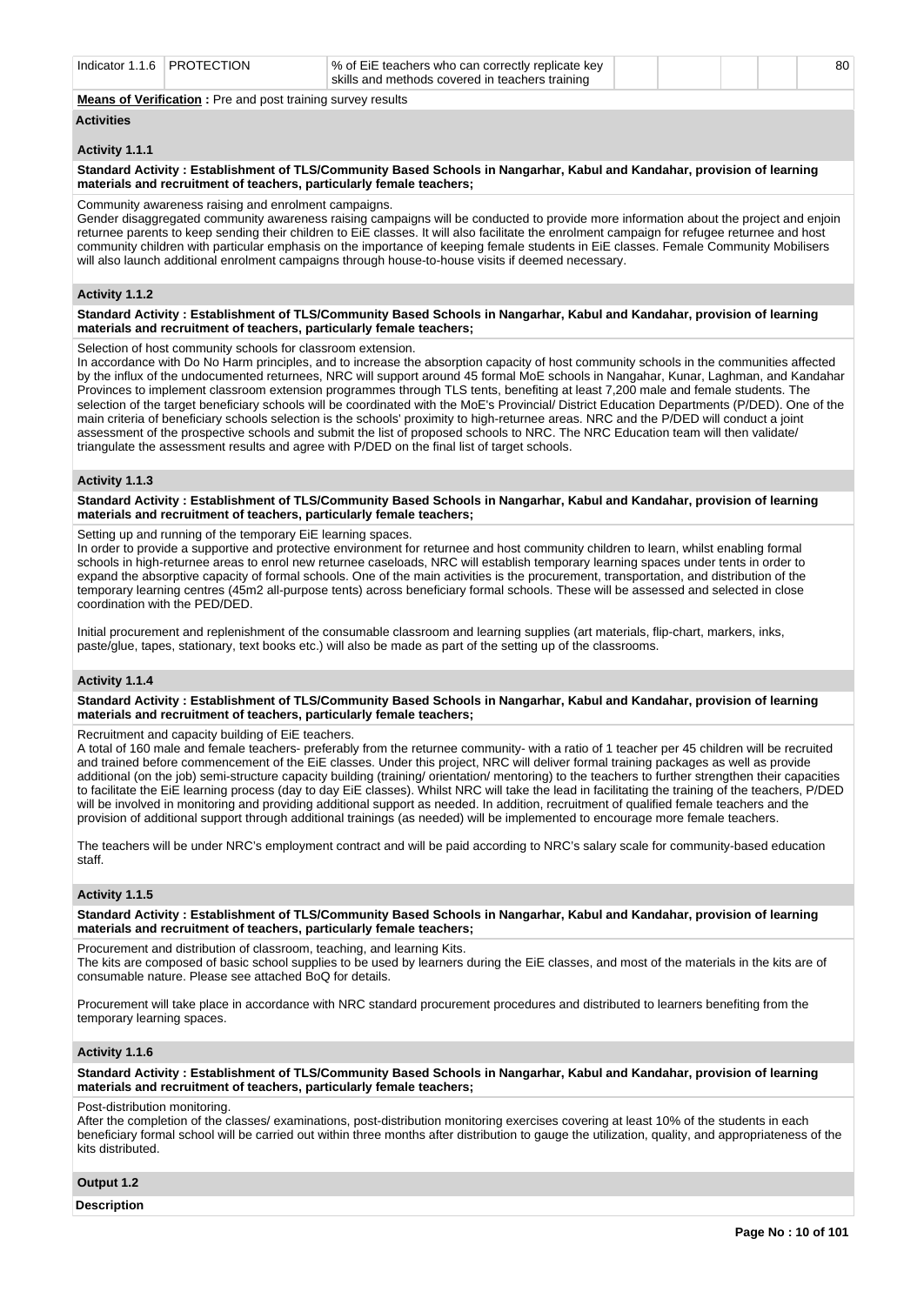| Indicator 1.1.6 | PROTECTION | % of EiE teachers who can correctly replicate key skills and methods covered in teachers training | | | | | 80 |
|---|---|---|---|---|---|---|---|

**Means of Verification :** Pre and post training survey results

**Activities**

**Activity 1.1.1**

**Standard Activity : Establishment of TLS/Community Based Schools in Nangarhar, Kabul and Kandahar, provision of learning materials and recruitment of teachers, particularly female teachers;**

Community awareness raising and enrolment campaigns.
Gender disaggregated community awareness raising campaigns will be conducted to provide more information about the project and enjoin returnee parents to keep sending their children to EiE classes. It will also facilitate the enrolment campaign for refugee returnee and host community children with particular emphasis on the importance of keeping female students in EiE classes. Female Community Mobilisers will also launch additional enrolment campaigns through house-to-house visits if deemed necessary.

**Activity 1.1.2**

**Standard Activity : Establishment of TLS/Community Based Schools in Nangarhar, Kabul and Kandahar, provision of learning materials and recruitment of teachers, particularly female teachers;**

Selection of host community schools for classroom extension.
In accordance with Do No Harm principles, and to increase the absorption capacity of host community schools in the communities affected by the influx of the undocumented returnees, NRC will support around 45 formal MoE schools in Nangahar, Kunar, Laghman, and Kandahar Provinces to implement classroom extension programmes through TLS tents, benefiting at least 7,200 male and female students. The selection of the target beneficiary schools will be coordinated with the MoE's Provincial/ District Education Departments (P/DED). One of the main criteria of beneficiary schools selection is the schools' proximity to high-returnee areas. NRC and the P/DED will conduct a joint assessment of the prospective schools and submit the list of proposed schools to NRC. The NRC Education team will then validate/ triangulate the assessment results and agree with P/DED on the final list of target schools.

**Activity 1.1.3**

**Standard Activity : Establishment of TLS/Community Based Schools in Nangarhar, Kabul and Kandahar, provision of learning materials and recruitment of teachers, particularly female teachers;**

Setting up and running of the temporary EiE learning spaces.
In order to provide a supportive and protective environment for returnee and host community children to learn, whilst enabling formal schools in high-returnee areas to enrol new returnee caseloads, NRC will establish temporary learning spaces under tents in order to expand the absorptive capacity of formal schools. One of the main activities is the procurement, transportation, and distribution of the temporary learning centres (45m2 all-purpose tents) across beneficiary formal schools. These will be assessed and selected in close coordination with the PED/DED.

Initial procurement and replenishment of the consumable classroom and learning supplies (art materials, flip-chart, markers, inks, paste/glue, tapes, stationary, text books etc.) will also be made as part of the setting up of the classrooms.

**Activity 1.1.4**

**Standard Activity : Establishment of TLS/Community Based Schools in Nangarhar, Kabul and Kandahar, provision of learning materials and recruitment of teachers, particularly female teachers;**

Recruitment and capacity building of EiE teachers.
A total of 160 male and female teachers- preferably from the returnee community- with a ratio of 1 teacher per 45 children will be recruited and trained before commencement of the EiE classes. Under this project, NRC will deliver formal training packages as well as provide additional (on the job) semi-structure capacity building (training/ orientation/ mentoring) to the teachers to further strengthen their capacities to facilitate the EiE learning process (day to day EiE classes). Whilst NRC will take the lead in facilitating the training of the teachers, P/DED will be involved in monitoring and providing additional support as needed. In addition, recruitment of qualified female teachers and the provision of additional support through additional trainings (as needed) will be implemented to encourage more female teachers.

The teachers will be under NRC's employment contract and will be paid according to NRC's salary scale for community-based education staff.

**Activity 1.1.5**

**Standard Activity : Establishment of TLS/Community Based Schools in Nangarhar, Kabul and Kandahar, provision of learning materials and recruitment of teachers, particularly female teachers;**

Procurement and distribution of classroom, teaching, and learning Kits.
The kits are composed of basic school supplies to be used by learners during the EiE classes, and most of the materials in the kits are of consumable nature. Please see attached BoQ for details.

Procurement will take place in accordance with NRC standard procurement procedures and distributed to learners benefiting from the temporary learning spaces.

**Activity 1.1.6**

**Standard Activity : Establishment of TLS/Community Based Schools in Nangarhar, Kabul and Kandahar, provision of learning materials and recruitment of teachers, particularly female teachers;**

Post-distribution monitoring.
After the completion of the classes/ examinations, post-distribution monitoring exercises covering at least 10% of the students in each beneficiary formal school will be carried out within three months after distribution to gauge the utilization, quality, and appropriateness of the kits distributed.

**Output 1.2**

**Description**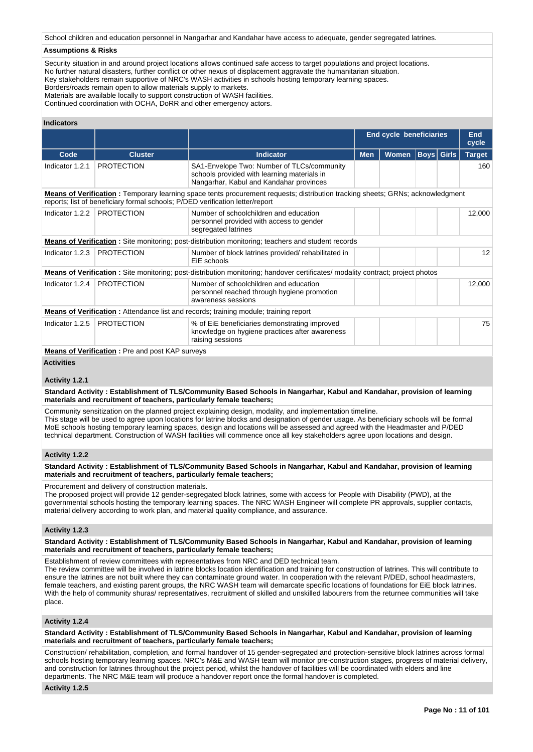School children and education personnel in Nangarhar and Kandahar have access to adequate, gender segregated latrines.

**Assumptions & Risks**

Security situation in and around project locations allows continued safe access to target populations and project locations.
No further natural disasters, further conflict or other nexus of displacement aggravate the humanitarian situation.
Key stakeholders remain supportive of NRC's WASH activities in schools hosting temporary learning spaces.
Borders/roads remain open to allow materials supply to markets.
Materials are available locally to support construction of WASH facilities.
Continued coordination with OCHA, DoRR and other emergency actors.

**Indicators**

| | | | End cycle beneficiaries | | | | End cycle |
|---|---|---|---|---|---|---|---|
| Code | Cluster | Indicator | Men | Women | Boys | Girls | Target |
| Indicator 1.2.1 | PROTECTION | SA1-Envelope Two: Number of TLCs/community schools provided with learning materials in Nangarhar, Kabul and Kandahar provinces | | | | | 160 |
| **Means of Verification :** Temporary learning space tents procurement requests; distribution tracking sheets; GRNs; acknowledgment reports; list of beneficiary formal schools; P/DED verification letter/report | | | | | | | |
| Indicator 1.2.2 | PROTECTION | Number of schoolchildren and education personnel provided with access to gender segregated latrines | | | | | 12,000 |
| **Means of Verification :** Site monitoring; post-distribution monitoring; teachers and student records | | | | | | | |
| Indicator 1.2.3 | PROTECTION | Number of block latrines provided/ rehabilitated in EiE schools | | | | | 12 |
| **Means of Verification :** Site monitoring; post-distribution monitoring; handover certificates/ modality contract; project photos | | | | | | | |
| Indicator 1.2.4 | PROTECTION | Number of schoolchildren and education personnel reached through hygiene promotion awareness sessions | | | | | 12,000 |
| **Means of Verification :** Attendance list and records; training module; training report | | | | | | | |
| Indicator 1.2.5 | PROTECTION | % of EiE beneficiaries demonstrating improved knowledge on hygiene practices after awareness raising sessions | | | | | 75 |
| **Means of Verification :** Pre and post KAP surveys | | | | | | | |

**Activities**

**Activity 1.2.1**

**Standard Activity : Establishment of TLS/Community Based Schools in Nangarhar, Kabul and Kandahar, provision of learning materials and recruitment of teachers, particularly female teachers;**

Community sensitization on the planned project explaining design, modality, and implementation timeline.
This stage will be used to agree upon locations for latrine blocks and designation of gender usage. As beneficiary schools will be formal MoE schools hosting temporary learning spaces, design and locations will be assessed and agreed with the Headmaster and P/DED technical department. Construction of WASH facilities will commence once all key stakeholders agree upon locations and design.

**Activity 1.2.2**

**Standard Activity : Establishment of TLS/Community Based Schools in Nangarhar, Kabul and Kandahar, provision of learning materials and recruitment of teachers, particularly female teachers;**

Procurement and delivery of construction materials.
The proposed project will provide 12 gender-segregated block latrines, some with access for People with Disability (PWD), at the governmental schools hosting the temporary learning spaces. The NRC WASH Engineer will complete PR approvals, supplier contacts, material delivery according to work plan, and material quality compliance, and assurance.

**Activity 1.2.3**

**Standard Activity : Establishment of TLS/Community Based Schools in Nangarhar, Kabul and Kandahar, provision of learning materials and recruitment of teachers, particularly female teachers;**

Establishment of review committees with representatives from NRC and DED technical team.
The review committee will be involved in latrine blocks location identification and training for construction of latrines. This will contribute to ensure the latrines are not built where they can contaminate ground water. In cooperation with the relevant P/DED, school headmasters, female teachers, and existing parent groups, the NRC WASH team will demarcate specific locations of foundations for EiE block latrines. With the help of community shuras/ representatives, recruitment of skilled and unskilled labourers from the returnee communities will take place.

**Activity 1.2.4**

**Standard Activity : Establishment of TLS/Community Based Schools in Nangarhar, Kabul and Kandahar, provision of learning materials and recruitment of teachers, particularly female teachers;**

Construction/ rehabilitation, completion, and formal handover of 15 gender-segregated and protection-sensitive block latrines across formal schools hosting temporary learning spaces. NRC's M&E and WASH team will monitor pre-construction stages, progress of material delivery, and construction for latrines throughout the project period, whilst the handover of facilities will be coordinated with elders and line departments. The NRC M&E team will produce a handover report once the formal handover is completed.

**Activity 1.2.5**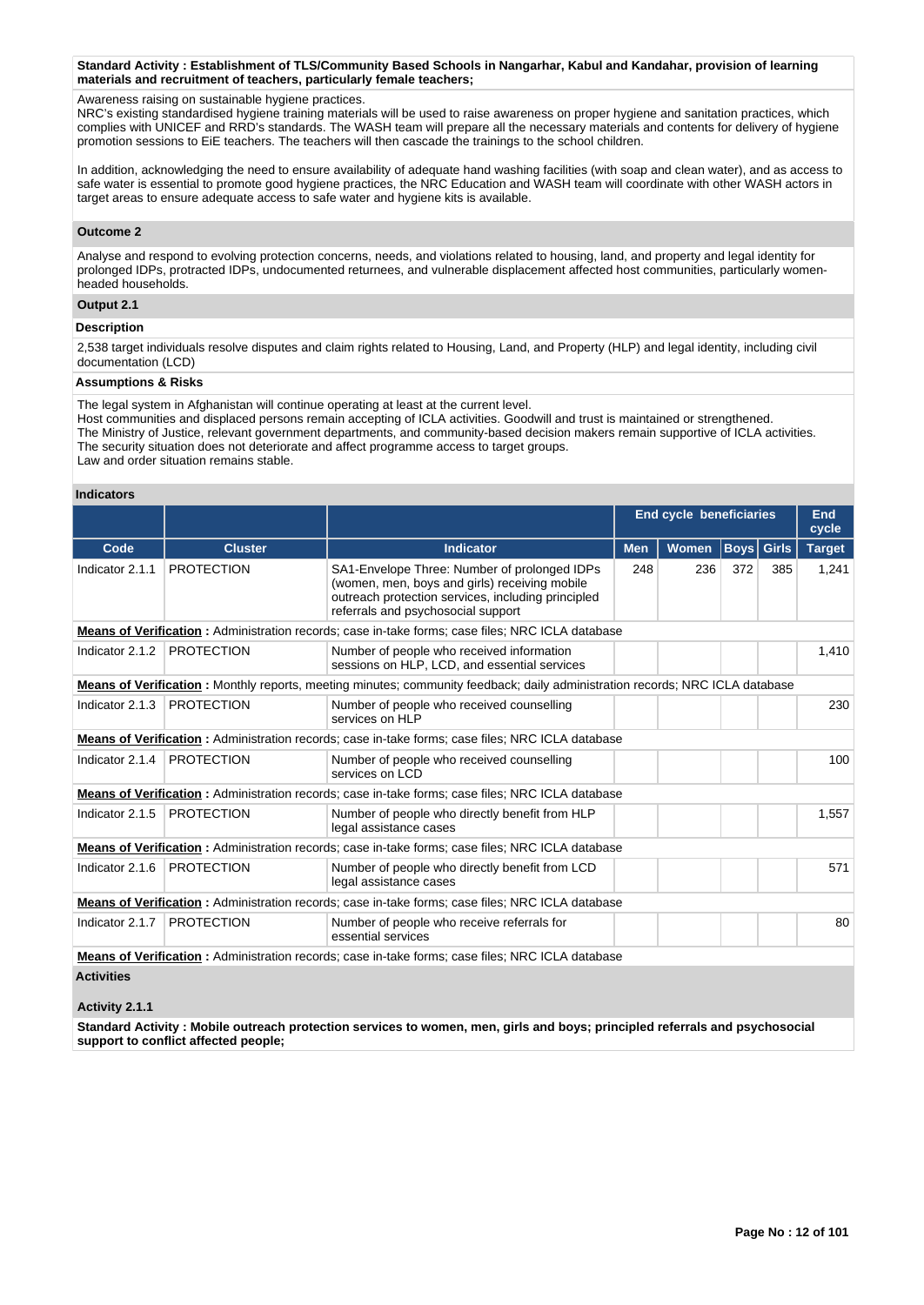**Standard Activity : Establishment of TLS/Community Based Schools in Nangarhar, Kabul and Kandahar, provision of learning materials and recruitment of teachers, particularly female teachers;**

Awareness raising on sustainable hygiene practices.
NRC's existing standardised hygiene training materials will be used to raise awareness on proper hygiene and sanitation practices, which complies with UNICEF and RRD's standards. The WASH team will prepare all the necessary materials and contents for delivery of hygiene promotion sessions to EiE teachers. The teachers will then cascade the trainings to the school children.

In addition, acknowledging the need to ensure availability of adequate hand washing facilities (with soap and clean water), and as access to safe water is essential to promote good hygiene practices, the NRC Education and WASH team will coordinate with other WASH actors in target areas to ensure adequate access to safe water and hygiene kits is available.

### Outcome 2

Analyse and respond to evolving protection concerns, needs, and violations related to housing, land, and property and legal identity for prolonged IDPs, protracted IDPs, undocumented returnees, and vulnerable displacement affected host communities, particularly women-headed households.

### Output 2.1

**Description**

2,538 target individuals resolve disputes and claim rights related to Housing, Land, and Property (HLP) and legal identity, including civil documentation (LCD)

**Assumptions & Risks**

The legal system in Afghanistan will continue operating at least at the current level.
Host communities and displaced persons remain accepting of ICLA activities. Goodwill and trust is maintained or strengthened.
The Ministry of Justice, relevant government departments, and community-based decision makers remain supportive of ICLA activities.
The security situation does not deteriorate and affect programme access to target groups.
Law and order situation remains stable.

**Indicators**

| | | | End cycle beneficiaries | | | | End cycle |
|---|---|---|---|---|---|---|---|
| **Code** | **Cluster** | **Indicator** | **Men** | **Women** | **Boys** | **Girls** | **Target** |
| Indicator 2.1.1 | PROTECTION | SA1-Envelope Three: Number of prolonged IDPs (women, men, boys and girls) receiving mobile outreach protection services, including principled referrals and psychosocial support | 248 | 236 | 372 | 385 | 1,241 |
| **Means of Verification** : Administration records; case in-take forms; case files; NRC ICLA database | | | | | | | |
| Indicator 2.1.2 | PROTECTION | Number of people who received information sessions on HLP, LCD, and essential services | | | | | 1,410 |
| **Means of Verification** : Monthly reports, meeting minutes; community feedback; daily administration records; NRC ICLA database | | | | | | | |
| Indicator 2.1.3 | PROTECTION | Number of people who received counselling services on HLP | | | | | 230 |
| **Means of Verification** : Administration records; case in-take forms; case files; NRC ICLA database | | | | | | | |
| Indicator 2.1.4 | PROTECTION | Number of people who received counselling services on LCD | | | | | 100 |
| **Means of Verification** : Administration records; case in-take forms; case files; NRC ICLA database | | | | | | | |
| Indicator 2.1.5 | PROTECTION | Number of people who directly benefit from HLP legal assistance cases | | | | | 1,557 |
| **Means of Verification** : Administration records; case in-take forms; case files; NRC ICLA database | | | | | | | |
| Indicator 2.1.6 | PROTECTION | Number of people who directly benefit from LCD legal assistance cases | | | | | 571 |
| **Means of Verification** : Administration records; case in-take forms; case files; NRC ICLA database | | | | | | | |
| Indicator 2.1.7 | PROTECTION | Number of people who receive referrals for essential services | | | | | 80 |
| **Means of Verification** : Administration records; case in-take forms; case files; NRC ICLA database | | | | | | | |

**Activities**

**Activity 2.1.1**

**Standard Activity : Mobile outreach protection services to women, men, girls and boys; principled referrals and psychosocial support to conflict affected people;**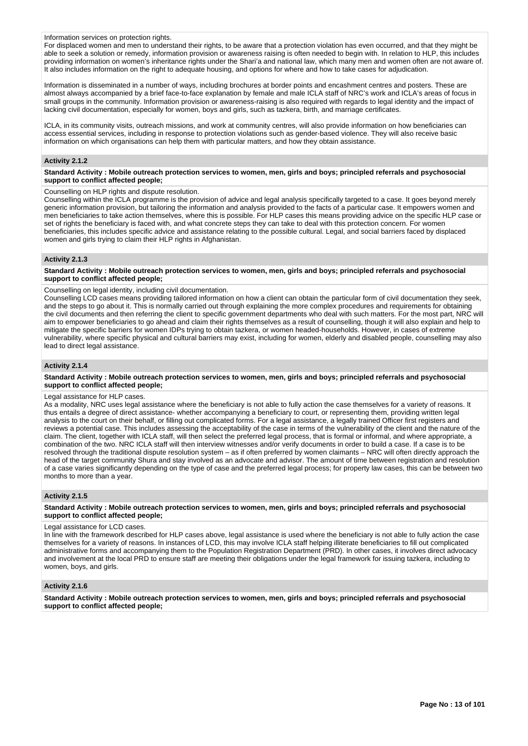Information services on protection rights.
For displaced women and men to understand their rights, to be aware that a protection violation has even occurred, and that they might be able to seek a solution or remedy, information provision or awareness raising is often needed to begin with. In relation to HLP, this includes providing information on women's inheritance rights under the Shari'a and national law, which many men and women often are not aware of. It also includes information on the right to adequate housing, and options for where and how to take cases for adjudication.

Information is disseminated in a number of ways, including brochures at border points and encashment centres and posters. These are almost always accompanied by a brief face-to-face explanation by female and male ICLA staff of NRC's work and ICLA's areas of focus in small groups in the community. Information provision or awareness-raising is also required with regards to legal identity and the impact of lacking civil documentation, especially for women, boys and girls, such as tazkera, birth, and marriage certificates.

ICLA, in its community visits, outreach missions, and work at community centres, will also provide information on how beneficiaries can access essential services, including in response to protection violations such as gender-based violence. They will also receive basic information on which organisations can help them with particular matters, and how they obtain assistance.

### Activity 2.1.2

**Standard Activity : Mobile outreach protection services to women, men, girls and boys; principled referrals and psychosocial support to conflict affected people;**

Counselling on HLP rights and dispute resolution.
Counselling within the ICLA programme is the provision of advice and legal analysis specifically targeted to a case. It goes beyond merely generic information provision, but tailoring the information and analysis provided to the facts of a particular case. It empowers women and men beneficiaries to take action themselves, where this is possible. For HLP cases this means providing advice on the specific HLP case or set of rights the beneficiary is faced with, and what concrete steps they can take to deal with this protection concern. For women beneficiaries, this includes specific advice and assistance relating to the possible cultural. Legal, and social barriers faced by displaced women and girls trying to claim their HLP rights in Afghanistan.

### Activity 2.1.3

**Standard Activity : Mobile outreach protection services to women, men, girls and boys; principled referrals and psychosocial support to conflict affected people;**

Counselling on legal identity, including civil documentation.
Counselling LCD cases means providing tailored information on how a client can obtain the particular form of civil documentation they seek, and the steps to go about it. This is normally carried out through explaining the more complex procedures and requirements for obtaining the civil documents and then referring the client to specific government departments who deal with such matters. For the most part, NRC will aim to empower beneficiaries to go ahead and claim their rights themselves as a result of counselling, though it will also explain and help to mitigate the specific barriers for women IDPs trying to obtain tazkera, or women headed-households. However, in cases of extreme vulnerability, where specific physical and cultural barriers may exist, including for women, elderly and disabled people, counselling may also lead to direct legal assistance.

### Activity 2.1.4

**Standard Activity : Mobile outreach protection services to women, men, girls and boys; principled referrals and psychosocial support to conflict affected people;**

Legal assistance for HLP cases.
As a modality, NRC uses legal assistance where the beneficiary is not able to fully action the case themselves for a variety of reasons. It thus entails a degree of direct assistance- whether accompanying a beneficiary to court, or representing them, providing written legal analysis to the court on their behalf, or filling out complicated forms. For a legal assistance, a legally trained Officer first registers and reviews a potential case. This includes assessing the acceptability of the case in terms of the vulnerability of the client and the nature of the claim. The client, together with ICLA staff, will then select the preferred legal process, that is formal or informal, and where appropriate, a combination of the two. NRC ICLA staff will then interview witnesses and/or verify documents in order to build a case. If a case is to be resolved through the traditional dispute resolution system – as if often preferred by women claimants – NRC will often directly approach the head of the target community Shura and stay involved as an advocate and advisor. The amount of time between registration and resolution of a case varies significantly depending on the type of case and the preferred legal process; for property law cases, this can be between two months to more than a year.

### Activity 2.1.5

**Standard Activity : Mobile outreach protection services to women, men, girls and boys; principled referrals and psychosocial support to conflict affected people;**

Legal assistance for LCD cases.
In line with the framework described for HLP cases above, legal assistance is used where the beneficiary is not able to fully action the case themselves for a variety of reasons. In instances of LCD, this may involve ICLA staff helping illiterate beneficiaries to fill out complicated administrative forms and accompanying them to the Population Registration Department (PRD). In other cases, it involves direct advocacy and involvement at the local PRD to ensure staff are meeting their obligations under the legal framework for issuing tazkera, including to women, boys, and girls.

### Activity 2.1.6

**Standard Activity : Mobile outreach protection services to women, men, girls and boys; principled referrals and psychosocial support to conflict affected people;**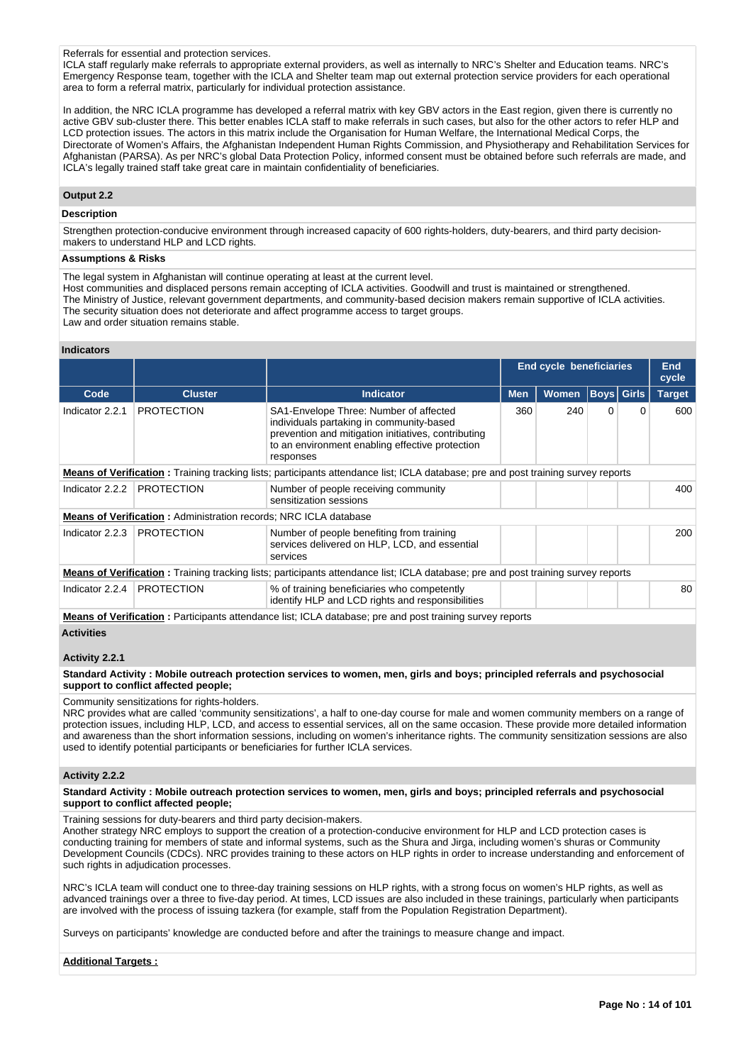Referrals for essential and protection services.
ICLA staff regularly make referrals to appropriate external providers, as well as internally to NRC's Shelter and Education teams. NRC's Emergency Response team, together with the ICLA and Shelter team map out external protection service providers for each operational area to form a referral matrix, particularly for individual protection assistance.

In addition, the NRC ICLA programme has developed a referral matrix with key GBV actors in the East region, given there is currently no active GBV sub-cluster there. This better enables ICLA staff to make referrals in such cases, but also for the other actors to refer HLP and LCD protection issues. The actors in this matrix include the Organisation for Human Welfare, the International Medical Corps, the Directorate of Women's Affairs, the Afghanistan Independent Human Rights Commission, and Physiotherapy and Rehabilitation Services for Afghanistan (PARSA). As per NRC's global Data Protection Policy, informed consent must be obtained before such referrals are made, and ICLA's legally trained staff take great care in maintain confidentiality of beneficiaries.

### Output 2.2

**Description**

Strengthen protection-conducive environment through increased capacity of 600 rights-holders, duty-bearers, and third party decision-makers to understand HLP and LCD rights.

**Assumptions & Risks**

The legal system in Afghanistan will continue operating at least at the current level.
Host communities and displaced persons remain accepting of ICLA activities. Goodwill and trust is maintained or strengthened.
The Ministry of Justice, relevant government departments, and community-based decision makers remain supportive of ICLA activities.
The security situation does not deteriorate and affect programme access to target groups.
Law and order situation remains stable.

**Indicators**

| | | | End cycle beneficiaries | | | | End cycle |
|---|---|---|---|---|---|---|---|
| Code | Cluster | Indicator | Men | Women | Boys | Girls | Target |
| Indicator 2.2.1 | PROTECTION | SA1-Envelope Three: Number of affected individuals partaking in community-based prevention and mitigation initiatives, contributing to an environment enabling effective protection responses | 360 | 240 | 0 | 0 | 600 |
| **Means of Verification :** Training tracking lists; participants attendance list; ICLA database; pre and post training survey reports | | | | | | | |
| Indicator 2.2.2 | PROTECTION | Number of people receiving community sensitization sessions | | | | | 400 |
| **Means of Verification :** Administration records; NRC ICLA database | | | | | | | |
| Indicator 2.2.3 | PROTECTION | Number of people benefiting from training services delivered on HLP, LCD, and essential services | | | | | 200 |
| **Means of Verification :** Training tracking lists; participants attendance list; ICLA database; pre and post training survey reports | | | | | | | |
| Indicator 2.2.4 | PROTECTION | % of training beneficiaries who competently identify HLP and LCD rights and responsibilities | | | | | 80 |
| **Means of Verification :** Participants attendance list; ICLA database; pre and post training survey reports | | | | | | | |

**Activities**

**Activity 2.2.1**

**Standard Activity : Mobile outreach protection services to women, men, girls and boys; principled referrals and psychosocial support to conflict affected people;**

Community sensitizations for rights-holders.
NRC provides what are called 'community sensitizations', a half to one-day course for male and women community members on a range of protection issues, including HLP, LCD, and access to essential services, all on the same occasion. These provide more detailed information and awareness than the short information sessions, including on women's inheritance rights. The community sensitization sessions are also used to identify potential participants or beneficiaries for further ICLA services.

**Activity 2.2.2**

**Standard Activity : Mobile outreach protection services to women, men, girls and boys; principled referrals and psychosocial support to conflict affected people;**

Training sessions for duty-bearers and third party decision-makers.
Another strategy NRC employs to support the creation of a protection-conducive environment for HLP and LCD protection cases is conducting training for members of state and informal systems, such as the Shura and Jirga, including women's shuras or Community Development Councils (CDCs). NRC provides training to these actors on HLP rights in order to increase understanding and enforcement of such rights in adjudication processes.

NRC's ICLA team will conduct one to three-day training sessions on HLP rights, with a strong focus on women's HLP rights, as well as advanced trainings over a three to five-day period. At times, LCD issues are also included in these trainings, particularly when participants are involved with the process of issuing tazkera (for example, staff from the Population Registration Department).

Surveys on participants' knowledge are conducted before and after the trainings to measure change and impact.

**Additional Targets :**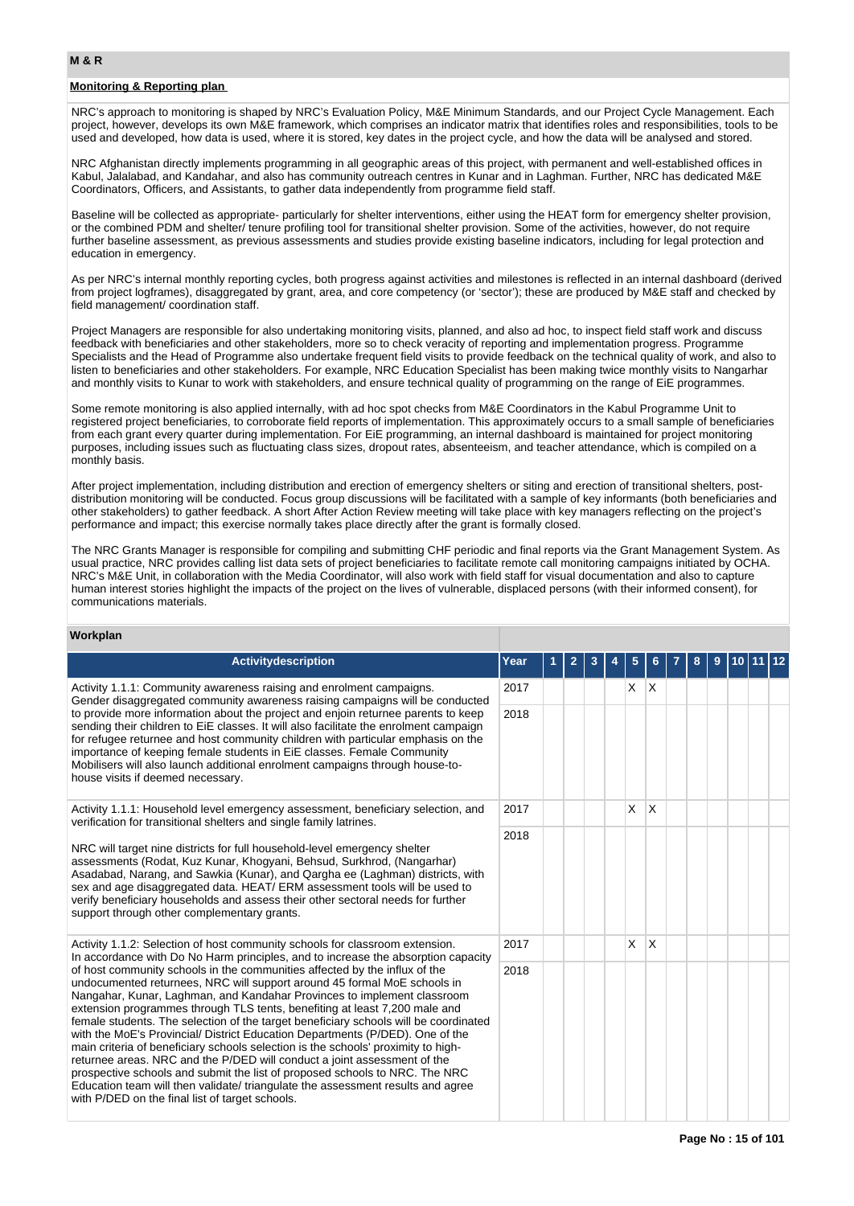## M & R

### Monitoring & Reporting plan

NRC's approach to monitoring is shaped by NRC's Evaluation Policy, M&E Minimum Standards, and our Project Cycle Management. Each project, however, develops its own M&E framework, which comprises an indicator matrix that identifies roles and responsibilities, tools to be used and developed, how data is used, where it is stored, key dates in the project cycle, and how the data will be analysed and stored.

NRC Afghanistan directly implements programming in all geographic areas of this project, with permanent and well-established offices in Kabul, Jalalabad, and Kandahar, and also has community outreach centres in Kunar and in Laghman. Further, NRC has dedicated M&E Coordinators, Officers, and Assistants, to gather data independently from programme field staff.

Baseline will be collected as appropriate- particularly for shelter interventions, either using the HEAT form for emergency shelter provision, or the combined PDM and shelter/ tenure profiling tool for transitional shelter provision. Some of the activities, however, do not require further baseline assessment, as previous assessments and studies provide existing baseline indicators, including for legal protection and education in emergency.

As per NRC's internal monthly reporting cycles, both progress against activities and milestones is reflected in an internal dashboard (derived from project logframes), disaggregated by grant, area, and core competency (or 'sector'); these are produced by M&E staff and checked by field management/ coordination staff.

Project Managers are responsible for also undertaking monitoring visits, planned, and also ad hoc, to inspect field staff work and discuss feedback with beneficiaries and other stakeholders, more so to check veracity of reporting and implementation progress. Programme Specialists and the Head of Programme also undertake frequent field visits to provide feedback on the technical quality of work, and also to listen to beneficiaries and other stakeholders. For example, NRC Education Specialist has been making twice monthly visits to Nangarhar and monthly visits to Kunar to work with stakeholders, and ensure technical quality of programming on the range of EiE programmes.

Some remote monitoring is also applied internally, with ad hoc spot checks from M&E Coordinators in the Kabul Programme Unit to registered project beneficiaries, to corroborate field reports of implementation. This approximately occurs to a small sample of beneficiaries from each grant every quarter during implementation. For EiE programming, an internal dashboard is maintained for project monitoring purposes, including issues such as fluctuating class sizes, dropout rates, absenteeism, and teacher attendance, which is compiled on a monthly basis.

After project implementation, including distribution and erection of emergency shelters or siting and erection of transitional shelters, post-distribution monitoring will be conducted. Focus group discussions will be facilitated with a sample of key informants (both beneficiaries and other stakeholders) to gather feedback. A short After Action Review meeting will take place with key managers reflecting on the project's performance and impact; this exercise normally takes place directly after the grant is formally closed.

The NRC Grants Manager is responsible for compiling and submitting CHF periodic and final reports via the Grant Management System. As usual practice, NRC provides calling list data sets of project beneficiaries to facilitate remote call monitoring campaigns initiated by OCHA. NRC's M&E Unit, in collaboration with the Media Coordinator, will also work with field staff for visual documentation and also to capture human interest stories highlight the impacts of the project on the lives of vulnerable, displaced persons (with their informed consent), for communications materials.

### Workplan

| Activitydescription | Year | 1 | 2 | 3 | 4 | 5 | 6 | 7 | 8 | 9 | 10 | 11 | 12 |
|---|---|---|---|---|---|---|---|---|---|---|---|---|---|
| Activity 1.1.1: Community awareness raising and enrolment campaigns. Gender disaggregated community awareness raising campaigns will be conducted to provide more information about the project and enjoin returnee parents to keep sending their children to EiE classes. It will also facilitate the enrolment campaign for refugee returnee and host community children with particular emphasis on the importance of keeping female students in EiE classes. Female Community Mobilisers will also launch additional enrolment campaigns through house-to-house visits if deemed necessary. | 2017 | | | | | X | X | | | | | | |
| | 2018 | | | | | | | | | | | | |
| Activity 1.1.1: Household level emergency assessment, beneficiary selection, and verification for transitional shelters and single family latrines.<br><br>NRC will target nine districts for full household-level emergency shelter assessments (Rodat, Kuz Kunar, Khogyani, Behsud, Surkhrod, (Nangarhar) Asadabad, Narang, and Sawkia (Kunar), and Qargha ee (Laghman) districts, with sex and age disaggregated data. HEAT/ ERM assessment tools will be used to verify beneficiary households and assess their other sectoral needs for further support through other complementary grants. | 2017 | | | | | X | X | | | | | | |
| | 2018 | | | | | | | | | | | | |
| Activity 1.1.2: Selection of host community schools for classroom extension. In accordance with Do No Harm principles, and to increase the absorption capacity of host community schools in the communities affected by the influx of the undocumented returnees, NRC will support around 45 formal MoE schools in Nangahar, Kunar, Laghman, and Kandahar Provinces to implement classroom extension programmes through TLS tents, benefiting at least 7,200 male and female students. The selection of the target beneficiary schools will be coordinated with the MoE's Provincial/ District Education Departments (P/DED). One of the main criteria of beneficiary schools selection is the schools' proximity to high-returnee areas. NRC and the P/DED will conduct a joint assessment of the prospective schools and submit the list of proposed schools to NRC. The NRC Education team will then validate/ triangulate the assessment results and agree with P/DED on the final list of target schools. | 2017 | | | | | X | X | | | | | | |
| | 2018 | | | | | | | | | | | | |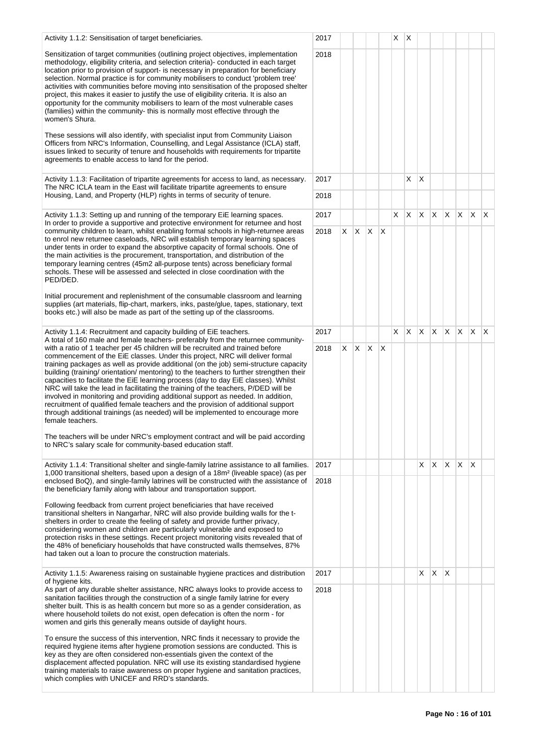| Activity | Year | 1 | 2 | 3 | 4 | 5 | 6 | 7 | 8 | 9 | 10 | 11 | 12 |
|---|---|---|---|---|---|---|---|---|---|---|---|---|---|
| Activity 1.1.2: Sensitisation of target beneficiaries.<br><br>Sensitization of target communities (outlining project objectives, implementation methodology, eligibility criteria, and selection criteria)- conducted in each target location prior to provision of support- is necessary in preparation for beneficiary selection. Normal practice is for community mobilisers to conduct 'problem tree' activities with communities before moving into sensitisation of the proposed shelter project, this makes it easier to justify the use of eligibility criteria. It is also an opportunity for the community mobilisers to learn of the most vulnerable cases (families) within the community- this is normally most effective through the women's Shura.<br><br>These sessions will also identify, with specialist input from Community Liaison Officers from NRC's Information, Counselling, and Legal Assistance (ICLA) staff, issues linked to security of tenure and households with requirements for tripartite agreements to enable access to land for the period. | 2017 | | | | | | X | X | | | | | |
| | 2018 | | | | | | | | | | | | |
| Activity 1.1.3: Facilitation of tripartite agreements for access to land, as necessary. The NRC ICLA team in the East will facilitate tripartite agreements to ensure Housing, Land, and Property (HLP) rights in terms of security of tenure. | 2017 | | | | | | | X | X | | | | |
| | 2018 | | | | | | | | | | | | |
| Activity 1.1.3: Setting up and running of the temporary EiE learning spaces. In order to provide a supportive and protective environment for returnee and host community children to learn, whilst enabling formal schools in high-returnee areas to enrol new returnee caseloads, NRC will establish temporary learning spaces under tents in order to expand the absorptive capacity of formal schools. One of the main activities is the procurement, transportation, and distribution of the temporary learning centres (45m2 all-purpose tents) across beneficiary formal schools. These will be assessed and selected in close coordination with the PED/DED.<br><br>Initial procurement and replenishment of the consumable classroom and learning supplies (art materials, flip-chart, markers, inks, paste/glue, tapes, stationary, text books etc.) will also be made as part of the setting up of the classrooms. | 2017 | | | | | | X | X | X | X | X | X | X |
| | 2018 | X | X | X | X | | | | | | | | |
| Activity 1.1.4: Recruitment and capacity building of EiE teachers.<br>A total of 160 male and female teachers- preferably from the returnee community- with a ratio of 1 teacher per 45 children will be recruited and trained before commencement of the EiE classes. Under this project, NRC will deliver formal training packages as well as provide additional (on the job) semi-structure capacity building (training/ orientation/ mentoring) to the teachers to further strengthen their capacities to facilitate the EiE learning process (day to day EiE classes). Whilst NRC will take the lead in facilitating the training of the teachers, P/DED will be involved in monitoring and providing additional support as needed. In addition, recruitment of qualified female teachers and the provision of additional support through additional trainings (as needed) will be implemented to encourage more female teachers.<br><br>The teachers will be under NRC's employment contract and will be paid according to NRC's salary scale for community-based education staff. | 2017 | | | | | | X | X | X | X | X | X | X |
| | 2018 | X | X | X | X | | | | | | | | |
| Activity 1.1.4: Transitional shelter and single-family latrine assistance to all families. 1,000 transitional shelters, based upon a design of a 18m² (liveable space) (as per enclosed BoQ), and single-family latrines will be constructed with the assistance of the beneficiary family along with labour and transportation support.<br><br>Following feedback from current project beneficiaries that have received transitional shelters in Nangarhar, NRC will also provide building walls for the t-shelters in order to create the feeling of safety and provide further privacy, considering women and children are particularly vulnerable and exposed to protection risks in these settings. Recent project monitoring visits revealed that of the 48% of beneficiary households that have constructed walls themselves, 87% had taken out a loan to procure the construction materials. | 2017 | | | | | | | | X | X | X | X | X |
| | 2018 | | | | | | | | | | | | |
| Activity 1.1.5: Awareness raising on sustainable hygiene practices and distribution of hygiene kits.<br>As part of any durable shelter assistance, NRC always looks to provide access to sanitation facilities through the construction of a single family latrine for every shelter built. This is as health concern but more so as a gender consideration, as where household toilets do not exist, open defecation is often the norm - for women and girls this generally means outside of daylight hours.<br><br>To ensure the success of this intervention, NRC finds it necessary to provide the required hygiene items after hygiene promotion sessions are conducted. This is key as they are often considered non-essentials given the context of the displacement affected population. NRC will use its existing standardised hygiene training materials to raise awareness on proper hygiene and sanitation practices, which complies with UNICEF and RRD's standards. | 2017 | | | | | | | | X | X | X | | |
| | 2018 | | | | | | | | | | | | |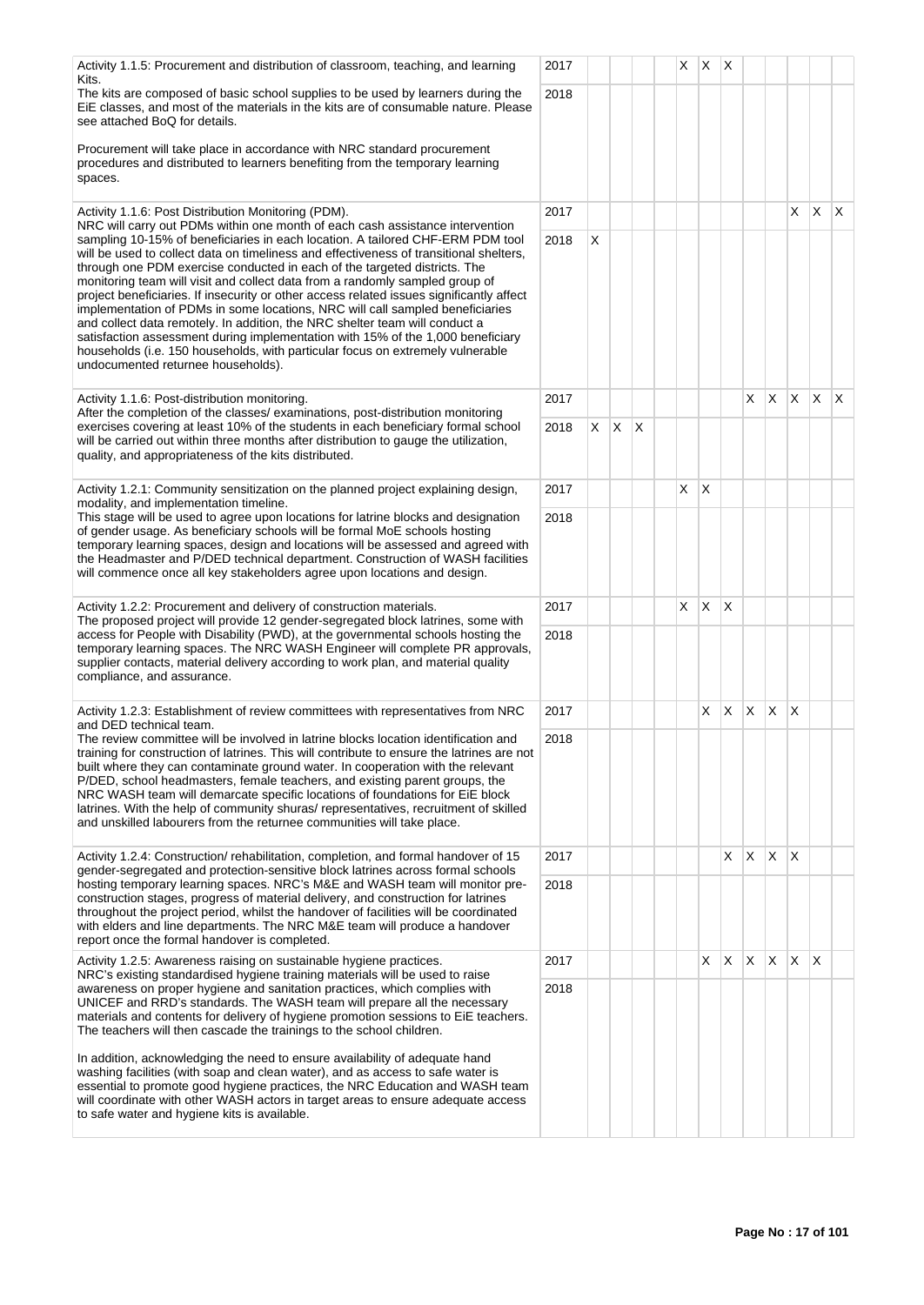| Activity | Year | 1 | 2 | 3 | 4 | 5 | 6 | 7 | 8 | 9 | 10 | 11 | 12 |
|---|---|---|---|---|---|---|---|---|---|---|---|---|---|
| Activity 1.1.5: Procurement and distribution of classroom, teaching, and learning Kits.<br>The kits are composed of basic school supplies to be used by learners during the EiE classes, and most of the materials in the kits are of consumable nature. Please see attached BoQ for details.<br><br>Procurement will take place in accordance with NRC standard procurement procedures and distributed to learners benefiting from the temporary learning spaces. | 2017 | | | | | X | X | X | | | | | |
| | 2018 | | | | | | | | | | | | |
| Activity 1.1.6: Post Distribution Monitoring (PDM).<br>NRC will carry out PDMs within one month of each cash assistance intervention sampling 10-15% of beneficiaries in each location. A tailored CHF-ERM PDM tool will be used to collect data on timeliness and effectiveness of transitional shelters, through one PDM exercise conducted in each of the targeted districts. The monitoring team will visit and collect data from a randomly sampled group of project beneficiaries. If insecurity or other access related issues significantly affect implementation of PDMs in some locations, NRC will call sampled beneficiaries and collect data remotely. In addition, the NRC shelter team will conduct a satisfaction assessment during implementation with 15% of the 1,000 beneficiary households (i.e. 150 households, with particular focus on extremely vulnerable undocumented returnee households). | 2017 | | | | | | | | | | X | X | X |
| | 2018 | X | | | | | | | | | | | |
| Activity 1.1.6: Post-distribution monitoring.<br>After the completion of the classes/ examinations, post-distribution monitoring exercises covering at least 10% of the students in each beneficiary formal school will be carried out within three months after distribution to gauge the utilization, quality, and appropriateness of the kits distributed. | 2017 | | | | | | | | X | X | X | X | X |
| | 2018 | X | X | X | | | | | | | | | |
| Activity 1.2.1: Community sensitization on the planned project explaining design, modality, and implementation timeline.<br>This stage will be used to agree upon locations for latrine blocks and designation of gender usage. As beneficiary schools will be formal MoE schools hosting temporary learning spaces, design and locations will be assessed and agreed with the Headmaster and P/DED technical department. Construction of WASH facilities will commence once all key stakeholders agree upon locations and design. | 2017 | | | | | X | X | | | | | | |
| | 2018 | | | | | | | | | | | | |
| Activity 1.2.2: Procurement and delivery of construction materials.<br>The proposed project will provide 12 gender-segregated block latrines, some with access for People with Disability (PWD), at the governmental schools hosting the temporary learning spaces. The NRC WASH Engineer will complete PR approvals, supplier contacts, material delivery according to work plan, and material quality compliance, and assurance. | 2017 | | | | | X | X | X | | | | | |
| | 2018 | | | | | | | | | | | | |
| Activity 1.2.3: Establishment of review committees with representatives from NRC and DED technical team.<br>The review committee will be involved in latrine blocks location identification and training for construction of latrines. This will contribute to ensure the latrines are not built where they can contaminate ground water. In cooperation with the relevant P/DED, school headmasters, female teachers, and existing parent groups, the NRC WASH team will demarcate specific locations of foundations for EiE block latrines. With the help of community shuras/ representatives, recruitment of skilled and unskilled labourers from the returnee communities will take place. | 2017 | | | | | | X | X | X | X | X | | |
| | 2018 | | | | | | | | | | | | |
| Activity 1.2.4: Construction/ rehabilitation, completion, and formal handover of 15 gender-segregated and protection-sensitive block latrines across formal schools hosting temporary learning spaces. NRC's M&E and WASH team will monitor pre-construction stages, progress of material delivery, and construction for latrines throughout the project period, whilst the handover of facilities will be coordinated with elders and line departments. The NRC M&E team will produce a handover report once the formal handover is completed. | 2017 | | | | | | | X | X | X | X | | |
| | 2018 | | | | | | | | | | | | |
| Activity 1.2.5: Awareness raising on sustainable hygiene practices.<br>NRC's existing standardised hygiene training materials will be used to raise awareness on proper hygiene and sanitation practices, which complies with UNICEF and RRD's standards. The WASH team will prepare all the necessary materials and contents for delivery of hygiene promotion sessions to EiE teachers. The teachers will then cascade the trainings to the school children.<br><br>In addition, acknowledging the need to ensure availability of adequate hand washing facilities (with soap and clean water), and as access to safe water is essential to promote good hygiene practices, the NRC Education and WASH team will coordinate with other WASH actors in target areas to ensure adequate access to safe water and hygiene kits is available. | 2017 | | | | | | X | X | X | X | X | X | |
| | 2018 | | | | | | | | | | | | |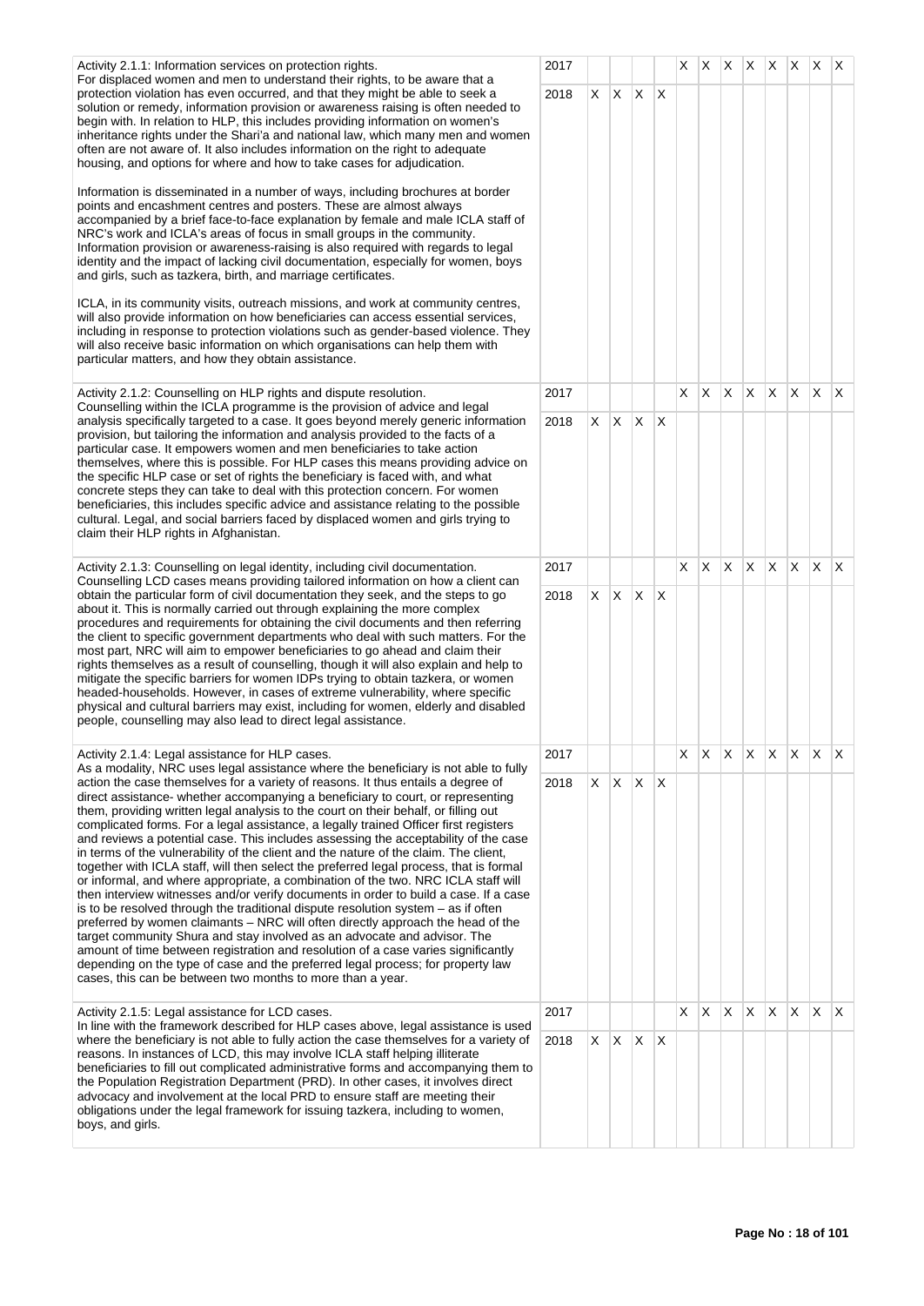| | | | | | | | | | | | | | |
|---|---|---|---|---|---|---|---|---|---|---|---|---|---|
| Activity 2.1.1: Information services on protection rights.<br>For displaced women and men to understand their rights, to be aware that a protection violation has even occurred, and that they might be able to seek a solution or remedy, information provision or awareness raising is often needed to begin with. In relation to HLP, this includes providing information on women's inheritance rights under the Shari'a and national law, which many men and women often are not aware of. It also includes information on the right to adequate housing, and options for where and how to take cases for adjudication.<br><br>Information is disseminated in a number of ways, including brochures at border points and encashment centres and posters. These are almost always accompanied by a brief face-to-face explanation by female and male ICLA staff of NRC's work and ICLA's areas of focus in small groups in the community. Information provision or awareness-raising is also required with regards to legal identity and the impact of lacking civil documentation, especially for women, boys and girls, such as tazkera, birth, and marriage certificates.<br><br>ICLA, in its community visits, outreach missions, and work at community centres, will also provide information on how beneficiaries can access essential services, including in response to protection violations such as gender-based violence. They will also receive basic information on which organisations can help them with particular matters, and how they obtain assistance. | 2017 | | | | | X | X | X | X | X | X | X | X |
| | 2018 | X | X | X | X | | | | | | | | |
| Activity 2.1.2: Counselling on HLP rights and dispute resolution.<br>Counselling within the ICLA programme is the provision of advice and legal analysis specifically targeted to a case. It goes beyond merely generic information provision, but tailoring the information and analysis provided to the facts of a particular case. It empowers women and men beneficiaries to take action themselves, where this is possible. For HLP cases this means providing advice on the specific HLP case or set of rights the beneficiary is faced with, and what concrete steps they can take to deal with this protection concern. For women beneficiaries, this includes specific advice and assistance relating to the possible cultural. Legal, and social barriers faced by displaced women and girls trying to claim their HLP rights in Afghanistan. | 2017 | | | | | X | X | X | X | X | X | X | X |
| | 2018 | X | X | X | X | | | | | | | | |
| Activity 2.1.3: Counselling on legal identity, including civil documentation.<br>Counselling LCD cases means providing tailored information on how a client can obtain the particular form of civil documentation they seek, and the steps to go about it. This is normally carried out through explaining the more complex procedures and requirements for obtaining the civil documents and then referring the client to specific government departments who deal with such matters. For the most part, NRC will aim to empower beneficiaries to go ahead and claim their rights themselves as a result of counselling, though it will also explain and help to mitigate the specific barriers for women IDPs trying to obtain tazkera, or women headed-households. However, in cases of extreme vulnerability, where specific physical and cultural barriers may exist, including for women, elderly and disabled people, counselling may also lead to direct legal assistance. | 2017 | | | | | X | X | X | X | X | X | X | X |
| | 2018 | X | X | X | X | | | | | | | | |
| Activity 2.1.4: Legal assistance for HLP cases.<br>As a modality, NRC uses legal assistance where the beneficiary is not able to fully action the case themselves for a variety of reasons. It thus entails a degree of direct assistance- whether accompanying a beneficiary to court, or representing them, providing written legal analysis to the court on their behalf, or filling out complicated forms. For a legal assistance, a legally trained Officer first registers and reviews a potential case. This includes assessing the acceptability of the case in terms of the vulnerability of the client and the nature of the claim. The client, together with ICLA staff, will then select the preferred legal process, that is formal or informal, and where appropriate, a combination of the two. NRC ICLA staff will then interview witnesses and/or verify documents in order to build a case. If a case is to be resolved through the traditional dispute resolution system – as if often preferred by women claimants – NRC will often directly approach the head of the target community Shura and stay involved as an advocate and advisor. The amount of time between registration and resolution of a case varies significantly depending on the type of case and the preferred legal process; for property law cases, this can be between two months to more than a year. | 2017 | | | | | X | X | X | X | X | X | X | X |
| | 2018 | X | X | X | X | | | | | | | | |
| Activity 2.1.5: Legal assistance for LCD cases.<br>In line with the framework described for HLP cases above, legal assistance is used where the beneficiary is not able to fully action the case themselves for a variety of reasons. In instances of LCD, this may involve ICLA staff helping illiterate beneficiaries to fill out complicated administrative forms and accompanying them to the Population Registration Department (PRD). In other cases, it involves direct advocacy and involvement at the local PRD to ensure staff are meeting their obligations under the legal framework for issuing tazkera, including to women, boys, and girls. | 2017 | | | | | X | X | X | X | X | X | X | X |
| | 2018 | X | X | X | X | | | | | | | | |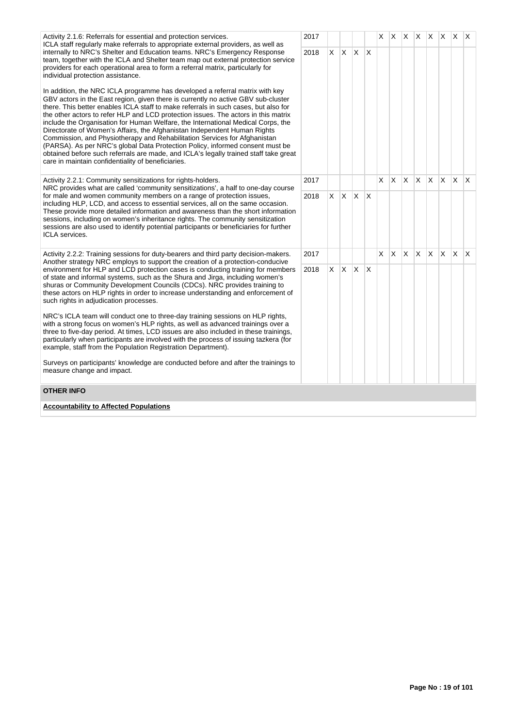| Activity | Year | 1 | 2 | 3 | 4 | 5 | 6 | 7 | 8 | 9 | 10 | 11 | 12 |
|---|---|---|---|---|---|---|---|---|---|---|---|---|---|
| Activity 2.1.6: Referrals for essential and protection services.<br>ICLA staff regularly make referrals to appropriate external providers, as well as internally to NRC's Shelter and Education teams. NRC's Emergency Response team, together with the ICLA and Shelter team map out external protection service providers for each operational area to form a referral matrix, particularly for individual protection assistance.<br><br>In addition, the NRC ICLA programme has developed a referral matrix with key GBV actors in the East region, given there is currently no active GBV sub-cluster there. This better enables ICLA staff to make referrals in such cases, but also for the other actors to refer HLP and LCD protection issues. The actors in this matrix include the Organisation for Human Welfare, the International Medical Corps, the Directorate of Women's Affairs, the Afghanistan Independent Human Rights Commission, and Physiotherapy and Rehabilitation Services for Afghanistan (PARSA). As per NRC's global Data Protection Policy, informed consent must be obtained before such referrals are made, and ICLA's legally trained staff take great care in maintain confidentiality of beneficiaries. | 2017 | | | | | X | X | X | X | X | X | X | X |
| | 2018 | X | X | X | X | | | | | | | | |
| Activity 2.2.1: Community sensitizations for rights-holders.<br>NRC provides what are called 'community sensitizations', a half to one-day course for male and women community members on a range of protection issues, including HLP, LCD, and access to essential services, all on the same occasion. These provide more detailed information and awareness than the short information sessions, including on women's inheritance rights. The community sensitization sessions are also used to identify potential participants or beneficiaries for further ICLA services. | 2017 | | | | | X | X | X | X | X | X | X | X |
| | 2018 | X | X | X | X | | | | | | | | |
| Activity 2.2.2: Training sessions for duty-bearers and third party decision-makers.<br>Another strategy NRC employs to support the creation of a protection-conducive environment for HLP and LCD protection cases is conducting training for members of state and informal systems, such as the Shura and Jirga, including women's shuras or Community Development Councils (CDCs). NRC provides training to these actors on HLP rights in order to increase understanding and enforcement of such rights in adjudication processes.<br><br>NRC's ICLA team will conduct one to three-day training sessions on HLP rights, with a strong focus on women's HLP rights, as well as advanced trainings over a three to five-day period. At times, LCD issues are also included in these trainings, particularly when participants are involved with the process of issuing tazkera (for example, staff from the Population Registration Department).<br><br>Surveys on participants' knowledge are conducted before and after the trainings to measure change and impact. | 2017 | | | | | X | X | X | X | X | X | X | X |
| | 2018 | X | X | X | X | | | | | | | | |

**OTHER INFO**

**Accountability to Affected Populations**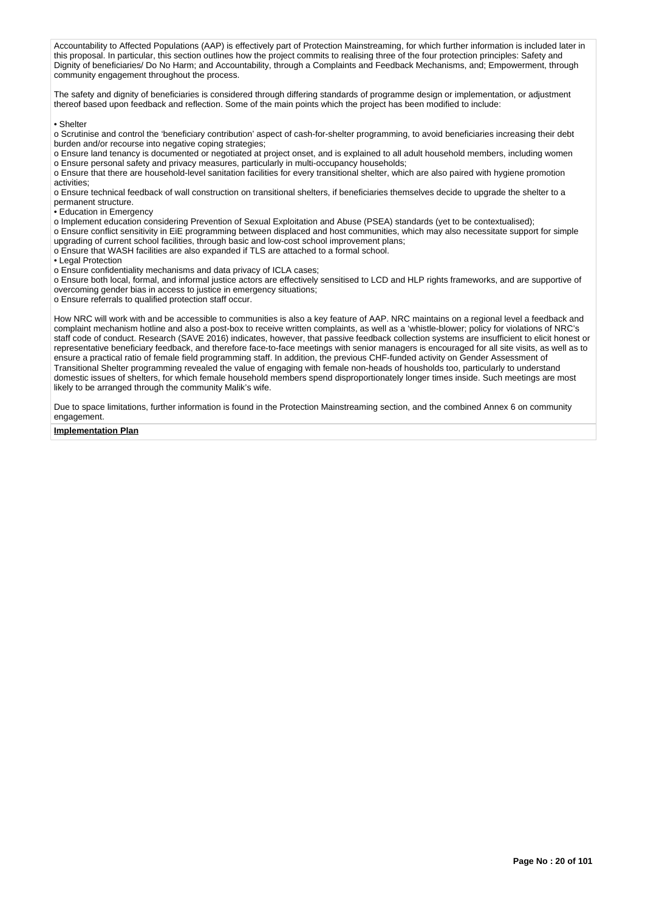Accountability to Affected Populations (AAP) is effectively part of Protection Mainstreaming, for which further information is included later in this proposal. In particular, this section outlines how the project commits to realising three of the four protection principles: Safety and Dignity of beneficiaries/ Do No Harm; and Accountability, through a Complaints and Feedback Mechanisms, and; Empowerment, through community engagement throughout the process.

The safety and dignity of beneficiaries is considered through differing standards of programme design or implementation, or adjustment thereof based upon feedback and reflection. Some of the main points which the project has been modified to include:

• Shelter
o Scrutinise and control the 'beneficiary contribution' aspect of cash-for-shelter programming, to avoid beneficiaries increasing their debt burden and/or recourse into negative coping strategies;
o Ensure land tenancy is documented or negotiated at project onset, and is explained to all adult household members, including women
o Ensure personal safety and privacy measures, particularly in multi-occupancy households;
o Ensure that there are household-level sanitation facilities for every transitional shelter, which are also paired with hygiene promotion activities;
o Ensure technical feedback of wall construction on transitional shelters, if beneficiaries themselves decide to upgrade the shelter to a permanent structure.
• Education in Emergency
o Implement education considering Prevention of Sexual Exploitation and Abuse (PSEA) standards (yet to be contextualised);
o Ensure conflict sensitivity in EiE programming between displaced and host communities, which may also necessitate support for simple upgrading of current school facilities, through basic and low-cost school improvement plans;
o Ensure that WASH facilities are also expanded if TLS are attached to a formal school.
• Legal Protection
o Ensure confidentiality mechanisms and data privacy of ICLA cases;
o Ensure both local, formal, and informal justice actors are effectively sensitised to LCD and HLP rights frameworks, and are supportive of overcoming gender bias in access to justice in emergency situations;
o Ensure referrals to qualified protection staff occur.

How NRC will work with and be accessible to communities is also a key feature of AAP. NRC maintains on a regional level a feedback and complaint mechanism hotline and also a post-box to receive written complaints, as well as a 'whistle-blower; policy for violations of NRC's staff code of conduct. Research (SAVE 2016) indicates, however, that passive feedback collection systems are insufficient to elicit honest or representative beneficiary feedback, and therefore face-to-face meetings with senior managers is encouraged for all site visits, as well as to ensure a practical ratio of female field programming staff. In addition, the previous CHF-funded activity on Gender Assessment of Transitional Shelter programming revealed the value of engaging with female non-heads of housholds too, particularly to understand domestic issues of shelters, for which female household members spend disproportionately longer times inside. Such meetings are most likely to be arranged through the community Malik's wife.

Due to space limitations, further information is found in the Protection Mainstreaming section, and the combined Annex 6 on community engagement.

**Implementation Plan**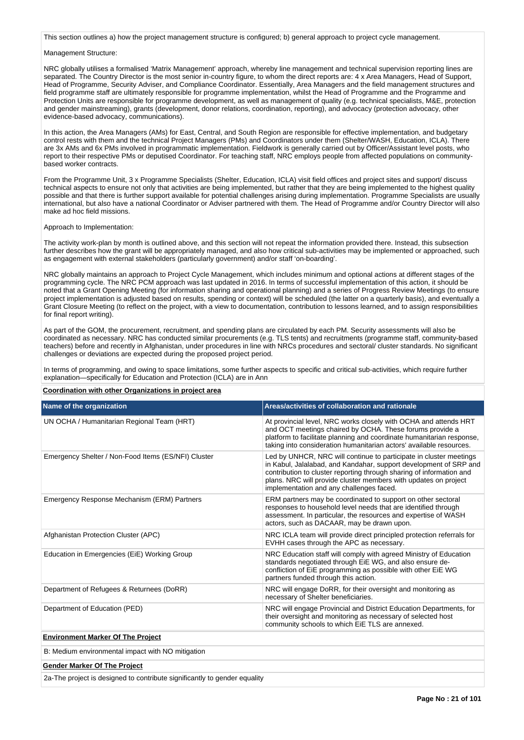This section outlines a) how the project management structure is configured; b) general approach to project cycle management.

Management Structure:

NRC globally utilises a formalised 'Matrix Management' approach, whereby line management and technical supervision reporting lines are separated. The Country Director is the most senior in-country figure, to whom the direct reports are: 4 x Area Managers, Head of Support, Head of Programme, Security Adviser, and Compliance Coordinator. Essentially, Area Managers and the field management structures and field programme staff are ultimately responsible for programme implementation, whilst the Head of Programme and the Programme and Protection Units are responsible for programme development, as well as management of quality (e.g. technical specialists, M&E, protection and gender mainstreaming), grants (development, donor relations, coordination, reporting), and advocacy (protection advocacy, other evidence-based advocacy, communications).

In this action, the Area Managers (AMs) for East, Central, and South Region are responsible for effective implementation, and budgetary control rests with them and the technical Project Managers (PMs) and Coordinators under them (Shelter/WASH, Education, ICLA). There are 3x AMs and 6x PMs involved in programmatic implementation. Fieldwork is generally carried out by Officer/Assistant level posts, who report to their respective PMs or deputised Coordinator. For teaching staff, NRC employs people from affected populations on community-based worker contracts.

From the Programme Unit, 3 x Programme Specialists (Shelter, Education, ICLA) visit field offices and project sites and support/ discuss technical aspects to ensure not only that activities are being implemented, but rather that they are being implemented to the highest quality possible and that there is further support available for potential challenges arising during implementation. Programme Specialists are usually international, but also have a national Coordinator or Adviser partnered with them. The Head of Programme and/or Country Director will also make ad hoc field missions.

Approach to Implementation:

The activity work-plan by month is outlined above, and this section will not repeat the information provided there. Instead, this subsection further describes how the grant will be appropriately managed, and also how critical sub-activities may be implemented or approached, such as engagement with external stakeholders (particularly government) and/or staff 'on-boarding'.

NRC globally maintains an approach to Project Cycle Management, which includes minimum and optional actions at different stages of the programming cycle. The NRC PCM approach was last updated in 2016. In terms of successful implementation of this action, it should be noted that a Grant Opening Meeting (for information sharing and operational planning) and a series of Progress Review Meetings (to ensure project implementation is adjusted based on results, spending or context) will be scheduled (the latter on a quarterly basis), and eventually a Grant Closure Meeting (to reflect on the project, with a view to documentation, contribution to lessons learned, and to assign responsibilities for final report writing).

As part of the GOM, the procurement, recruitment, and spending plans are circulated by each PM. Security assessments will also be coordinated as necessary. NRC has conducted similar procurements (e.g. TLS tents) and recruitments (programme staff, community-based teachers) before and recently in Afghanistan, under procedures in line with NRCs procedures and sectoral/ cluster standards. No significant challenges or deviations are expected during the proposed project period.

In terms of programming, and owing to space limitations, some further aspects to specific and critical sub-activities, which require further explanation—specifically for Education and Protection (ICLA) are in Ann

**Coordination with other Organizations in project area**

| Name of the organization | Areas/activities of collaboration and rationale |
|---|---|
| UN OCHA / Humanitarian Regional Team (HRT) | At provincial level, NRC works closely with OCHA and attends HRT and OCT meetings chaired by OCHA. These forums provide a platform to facilitate planning and coordinate humanitarian response, taking into consideration humanitarian actors' available resources. |
| Emergency Shelter / Non-Food Items (ES/NFI) Cluster | Led by UNHCR, NRC will continue to participate in cluster meetings in Kabul, Jalalabad, and Kandahar, support development of SRP and contribution to cluster reporting through sharing of information and plans. NRC will provide cluster members with updates on project implementation and any challenges faced. |
| Emergency Response Mechanism (ERM) Partners | ERM partners may be coordinated to support on other sectoral responses to household level needs that are identified through assessment. In particular, the resources and expertise of WASH actors, such as DACAAR, may be drawn upon. |
| Afghanistan Protection Cluster (APC) | NRC ICLA team will provide direct principled protection referrals for EVHH cases through the APC as necessary. |
| Education in Emergencies (EiE) Working Group | NRC Education staff will comply with agreed Ministry of Education standards negotiated through EiE WG, and also ensure de-confliction of EiE programming as possible with other EiE WG partners funded through this action. |
| Department of Refugees & Returnees (DoRR) | NRC will engage DoRR, for their oversight and monitoring as necessary of Shelter beneficiaries. |
| Department of Education (PED) | NRC will engage Provincial and District Education Departments, for their oversight and monitoring as necessary of selected host community schools to which EiE TLS are annexed. |

**Environment Marker Of The Project**

B: Medium environmental impact with NO mitigation

**Gender Marker Of The Project**

2a-The project is designed to contribute significantly to gender equality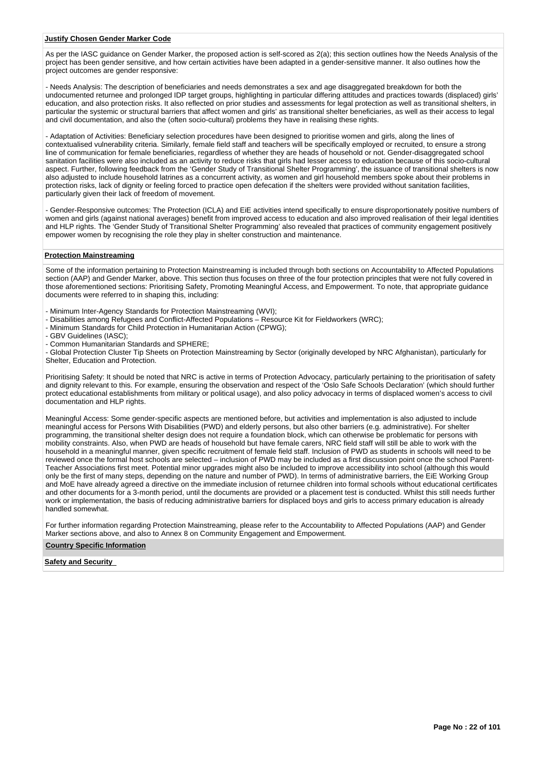**Justify Chosen Gender Marker Code**

As per the IASC guidance on Gender Marker, the proposed action is self-scored as 2(a); this section outlines how the Needs Analysis of the project has been gender sensitive, and how certain activities have been adapted in a gender-sensitive manner. It also outlines how the project outcomes are gender responsive:

- Needs Analysis: The description of beneficiaries and needs demonstrates a sex and age disaggregated breakdown for both the undocumented returnee and prolonged IDP target groups, highlighting in particular differing attitudes and practices towards (displaced) girls' education, and also protection risks. It also reflected on prior studies and assessments for legal protection as well as transitional shelters, in particular the systemic or structural barriers that affect women and girls' as transitional shelter beneficiaries, as well as their access to legal and civil documentation, and also the (often socio-cultural) problems they have in realising these rights.

- Adaptation of Activities: Beneficiary selection procedures have been designed to prioritise women and girls, along the lines of contextualised vulnerability criteria. Similarly, female field staff and teachers will be specifically employed or recruited, to ensure a strong line of communication for female beneficiaries, regardless of whether they are heads of household or not. Gender-disaggregated school sanitation facilities were also included as an activity to reduce risks that girls had lesser access to education because of this socio-cultural aspect. Further, following feedback from the 'Gender Study of Transitional Shelter Programming', the issuance of transitional shelters is now also adjusted to include household latrines as a concurrent activity, as women and girl household members spoke about their problems in protection risks, lack of dignity or feeling forced to practice open defecation if the shelters were provided without sanitation facilities, particularly given their lack of freedom of movement.

- Gender-Responsive outcomes: The Protection (ICLA) and EiE activities intend specifically to ensure disproportionately positive numbers of women and girls (against national averages) benefit from improved access to education and also improved realisation of their legal identities and HLP rights. The 'Gender Study of Transitional Shelter Programming' also revealed that practices of community engagement positively empower women by recognising the role they play in shelter construction and maintenance.

**Protection Mainstreaming**

Some of the information pertaining to Protection Mainstreaming is included through both sections on Accountability to Affected Populations section (AAP) and Gender Marker, above. This section thus focuses on three of the four protection principles that were not fully covered in those aforementioned sections: Prioritising Safety, Promoting Meaningful Access, and Empowerment. To note, that appropriate guidance documents were referred to in shaping this, including:

- Minimum Inter-Agency Standards for Protection Mainstreaming (WVI);
- Disabilities among Refugees and Conflict-Affected Populations – Resource Kit for Fieldworkers (WRC);
- Minimum Standards for Child Protection in Humanitarian Action (CPWG);
- GBV Guidelines (IASC);
- Common Humanitarian Standards and SPHERE;
- Global Protection Cluster Tip Sheets on Protection Mainstreaming by Sector (originally developed by NRC Afghanistan), particularly for Shelter, Education and Protection.

Prioritising Safety: It should be noted that NRC is active in terms of Protection Advocacy, particularly pertaining to the prioritisation of safety and dignity relevant to this. For example, ensuring the observation and respect of the 'Oslo Safe Schools Declaration' (which should further protect educational establishments from military or political usage), and also policy advocacy in terms of displaced women's access to civil documentation and HLP rights.

Meaningful Access: Some gender-specific aspects are mentioned before, but activities and implementation is also adjusted to include meaningful access for Persons With Disabilities (PWD) and elderly persons, but also other barriers (e.g. administrative). For shelter programming, the transitional shelter design does not require a foundation block, which can otherwise be problematic for persons with mobility constraints. Also, when PWD are heads of household but have female carers, NRC field staff will still be able to work with the household in a meaningful manner, given specific recruitment of female field staff. Inclusion of PWD as students in schools will need to be reviewed once the formal host schools are selected – inclusion of PWD may be included as a first discussion point once the school Parent-Teacher Associations first meet. Potential minor upgrades might also be included to improve accessibility into school (although this would only be the first of many steps, depending on the nature and number of PWD). In terms of administrative barriers, the EiE Working Group and MoE have already agreed a directive on the immediate inclusion of returnee children into formal schools without educational certificates and other documents for a 3-month period, until the documents are provided or a placement test is conducted. Whilst this still needs further work or implementation, the basis of reducing administrative barriers for displaced boys and girls to access primary education is already handled somewhat.

For further information regarding Protection Mainstreaming, please refer to the Accountability to Affected Populations (AAP) and Gender Marker sections above, and also to Annex 8 on Community Engagement and Empowerment.

**Country Specific Information**

**Safety and Security**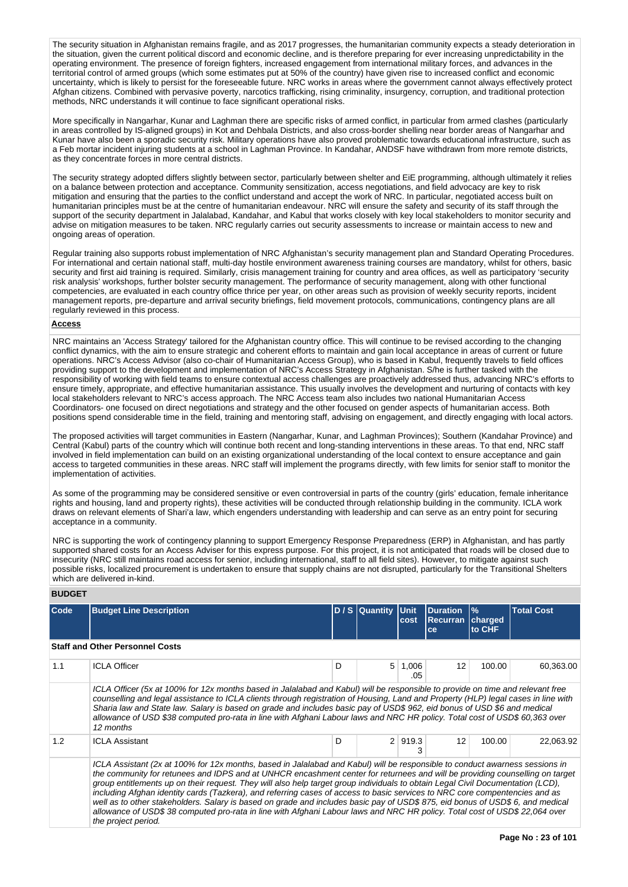The security situation in Afghanistan remains fragile, and as 2017 progresses, the humanitarian community expects a steady deterioration in the situation, given the current political discord and economic decline, and is therefore preparing for ever increasing unpredictability in the operating environment. The presence of foreign fighters, increased engagement from international military forces, and advances in the territorial control of armed groups (which some estimates put at 50% of the country) have given rise to increased conflict and economic uncertainty, which is likely to persist for the foreseeable future. NRC works in areas where the government cannot always effectively protect Afghan citizens. Combined with pervasive poverty, narcotics trafficking, rising criminality, insurgency, corruption, and traditional protection methods, NRC understands it will continue to face significant operational risks.

More specifically in Nangarhar, Kunar and Laghman there are specific risks of armed conflict, in particular from armed clashes (particularly in areas controlled by IS-aligned groups) in Kot and Dehbala Districts, and also cross-border shelling near border areas of Nangarhar and Kunar have also been a sporadic security risk. Military operations have also proved problematic towards educational infrastructure, such as a Feb mortar incident injuring students at a school in Laghman Province. In Kandahar, ANDSF have withdrawn from more remote districts, as they concentrate forces in more central districts.

The security strategy adopted differs slightly between sector, particularly between shelter and EiE programming, although ultimately it relies on a balance between protection and acceptance. Community sensitization, access negotiations, and field advocacy are key to risk mitigation and ensuring that the parties to the conflict understand and accept the work of NRC. In particular, negotiated access built on humanitarian principles must be at the centre of humanitarian endeavour. NRC will ensure the safety and security of its staff through the support of the security department in Jalalabad, Kandahar, and Kabul that works closely with key local stakeholders to monitor security and advise on mitigation measures to be taken. NRC regularly carries out security assessments to increase or maintain access to new and ongoing areas of operation.

Regular training also supports robust implementation of NRC Afghanistan's security management plan and Standard Operating Procedures. For international and certain national staff, multi-day hostile environment awareness training courses are mandatory, whilst for others, basic security and first aid training is required. Similarly, crisis management training for country and area offices, as well as participatory 'security risk analysis' workshops, further bolster security management. The performance of security management, along with other functional competencies, are evaluated in each country office thrice per year, on other areas such as provision of weekly security reports, incident management reports, pre-departure and arrival security briefings, field movement protocols, communications, contingency plans are all regularly reviewed in this process.

**Access**

NRC maintains an 'Access Strategy' tailored for the Afghanistan country office. This will continue to be revised according to the changing conflict dynamics, with the aim to ensure strategic and coherent efforts to maintain and gain local acceptance in areas of current or future operations. NRC's Access Advisor (also co-chair of Humanitarian Access Group), who is based in Kabul, frequently travels to field offices providing support to the development and implementation of NRC's Access Strategy in Afghanistan. S/he is further tasked with the responsibility of working with field teams to ensure contextual access challenges are proactively addressed thus, advancing NRC's efforts to ensure timely, appropriate, and effective humanitarian assistance. This usually involves the development and nurturing of contacts with key local stakeholders relevant to NRC's access approach. The NRC Access team also includes two national Humanitarian Access Coordinators- one focused on direct negotiations and strategy and the other focused on gender aspects of humanitarian access. Both positions spend considerable time in the field, training and mentoring staff, advising on engagement, and directly engaging with local actors.

The proposed activities will target communities in Eastern (Nangarhar, Kunar, and Laghman Provinces); Southern (Kandahar Province) and Central (Kabul) parts of the country which will continue both recent and long-standing interventions in these areas. To that end, NRC staff involved in field implementation can build on an existing organizational understanding of the local context to ensure acceptance and gain access to targeted communities in these areas. NRC staff will implement the programs directly, with few limits for senior staff to monitor the implementation of activities.

As some of the programming may be considered sensitive or even controversial in parts of the country (girls' education, female inheritance rights and housing, land and property rights), these activities will be conducted through relationship building in the community. ICLA work draws on relevant elements of Shari'a law, which engenders understanding with leadership and can serve as an entry point for securing acceptance in a community.

NRC is supporting the work of contingency planning to support Emergency Response Preparedness (ERP) in Afghanistan, and has partly supported shared costs for an Access Adviser for this express purpose. For this project, it is not anticipated that roads will be closed due to insecurity (NRC still maintains road access for senior, including international, staff to all field sites). However, to mitigate against such possible risks, localized procurement is undertaken to ensure that supply chains are not disrupted, particularly for the Transitional Shelters which are delivered in-kind.

## BUDGET

| Code | Budget Line Description | D / S | Quantity | Unit cost | Duration Recurrance | % charged to CHF | Total Cost |
|---|---|---|---|---|---|---|---|
| **Staff and Other Personnel Costs** | | | | | | | |
| 1.1 | ICLA Officer | D | 5 | 1,006.05 | 12 | 100.00 | 60,363.00 |
| | *ICLA Officer (5x at 100% for 12x months based in Jalalabad and Kabul) will be responsible to provide on time and relevant free counselling and legal assistance to ICLA clients through registration of Housing, Land and Property (HLP) legal cases in line with Sharia law and State law. Salary is based on grade and includes basic pay of USD$ 962, eid bonus of USD $6 and medical allowance of USD $38 computed pro-rata in line with Afghani Labour laws and NRC HR policy. Total cost of USD$ 60,363 over 12 months* | | | | | | |
| 1.2 | ICLA Assistant | D | 2 | 919.33 | 12 | 100.00 | 22,063.92 |
| | *ICLA Assistant (2x at 100% for 12x months, based in Jalalabad and Kabul) will be responsible to conduct awarness sessions in the community for retunees and IDPS and at UNHCR encashment center for returnees and will be providing counselling on target group entitlements up on their request. They will also help target group individuals to obtain Legal Civil Documentation (LCD), including Afghan identity cards (Tazkera), and referring cases of access to basic services to NRC core compentencies and as well as to other stakeholders. Salary is based on grade and includes basic pay of USD$ 875, eid bonus of USD$ 6, and medical allowance of USD$ 38 computed pro-rata in line with Afghani Labour laws and NRC HR policy. Total cost of USD$ 22,064 over the project period.* | | | | | | |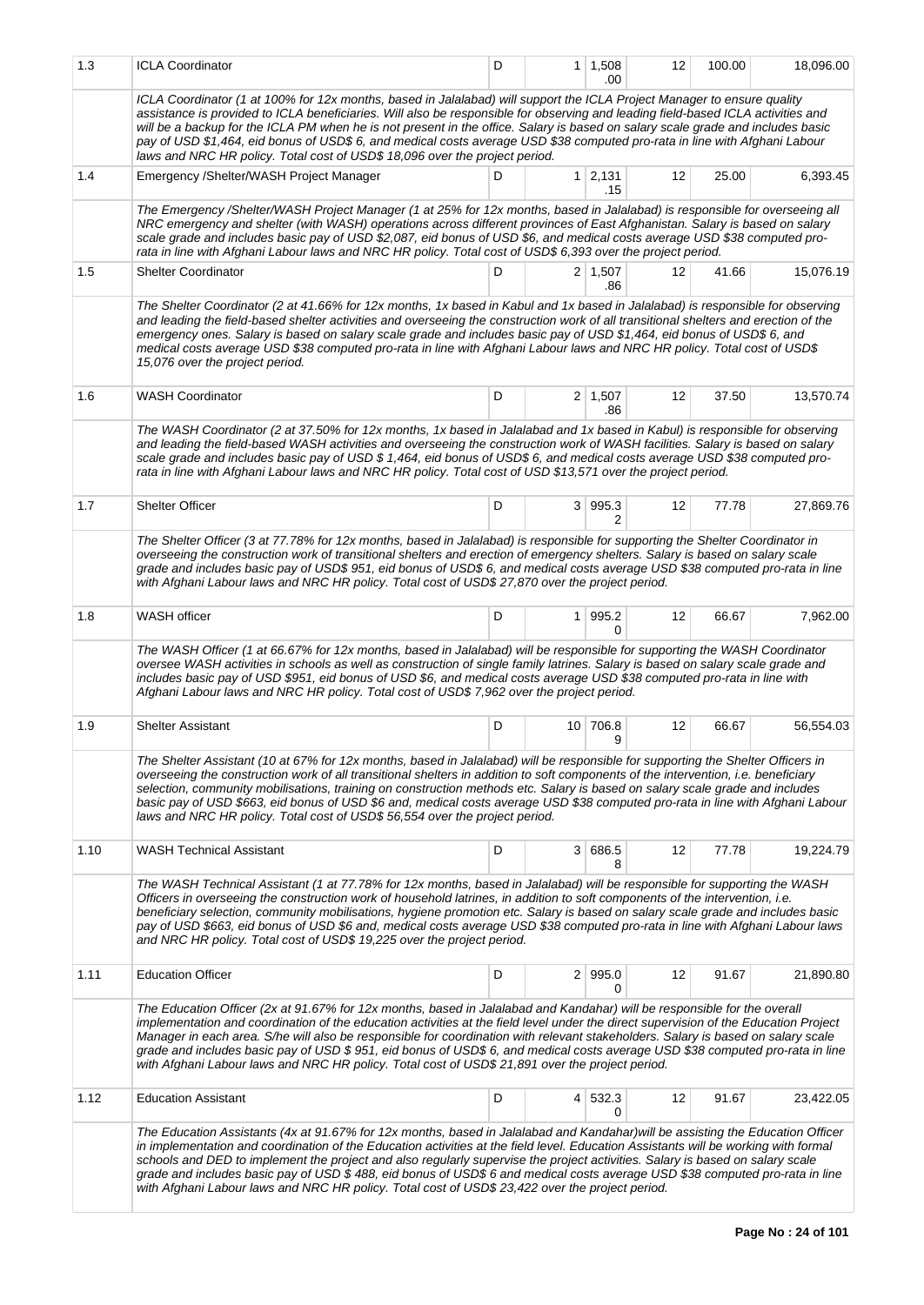| 1.3 | ICLA Coordinator | D | 1 | 1,508.00 | 12 | 100.00 | 18,096.00 |
|---|---|---|---|---|---|---|---|
| | *ICLA Coordinator (1 at 100% for 12x months, based in Jalalabad) will support the ICLA Project Manager to ensure quality assistance is provided to ICLA beneficiaries. Will also be responsible for observing and leading field-based ICLA activities and will be a backup for the ICLA PM when he is not present in the office. Salary is based on salary scale grade and includes basic pay of USD $1,464, eid bonus of USD$ 6, and medical costs average USD $38 computed pro-rata in line with Afghani Labour laws and NRC HR policy. Total cost of USD$ 18,096 over the project period.* | | | | | | |
| 1.4 | Emergency /Shelter/WASH Project Manager | D | 1 | 2,131.15 | 12 | 25.00 | 6,393.45 |
| | *The Emergency /Shelter/WASH Project Manager (1 at 25% for 12x months, based in Jalalabad) is responsible for overseeing all NRC emergency and shelter (with WASH) operations across different provinces of East Afghanistan. Salary is based on salary scale grade and includes basic pay of USD $2,087, eid bonus of USD $6, and medical costs average USD $38 computed pro-rata in line with Afghani Labour laws and NRC HR policy. Total cost of USD$ 6,393 over the project period.* | | | | | | |
| 1.5 | Shelter Coordinator | D | 2 | 1,507.86 | 12 | 41.66 | 15,076.19 |
| | *The Shelter Coordinator (2 at 41.66% for 12x months, 1x based in Kabul and 1x based in Jalalabad) is responsible for observing and leading the field-based shelter activities and overseeing the construction work of all transitional shelters and erection of the emergency ones. Salary is based on salary scale grade and includes basic pay of USD $1,464, eid bonus of USD$ 6, and medical costs average USD $38 computed pro-rata in line with Afghani Labour laws and NRC HR policy. Total cost of USD$ 15,076 over the project period.* | | | | | | |
| 1.6 | WASH Coordinator | D | 2 | 1,507.86 | 12 | 37.50 | 13,570.74 |
| | *The WASH Coordinator (2 at 37.50% for 12x months, 1x based in Jalalabad and 1x based in Kabul) is responsible for observing and leading the field-based WASH activities and overseeing the construction work of WASH facilities. Salary is based on salary scale grade and includes basic pay of USD $ 1,464, eid bonus of USD$ 6, and medical costs average USD $38 computed pro-rata in line with Afghani Labour laws and NRC HR policy. Total cost of USD $13,571 over the project period.* | | | | | | |
| 1.7 | Shelter Officer | D | 3 | 995.32 | 12 | 77.78 | 27,869.76 |
| | *The Shelter Officer (3 at 77.78% for 12x months, based in Jalalabad) is responsible for supporting the Shelter Coordinator in overseeing the construction work of transitional shelters and erection of emergency shelters. Salary is based on salary scale grade and includes basic pay of USD$ 951, eid bonus of USD$ 6, and medical costs average USD $38 computed pro-rata in line with Afghani Labour laws and NRC HR policy. Total cost of USD$ 27,870 over the project period.* | | | | | | |
| 1.8 | WASH officer | D | 1 | 995.20 | 12 | 66.67 | 7,962.00 |
| | *The WASH Officer (1 at 66.67% for 12x months, based in Jalalabad) will be responsible for supporting the WASH Coordinator oversee WASH activities in schools as well as construction of single family latrines. Salary is based on salary scale grade and includes basic pay of USD $951, eid bonus of USD $6, and medical costs average USD $38 computed pro-rata in line with Afghani Labour laws and NRC HR policy. Total cost of USD$ 7,962 over the project period.* | | | | | | |
| 1.9 | Shelter Assistant | D | 10 | 706.89 | 12 | 66.67 | 56,554.03 |
| | *The Shelter Assistant (10 at 67% for 12x months, based in Jalalabad) will be responsible for supporting the Shelter Officers in overseeing the construction work of all transitional shelters in addition to soft components of the intervention, i.e. beneficiary selection, community mobilisations, training on construction methods etc. Salary is based on salary scale grade and includes basic pay of USD $663, eid bonus of USD $6 and, medical costs average USD $38 computed pro-rata in line with Afghani Labour laws and NRC HR policy. Total cost of USD$ 56,554 over the project period.* | | | | | | |
| 1.10 | WASH Technical Assistant | D | 3 | 686.58 | 12 | 77.78 | 19,224.79 |
| | *The WASH Technical Assistant (1 at 77.78% for 12x months, based in Jalalabad) will be responsible for supporting the WASH Officers in overseeing the construction work of household latrines, in addition to soft components of the intervention, i.e. beneficiary selection, community mobilisations, hygiene promotion etc. Salary is based on salary scale grade and includes basic pay of USD $663, eid bonus of USD $6 and, medical costs average USD $38 computed pro-rata in line with Afghani Labour laws and NRC HR policy. Total cost of USD$ 19,225 over the project period.* | | | | | | |
| 1.11 | Education Officer | D | 2 | 995.00 | 12 | 91.67 | 21,890.80 |
| | *The Education Officer (2x at 91.67% for 12x months, based in Jalalabad and Kandahar) will be responsible for the overall implementation and coordination of the education activities at the field level under the direct supervision of the Education Project Manager in each area. S/he will also be responsible for coordination with relevant stakeholders. Salary is based on salary scale grade and includes basic pay of USD $ 951, eid bonus of USD$ 6, and medical costs average USD $38 computed pro-rata in line with Afghani Labour laws and NRC HR policy. Total cost of USD$ 21,891 over the project period.* | | | | | | |
| 1.12 | Education Assistant | D | 4 | 532.30 | 12 | 91.67 | 23,422.05 |
| | *The Education Assistants (4x at 91.67% for 12x months, based in Jalalabad and Kandahar)will be assisting the Education Officer in implementation and coordination of the Education activities at the field level. Education Assistants will be working with formal schools and DED to implement the project and also regularly supervise the project activities. Salary is based on salary scale grade and includes basic pay of USD $ 488, eid bonus of USD$ 6 and medical costs average USD $38 computed pro-rata in line with Afghani Labour laws and NRC HR policy. Total cost of USD$ 23,422 over the project period.* | | | | | | |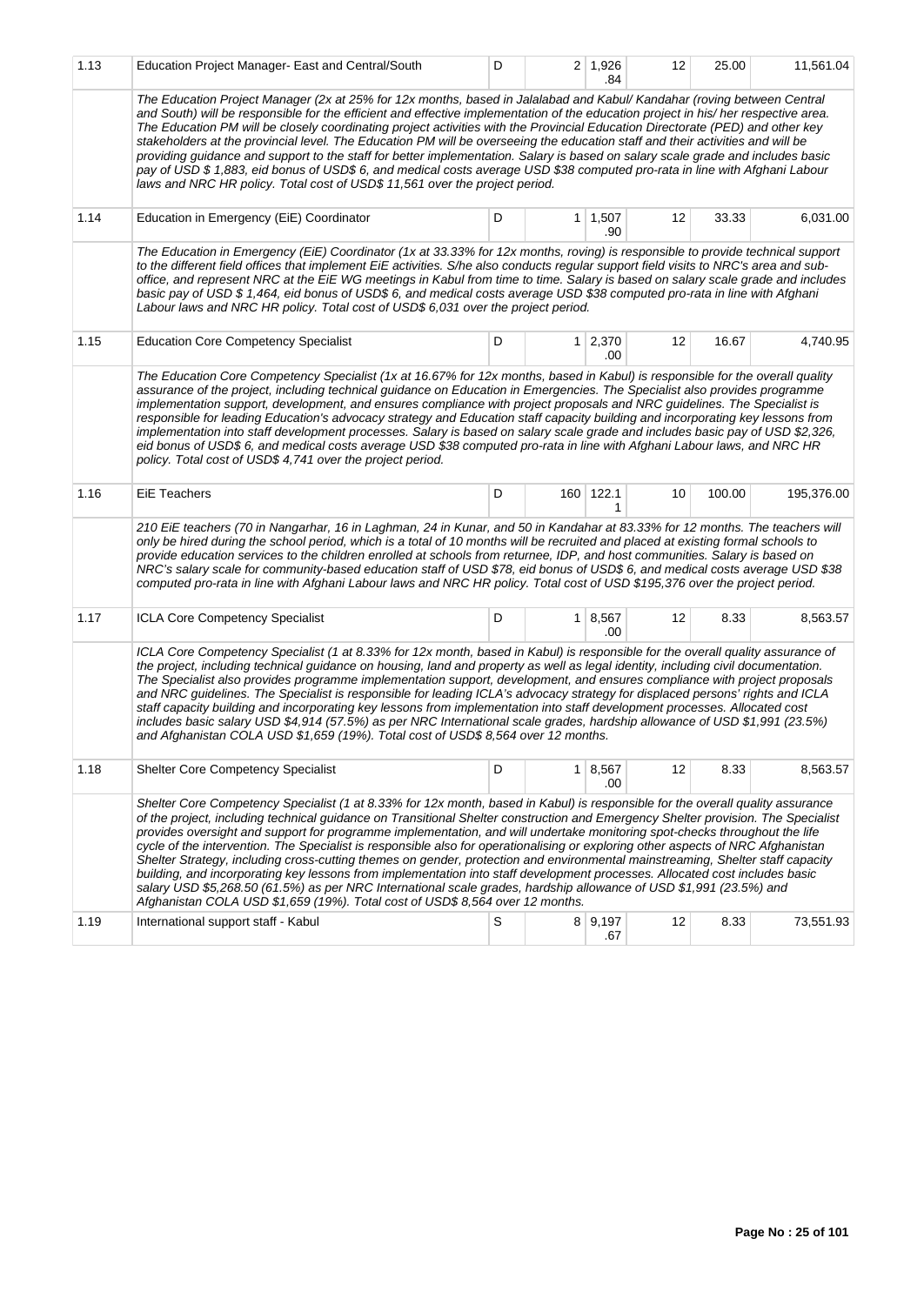| | | | | | | | |
|---|---|---|---|---|---|---|---|
| 1.13 | Education Project Manager- East and Central/South | D | 2 | 1,926.84 | 12 | 25.00 | 11,561.04 |
| | *The Education Project Manager (2x at 25% for 12x months, based in Jalalabad and Kabul/ Kandahar (roving between Central and South) will be responsible for the efficient and effective implementation of the education project in his/ her respective area. The Education PM will be closely coordinating project activities with the Provincial Education Directorate (PED) and other key stakeholders at the provincial level. The Education PM will be overseeing the education staff and their activities and will be providing guidance and support to the staff for better implementation. Salary is based on salary scale grade and includes basic pay of USD $ 1,883, eid bonus of USD$ 6, and medical costs average USD $38 computed pro-rata in line with Afghani Labour laws and NRC HR policy. Total cost of USD$ 11,561 over the project period.* | | | | | | |
| 1.14 | Education in Emergency (EiE) Coordinator | D | 1 | 1,507.90 | 12 | 33.33 | 6,031.00 |
| | *The Education in Emergency (EiE) Coordinator (1x at 33.33% for 12x months, roving) is responsible to provide technical support to the different field offices that implement EiE activities. S/he also conducts regular support field visits to NRC's area and sub-office, and represent NRC at the EiE WG meetings in Kabul from time to time. Salary is based on salary scale grade and includes basic pay of USD $ 1,464, eid bonus of USD$ 6, and medical costs average USD $38 computed pro-rata in line with Afghani Labour laws and NRC HR policy. Total cost of USD$ 6,031 over the project period.* | | | | | | |
| 1.15 | Education Core Competency Specialist | D | 1 | 2,370.00 | 12 | 16.67 | 4,740.95 |
| | *The Education Core Competency Specialist (1x at 16.67% for 12x months, based in Kabul) is responsible for the overall quality assurance of the project, including technical guidance on Education in Emergencies. The Specialist also provides programme implementation support, development, and ensures compliance with project proposals and NRC guidelines. The Specialist is responsible for leading Education's advocacy strategy and Education staff capacity building and incorporating key lessons from implementation into staff development processes. Salary is based on salary scale grade and includes basic pay of USD $2,326, eid bonus of USD$ 6, and medical costs average USD $38 computed pro-rata in line with Afghani Labour laws, and NRC HR policy. Total cost of USD$ 4,741 over the project period.* | | | | | | |
| 1.16 | EiE Teachers | D | 160 | 122.11 | 10 | 100.00 | 195,376.00 |
| | *210 EiE teachers (70 in Nangarhar, 16 in Laghman, 24 in Kunar, and 50 in Kandahar at 83.33% for 12 months. The teachers will only be hired during the school period, which is a total of 10 months will be recruited and placed at existing formal schools to provide education services to the children enrolled at schools from returnee, IDP, and host communities. Salary is based on NRC's salary scale for community-based education staff of USD $78, eid bonus of USD$ 6, and medical costs average USD $38 computed pro-rata in line with Afghani Labour laws and NRC HR policy. Total cost of USD $195,376 over the project period.* | | | | | | |
| 1.17 | ICLA Core Competency Specialist | D | 1 | 8,567.00 | 12 | 8.33 | 8,563.57 |
| | *ICLA Core Competency Specialist (1 at 8.33% for 12x month, based in Kabul) is responsible for the overall quality assurance of the project, including technical guidance on housing, land and property as well as legal identity, including civil documentation. The Specialist also provides programme implementation support, development, and ensures compliance with project proposals and NRC guidelines. The Specialist is responsible for leading ICLA's advocacy strategy for displaced persons' rights and ICLA staff capacity building and incorporating key lessons from implementation into staff development processes. Allocated cost includes basic salary USD $4,914 (57.5%) as per NRC International scale grades, hardship allowance of USD $1,991 (23.5%) and Afghanistan COLA USD $1,659 (19%). Total cost of USD$ 8,564 over 12 months.* | | | | | | |
| 1.18 | Shelter Core Competency Specialist | D | 1 | 8,567.00 | 12 | 8.33 | 8,563.57 |
| | *Shelter Core Competency Specialist (1 at 8.33% for 12x month, based in Kabul) is responsible for the overall quality assurance of the project, including technical guidance on Transitional Shelter construction and Emergency Shelter provision. The Specialist provides oversight and support for programme implementation, and will undertake monitoring spot-checks throughout the life cycle of the intervention. The Specialist is responsible also for operationalising or exploring other aspects of NRC Afghanistan Shelter Strategy, including cross-cutting themes on gender, protection and environmental mainstreaming, Shelter staff capacity building, and incorporating key lessons from implementation into staff development processes. Allocated cost includes basic salary USD $5,268.50 (61.5%) as per NRC International scale grades, hardship allowance of USD $1,991 (23.5%) and Afghanistan COLA USD $1,659 (19%). Total cost of USD$ 8,564 over 12 months.* | | | | | | |
| 1.19 | International support staff - Kabul | S | 8 | 9,197.67 | 12 | 8.33 | 73,551.93 |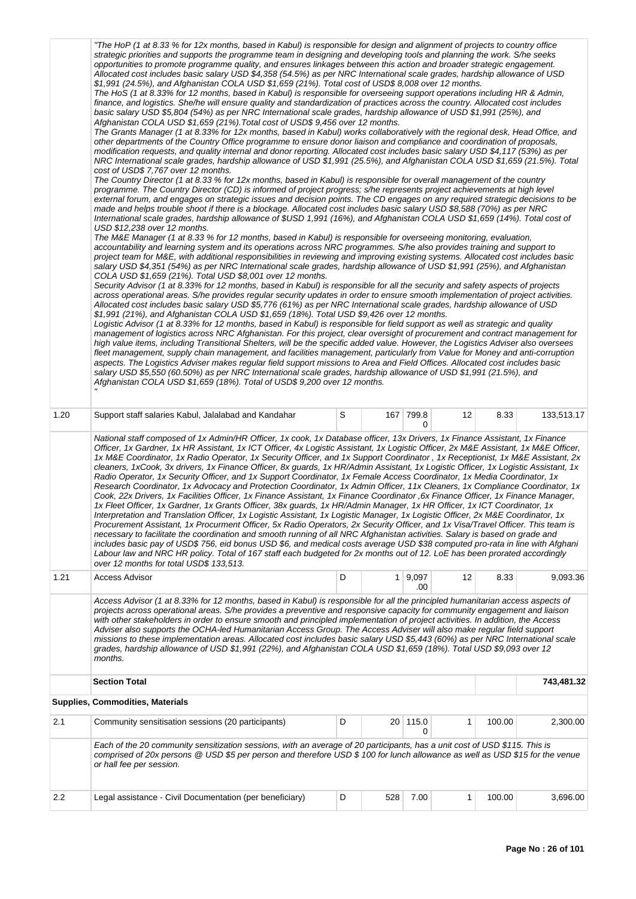| | | | | | | | |
|---|---|---|---|---|---|---|---|
| | *"The HoP (1 at 8.33 % for 12x months, based in Kabul) is responsible for design and alignment of projects to country office strategic priorities and supports the programme team in designing and developing tools and planning the work. S/he seeks opportunities to promote programme quality, and ensures linkages between this action and broader strategic engagement. Allocated cost includes basic salary USD $4,358 (54.5%) as per NRC International scale grades, hardship allowance of USD $1,991 (24.5%), and Afghanistan COLA USD $1,659 (21%). Total cost of USD$ 8,008 over 12 months.<br>The HoS (1 at 8.33% for 12 months, based in Kabul) is responsible for overseeing support operations including HR & Admin, finance, and logistics. She/he will ensure quality and standardization of practices across the country. Allocated cost includes basic salary USD $5,804 (54%) as per NRC International scale grades, hardship allowance of USD $1,991 (25%), and Afghanistan COLA USD $1,659 (21%).Total cost of USD$ 9,456 over 12 months.<br>The Grants Manager (1 at 8.33% for 12x months, based in Kabul) works collaboratively with the regional desk, Head Office, and other departments of the Country Office programme to ensure donor liaison and compliance and coordination of proposals, modification requests, and quality internal and donor reporting. Allocated cost includes basic salary USD $4,117 (53%) as per NRC International scale grades, hardship allowance of USD $1,991 (25.5%), and Afghanistan COLA USD $1,659 (21.5%). Total cost of USD$ 7,767 over 12 months.<br>The Country Director (1 at 8.33 % for 12x months, based in Kabul) is responsible for overall management of the country programme. The Country Director (CD) is informed of project progress; s/he represents project achievements at high level external forum, and engages on strategic issues and decision points. The CD engages on any required strategic decisions to be made and helps trouble shoot if there is a blockage. Allocated cost includes basic salary USD $8,588 (70%) as per NRC International scale grades, hardship allowance of $USD 1,991 (16%), and Afghanistan COLA USD $1,659 (14%). Total cost of USD $12,238 over 12 months.<br>The M&E Manager (1 at 8.33 % for 12 months, based in Kabul) is responsible for overseeing monitoring, evaluation, accountability and learning system and its operations across NRC programmes. S/he also provides training and support to project team for M&E, with additional responsibilities in reviewing and improving existing systems. Allocated cost includes basic salary USD $4,351 (54%) as per NRC International scale grades, hardship allowance of USD $1,991 (25%), and Afghanistan COLA USD $1,659 (21%). Total USD $8,001 over 12 months.<br>Security Advisor (1 at 8.33% for 12 months, based in Kabul) is responsible for all the security and safety aspects of projects across operational areas. S/he provides regular security updates in order to ensure smooth implementation of project activities. Allocated cost includes basic salary USD $5,776 (61%) as per NRC International scale grades, hardship allowance of USD $1,991 (21%), and Afghanistan COLA USD $1,659 (18%). Total USD $9,426 over 12 months.<br>Logistic Advisor (1 at 8.33% for 12 months, based in Kabul) is responsible for field support as well as strategic and quality management of logistics across NRC Afghanistan. For this project, clear oversight of procurement and contract management for high value items, including Transitional Shelters, will be the specific added value. However, the Logistics Adviser also oversees fleet management, supply chain management, and facilities management, particularly from Value for Money and anti-corruption aspects. The Logistics Adviser makes regular field support missions to Area and Field Offices. Allocated cost includes basic salary USD $5,550 (60.50%) as per NRC International scale grades, hardship allowance of USD $1,991 (21.5%), and Afghanistan COLA USD $1,659 (18%). Total of USD$ 9,200 over 12 months.<br>"* | | | | | | |
| 1.20 | Support staff salaries Kabul, Jalalabad and Kandahar | S | 167 | 799.80 | 12 | 8.33 | 133,513.17 |
| | *National staff composed of 1x Admin/HR Officer, 1x cook, 1x Database officer, 13x Drivers, 1x Finance Assistant, 1x Finance Officer, 1x Gardner, 1x HR Assistant, 1x ICT Officer, 4x Logistic Assistant, 1x Logistic Officer, 2x M&E Assistant, 1x M&E Officer, 1x M&E Coordinator, 1x Radio Operator, 1x Security Officer, and 1x Support Coordinator , 1x Receptionist, 1x M&E Assistant, 2x cleaners, 1xCook, 3x drivers, 1x Finance Officer, 8x guards, 1x HR/Admin Assistant, 1x Logistic Officer, 1x Logistic Assistant, 1x Radio Operator, 1x Security Officer, and 1x Support Coordinator, 1x Female Access Coordinator, 1x Media Coordinator, 1x Research Coordinator, 1x Advocacy and Protection Coordinator, 1x Admin Officer, 11x Cleaners, 1x Compliance Coordinator, 1x Cook, 22x Drivers, 1x Facilities Officer, 1x Finance Assistant, 1x Finance Coordinator ,6x Finance Officer, 1x Finance Manager, 1x Fleet Officer, 1x Gardner, 1x Grants Officer, 38x guards, 1x HR/Admin Manager, 1x HR Officer, 1x ICT Coordinator, 1x Interpretation and Translation Officer, 1x Logistic Assistant, 1x Logistic Manager, 1x Logistic Officer, 2x M&E Coordinator, 1x Procurement Assistant, 1x Procurment Officer, 5x Radio Operators, 2x Security Officer, and 1x Visa/Travel Officer. This team is necessary to facilitate the coordination and smooth running of all NRC Afghanistan activities. Salary is based on grade and includes basic pay of USD$ 756, eid bonus USD $6, and medical costs average USD $38 computed pro-rata in line with Afghani Labour law and NRC HR policy. Total of 167 staff each budgeted for 2x months out of 12. LoE has been prorated accordingly over 12 months for total USD$ 133,513.* | | | | | | |
| 1.21 | Access Advisor | D | 1 | 9,097.00 | 12 | 8.33 | 9,093.36 |
| | *Access Advisor (1 at 8.33% for 12 months, based in Kabul) is responsible for all the principled humanitarian access aspects of projects across operational areas. S/he provides a preventive and responsive capacity for community engagement and liaison with other stakeholders in order to ensure smooth and principled implementation of project activities. In addition, the Access Adviser also supports the OCHA-led Humanitarian Access Group. The Access Adviser will also make regular field support missions to these implementation areas. Allocated cost includes basic salary USD $5,443 (60%) as per NRC International scale grades, hardship allowance of USD $1,991 (22%), and Afghanistan COLA USD $1,659 (18%). Total USD $9,093 over 12 months.* | | | | | | |
| | **Section Total** | | | | | | **743,481.32** |
| **Supplies, Commodities, Materials** | | | | | | | |
| 2.1 | Community sensitisation sessions (20 participants) | D | 20 | 115.00 | 1 | 100.00 | 2,300.00 |
| | *Each of the 20 community sensitization sessions, with an average of 20 participants, has a unit cost of USD $115. This is comprised of 20x persons @ USD $5 per person and therefore USD $ 100 for lunch allowance as well as USD $15 for the venue or hall fee per session.* | | | | | | |
| 2.2 | Legal assistance - Civil Documentation (per beneficiary) | D | 528 | 7.00 | 1 | 100.00 | 3,696.00 |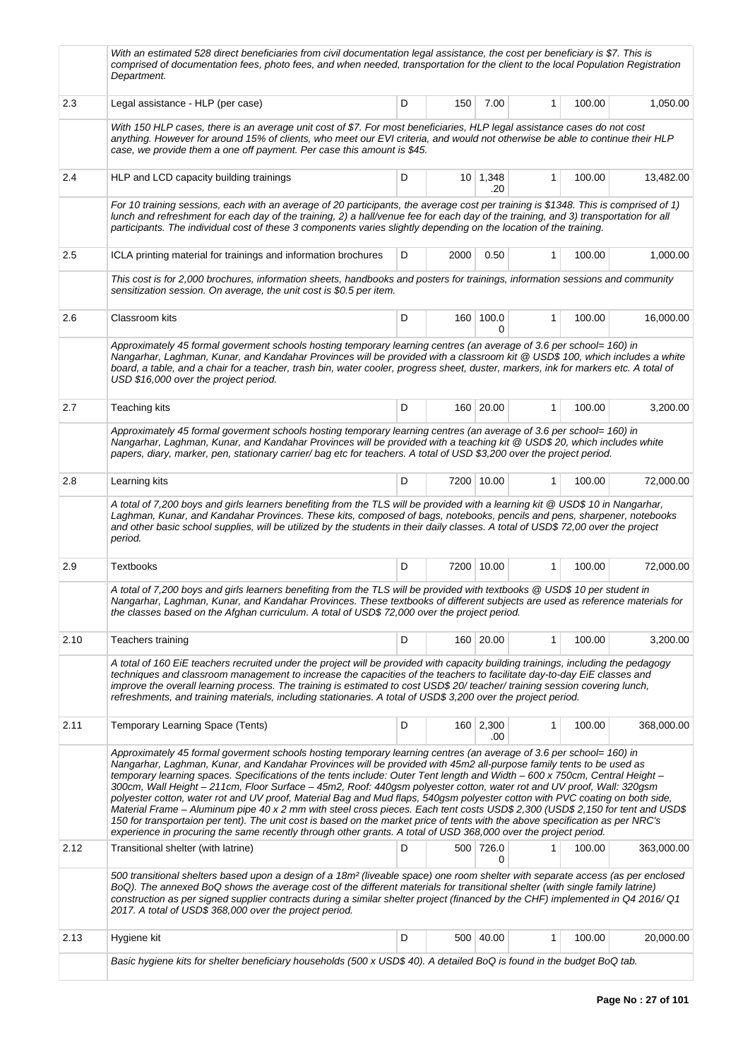| | | | | | | | |
|---|---|---|---|---|---|---|---|
| | *With an estimated 528 direct beneficiaries from civil documentation legal assistance, the cost per beneficiary is $7. This is comprised of documentation fees, photo fees, and when needed, transportation for the client to the local Population Registration Department.* | | | | | | |
| 2.3 | Legal assistance - HLP (per case) | D | 150 | 7.00 | 1 | 100.00 | 1,050.00 |
| | *With 150 HLP cases, there is an average unit cost of $7. For most beneficiaries, HLP legal assistance cases do not cost anything. However for around 15% of clients, who meet our EVI criteria, and would not otherwise be able to continue their HLP case, we provide them a one off payment. Per case this amount is $45.* | | | | | | |
| 2.4 | HLP and LCD capacity building trainings | D | 10 | 1,348.20 | 1 | 100.00 | 13,482.00 |
| | *For 10 training sessions, each with an average of 20 participants, the average cost per training is $1348. This is comprised of 1) lunch and refreshment for each day of the training, 2) a hall/venue fee for each day of the training, and 3) transportation for all participants. The individual cost of these 3 components varies slightly depending on the location of the training.* | | | | | | |
| 2.5 | ICLA printing material for trainings and information brochures | D | 2000 | 0.50 | 1 | 100.00 | 1,000.00 |
| | *This cost is for 2,000 brochures, information sheets, handbooks and posters for trainings, information sessions and community sensitization session. On average, the unit cost is $0.5 per item.* | | | | | | |
| 2.6 | Classroom kits | D | 160 | 100.00 | 1 | 100.00 | 16,000.00 |
| | *Approximately 45 formal goverment schools hosting temporary learning centres (an average of 3.6 per school= 160) in Nangarhar, Laghman, Kunar, and Kandahar Provinces will be provided with a classroom kit @ USD$ 100, which includes a white board, a table, and a chair for a teacher, trash bin, water cooler, progress sheet, duster, markers, ink for markers etc. A total of USD $16,000 over the project period.* | | | | | | |
| 2.7 | Teaching kits | D | 160 | 20.00 | 1 | 100.00 | 3,200.00 |
| | *Approximately 45 formal goverment schools hosting temporary learning centres (an average of 3.6 per school= 160) in Nangarhar, Laghman, Kunar, and Kandahar Provinces will be provided with a teaching kit @ USD$ 20, which includes white papers, diary, marker, pen, stationary carrier/ bag etc for teachers. A total of USD $3,200 over the project period.* | | | | | | |
| 2.8 | Learning kits | D | 7200 | 10.00 | 1 | 100.00 | 72,000.00 |
| | *A total of 7,200 boys and girls learners benefiting from the TLS will be provided with a learning kit @ USD$ 10 in Nangarhar, Laghman, Kunar, and Kandahar Provinces. These kits, composed of bags, notebooks, pencils and pens, sharpener, notebooks and other basic school supplies, will be utilized by the students in their daily classes. A total of USD$ 72,00 over the project period.* | | | | | | |
| 2.9 | Textbooks | D | 7200 | 10.00 | 1 | 100.00 | 72,000.00 |
| | *A total of 7,200 boys and girls learners benefiting from the TLS will be provided with textbooks @ USD$ 10 per student in Nangarhar, Laghman, Kunar, and Kandahar Provinces. These textbooks of different subjects are used as reference materials for the classes based on the Afghan curriculum. A total of USD$ 72,000 over the project period.* | | | | | | |
| 2.10 | Teachers training | D | 160 | 20.00 | 1 | 100.00 | 3,200.00 |
| | *A total of 160 EiE teachers recruited under the project will be provided with capacity building trainings, including the pedagogy techniques and classroom management to increase the capacities of the teachers to facilitate day-to-day EiE classes and improve the overall learning process. The training is estimated to cost USD$ 20/ teacher/ training session covering lunch, refreshments, and training materials, including stationaries. A total of USD$ 3,200 over the project period.* | | | | | | |
| 2.11 | Temporary Learning Space (Tents) | D | 160 | 2,300.00 | 1 | 100.00 | 368,000.00 |
| | *Approximately 45 formal goverment schools hosting temporary learning centres (an average of 3.6 per school= 160) in Nangarhar, Laghman, Kunar, and Kandahar Provinces will be provided with 45m2 all-purpose family tents to be used as temporary learning spaces. Specifications of the tents include: Outer Tent length and Width – 600 x 750cm, Central Height – 300cm, Wall Height – 211cm, Floor Surface – 45m2, Roof: 440gsm polyester cotton, water rot and UV proof, Wall: 320gsm polyester cotton, water rot and UV proof, Material Bag and Mud flaps, 540gsm polyester cotton with PVC coating on both side, Material Frame – Aluminum pipe 40 x 2 mm with steel cross pieces. Each tent costs USD$ 2,300 (USD$ 2,150 for tent and USD$ 150 for transportaion per tent). The unit cost is based on the market price of tents with the above specification as per NRC's experience in procuring the same recently through other grants. A total of USD 368,000 over the project period.* | | | | | | |
| 2.12 | Transitional shelter (with latrine) | D | 500 | 726.00 | 1 | 100.00 | 363,000.00 |
| | *500 transitional shelters based upon a design of a 18m² (liveable space) one room shelter with separate access (as per enclosed BoQ). The annexed BoQ shows the average cost of the different materials for transitional shelter (with single family latrine) construction as per signed supplier contracts during a similar shelter project (financed by the CHF) implemented in Q4 2016/ Q1 2017. A total of USD$ 368,000 over the project period.* | | | | | | |
| 2.13 | Hygiene kit | D | 500 | 40.00 | 1 | 100.00 | 20,000.00 |
| | *Basic hygiene kits for shelter beneficiary households (500 x USD$ 40). A detailed BoQ is found in the budget BoQ tab.* | | | | | | |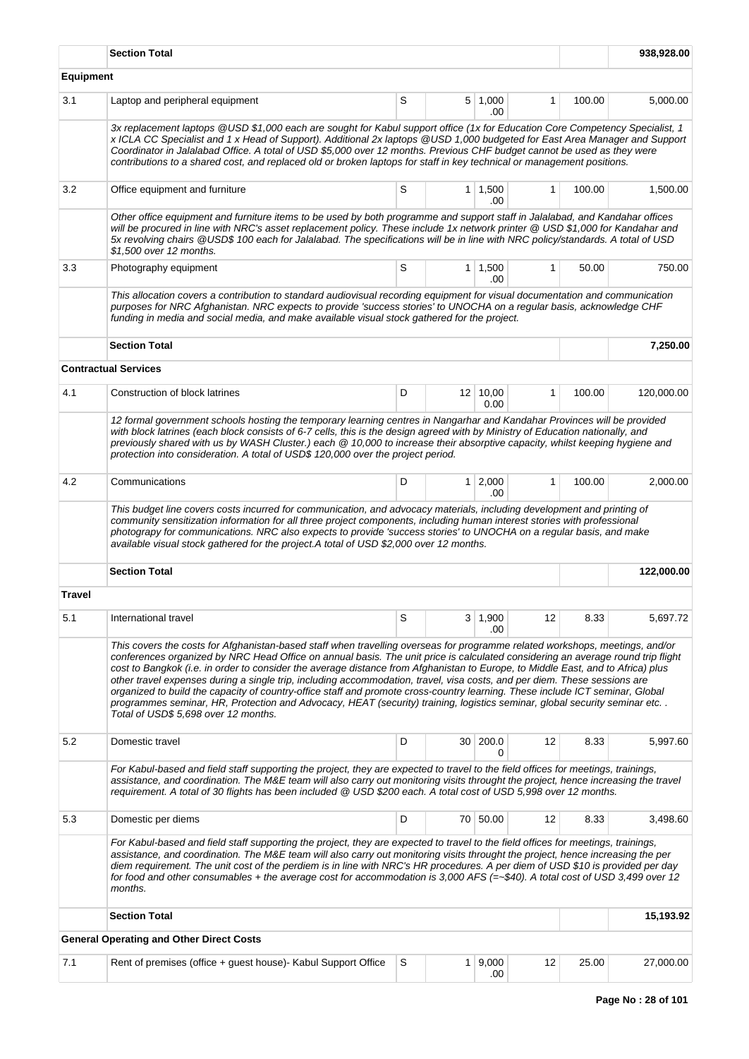| | **Section Total** | | | | | | **938,928.00** |
|---|---|---|---|---|---|---|---|
| **Equipment** | | | | | | | |
| 3.1 | Laptop and peripheral equipment | S | 5 | 1,000.00 | 1 | 100.00 | 5,000.00 |
| | *3x replacement laptops @USD $1,000 each are sought for Kabul support office (1x for Education Core Competency Specialist, 1 x ICLA CC Specialist and 1 x Head of Support). Additional 2x laptops @USD 1,000 budgeted for East Area Manager and Support Coordinator in Jalalabad Office. A total of USD $5,000 over 12 months. Previous CHF budget cannot be used as they were contributions to a shared cost, and replaced old or broken laptops for staff in key technical or management positions.* | | | | | | |
| 3.2 | Office equipment and furniture | S | 1 | 1,500.00 | 1 | 100.00 | 1,500.00 |
| | *Other office equipment and furniture items to be used by both programme and support staff in Jalalabad, and Kandahar offices will be procured in line with NRC's asset replacement policy. These include 1x network printer @ USD $1,000 for Kandahar and 5x revolving chairs @USD$ 100 each for Jalalabad. The specifications will be in line with NRC policy/standards. A total of USD $1,500 over 12 months.* | | | | | | |
| 3.3 | Photography equipment | S | 1 | 1,500.00 | 1 | 50.00 | 750.00 |
| | *This allocation covers a contribution to standard audiovisual recording equipment for visual documentation and communication purposes for NRC Afghanistan. NRC expects to provide 'success stories' to UNOCHA on a regular basis, acknowledge CHF funding in media and social media, and make available visual stock gathered for the project.* | | | | | | |
| | **Section Total** | | | | | | **7,250.00** |
| **Contractual Services** | | | | | | | |
| 4.1 | Construction of block latrines | D | 12 | 10,000.00 | 1 | 100.00 | 120,000.00 |
| | *12 formal government schools hosting the temporary learning centres in Nangarhar and Kandahar Provinces will be provided with block latrines (each block consists of 6-7 cells, this is the design agreed with by Ministry of Education nationally, and previously shared with us by WASH Cluster.) each @ 10,000 to increase their absorptive capacity, whilst keeping hygiene and protection into consideration. A total of USD$ 120,000 over the project period.* | | | | | | |
| 4.2 | Communications | D | 1 | 2,000.00 | 1 | 100.00 | 2,000.00 |
| | *This budget line covers costs incurred for communication, and advocacy materials, including development and printing of community sensitization information for all three project components, including human interest stories with professional photograpy for communications. NRC also expects to provide 'success stories' to UNOCHA on a regular basis, and make available visual stock gathered for the project.A total of USD $2,000 over 12 months.* | | | | | | |
| | **Section Total** | | | | | | **122,000.00** |
| **Travel** | | | | | | | |
| 5.1 | International travel | S | 3 | 1,900.00 | 12 | 8.33 | 5,697.72 |
| | *This covers the costs for Afghanistan-based staff when travelling overseas for programme related workshops, meetings, and/or conferences organized by NRC Head Office on annual basis. The unit price is calculated considering an average round trip flight cost to Bangkok (i.e. in order to consider the average distance from Afghanistan to Europe, to Middle East, and to Africa) plus other travel expenses during a single trip, including accommodation, travel, visa costs, and per diem. These sessions are organized to build the capacity of country-office staff and promote cross-country learning. These include ICT seminar, Global programmes seminar, HR, Protection and Advocacy, HEAT (security) training, logistics seminar, global security seminar etc. . Total of USD$ 5,698 over 12 months.* | | | | | | |
| 5.2 | Domestic travel | D | 30 | 200.00 | 12 | 8.33 | 5,997.60 |
| | *For Kabul-based and field staff supporting the project, they are expected to travel to the field offices for meetings, trainings, assistance, and coordination. The M&E team will also carry out monitoring visits throught the project, hence increasing the travel requirement. A total of 30 flights has been included @ USD $200 each. A total cost of USD 5,998 over 12 months.* | | | | | | |
| 5.3 | Domestic per diems | D | 70 | 50.00 | 12 | 8.33 | 3,498.60 |
| | *For Kabul-based and field staff supporting the project, they are expected to travel to the field offices for meetings, trainings, assistance, and coordination. The M&E team will also carry out monitoring visits throught the project, hence increasing the per diem requirement. The unit cost of the perdiem is in line with NRC's HR procedures. A per diem of USD $10 is provided per day for food and other consumables + the average cost for accommodation is 3,000 AFS (=~$40). A total cost of USD 3,499 over 12 months.* | | | | | | |
| | **Section Total** | | | | | | **15,193.92** |
| **General Operating and Other Direct Costs** | | | | | | | |
| 7.1 | Rent of premises (office + guest house)- Kabul Support Office | S | 1 | 9,000.00 | 12 | 25.00 | 27,000.00 |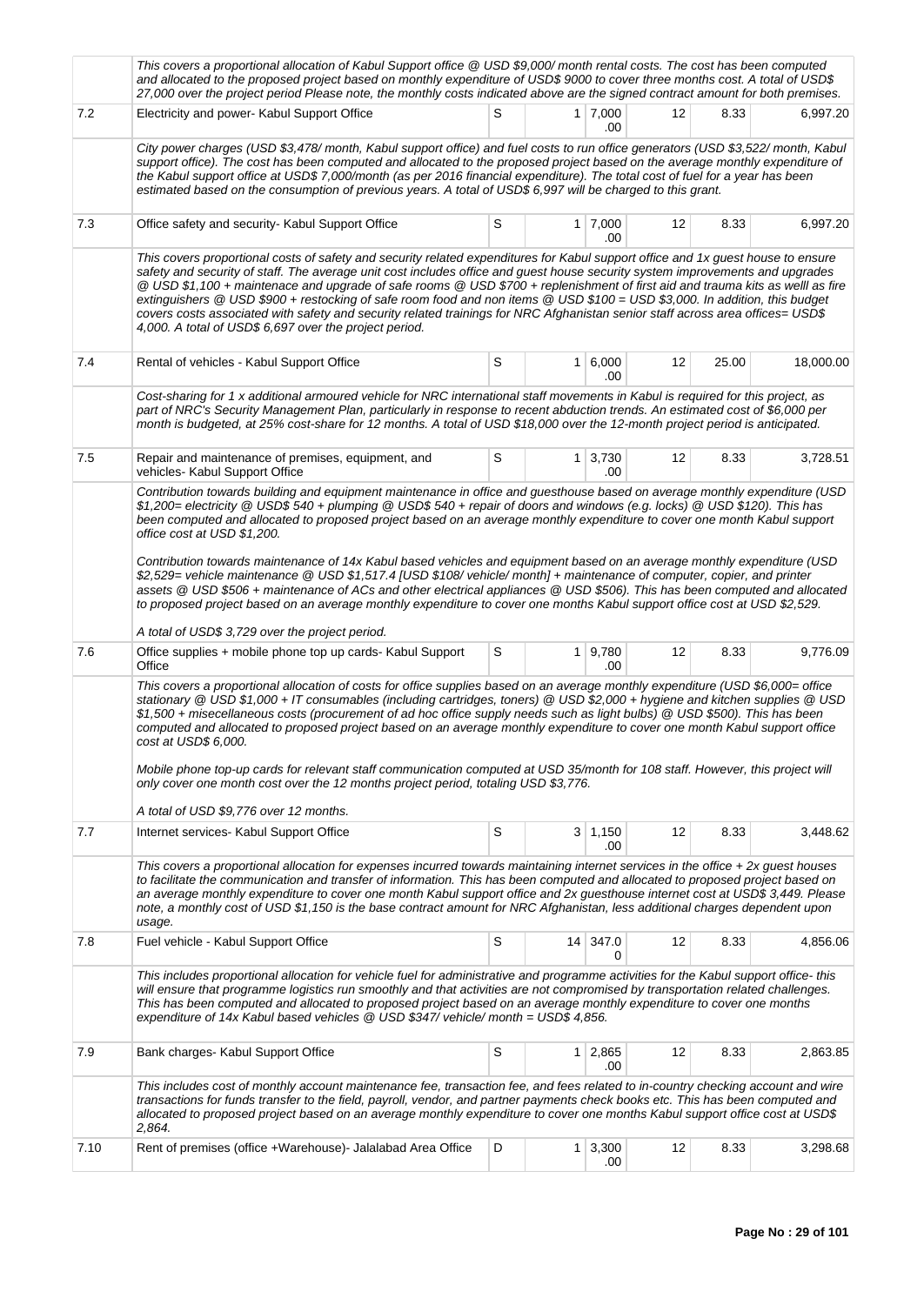| | | | | | | | |
|---|---|---|---|---|---|---|---|
| | *This covers a proportional allocation of Kabul Support office @ USD $9,000/ month rental costs. The cost has been computed and allocated to the proposed project based on monthly expenditure of USD$ 9000 to cover three months cost. A total of USD$ 27,000 over the project period Please note, the monthly costs indicated above are the signed contract amount for both premises.* | | | | | | |
| 7.2 | Electricity and power- Kabul Support Office | S | 1 | 7,000.00 | 12 | 8.33 | 6,997.20 |
| | *City power charges (USD $3,478/ month, Kabul support office) and fuel costs to run office generators (USD $3,522/ month, Kabul support office). The cost has been computed and allocated to the proposed project based on the average monthly expenditure of the Kabul support office at USD$ 7,000/month (as per 2016 financial expenditure). The total cost of fuel for a year has been estimated based on the consumption of previous years. A total of USD$ 6,997 will be charged to this grant.* | | | | | | |
| 7.3 | Office safety and security- Kabul Support Office | S | 1 | 7,000.00 | 12 | 8.33 | 6,997.20 |
| | *This covers proportional costs of safety and security related expenditures for Kabul support office and 1x guest house to ensure safety and security of staff. The average unit cost includes office and guest house security system improvements and upgrades @ USD $1,100 + maintenace and upgrade of safe rooms @ USD $700 + replenishment of first aid and trauma kits as welll as fire extinguishers @ USD $900 + restocking of safe room food and non items @ USD $100 = USD $3,000. In addition, this budget covers costs associated with safety and security related trainings for NRC Afghanistan senior staff across area offices= USD$ 4,000. A total of USD$ 6,697 over the project period.* | | | | | | |
| 7.4 | Rental of vehicles - Kabul Support Office | S | 1 | 6,000.00 | 12 | 25.00 | 18,000.00 |
| | *Cost-sharing for 1 x additional armoured vehicle for NRC international staff movements in Kabul is required for this project, as part of NRC's Security Management Plan, particularly in response to recent abduction trends. An estimated cost of $6,000 per month is budgeted, at 25% cost-share for 12 months. A total of USD $18,000 over the 12-month project period is anticipated.* | | | | | | |
| 7.5 | Repair and maintenance of premises, equipment, and vehicles- Kabul Support Office | S | 1 | 3,730.00 | 12 | 8.33 | 3,728.51 |
| | *Contribution towards building and equipment maintenance in office and guesthouse based on average monthly expenditure (USD $1,200= electricity @ USD$ 540 + plumping @ USD$ 540 + repair of doors and windows (e.g. locks) @ USD $120). This has been computed and allocated to proposed project based on an average monthly expenditure to cover one month Kabul support office cost at USD $1,200.*<br><br>*Contribution towards maintenance of 14x Kabul based vehicles and equipment based on an average monthly expenditure (USD $2,529= vehicle maintenance @ USD $1,517.4 [USD $108/ vehicle/ month] + maintenance of computer, copier, and printer assets @ USD $506 + maintenance of ACs and other electrical appliances @ USD $506). This has been computed and allocated to proposed project based on an average monthly expenditure to cover one months Kabul support office cost at USD $2,529.*<br><br>*A total of USD$ 3,729 over the project period.* | | | | | | |
| 7.6 | Office supplies + mobile phone top up cards- Kabul Support Office | S | 1 | 9,780.00 | 12 | 8.33 | 9,776.09 |
| | *This covers a proportional allocation of costs for office supplies based on an average monthly expenditure (USD $6,000= office stationary @ USD $1,000 + IT consumables (including cartridges, toners) @ USD $2,000 + hygiene and kitchen supplies @ USD $1,500 + misecellaneous costs (procurement of ad hoc office supply needs such as light bulbs) @ USD $500). This has been computed and allocated to proposed project based on an average monthly expenditure to cover one month Kabul support office cost at USD$ 6,000.*<br><br>*Mobile phone top-up cards for relevant staff communication computed at USD 35/month for 108 staff. However, this project will only cover one month cost over the 12 months project period, totaling USD $3,776.*<br><br>*A total of USD $9,776 over 12 months.* | | | | | | |
| 7.7 | Internet services- Kabul Support Office | S | 3 | 1,150.00 | 12 | 8.33 | 3,448.62 |
| | *This covers a proportional allocation for expenses incurred towards maintaining internet services in the office + 2x guest houses to facilitate the communication and transfer of information. This has been computed and allocated to proposed project based on an average monthly expenditure to cover one month Kabul support office and 2x guesthouse internet cost at USD$ 3,449. Please note, a monthly cost of USD $1,150 is the base contract amount for NRC Afghanistan, less additional charges dependent upon usage.* | | | | | | |
| 7.8 | Fuel vehicle - Kabul Support Office | S | 14 | 347.00 | 12 | 8.33 | 4,856.06 |
| | *This includes proportional allocation for vehicle fuel for administrative and programme activities for the Kabul support office- this will ensure that programme logistics run smoothly and that activities are not compromised by transportation related challenges. This has been computed and allocated to proposed project based on an average monthly expenditure to cover one months expenditure of 14x Kabul based vehicles @ USD $347/ vehicle/ month = USD$ 4,856.* | | | | | | |
| 7.9 | Bank charges- Kabul Support Office | S | 1 | 2,865.00 | 12 | 8.33 | 2,863.85 |
| | *This includes cost of monthly account maintenance fee, transaction fee, and fees related to in-country checking account and wire transactions for funds transfer to the field, payroll, vendor, and partner payments check books etc. This has been computed and allocated to proposed project based on an average monthly expenditure to cover one months Kabul support office cost at USD$ 2,864.* | | | | | | |
| 7.10 | Rent of premises (office +Warehouse)- Jalalabad Area Office | D | 1 | 3,300.00 | 12 | 8.33 | 3,298.68 |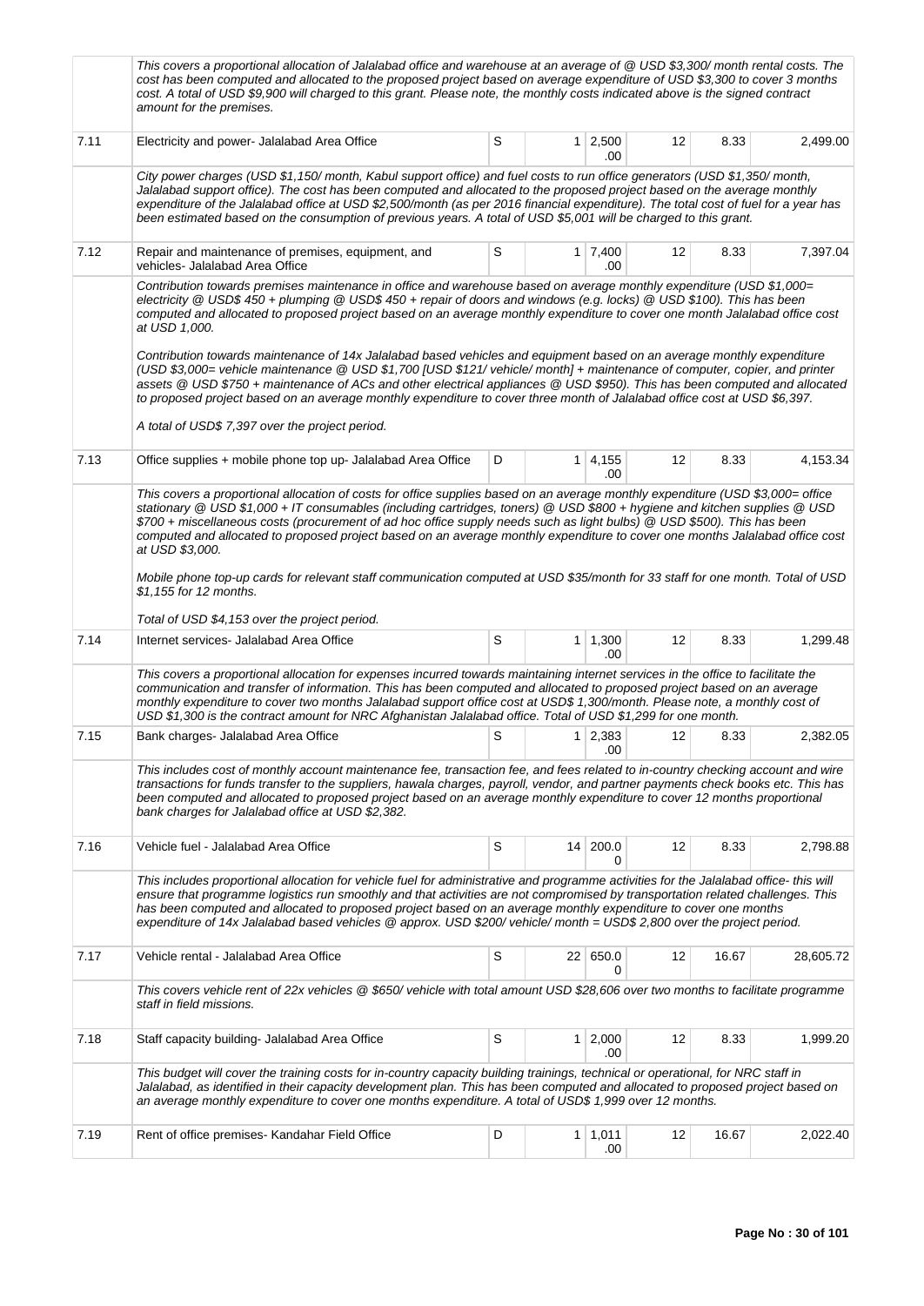| | | | | | | | |
|---|---|---|---|---|---|---|---|
| | *This covers a proportional allocation of Jalalabad office and warehouse at an average of @ USD $3,300/ month rental costs. The cost has been computed and allocated to the proposed project based on average expenditure of USD $3,300 to cover 3 months cost. A total of USD $9,900 will charged to this grant. Please note, the monthly costs indicated above is the signed contract amount for the premises.* | | | | | | |
| 7.11 | Electricity and power- Jalalabad Area Office | S | 1 | 2,500.00 | 12 | 8.33 | 2,499.00 |
| | *City power charges (USD $1,150/ month, Kabul support office) and fuel costs to run office generators (USD $1,350/ month, Jalalabad support office). The cost has been computed and allocated to the proposed project based on the average monthly expenditure of the Jalalabad office at USD $2,500/month (as per 2016 financial expenditure). The total cost of fuel for a year has been estimated based on the consumption of previous years. A total of USD $5,001 will be charged to this grant.* | | | | | | |
| 7.12 | Repair and maintenance of premises, equipment, and vehicles- Jalalabad Area Office | S | 1 | 7,400.00 | 12 | 8.33 | 7,397.04 |
| | *Contribution towards premises maintenance in office and warehouse based on average monthly expenditure (USD $1,000= electricity @ USD$ 450 + plumping @ USD$ 450 + repair of doors and windows (e.g. locks) @ USD $100). This has been computed and allocated to proposed project based on an average monthly expenditure to cover one month Jalalabad office cost at USD 1,000.*<br><br>*Contribution towards maintenance of 14x Jalalabad based vehicles and equipment based on an average monthly expenditure (USD $3,000= vehicle maintenance @ USD $1,700 [USD $121/ vehicle/ month] + maintenance of computer, copier, and printer assets @ USD $750 + maintenance of ACs and other electrical appliances @ USD $950). This has been computed and allocated to proposed project based on an average monthly expenditure to cover three month of Jalalabad office cost at USD $6,397.*<br><br>*A total of USD$ 7,397 over the project period.* | | | | | | |
| 7.13 | Office supplies + mobile phone top up- Jalalabad Area Office | D | 1 | 4,155.00 | 12 | 8.33 | 4,153.34 |
| | *This covers a proportional allocation of costs for office supplies based on an average monthly expenditure (USD $3,000= office stationary @ USD $1,000 + IT consumables (including cartridges, toners) @ USD $800 + hygiene and kitchen supplies @ USD $700 + miscellaneous costs (procurement of ad hoc office supply needs such as light bulbs) @ USD $500). This has been computed and allocated to proposed project based on an average monthly expenditure to cover one months Jalalabad office cost at USD $3,000.*<br><br>*Mobile phone top-up cards for relevant staff communication computed at USD $35/month for 33 staff for one month. Total of USD $1,155 for 12 months.*<br><br>*Total of USD $4,153 over the project period.* | | | | | | |
| 7.14 | Internet services- Jalalabad Area Office | S | 1 | 1,300.00 | 12 | 8.33 | 1,299.48 |
| | *This covers a proportional allocation for expenses incurred towards maintaining internet services in the office to facilitate the communication and transfer of information. This has been computed and allocated to proposed project based on an average monthly expenditure to cover two months Jalalabad support office cost at USD$ 1,300/month. Please note, a monthly cost of USD $1,300 is the contract amount for NRC Afghanistan Jalalabad office. Total of USD $1,299 for one month.* | | | | | | |
| 7.15 | Bank charges- Jalalabad Area Office | S | 1 | 2,383.00 | 12 | 8.33 | 2,382.05 |
| | *This includes cost of monthly account maintenance fee, transaction fee, and fees related to in-country checking account and wire transactions for funds transfer to the suppliers, hawala charges, payroll, vendor, and partner payments check books etc. This has been computed and allocated to proposed project based on an average monthly expenditure to cover 12 months proportional bank charges for Jalalabad office at USD $2,382.* | | | | | | |
| 7.16 | Vehicle fuel - Jalalabad Area Office | S | 14 | 200.00 | 12 | 8.33 | 2,798.88 |
| | *This includes proportional allocation for vehicle fuel for administrative and programme activities for the Jalalabad office- this will ensure that programme logistics run smoothly and that activities are not compromised by transportation related challenges. This has been computed and allocated to proposed project based on an average monthly expenditure to cover one months expenditure of 14x Jalalabad based vehicles @ approx. USD $200/ vehicle/ month = USD$ 2,800 over the project period.* | | | | | | |
| 7.17 | Vehicle rental - Jalalabad Area Office | S | 22 | 650.00 | 12 | 16.67 | 28,605.72 |
| | *This covers vehicle rent of 22x vehicles @ $650/ vehicle with total amount USD $28,606 over two months to facilitate programme staff in field missions.* | | | | | | |
| 7.18 | Staff capacity building- Jalalabad Area Office | S | 1 | 2,000.00 | 12 | 8.33 | 1,999.20 |
| | *This budget will cover the training costs for in-country capacity building trainings, technical or operational, for NRC staff in Jalalabad, as identified in their capacity development plan. This has been computed and allocated to proposed project based on an average monthly expenditure to cover one months expenditure. A total of USD$ 1,999 over 12 months.* | | | | | | |
| 7.19 | Rent of office premises- Kandahar Field Office | D | 1 | 1,011.00 | 12 | 16.67 | 2,022.40 |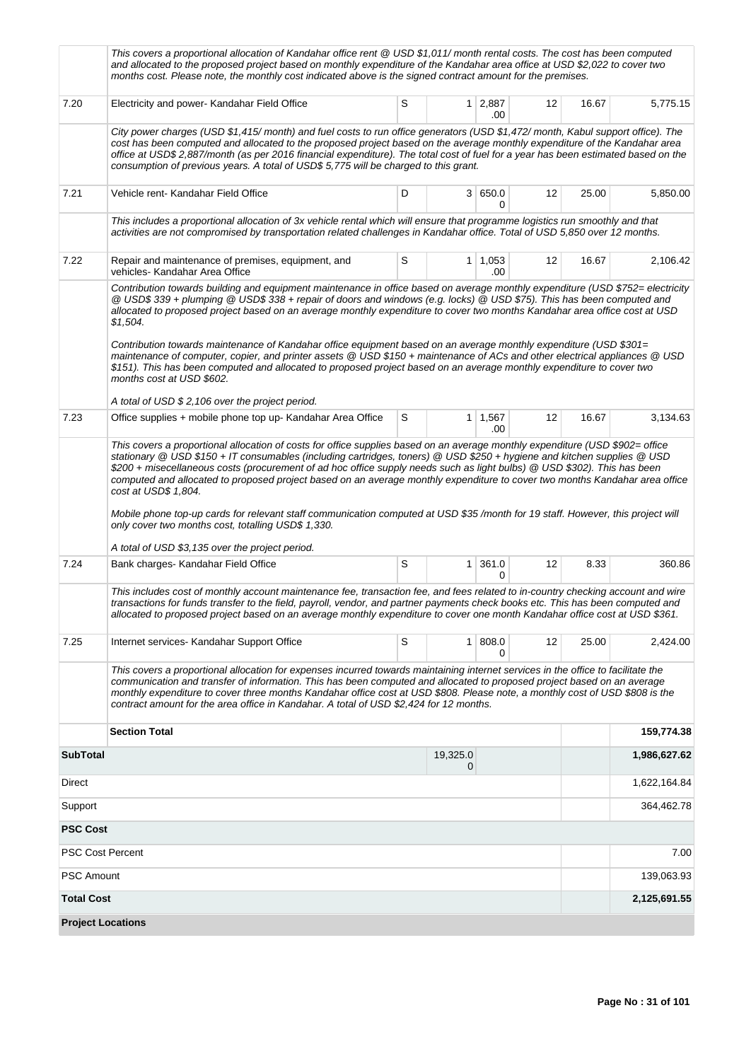| | | | | | | | |
|---|---|---|---|---|---|---|---|
| | This covers a proportional allocation of Kandahar office rent @ USD $1,011/ month rental costs. The cost has been computed and allocated to the proposed project based on monthly expenditure of the Kandahar area office at USD $2,022 to cover two months cost. Please note, the monthly cost indicated above is the signed contract amount for the premises. | | | | | | |
| 7.20 | Electricity and power- Kandahar Field Office | S | 1 | 2,887.00 | 12 | 16.67 | 5,775.15 |
| | City power charges (USD $1,415/ month) and fuel costs to run office generators (USD $1,472/ month, Kabul support office). The cost has been computed and allocated to the proposed project based on the average monthly expenditure of the Kandahar area office at USD$ 2,887/month (as per 2016 financial expenditure). The total cost of fuel for a year has been estimated based on the consumption of previous years. A total of USD$ 5,775 will be charged to this grant. | | | | | | |
| 7.21 | Vehicle rent- Kandahar Field Office | D | 3 | 650.00 | 12 | 25.00 | 5,850.00 |
| | This includes a proportional allocation of 3x vehicle rental which will ensure that programme logistics run smoothly and that activities are not compromised by transportation related challenges in Kandahar office. Total of USD 5,850 over 12 months. | | | | | | |
| 7.22 | Repair and maintenance of premises, equipment, and vehicles- Kandahar Area Office | S | 1 | 1,053.00 | 12 | 16.67 | 2,106.42 |
| | Contribution towards building and equipment maintenance in office based on average monthly expenditure (USD $752= electricity @ USD$ 339 + plumping @ USD$ 338 + repair of doors and windows (e.g. locks) @ USD $75). This has been computed and allocated to proposed project based on an average monthly expenditure to cover two months Kandahar area office cost at USD $1,504.<br><br>Contribution towards maintenance of Kandahar office equipment based on an average monthly expenditure (USD $301= maintenance of computer, copier, and printer assets @ USD $150 + maintenance of ACs and other electrical appliances @ USD $151). This has been computed and allocated to proposed project based on an average monthly expenditure to cover two months cost at USD $602.<br><br>A total of USD $ 2,106 over the project period. | | | | | | |
| 7.23 | Office supplies + mobile phone top up- Kandahar Area Office | S | 1 | 1,567.00 | 12 | 16.67 | 3,134.63 |
| | This covers a proportional allocation of costs for office supplies based on an average monthly expenditure (USD $902= office stationary @ USD $150 + IT consumables (including cartridges, toners) @ USD $250 + hygiene and kitchen supplies @ USD $200 + misecellaneous costs (procurement of ad hoc office supply needs such as light bulbs) @ USD $302). This has been computed and allocated to proposed project based on an average monthly expenditure to cover two months Kandahar area office cost at USD$ 1,804.<br><br>Mobile phone top-up cards for relevant staff communication computed at USD $35 /month for 19 staff. However, this project will only cover two months cost, totalling USD$ 1,330.<br><br>A total of USD $3,135 over the project period. | | | | | | |
| 7.24 | Bank charges- Kandahar Field Office | S | 1 | 361.00 | 12 | 8.33 | 360.86 |
| | This includes cost of monthly account maintenance fee, transaction fee, and fees related to in-country checking account and wire transactions for funds transfer to the field, payroll, vendor, and partner payments check books etc. This has been computed and allocated to proposed project based on an average monthly expenditure to cover one month Kandahar office cost at USD $361. | | | | | | |
| 7.25 | Internet services- Kandahar Support Office | S | 1 | 808.00 | 12 | 25.00 | 2,424.00 |
| | This covers a proportional allocation for expenses incurred towards maintaining internet services in the office to facilitate the communication and transfer of information. This has been computed and allocated to proposed project based on an average monthly expenditure to cover three months Kandahar office cost at USD $808. Please note, a monthly cost of USD $808 is the contract amount for the area office in Kandahar. A total of USD $2,424 for 12 months. | | | | | | |
| | **Section Total** | | | | | | **159,774.38** |
| **SubTotal** | | | 19,325.00 | | | | **1,986,627.62** |
| Direct | | | | | | | 1,622,164.84 |
| Support | | | | | | | 364,462.78 |
| **PSC Cost** | | | | | | | |
| PSC Cost Percent | | | | | | | 7.00 |
| PSC Amount | | | | | | | 139,063.93 |
| **Total Cost** | | | | | | | **2,125,691.55** |

**Project Locations**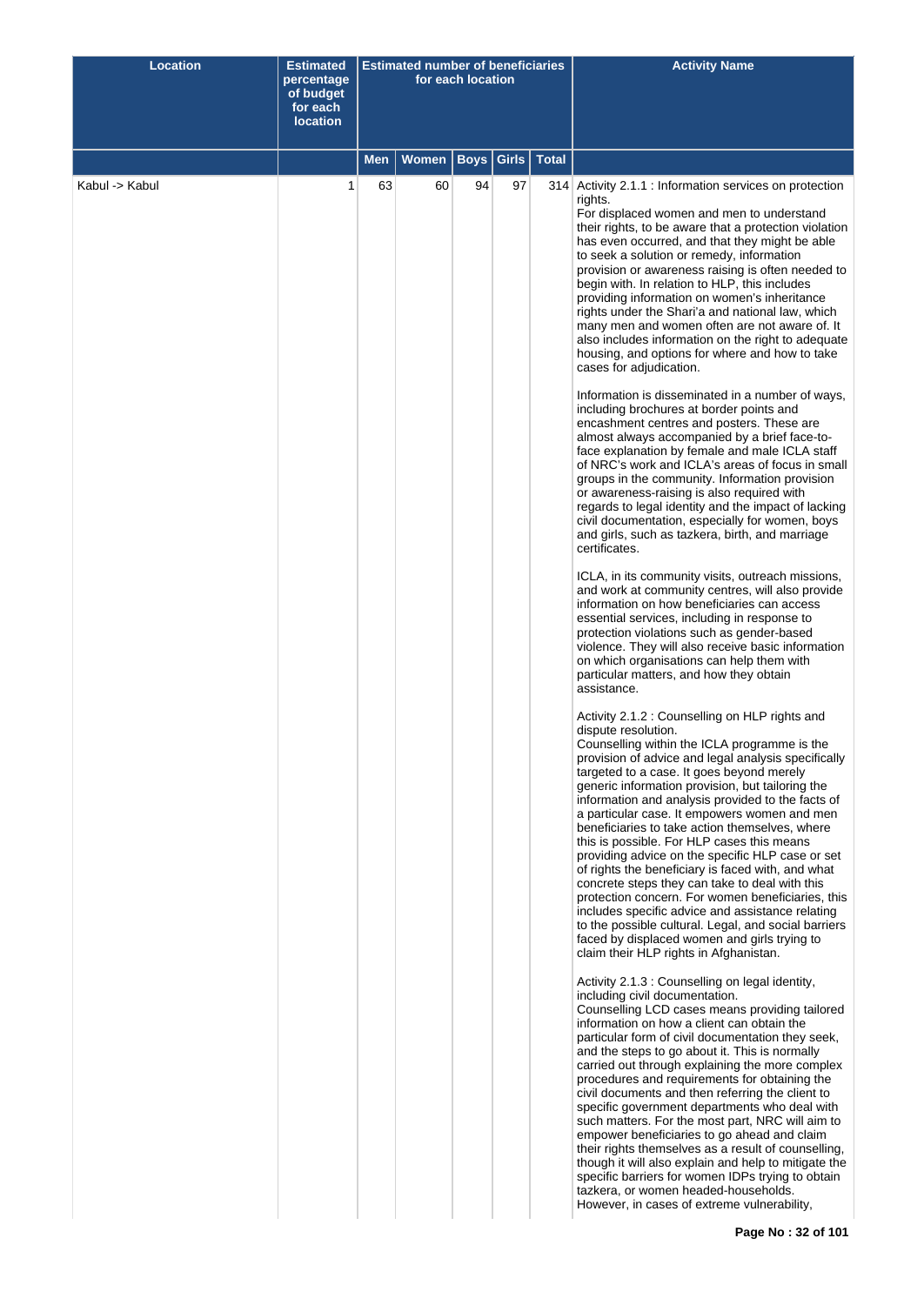| Location | Estimated percentage of budget for each location | Estimated number of beneficiaries for each location | | | | | Activity Name |
|---|---|---|---|---|---|---|---|
| | | Men | Women | Boys | Girls | Total | |
| Kabul -> Kabul | 1 | 63 | 60 | 94 | 97 | 314 | Activity 2.1.1 : Information services on protection rights.<br>For displaced women and men to understand their rights, to be aware that a protection violation has even occurred, and that they might be able to seek a solution or remedy, information provision or awareness raising is often needed to begin with. In relation to HLP, this includes providing information on women's inheritance rights under the Shari'a and national law, which many men and women often are not aware of. It also includes information on the right to adequate housing, and options for where and how to take cases for adjudication.<br><br>Information is disseminated in a number of ways, including brochures at border points and encashment centres and posters. These are almost always accompanied by a brief face-to-face explanation by female and male ICLA staff of NRC's work and ICLA's areas of focus in small groups in the community. Information provision or awareness-raising is also required with regards to legal identity and the impact of lacking civil documentation, especially for women, boys and girls, such as tazkera, birth, and marriage certificates.<br><br>ICLA, in its community visits, outreach missions, and work at community centres, will also provide information on how beneficiaries can access essential services, including in response to protection violations such as gender-based violence. They will also receive basic information on which organisations can help them with particular matters, and how they obtain assistance.<br><br>Activity 2.1.2 : Counselling on HLP rights and dispute resolution.<br>Counselling within the ICLA programme is the provision of advice and legal analysis specifically targeted to a case. It goes beyond merely generic information provision, but tailoring the information and analysis provided to the facts of a particular case. It empowers women and men beneficiaries to take action themselves, where this is possible. For HLP cases this means providing advice on the specific HLP case or set of rights the beneficiary is faced with, and what concrete steps they can take to deal with this protection concern. For women beneficiaries, this includes specific advice and assistance relating to the possible cultural. Legal, and social barriers faced by displaced women and girls trying to claim their HLP rights in Afghanistan.<br><br>Activity 2.1.3 : Counselling on legal identity, including civil documentation.<br>Counselling LCD cases means providing tailored information on how a client can obtain the particular form of civil documentation they seek, and the steps to go about it. This is normally carried out through explaining the more complex procedures and requirements for obtaining the civil documents and then referring the client to specific government departments who deal with such matters. For the most part, NRC will aim to empower beneficiaries to go ahead and claim their rights themselves as a result of counselling, though it will also explain and help to mitigate the specific barriers for women IDPs trying to obtain tazkera, or women headed-households.<br>However, in cases of extreme vulnerability, |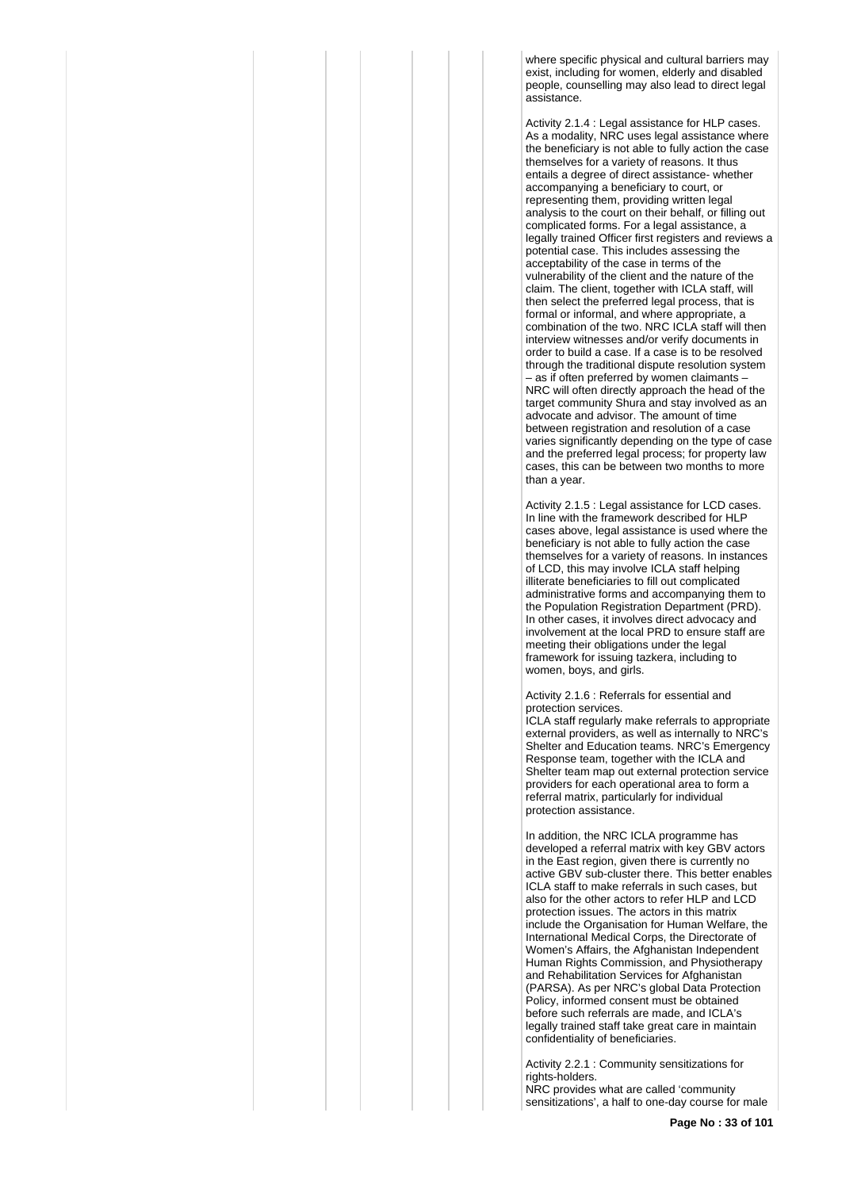where specific physical and cultural barriers may exist, including for women, elderly and disabled people, counselling may also lead to direct legal assistance.

Activity 2.1.4 : Legal assistance for HLP cases.
As a modality, NRC uses legal assistance where the beneficiary is not able to fully action the case themselves for a variety of reasons. It thus entails a degree of direct assistance- whether accompanying a beneficiary to court, or representing them, providing written legal analysis to the court on their behalf, or filling out complicated forms. For a legal assistance, a legally trained Officer first registers and reviews a potential case. This includes assessing the acceptability of the case in terms of the vulnerability of the client and the nature of the claim. The client, together with ICLA staff, will then select the preferred legal process, that is formal or informal, and where appropriate, a combination of the two. NRC ICLA staff will then interview witnesses and/or verify documents in order to build a case. If a case is to be resolved through the traditional dispute resolution system – as if often preferred by women claimants – NRC will often directly approach the head of the target community Shura and stay involved as an advocate and advisor. The amount of time between registration and resolution of a case varies significantly depending on the type of case and the preferred legal process; for property law cases, this can be between two months to more than a year.

Activity 2.1.5 : Legal assistance for LCD cases.
In line with the framework described for HLP cases above, legal assistance is used where the beneficiary is not able to fully action the case themselves for a variety of reasons. In instances of LCD, this may involve ICLA staff helping illiterate beneficiaries to fill out complicated administrative forms and accompanying them to the Population Registration Department (PRD). In other cases, it involves direct advocacy and involvement at the local PRD to ensure staff are meeting their obligations under the legal framework for issuing tazkera, including to women, boys, and girls.

Activity 2.1.6 : Referrals for essential and protection services.
ICLA staff regularly make referrals to appropriate external providers, as well as internally to NRC's Shelter and Education teams. NRC's Emergency Response team, together with the ICLA and Shelter team map out external protection service providers for each operational area to form a referral matrix, particularly for individual protection assistance.

In addition, the NRC ICLA programme has developed a referral matrix with key GBV actors in the East region, given there is currently no active GBV sub-cluster there. This better enables ICLA staff to make referrals in such cases, but also for the other actors to refer HLP and LCD protection issues. The actors in this matrix include the Organisation for Human Welfare, the International Medical Corps, the Directorate of Women's Affairs, the Afghanistan Independent Human Rights Commission, and Physiotherapy and Rehabilitation Services for Afghanistan (PARSA). As per NRC's global Data Protection Policy, informed consent must be obtained before such referrals are made, and ICLA's legally trained staff take great care in maintain confidentiality of beneficiaries.

Activity 2.2.1 : Community sensitizations for rights-holders.
NRC provides what are called 'community sensitizations', a half to one-day course for male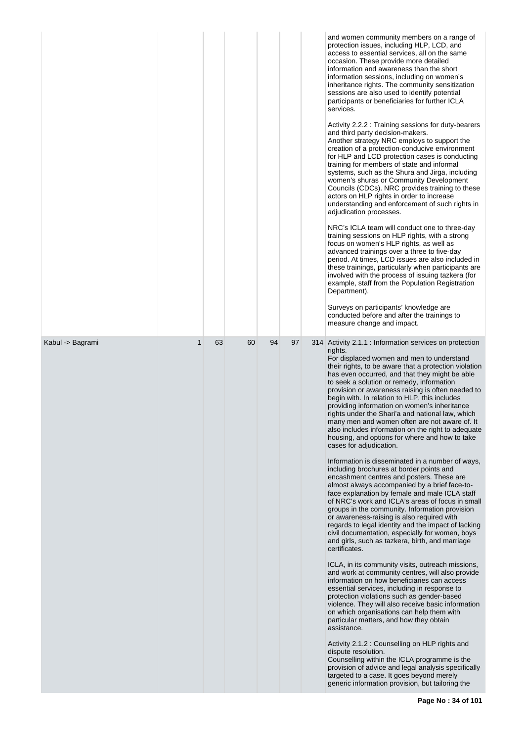| | | | | | | | |
|---|---|---|---|---|---|---|---|
| | | | | | | | and women community members on a range of protection issues, including HLP, LCD, and access to essential services, all on the same occasion. These provide more detailed information and awareness than the short information sessions, including on women's inheritance rights. The community sensitization sessions are also used to identify potential participants or beneficiaries for further ICLA services.<br><br>Activity 2.2.2 : Training sessions for duty-bearers and third party decision-makers.<br>Another strategy NRC employs to support the creation of a protection-conducive environment for HLP and LCD protection cases is conducting training for members of state and informal systems, such as the Shura and Jirga, including women's shuras or Community Development Councils (CDCs). NRC provides training to these actors on HLP rights in order to increase understanding and enforcement of such rights in adjudication processes.<br><br>NRC's ICLA team will conduct one to three-day training sessions on HLP rights, with a strong focus on women's HLP rights, as well as advanced trainings over a three to five-day period. At times, LCD issues are also included in these trainings, particularly when participants are involved with the process of issuing tazkera (for example, staff from the Population Registration Department).<br><br>Surveys on participants' knowledge are conducted before and after the trainings to measure change and impact. |
| Kabul -> Bagrami | 1 | 63 | 60 | 94 | 97 | 314 | Activity 2.1.1 : Information services on protection rights.<br>For displaced women and men to understand their rights, to be aware that a protection violation has even occurred, and that they might be able to seek a solution or remedy, information provision or awareness raising is often needed to begin with. In relation to HLP, this includes providing information on women's inheritance rights under the Shari'a and national law, which many men and women often are not aware of. It also includes information on the right to adequate housing, and options for where and how to take cases for adjudication.<br><br>Information is disseminated in a number of ways, including brochures at border points and encashment centres and posters. These are almost always accompanied by a brief face-to-face explanation by female and male ICLA staff of NRC's work and ICLA's areas of focus in small groups in the community. Information provision or awareness-raising is also required with regards to legal identity and the impact of lacking civil documentation, especially for women, boys and girls, such as tazkera, birth, and marriage certificates.<br><br>ICLA, in its community visits, outreach missions, and work at community centres, will also provide information on how beneficiaries can access essential services, including in response to protection violations such as gender-based violence. They will also receive basic information on which organisations can help them with particular matters, and how they obtain assistance.<br><br>Activity 2.1.2 : Counselling on HLP rights and dispute resolution.<br>Counselling within the ICLA programme is the provision of advice and legal analysis specifically targeted to a case. It goes beyond merely generic information provision, but tailoring the |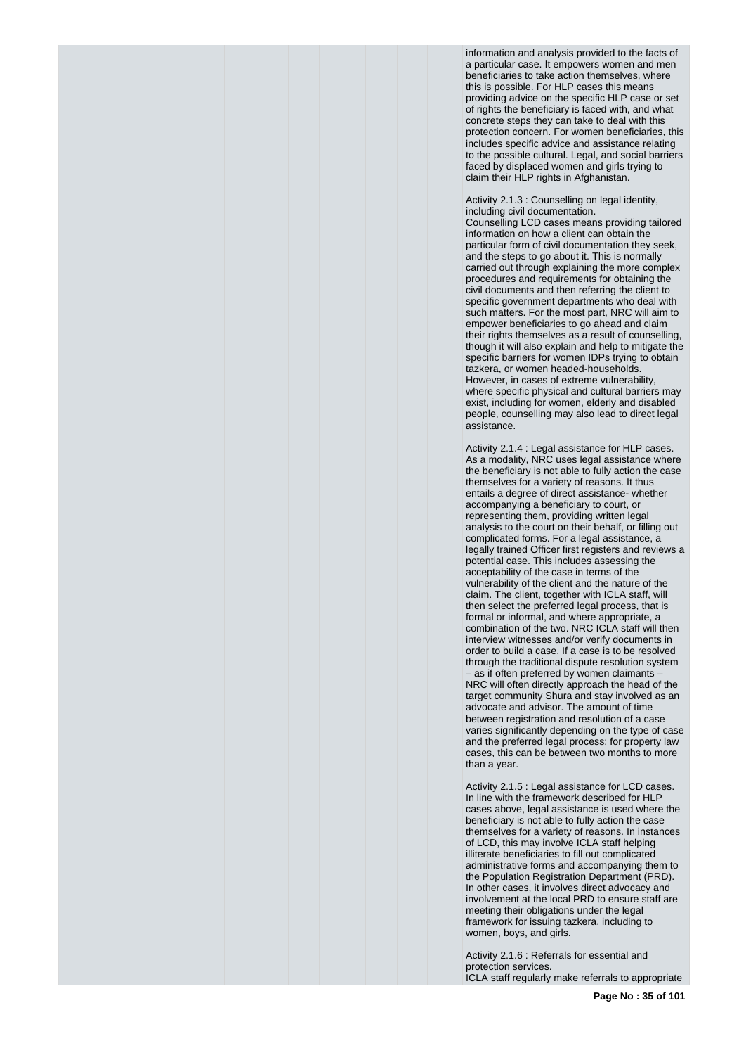information and analysis provided to the facts of a particular case. It empowers women and men beneficiaries to take action themselves, where this is possible. For HLP cases this means providing advice on the specific HLP case or set of rights the beneficiary is faced with, and what concrete steps they can take to deal with this protection concern. For women beneficiaries, this includes specific advice and assistance relating to the possible cultural. Legal, and social barriers faced by displaced women and girls trying to claim their HLP rights in Afghanistan.

Activity 2.1.3 : Counselling on legal identity, including civil documentation.
Counselling LCD cases means providing tailored information on how a client can obtain the particular form of civil documentation they seek, and the steps to go about it. This is normally carried out through explaining the more complex procedures and requirements for obtaining the civil documents and then referring the client to specific government departments who deal with such matters. For the most part, NRC will aim to empower beneficiaries to go ahead and claim their rights themselves as a result of counselling, though it will also explain and help to mitigate the specific barriers for women IDPs trying to obtain tazkera, or women headed-households. However, in cases of extreme vulnerability, where specific physical and cultural barriers may exist, including for women, elderly and disabled people, counselling may also lead to direct legal assistance.

Activity 2.1.4 : Legal assistance for HLP cases.
As a modality, NRC uses legal assistance where the beneficiary is not able to fully action the case themselves for a variety of reasons. It thus entails a degree of direct assistance- whether accompanying a beneficiary to court, or representing them, providing written legal analysis to the court on their behalf, or filling out complicated forms. For a legal assistance, a legally trained Officer first registers and reviews a potential case. This includes assessing the acceptability of the case in terms of the vulnerability of the client and the nature of the claim. The client, together with ICLA staff, will then select the preferred legal process, that is formal or informal, and where appropriate, a combination of the two. NRC ICLA staff will then interview witnesses and/or verify documents in order to build a case. If a case is to be resolved through the traditional dispute resolution system – as if often preferred by women claimants – NRC will often directly approach the head of the target community Shura and stay involved as an advocate and advisor. The amount of time between registration and resolution of a case varies significantly depending on the type of case and the preferred legal process; for property law cases, this can be between two months to more than a year.

Activity 2.1.5 : Legal assistance for LCD cases.
In line with the framework described for HLP cases above, legal assistance is used where the beneficiary is not able to fully action the case themselves for a variety of reasons. In instances of LCD, this may involve ICLA staff helping illiterate beneficiaries to fill out complicated administrative forms and accompanying them to the Population Registration Department (PRD). In other cases, it involves direct advocacy and involvement at the local PRD to ensure staff are meeting their obligations under the legal framework for issuing tazkera, including to women, boys, and girls.

Activity 2.1.6 : Referrals for essential and protection services.
ICLA staff regularly make referrals to appropriate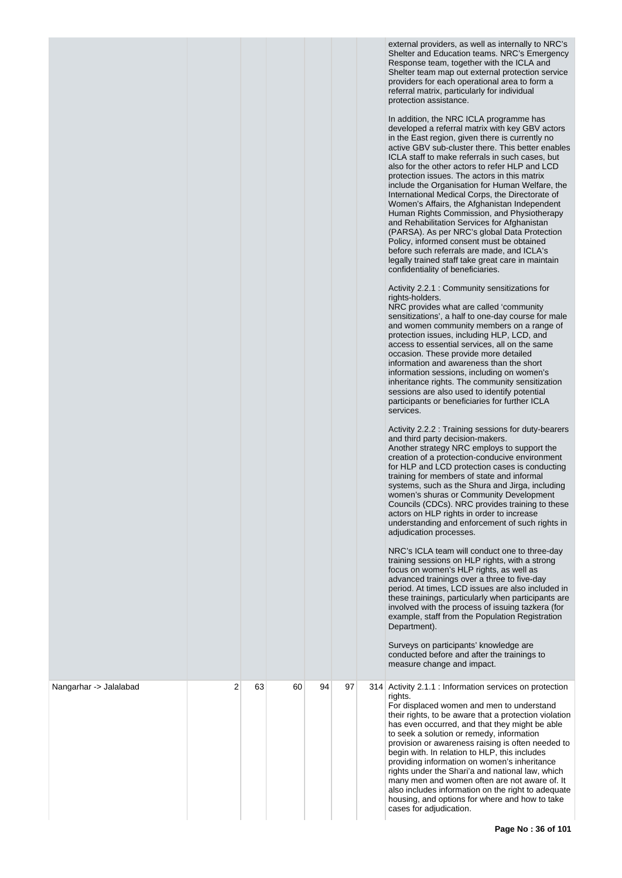| | | | | | | | |
|---|---|---|---|---|---|---|---|
| | | | | | | | external providers, as well as internally to NRC's Shelter and Education teams. NRC's Emergency Response team, together with the ICLA and Shelter team map out external protection service providers for each operational area to form a referral matrix, particularly for individual protection assistance.<br><br>In addition, the NRC ICLA programme has developed a referral matrix with key GBV actors in the East region, given there is currently no active GBV sub-cluster there. This better enables ICLA staff to make referrals in such cases, but also for the other actors to refer HLP and LCD protection issues. The actors in this matrix include the Organisation for Human Welfare, the International Medical Corps, the Directorate of Women's Affairs, the Afghanistan Independent Human Rights Commission, and Physiotherapy and Rehabilitation Services for Afghanistan (PARSA). As per NRC's global Data Protection Policy, informed consent must be obtained before such referrals are made, and ICLA's legally trained staff take great care in maintain confidentiality of beneficiaries.<br><br>Activity 2.2.1 : Community sensitizations for rights-holders.<br>NRC provides what are called 'community sensitizations', a half to one-day course for male and women community members on a range of protection issues, including HLP, LCD, and access to essential services, all on the same occasion. These provide more detailed information and awareness than the short information sessions, including on women's inheritance rights. The community sensitization sessions are also used to identify potential participants or beneficiaries for further ICLA services.<br><br>Activity 2.2.2 : Training sessions for duty-bearers and third party decision-makers.<br>Another strategy NRC employs to support the creation of a protection-conducive environment for HLP and LCD protection cases is conducting training for members of state and informal systems, such as the Shura and Jirga, including women's shuras or Community Development Councils (CDCs). NRC provides training to these actors on HLP rights in order to increase understanding and enforcement of such rights in adjudication processes.<br><br>NRC's ICLA team will conduct one to three-day training sessions on HLP rights, with a strong focus on women's HLP rights, as well as advanced trainings over a three to five-day period. At times, LCD issues are also included in these trainings, particularly when participants are involved with the process of issuing tazkera (for example, staff from the Population Registration Department).<br><br>Surveys on participants' knowledge are conducted before and after the trainings to measure change and impact. |
| Nangarhar -> Jalalabad | 2 | 63 | 60 | 94 | 97 | 314 | Activity 2.1.1 : Information services on protection rights.<br>For displaced women and men to understand their rights, to be aware that a protection violation has even occurred, and that they might be able to seek a solution or remedy, information provision or awareness raising is often needed to begin with. In relation to HLP, this includes providing information on women's inheritance rights under the Shari'a and national law, which many men and women often are not aware of. It also includes information on the right to adequate housing, and options for where and how to take cases for adjudication. |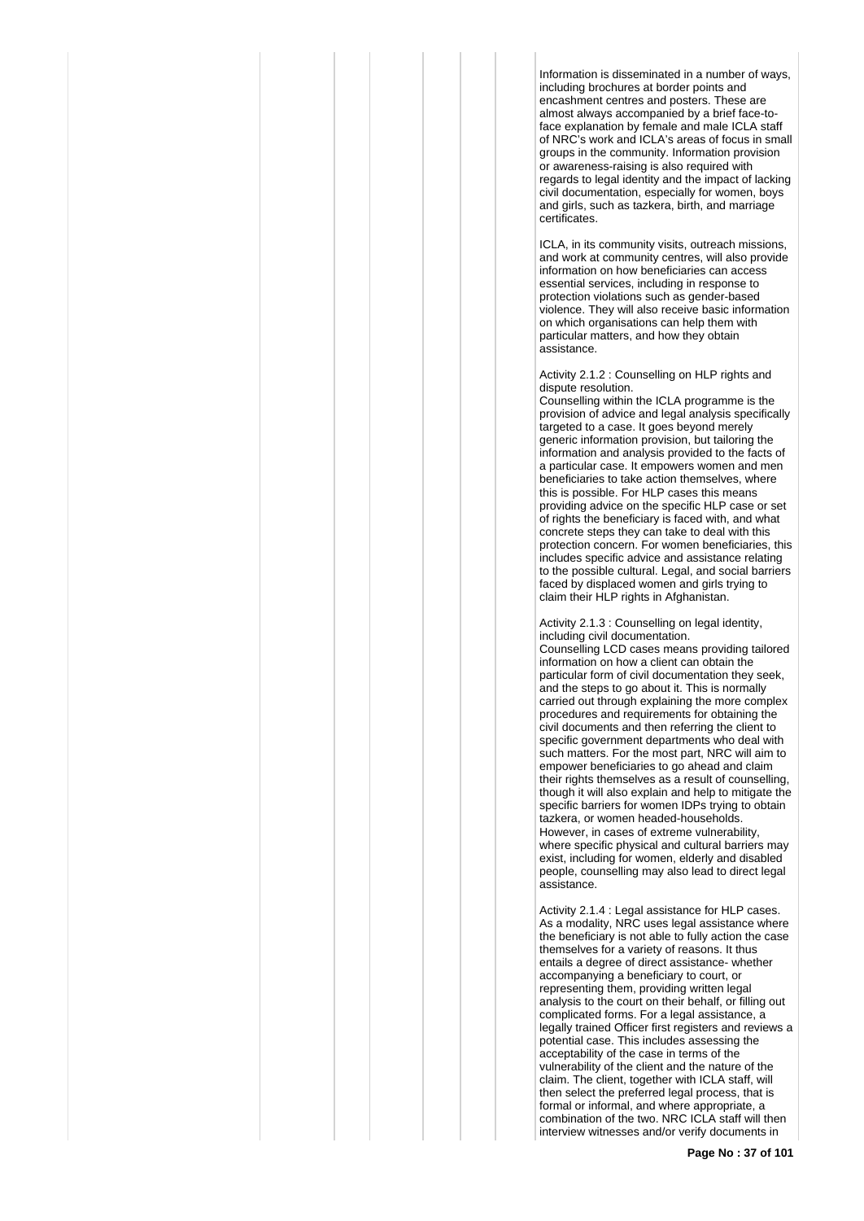Information is disseminated in a number of ways, including brochures at border points and encashment centres and posters. These are almost always accompanied by a brief face-to-face explanation by female and male ICLA staff of NRC's work and ICLA's areas of focus in small groups in the community. Information provision or awareness-raising is also required with regards to legal identity and the impact of lacking civil documentation, especially for women, boys and girls, such as tazkera, birth, and marriage certificates.

ICLA, in its community visits, outreach missions, and work at community centres, will also provide information on how beneficiaries can access essential services, including in response to protection violations such as gender-based violence. They will also receive basic information on which organisations can help them with particular matters, and how they obtain assistance.

Activity 2.1.2 : Counselling on HLP rights and dispute resolution.
Counselling within the ICLA programme is the provision of advice and legal analysis specifically targeted to a case. It goes beyond merely generic information provision, but tailoring the information and analysis provided to the facts of a particular case. It empowers women and men beneficiaries to take action themselves, where this is possible. For HLP cases this means providing advice on the specific HLP case or set of rights the beneficiary is faced with, and what concrete steps they can take to deal with this protection concern. For women beneficiaries, this includes specific advice and assistance relating to the possible cultural. Legal, and social barriers faced by displaced women and girls trying to claim their HLP rights in Afghanistan.

Activity 2.1.3 : Counselling on legal identity, including civil documentation.
Counselling LCD cases means providing tailored information on how a client can obtain the particular form of civil documentation they seek, and the steps to go about it. This is normally carried out through explaining the more complex procedures and requirements for obtaining the civil documents and then referring the client to specific government departments who deal with such matters. For the most part, NRC will aim to empower beneficiaries to go ahead and claim their rights themselves as a result of counselling, though it will also explain and help to mitigate the specific barriers for women IDPs trying to obtain tazkera, or women headed-households. However, in cases of extreme vulnerability, where specific physical and cultural barriers may exist, including for women, elderly and disabled people, counselling may also lead to direct legal assistance.

Activity 2.1.4 : Legal assistance for HLP cases.
As a modality, NRC uses legal assistance where the beneficiary is not able to fully action the case themselves for a variety of reasons. It thus entails a degree of direct assistance- whether accompanying a beneficiary to court, or representing them, providing written legal analysis to the court on their behalf, or filling out complicated forms. For a legal assistance, a legally trained Officer first registers and reviews a potential case. This includes assessing the acceptability of the case in terms of the vulnerability of the client and the nature of the claim. The client, together with ICLA staff, will then select the preferred legal process, that is formal or informal, and where appropriate, a combination of the two. NRC ICLA staff will then interview witnesses and/or verify documents in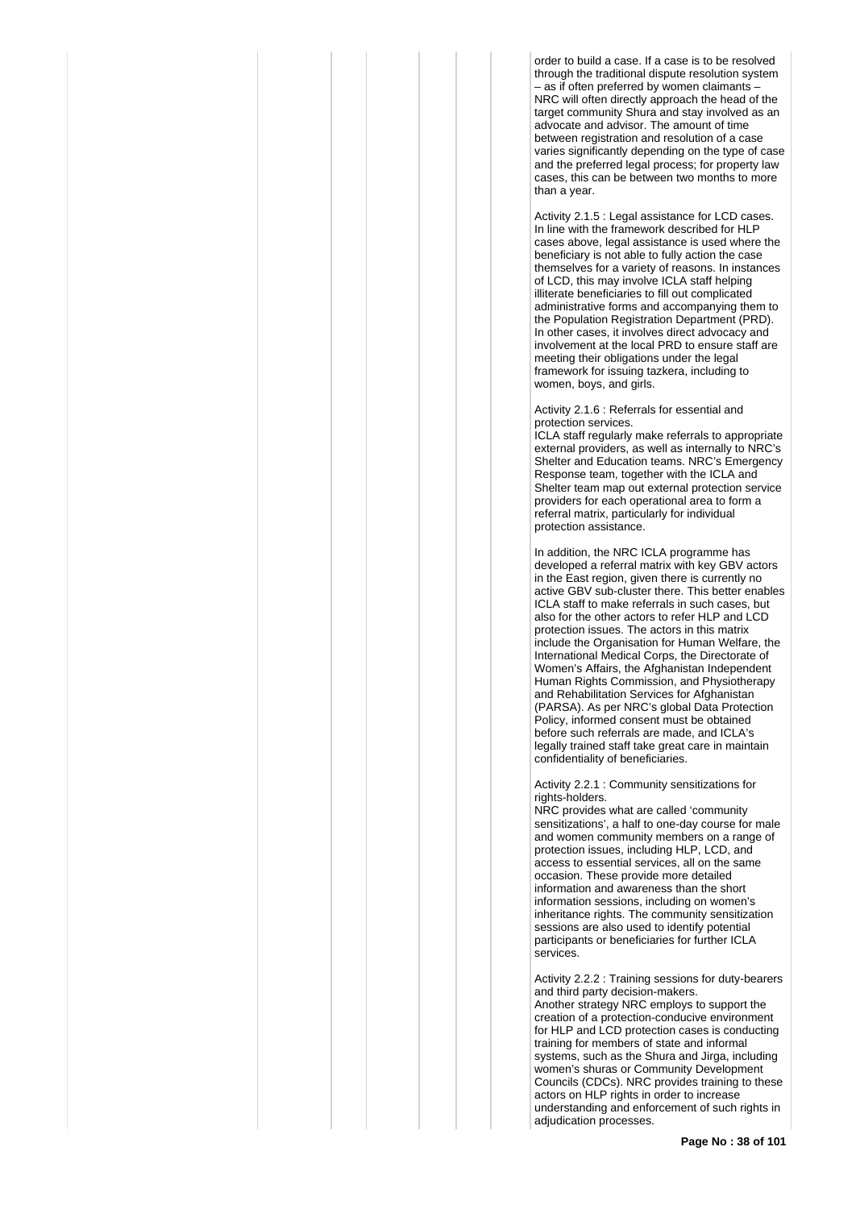order to build a case. If a case is to be resolved through the traditional dispute resolution system – as if often preferred by women claimants – NRC will often directly approach the head of the target community Shura and stay involved as an advocate and advisor. The amount of time between registration and resolution of a case varies significantly depending on the type of case and the preferred legal process; for property law cases, this can be between two months to more than a year.

Activity 2.1.5 : Legal assistance for LCD cases.
In line with the framework described for HLP cases above, legal assistance is used where the beneficiary is not able to fully action the case themselves for a variety of reasons. In instances of LCD, this may involve ICLA staff helping illiterate beneficiaries to fill out complicated administrative forms and accompanying them to the Population Registration Department (PRD). In other cases, it involves direct advocacy and involvement at the local PRD to ensure staff are meeting their obligations under the legal framework for issuing tazkera, including to women, boys, and girls.

Activity 2.1.6 : Referrals for essential and protection services.
ICLA staff regularly make referrals to appropriate external providers, as well as internally to NRC's Shelter and Education teams. NRC's Emergency Response team, together with the ICLA and Shelter team map out external protection service providers for each operational area to form a referral matrix, particularly for individual protection assistance.

In addition, the NRC ICLA programme has developed a referral matrix with key GBV actors in the East region, given there is currently no active GBV sub-cluster there. This better enables ICLA staff to make referrals in such cases, but also for the other actors to refer HLP and LCD protection issues. The actors in this matrix include the Organisation for Human Welfare, the International Medical Corps, the Directorate of Women's Affairs, the Afghanistan Independent Human Rights Commission, and Physiotherapy and Rehabilitation Services for Afghanistan (PARSA). As per NRC's global Data Protection Policy, informed consent must be obtained before such referrals are made, and ICLA's legally trained staff take great care in maintain confidentiality of beneficiaries.

Activity 2.2.1 : Community sensitizations for rights-holders.
NRC provides what are called 'community sensitizations', a half to one-day course for male and women community members on a range of protection issues, including HLP, LCD, and access to essential services, all on the same occasion. These provide more detailed information and awareness than the short information sessions, including on women's inheritance rights. The community sensitization sessions are also used to identify potential participants or beneficiaries for further ICLA services.

Activity 2.2.2 : Training sessions for duty-bearers and third party decision-makers.
Another strategy NRC employs to support the creation of a protection-conducive environment for HLP and LCD protection cases is conducting training for members of state and informal systems, such as the Shura and Jirga, including women's shuras or Community Development Councils (CDCs). NRC provides training to these actors on HLP rights in order to increase understanding and enforcement of such rights in adjudication processes.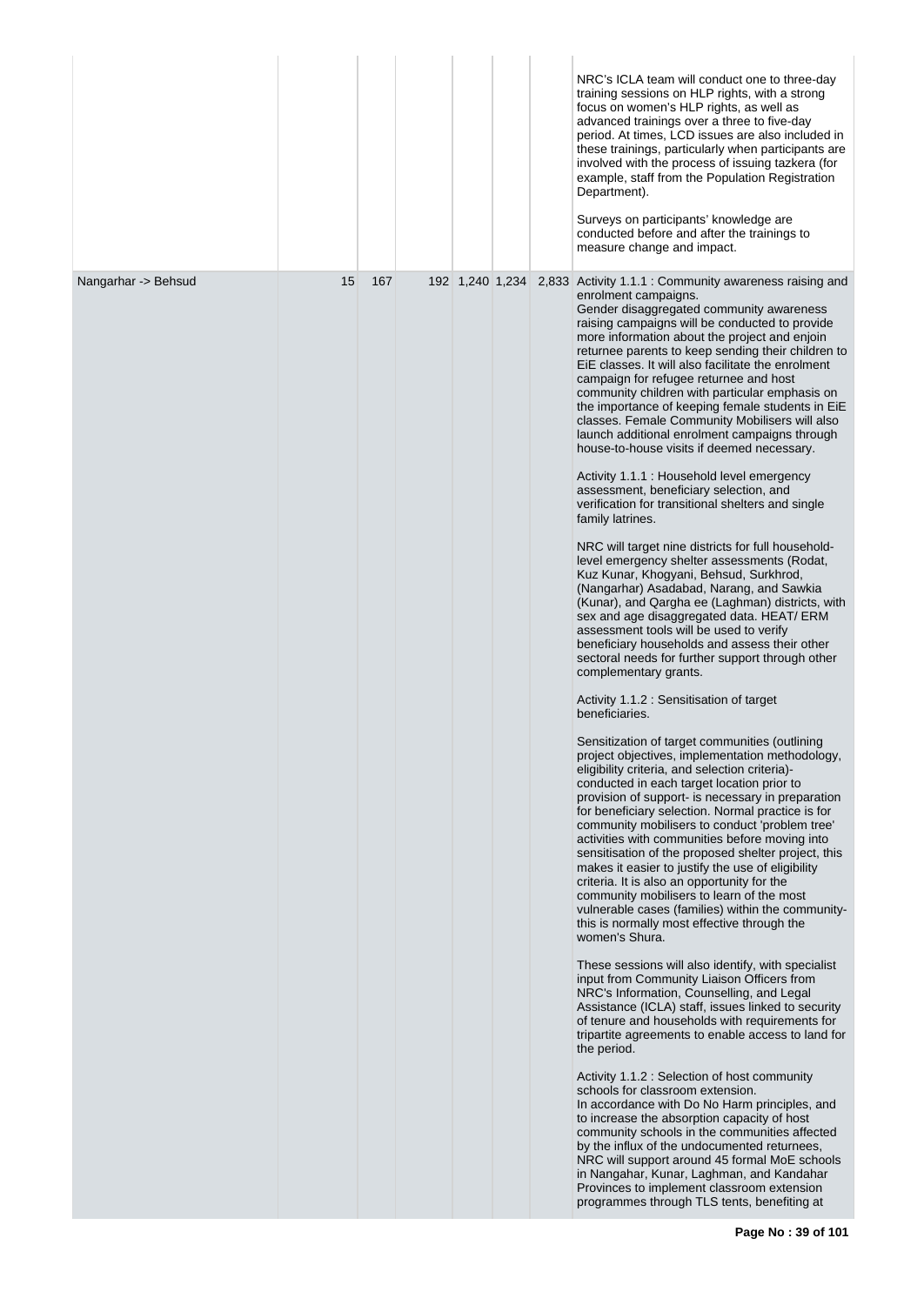| | | | | | | | |
|---|---|---|---|---|---|---|---|
| | | | | | | | NRC's ICLA team will conduct one to three-day training sessions on HLP rights, with a strong focus on women's HLP rights, as well as advanced trainings over a three to five-day period. At times, LCD issues are also included in these trainings, particularly when participants are involved with the process of issuing tazkera (for example, staff from the Population Registration Department).<br><br>Surveys on participants' knowledge are conducted before and after the trainings to measure change and impact. |
| Nangarhar -> Behsud | 15 | 167 | | 192 | 1,240 | 1,234 | 2,833 Activity 1.1.1 : Community awareness raising and enrolment campaigns.<br>Gender disaggregated community awareness raising campaigns will be conducted to provide more information about the project and enjoin returnee parents to keep sending their children to EiE classes. It will also facilitate the enrolment campaign for refugee returnee and host community children with particular emphasis on the importance of keeping female students in EiE classes. Female Community Mobilisers will also launch additional enrolment campaigns through house-to-house visits if deemed necessary.<br><br>Activity 1.1.1 : Household level emergency assessment, beneficiary selection, and verification for transitional shelters and single family latrines.<br><br>NRC will target nine districts for full household-level emergency shelter assessments (Rodat, Kuz Kunar, Khogyani, Behsud, Surkhrod, (Nangarhar) Asadabad, Narang, and Sawkia (Kunar), and Qargha ee (Laghman) districts, with sex and age disaggregated data. HEAT/ ERM assessment tools will be used to verify beneficiary households and assess their other sectoral needs for further support through other complementary grants.<br><br>Activity 1.1.2 : Sensitisation of target beneficiaries.<br><br>Sensitization of target communities (outlining project objectives, implementation methodology, eligibility criteria, and selection criteria)- conducted in each target location prior to provision of support- is necessary in preparation for beneficiary selection. Normal practice is for community mobilisers to conduct 'problem tree' activities with communities before moving into sensitisation of the proposed shelter project, this makes it easier to justify the use of eligibility criteria. It is also an opportunity for the community mobilisers to learn of the most vulnerable cases (families) within the community- this is normally most effective through the women's Shura.<br><br>These sessions will also identify, with specialist input from Community Liaison Officers from NRC's Information, Counselling, and Legal Assistance (ICLA) staff, issues linked to security of tenure and households with requirements for tripartite agreements to enable access to land for the period.<br><br>Activity 1.1.2 : Selection of host community schools for classroom extension.<br>In accordance with Do No Harm principles, and to increase the absorption capacity of host community schools in the communities affected by the influx of the undocumented returnees, NRC will support around 45 formal MoE schools in Nangahar, Kunar, Laghman, and Kandahar Provinces to implement classroom extension programmes through TLS tents, benefiting at |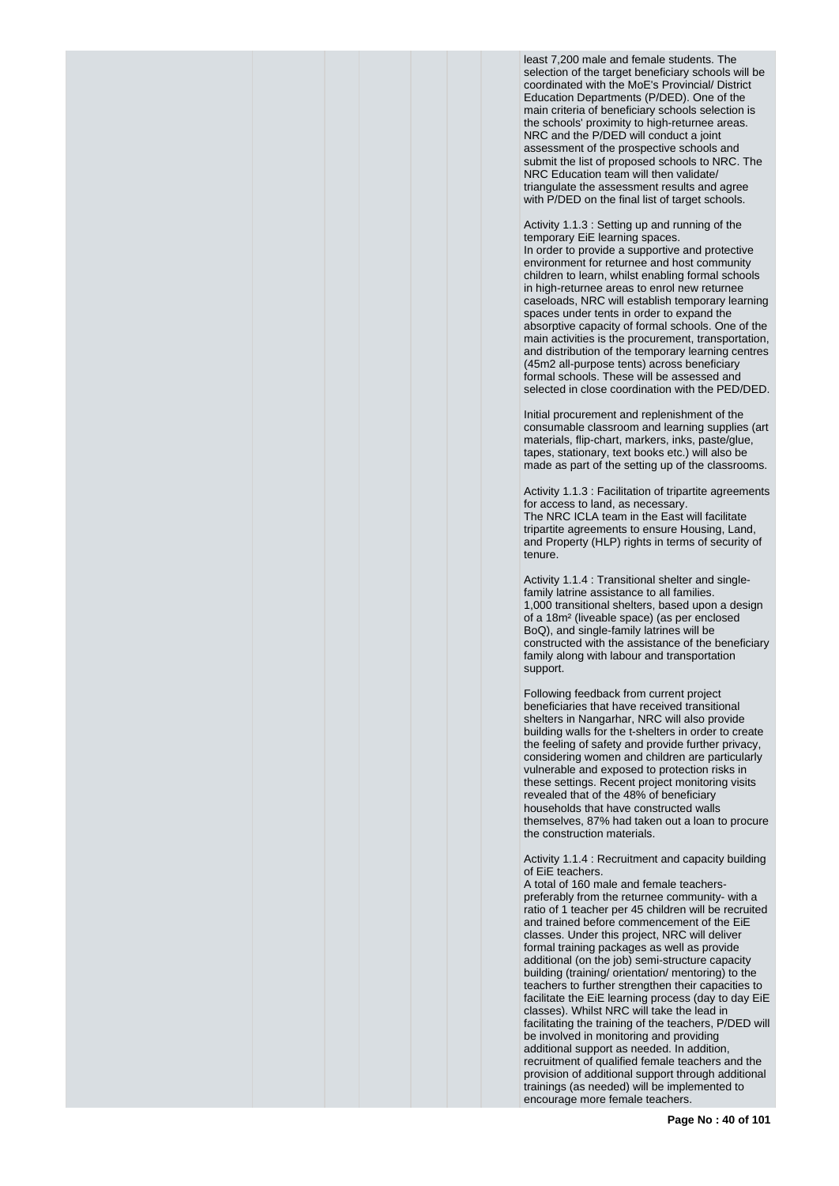least 7,200 male and female students. The selection of the target beneficiary schools will be coordinated with the MoE's Provincial/ District Education Departments (P/DED). One of the main criteria of beneficiary schools selection is the schools' proximity to high-returnee areas. NRC and the P/DED will conduct a joint assessment of the prospective schools and submit the list of proposed schools to NRC. The NRC Education team will then validate/ triangulate the assessment results and agree with P/DED on the final list of target schools.

Activity 1.1.3 : Setting up and running of the temporary EiE learning spaces.
In order to provide a supportive and protective environment for returnee and host community children to learn, whilst enabling formal schools in high-returnee areas to enrol new returnee caseloads, NRC will establish temporary learning spaces under tents in order to expand the absorptive capacity of formal schools. One of the main activities is the procurement, transportation, and distribution of the temporary learning centres (45m2 all-purpose tents) across beneficiary formal schools. These will be assessed and selected in close coordination with the PED/DED.

Initial procurement and replenishment of the consumable classroom and learning supplies (art materials, flip-chart, markers, inks, paste/glue, tapes, stationary, text books etc.) will also be made as part of the setting up of the classrooms.

Activity 1.1.3 : Facilitation of tripartite agreements for access to land, as necessary.
The NRC ICLA team in the East will facilitate tripartite agreements to ensure Housing, Land, and Property (HLP) rights in terms of security of tenure.

Activity 1.1.4 : Transitional shelter and single-family latrine assistance to all families.
1,000 transitional shelters, based upon a design of a 18m² (liveable space) (as per enclosed BoQ), and single-family latrines will be constructed with the assistance of the beneficiary family along with labour and transportation support.

Following feedback from current project beneficiaries that have received transitional shelters in Nangarhar, NRC will also provide building walls for the t-shelters in order to create the feeling of safety and provide further privacy, considering women and children are particularly vulnerable and exposed to protection risks in these settings. Recent project monitoring visits revealed that of the 48% of beneficiary households that have constructed walls themselves, 87% had taken out a loan to procure the construction materials.

Activity 1.1.4 : Recruitment and capacity building of EiE teachers.
A total of 160 male and female teachers- preferably from the returnee community- with a ratio of 1 teacher per 45 children will be recruited and trained before commencement of the EiE classes. Under this project, NRC will deliver formal training packages as well as provide additional (on the job) semi-structure capacity building (training/ orientation/ mentoring) to the teachers to further strengthen their capacities to facilitate the EiE learning process (day to day EiE classes). Whilst NRC will take the lead in facilitating the training of the teachers, P/DED will be involved in monitoring and providing additional support as needed. In addition, recruitment of qualified female teachers and the provision of additional support through additional trainings (as needed) will be implemented to encourage more female teachers.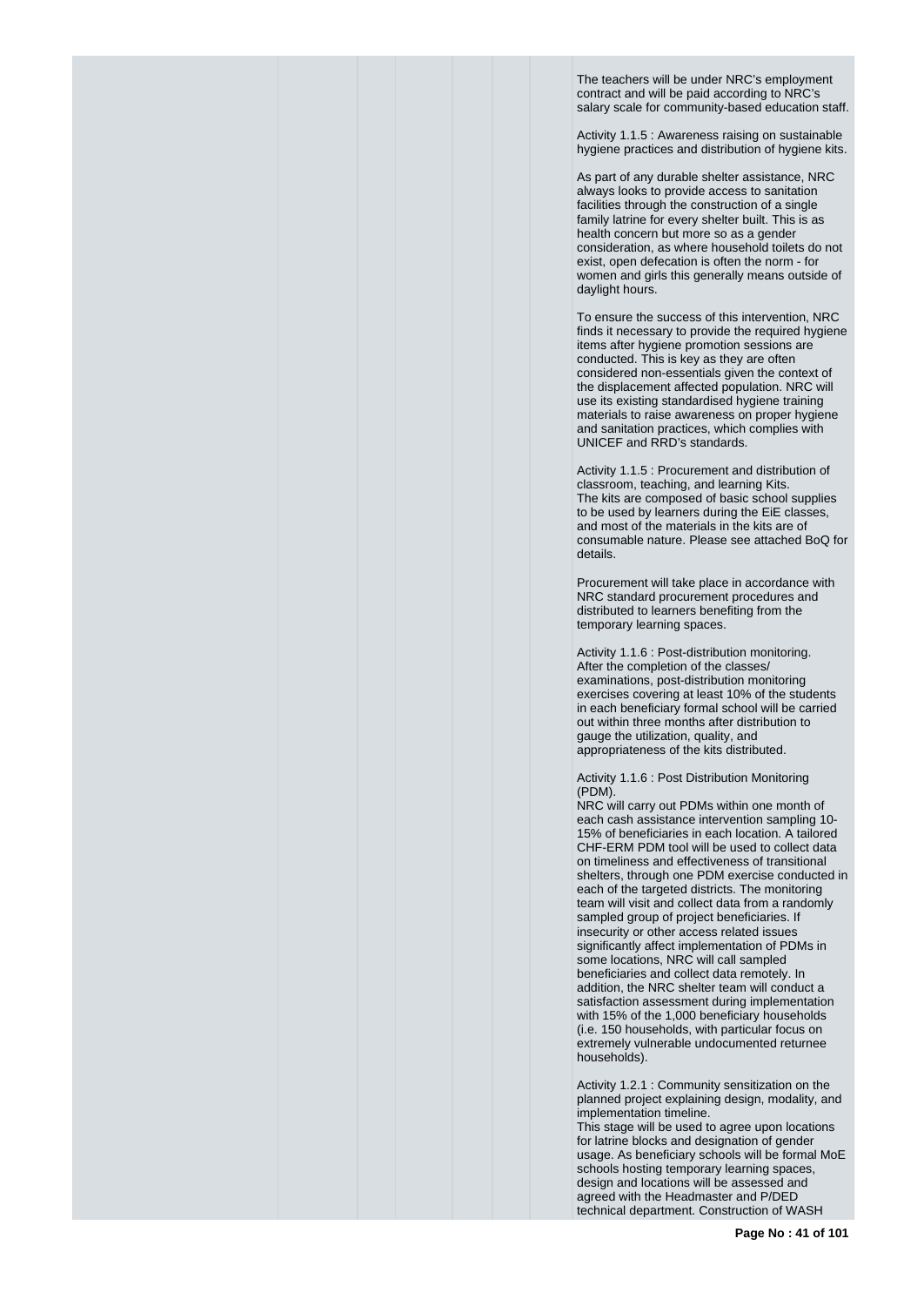The teachers will be under NRC's employment contract and will be paid according to NRC's salary scale for community-based education staff.

Activity 1.1.5 : Awareness raising on sustainable hygiene practices and distribution of hygiene kits.

As part of any durable shelter assistance, NRC always looks to provide access to sanitation facilities through the construction of a single family latrine for every shelter built. This is as health concern but more so as a gender consideration, as where household toilets do not exist, open defecation is often the norm - for women and girls this generally means outside of daylight hours.

To ensure the success of this intervention, NRC finds it necessary to provide the required hygiene items after hygiene promotion sessions are conducted. This is key as they are often considered non-essentials given the context of the displacement affected population. NRC will use its existing standardised hygiene training materials to raise awareness on proper hygiene and sanitation practices, which complies with UNICEF and RRD's standards.

Activity 1.1.5 : Procurement and distribution of classroom, teaching, and learning Kits.
The kits are composed of basic school supplies to be used by learners during the EiE classes, and most of the materials in the kits are of consumable nature. Please see attached BoQ for details.

Procurement will take place in accordance with NRC standard procurement procedures and distributed to learners benefiting from the temporary learning spaces.

Activity 1.1.6 : Post-distribution monitoring.
After the completion of the classes/ examinations, post-distribution monitoring exercises covering at least 10% of the students in each beneficiary formal school will be carried out within three months after distribution to gauge the utilization, quality, and appropriateness of the kits distributed.

Activity 1.1.6 : Post Distribution Monitoring (PDM).
NRC will carry out PDMs within one month of each cash assistance intervention sampling 10-15% of beneficiaries in each location. A tailored CHF-ERM PDM tool will be used to collect data on timeliness and effectiveness of transitional shelters, through one PDM exercise conducted in each of the targeted districts. The monitoring team will visit and collect data from a randomly sampled group of project beneficiaries. If insecurity or other access related issues significantly affect implementation of PDMs in some locations, NRC will call sampled beneficiaries and collect data remotely. In addition, the NRC shelter team will conduct a satisfaction assessment during implementation with 15% of the 1,000 beneficiary households (i.e. 150 households, with particular focus on extremely vulnerable undocumented returnee households).

Activity 1.2.1 : Community sensitization on the planned project explaining design, modality, and implementation timeline.
This stage will be used to agree upon locations for latrine blocks and designation of gender usage. As beneficiary schools will be formal MoE schools hosting temporary learning spaces, design and locations will be assessed and agreed with the Headmaster and P/DED technical department. Construction of WASH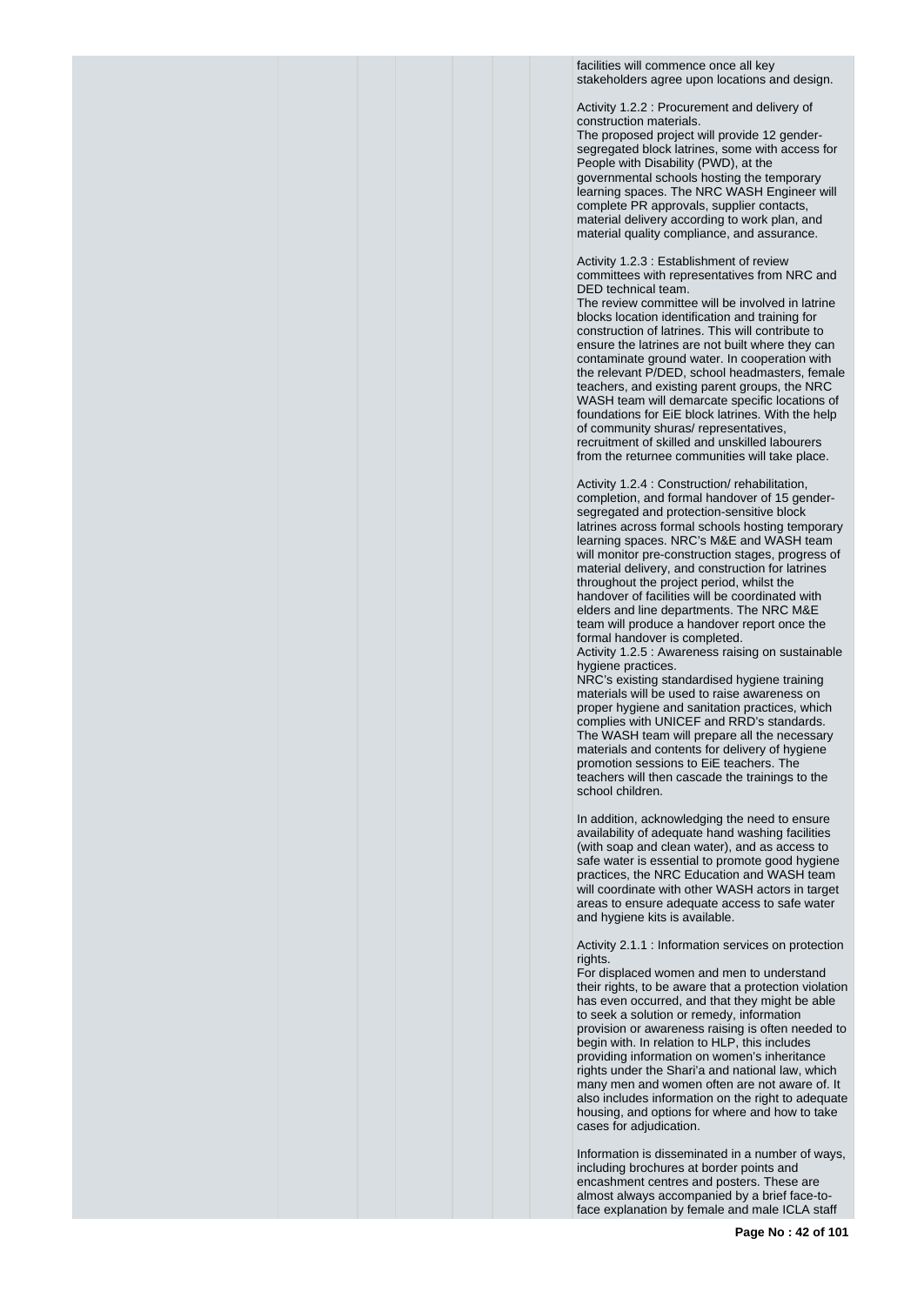facilities will commence once all key stakeholders agree upon locations and design.

Activity 1.2.2 : Procurement and delivery of construction materials.
The proposed project will provide 12 gender-segregated block latrines, some with access for People with Disability (PWD), at the governmental schools hosting the temporary learning spaces. The NRC WASH Engineer will complete PR approvals, supplier contacts, material delivery according to work plan, and material quality compliance, and assurance.

Activity 1.2.3 : Establishment of review committees with representatives from NRC and DED technical team.
The review committee will be involved in latrine blocks location identification and training for construction of latrines. This will contribute to ensure the latrines are not built where they can contaminate ground water. In cooperation with the relevant P/DED, school headmasters, female teachers, and existing parent groups, the NRC WASH team will demarcate specific locations of foundations for EiE block latrines. With the help of community shuras/ representatives, recruitment of skilled and unskilled labourers from the returnee communities will take place.

Activity 1.2.4 : Construction/ rehabilitation, completion, and formal handover of 15 gender-segregated and protection-sensitive block latrines across formal schools hosting temporary learning spaces. NRC's M&E and WASH team will monitor pre-construction stages, progress of material delivery, and construction for latrines throughout the project period, whilst the handover of facilities will be coordinated with elders and line departments. The NRC M&E team will produce a handover report once the formal handover is completed.
Activity 1.2.5 : Awareness raising on sustainable hygiene practices.
NRC's existing standardised hygiene training materials will be used to raise awareness on proper hygiene and sanitation practices, which complies with UNICEF and RRD's standards. The WASH team will prepare all the necessary materials and contents for delivery of hygiene promotion sessions to EiE teachers. The teachers will then cascade the trainings to the school children.

In addition, acknowledging the need to ensure availability of adequate hand washing facilities (with soap and clean water), and as access to safe water is essential to promote good hygiene practices, the NRC Education and WASH team will coordinate with other WASH actors in target areas to ensure adequate access to safe water and hygiene kits is available.

Activity 2.1.1 : Information services on protection rights.
For displaced women and men to understand their rights, to be aware that a protection violation has even occurred, and that they might be able to seek a solution or remedy, information provision or awareness raising is often needed to begin with. In relation to HLP, this includes providing information on women's inheritance rights under the Shari'a and national law, which many men and women often are not aware of. It also includes information on the right to adequate housing, and options for where and how to take cases for adjudication.

Information is disseminated in a number of ways, including brochures at border points and encashment centres and posters. These are almost always accompanied by a brief face-to-face explanation by female and male ICLA staff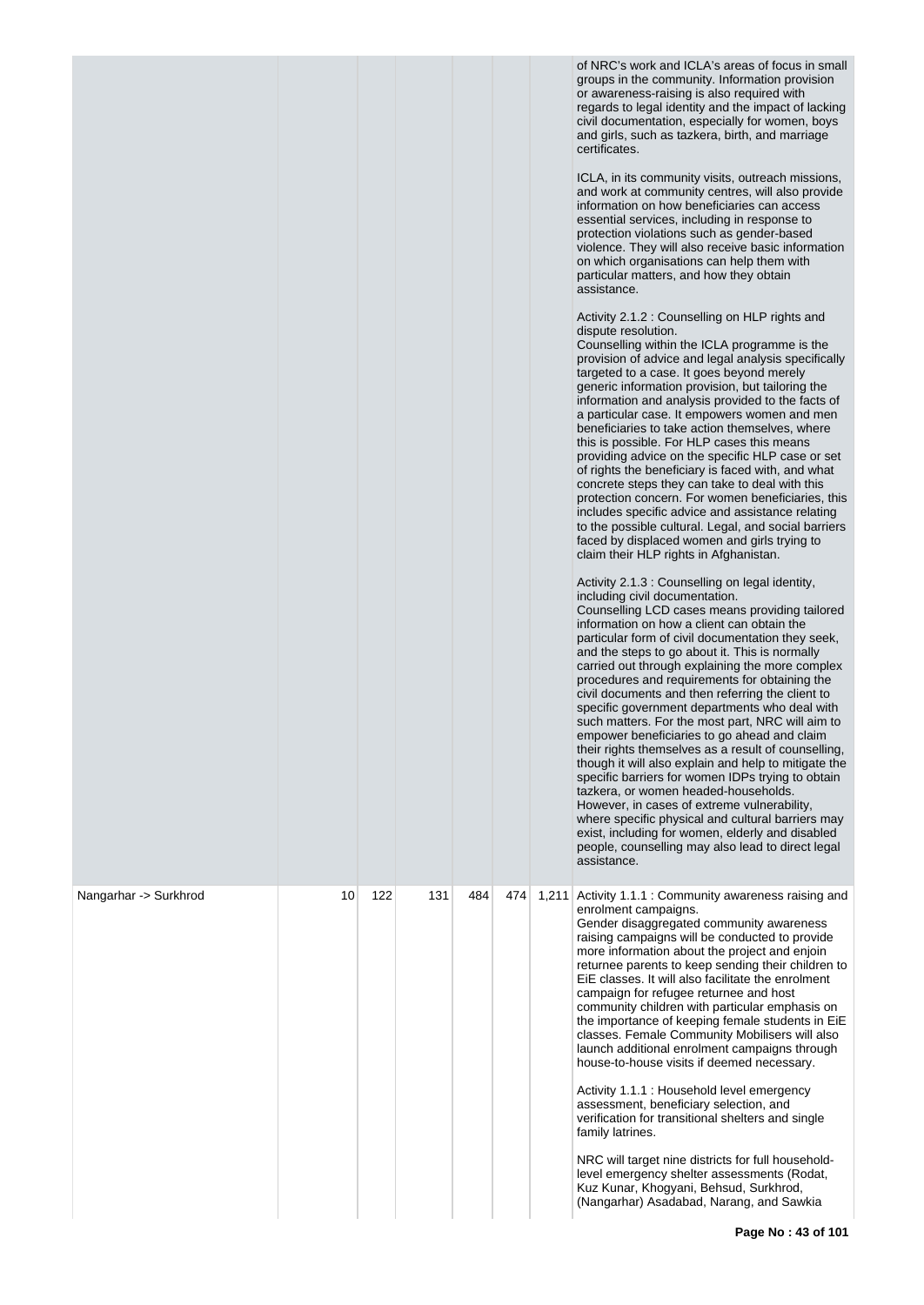| | | | | | | |
|---|---|---|---|---|---|---|
| | | | | | | of NRC's work and ICLA's areas of focus in small groups in the community. Information provision or awareness-raising is also required with regards to legal identity and the impact of lacking civil documentation, especially for women, boys and girls, such as tazkera, birth, and marriage certificates.<br><br>ICLA, in its community visits, outreach missions, and work at community centres, will also provide information on how beneficiaries can access essential services, including in response to protection violations such as gender-based violence. They will also receive basic information on which organisations can help them with particular matters, and how they obtain assistance.<br><br>Activity 2.1.2 : Counselling on HLP rights and dispute resolution.<br>Counselling within the ICLA programme is the provision of advice and legal analysis specifically targeted to a case. It goes beyond merely generic information provision, but tailoring the information and analysis provided to the facts of a particular case. It empowers women and men beneficiaries to take action themselves, where this is possible. For HLP cases this means providing advice on the specific HLP case or set of rights the beneficiary is faced with, and what concrete steps they can take to deal with this protection concern. For women beneficiaries, this includes specific advice and assistance relating to the possible cultural. Legal, and social barriers faced by displaced women and girls trying to claim their HLP rights in Afghanistan.<br><br>Activity 2.1.3 : Counselling on legal identity, including civil documentation.<br>Counselling LCD cases means providing tailored information on how a client can obtain the particular form of civil documentation they seek, and the steps to go about it. This is normally carried out through explaining the more complex procedures and requirements for obtaining the civil documents and then referring the client to specific government departments who deal with such matters. For the most part, NRC will aim to empower beneficiaries to go ahead and claim their rights themselves as a result of counselling, though it will also explain and help to mitigate the specific barriers for women IDPs trying to obtain tazkera, or women headed-households. However, in cases of extreme vulnerability, where specific physical and cultural barriers may exist, including for women, elderly and disabled people, counselling may also lead to direct legal assistance. |
| Nangarhar -> Surkhrod | 10 | 122 | 131 | 484 | 474 | 1,211 | Activity 1.1.1 : Community awareness raising and enrolment campaigns.<br>Gender disaggregated community awareness raising campaigns will be conducted to provide more information about the project and enjoin returnee parents to keep sending their children to EiE classes. It will also facilitate the enrolment campaign for refugee returnee and host community children with particular emphasis on the importance of keeping female students in EiE classes. Female Community Mobilisers will also launch additional enrolment campaigns through house-to-house visits if deemed necessary.<br><br>Activity 1.1.1 : Household level emergency assessment, beneficiary selection, and verification for transitional shelters and single family latrines.<br><br>NRC will target nine districts for full household-level emergency shelter assessments (Rodat, Kuz Kunar, Khogyani, Behsud, Surkhrod, (Nangarhar) Asadabad, Narang, and Sawkia |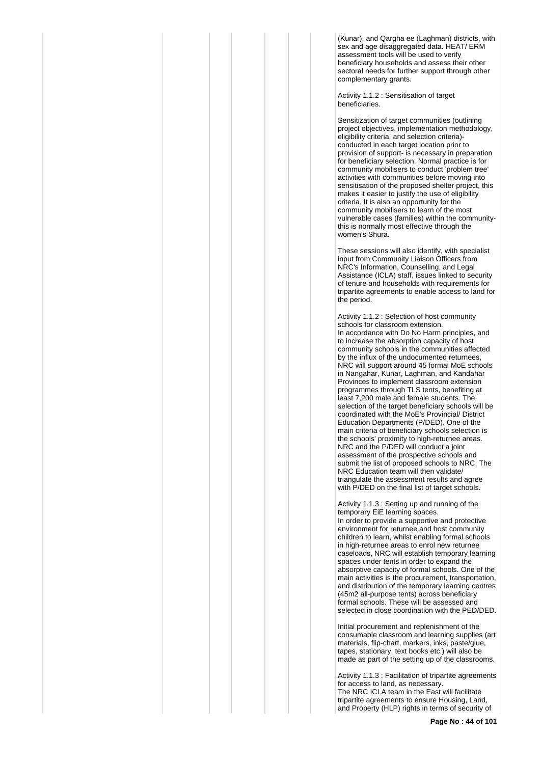(Kunar), and Qargha ee (Laghman) districts, with sex and age disaggregated data. HEAT/ ERM assessment tools will be used to verify beneficiary households and assess their other sectoral needs for further support through other complementary grants.

Activity 1.1.2 : Sensitisation of target beneficiaries.

Sensitization of target communities (outlining project objectives, implementation methodology, eligibility criteria, and selection criteria)- conducted in each target location prior to provision of support- is necessary in preparation for beneficiary selection. Normal practice is for community mobilisers to conduct 'problem tree' activities with communities before moving into sensitisation of the proposed shelter project, this makes it easier to justify the use of eligibility criteria. It is also an opportunity for the community mobilisers to learn of the most vulnerable cases (families) within the community- this is normally most effective through the women's Shura.

These sessions will also identify, with specialist input from Community Liaison Officers from NRC's Information, Counselling, and Legal Assistance (ICLA) staff, issues linked to security of tenure and households with requirements for tripartite agreements to enable access to land for the period.

Activity 1.1.2 : Selection of host community schools for classroom extension.
In accordance with Do No Harm principles, and to increase the absorption capacity of host community schools in the communities affected by the influx of the undocumented returnees, NRC will support around 45 formal MoE schools in Nangahar, Kunar, Laghman, and Kandahar Provinces to implement classroom extension programmes through TLS tents, benefiting at least 7,200 male and female students. The selection of the target beneficiary schools will be coordinated with the MoE's Provincial/ District Education Departments (P/DED). One of the main criteria of beneficiary schools selection is the schools' proximity to high-returnee areas. NRC and the P/DED will conduct a joint assessment of the prospective schools and submit the list of proposed schools to NRC. The NRC Education team will then validate/ triangulate the assessment results and agree with P/DED on the final list of target schools.

Activity 1.1.3 : Setting up and running of the temporary EiE learning spaces.
In order to provide a supportive and protective environment for returnee and host community children to learn, whilst enabling formal schools in high-returnee areas to enrol new returnee caseloads, NRC will establish temporary learning spaces under tents in order to expand the absorptive capacity of formal schools. One of the main activities is the procurement, transportation, and distribution of the temporary learning centres (45m2 all-purpose tents) across beneficiary formal schools. These will be assessed and selected in close coordination with the PED/DED.

Initial procurement and replenishment of the consumable classroom and learning supplies (art materials, flip-chart, markers, inks, paste/glue, tapes, stationary, text books etc.) will also be made as part of the setting up of the classrooms.

Activity 1.1.3 : Facilitation of tripartite agreements for access to land, as necessary.
The NRC ICLA team in the East will facilitate tripartite agreements to ensure Housing, Land, and Property (HLP) rights in terms of security of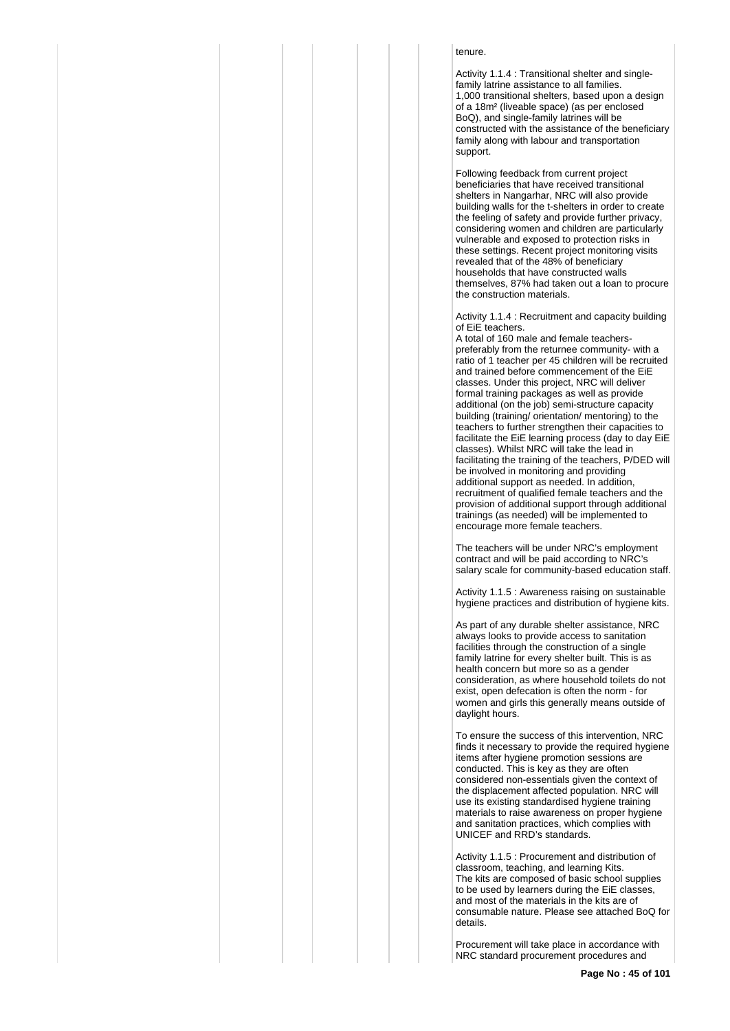tenure.

Activity 1.1.4 : Transitional shelter and single-family latrine assistance to all families.
1,000 transitional shelters, based upon a design of a 18m² (liveable space) (as per enclosed BoQ), and single-family latrines will be constructed with the assistance of the beneficiary family along with labour and transportation support.

Following feedback from current project beneficiaries that have received transitional shelters in Nangarhar, NRC will also provide building walls for the t-shelters in order to create the feeling of safety and provide further privacy, considering women and children are particularly vulnerable and exposed to protection risks in these settings. Recent project monitoring visits revealed that of the 48% of beneficiary households that have constructed walls themselves, 87% had taken out a loan to procure the construction materials.

Activity 1.1.4 : Recruitment and capacity building of EiE teachers.
A total of 160 male and female teachers- preferably from the returnee community- with a ratio of 1 teacher per 45 children will be recruited and trained before commencement of the EiE classes. Under this project, NRC will deliver formal training packages as well as provide additional (on the job) semi-structure capacity building (training/ orientation/ mentoring) to the teachers to further strengthen their capacities to facilitate the EiE learning process (day to day EiE classes). Whilst NRC will take the lead in facilitating the training of the teachers, P/DED will be involved in monitoring and providing additional support as needed. In addition, recruitment of qualified female teachers and the provision of additional support through additional trainings (as needed) will be implemented to encourage more female teachers.

The teachers will be under NRC's employment contract and will be paid according to NRC's salary scale for community-based education staff.

Activity 1.1.5 : Awareness raising on sustainable hygiene practices and distribution of hygiene kits.

As part of any durable shelter assistance, NRC always looks to provide access to sanitation facilities through the construction of a single family latrine for every shelter built. This is as health concern but more so as a gender consideration, as where household toilets do not exist, open defecation is often the norm - for women and girls this generally means outside of daylight hours.

To ensure the success of this intervention, NRC finds it necessary to provide the required hygiene items after hygiene promotion sessions are conducted. This is key as they are often considered non-essentials given the context of the displacement affected population. NRC will use its existing standardised hygiene training materials to raise awareness on proper hygiene and sanitation practices, which complies with UNICEF and RRD's standards.

Activity 1.1.5 : Procurement and distribution of classroom, teaching, and learning Kits.
The kits are composed of basic school supplies to be used by learners during the EiE classes, and most of the materials in the kits are of consumable nature. Please see attached BoQ for details.

Procurement will take place in accordance with NRC standard procurement procedures and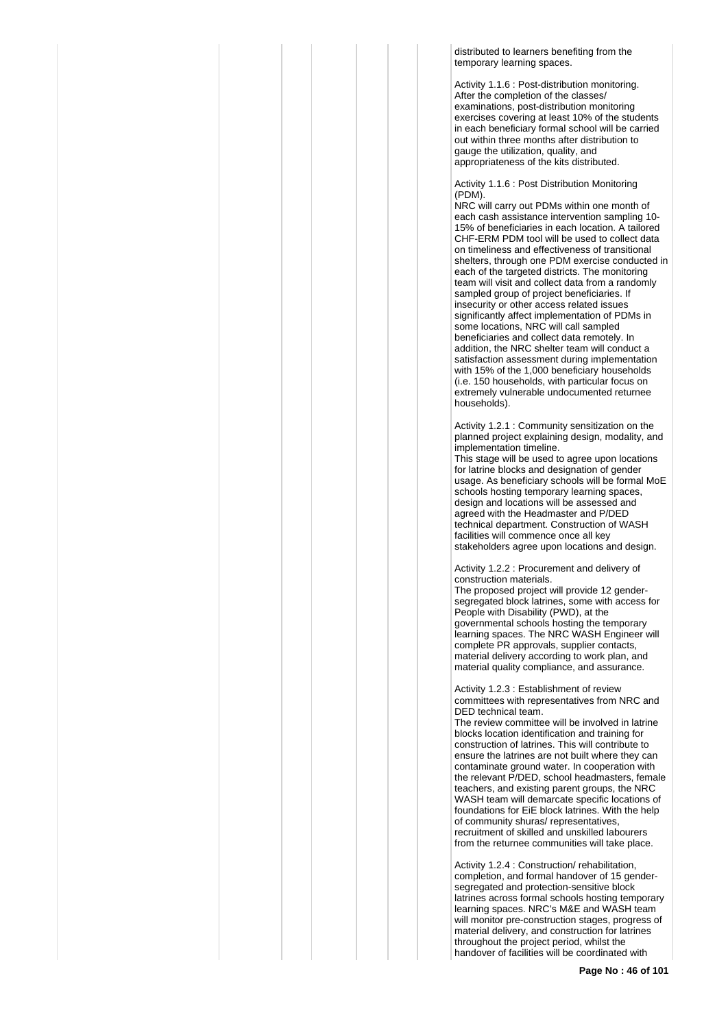distributed to learners benefiting from the temporary learning spaces.

Activity 1.1.6 : Post-distribution monitoring. After the completion of the classes/ examinations, post-distribution monitoring exercises covering at least 10% of the students in each beneficiary formal school will be carried out within three months after distribution to gauge the utilization, quality, and appropriateness of the kits distributed.

Activity 1.1.6 : Post Distribution Monitoring (PDM).
NRC will carry out PDMs within one month of each cash assistance intervention sampling 10-15% of beneficiaries in each location. A tailored CHF-ERM PDM tool will be used to collect data on timeliness and effectiveness of transitional shelters, through one PDM exercise conducted in each of the targeted districts. The monitoring team will visit and collect data from a randomly sampled group of project beneficiaries. If insecurity or other access related issues significantly affect implementation of PDMs in some locations, NRC will call sampled beneficiaries and collect data remotely. In addition, the NRC shelter team will conduct a satisfaction assessment during implementation with 15% of the 1,000 beneficiary households (i.e. 150 households, with particular focus on extremely vulnerable undocumented returnee households).

Activity 1.2.1 : Community sensitization on the planned project explaining design, modality, and implementation timeline.
This stage will be used to agree upon locations for latrine blocks and designation of gender usage. As beneficiary schools will be formal MoE schools hosting temporary learning spaces, design and locations will be assessed and agreed with the Headmaster and P/DED technical department. Construction of WASH facilities will commence once all key stakeholders agree upon locations and design.

Activity 1.2.2 : Procurement and delivery of construction materials.
The proposed project will provide 12 gender-segregated block latrines, some with access for People with Disability (PWD), at the governmental schools hosting the temporary learning spaces. The NRC WASH Engineer will complete PR approvals, supplier contacts, material delivery according to work plan, and material quality compliance, and assurance.

Activity 1.2.3 : Establishment of review committees with representatives from NRC and DED technical team.
The review committee will be involved in latrine blocks location identification and training for construction of latrines. This will contribute to ensure the latrines are not built where they can contaminate ground water. In cooperation with the relevant P/DED, school headmasters, female teachers, and existing parent groups, the NRC WASH team will demarcate specific locations of foundations for EiE block latrines. With the help of community shuras/ representatives, recruitment of skilled and unskilled labourers from the returnee communities will take place.

Activity 1.2.4 : Construction/ rehabilitation, completion, and formal handover of 15 gender-segregated and protection-sensitive block latrines across formal schools hosting temporary learning spaces. NRC's M&E and WASH team will monitor pre-construction stages, progress of material delivery, and construction for latrines throughout the project period, whilst the handover of facilities will be coordinated with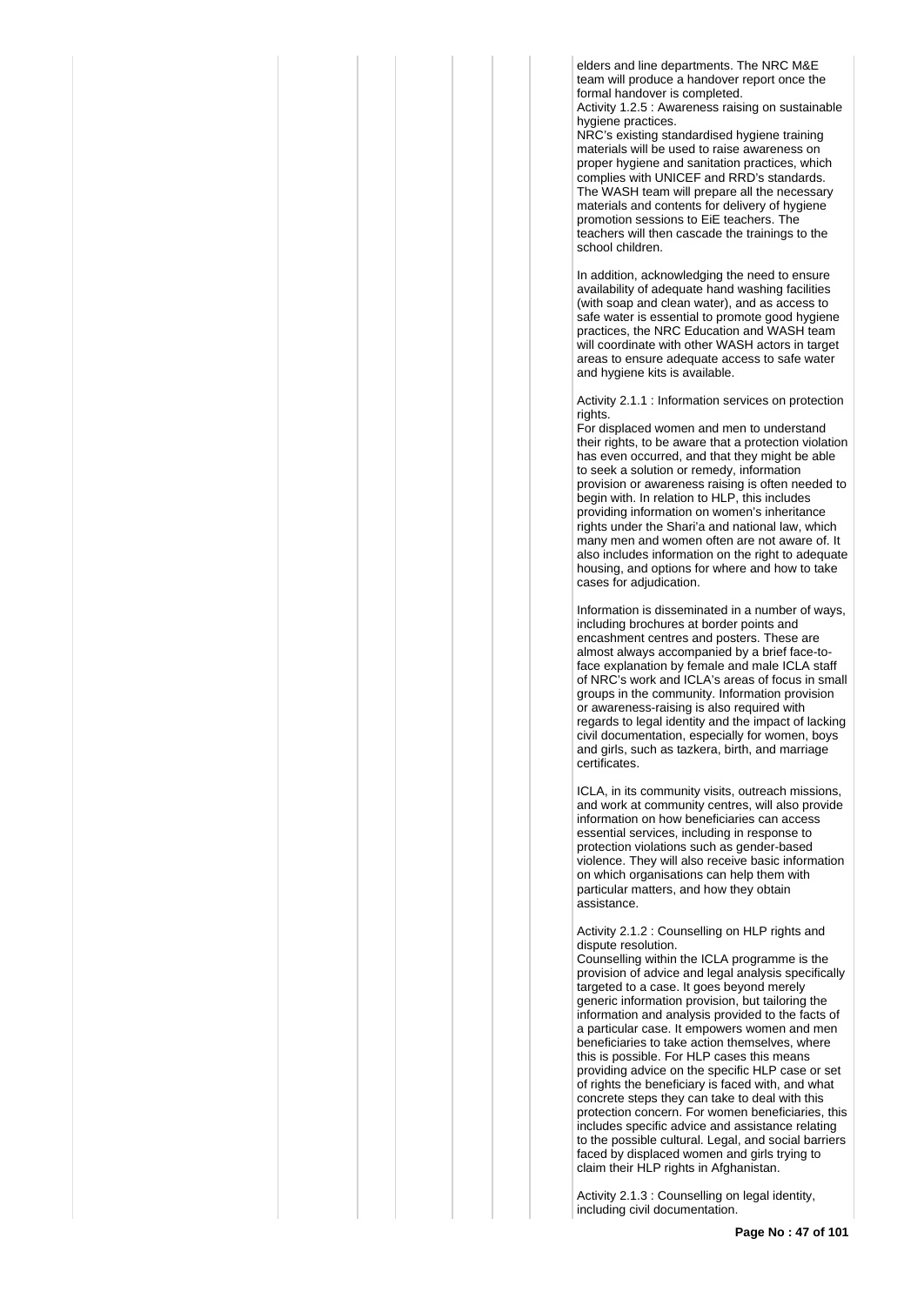elders and line departments. The NRC M&E team will produce a handover report once the formal handover is completed.
Activity 1.2.5 : Awareness raising on sustainable hygiene practices.
NRC's existing standardised hygiene training materials will be used to raise awareness on proper hygiene and sanitation practices, which complies with UNICEF and RRD's standards. The WASH team will prepare all the necessary materials and contents for delivery of hygiene promotion sessions to EiE teachers. The teachers will then cascade the trainings to the school children.

In addition, acknowledging the need to ensure availability of adequate hand washing facilities (with soap and clean water), and as access to safe water is essential to promote good hygiene practices, the NRC Education and WASH team will coordinate with other WASH actors in target areas to ensure adequate access to safe water and hygiene kits is available.

Activity 2.1.1 : Information services on protection rights.
For displaced women and men to understand their rights, to be aware that a protection violation has even occurred, and that they might be able to seek a solution or remedy, information provision or awareness raising is often needed to begin with. In relation to HLP, this includes providing information on women's inheritance rights under the Shari'a and national law, which many men and women often are not aware of. It also includes information on the right to adequate housing, and options for where and how to take cases for adjudication.

Information is disseminated in a number of ways, including brochures at border points and encashment centres and posters. These are almost always accompanied by a brief face-to-face explanation by female and male ICLA staff of NRC's work and ICLA's areas of focus in small groups in the community. Information provision or awareness-raising is also required with regards to legal identity and the impact of lacking civil documentation, especially for women, boys and girls, such as tazkera, birth, and marriage certificates.

ICLA, in its community visits, outreach missions, and work at community centres, will also provide information on how beneficiaries can access essential services, including in response to protection violations such as gender-based violence. They will also receive basic information on which organisations can help them with particular matters, and how they obtain assistance.

Activity 2.1.2 : Counselling on HLP rights and dispute resolution.
Counselling within the ICLA programme is the provision of advice and legal analysis specifically targeted to a case. It goes beyond merely generic information provision, but tailoring the information and analysis provided to the facts of a particular case. It empowers women and men beneficiaries to take action themselves, where this is possible. For HLP cases this means providing advice on the specific HLP case or set of rights the beneficiary is faced with, and what concrete steps they can take to deal with this protection concern. For women beneficiaries, this includes specific advice and assistance relating to the possible cultural. Legal, and social barriers faced by displaced women and girls trying to claim their HLP rights in Afghanistan.

Activity 2.1.3 : Counselling on legal identity, including civil documentation.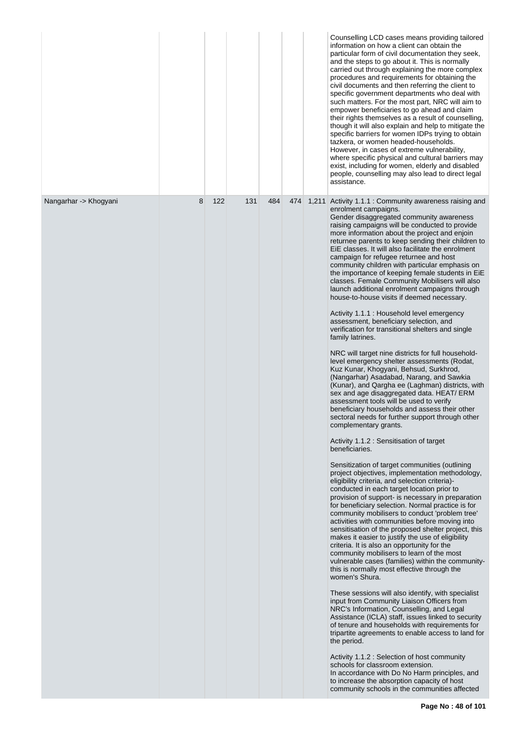| | | | | | | |
|---|---|---|---|---|---|---|
| | | | | | | Counselling LCD cases means providing tailored information on how a client can obtain the particular form of civil documentation they seek, and the steps to go about it. This is normally carried out through explaining the more complex procedures and requirements for obtaining the civil documents and then referring the client to specific government departments who deal with such matters. For the most part, NRC will aim to empower beneficiaries to go ahead and claim their rights themselves as a result of counselling, though it will also explain and help to mitigate the specific barriers for women IDPs trying to obtain tazkera, or women headed-households. However, in cases of extreme vulnerability, where specific physical and cultural barriers may exist, including for women, elderly and disabled people, counselling may also lead to direct legal assistance. |
| Nangarhar -> Khogyani | 8 | 122 | 131 | 484 | 474 | 1,211 | Activity 1.1.1 : Community awareness raising and enrolment campaigns.<br>Gender disaggregated community awareness raising campaigns will be conducted to provide more information about the project and enjoin returnee parents to keep sending their children to EiE classes. It will also facilitate the enrolment campaign for refugee returnee and host community children with particular emphasis on the importance of keeping female students in EiE classes. Female Community Mobilisers will also launch additional enrolment campaigns through house-to-house visits if deemed necessary.<br><br>Activity 1.1.1 : Household level emergency assessment, beneficiary selection, and verification for transitional shelters and single family latrines.<br><br>NRC will target nine districts for full household-level emergency shelter assessments (Rodat, Kuz Kunar, Khogyani, Behsud, Surkhrod, (Nangarhar) Asadabad, Narang, and Sawkia (Kunar), and Qargha ee (Laghman) districts, with sex and age disaggregated data. HEAT/ ERM assessment tools will be used to verify beneficiary households and assess their other sectoral needs for further support through other complementary grants.<br><br>Activity 1.1.2 : Sensitisation of target beneficiaries.<br><br>Sensitization of target communities (outlining project objectives, implementation methodology, eligibility criteria, and selection criteria)- conducted in each target location prior to provision of support- is necessary in preparation for beneficiary selection. Normal practice is for community mobilisers to conduct 'problem tree' activities with communities before moving into sensitisation of the proposed shelter project, this makes it easier to justify the use of eligibility criteria. It is also an opportunity for the community mobilisers to learn of the most vulnerable cases (families) within the community- this is normally most effective through the women's Shura.<br><br>These sessions will also identify, with specialist input from Community Liaison Officers from NRC's Information, Counselling, and Legal Assistance (ICLA) staff, issues linked to security of tenure and households with requirements for tripartite agreements to enable access to land for the period.<br><br>Activity 1.1.2 : Selection of host community schools for classroom extension.<br>In accordance with Do No Harm principles, and to increase the absorption capacity of host community schools in the communities affected |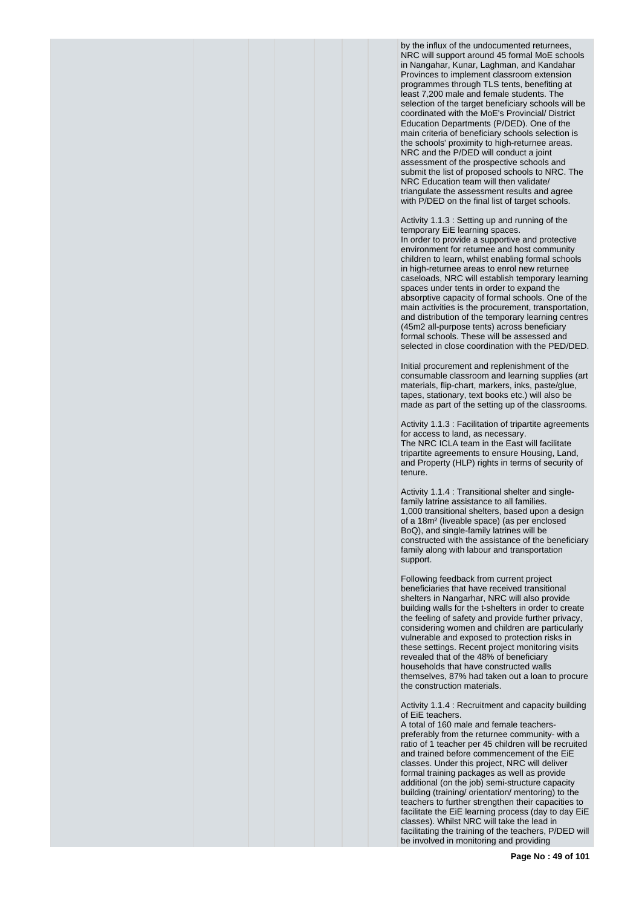by the influx of the undocumented returnees, NRC will support around 45 formal MoE schools in Nangahar, Kunar, Laghman, and Kandahar Provinces to implement classroom extension programmes through TLS tents, benefiting at least 7,200 male and female students. The selection of the target beneficiary schools will be coordinated with the MoE's Provincial/ District Education Departments (P/DED). One of the main criteria of beneficiary schools selection is the schools' proximity to high-returnee areas. NRC and the P/DED will conduct a joint assessment of the prospective schools and submit the list of proposed schools to NRC. The NRC Education team will then validate/ triangulate the assessment results and agree with P/DED on the final list of target schools.

Activity 1.1.3 : Setting up and running of the temporary EiE learning spaces.
In order to provide a supportive and protective environment for returnee and host community children to learn, whilst enabling formal schools in high-returnee areas to enrol new returnee caseloads, NRC will establish temporary learning spaces under tents in order to expand the absorptive capacity of formal schools. One of the main activities is the procurement, transportation, and distribution of the temporary learning centres (45m2 all-purpose tents) across beneficiary formal schools. These will be assessed and selected in close coordination with the PED/DED.

Initial procurement and replenishment of the consumable classroom and learning supplies (art materials, flip-chart, markers, inks, paste/glue, tapes, stationary, text books etc.) will also be made as part of the setting up of the classrooms.

Activity 1.1.3 : Facilitation of tripartite agreements for access to land, as necessary.
The NRC ICLA team in the East will facilitate tripartite agreements to ensure Housing, Land, and Property (HLP) rights in terms of security of tenure.

Activity 1.1.4 : Transitional shelter and single-family latrine assistance to all families.
1,000 transitional shelters, based upon a design of a 18m² (liveable space) (as per enclosed BoQ), and single-family latrines will be constructed with the assistance of the beneficiary family along with labour and transportation support.

Following feedback from current project beneficiaries that have received transitional shelters in Nangarhar, NRC will also provide building walls for the t-shelters in order to create the feeling of safety and provide further privacy, considering women and children are particularly vulnerable and exposed to protection risks in these settings. Recent project monitoring visits revealed that of the 48% of beneficiary households that have constructed walls themselves, 87% had taken out a loan to procure the construction materials.

Activity 1.1.4 : Recruitment and capacity building of EiE teachers.
A total of 160 male and female teachers- preferably from the returnee community- with a ratio of 1 teacher per 45 children will be recruited and trained before commencement of the EiE classes. Under this project, NRC will deliver formal training packages as well as provide additional (on the job) semi-structure capacity building (training/ orientation/ mentoring) to the teachers to further strengthen their capacities to facilitate the EiE learning process (day to day EiE classes). Whilst NRC will take the lead in facilitating the training of the teachers, P/DED will be involved in monitoring and providing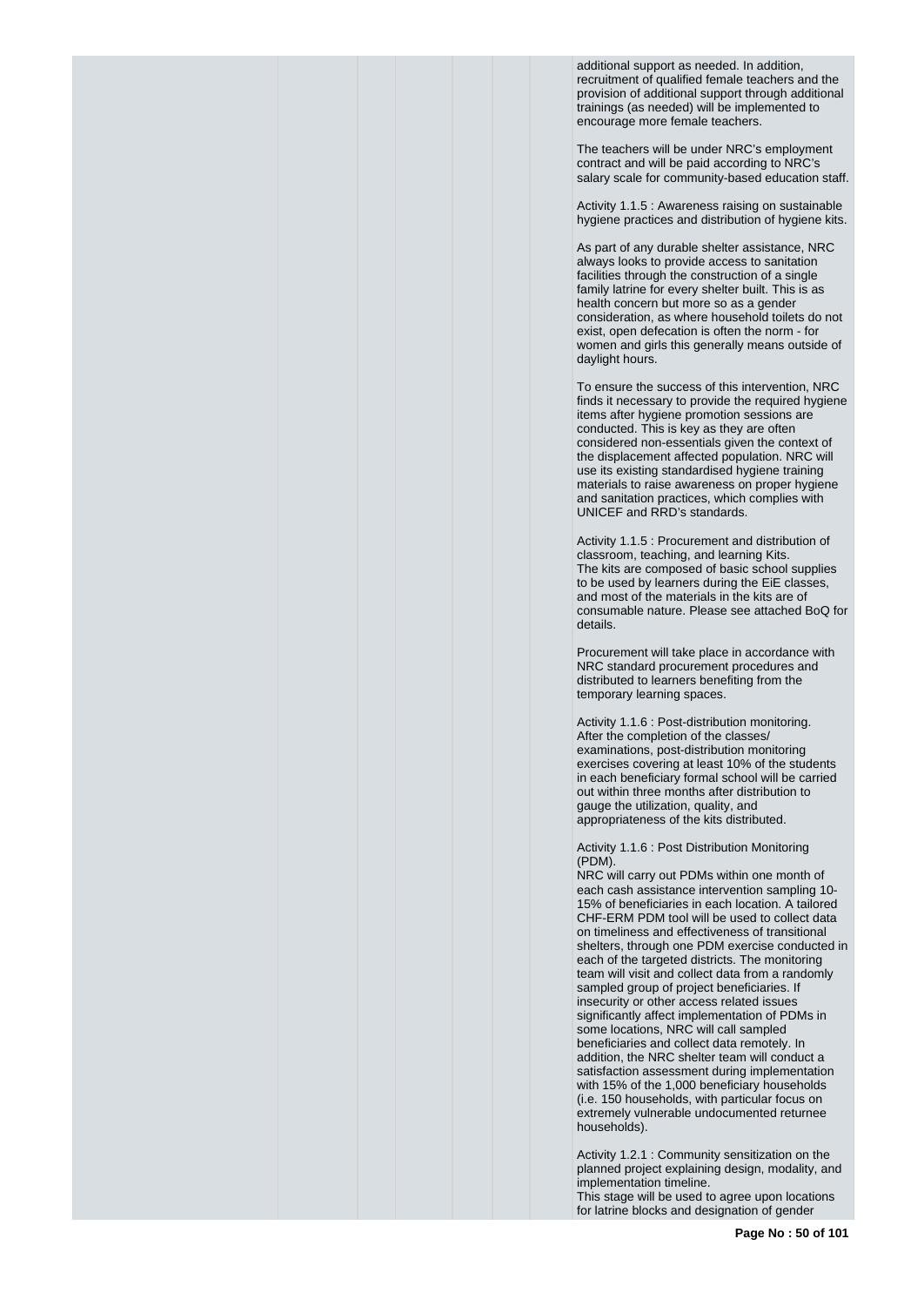additional support as needed. In addition, recruitment of qualified female teachers and the provision of additional support through additional trainings (as needed) will be implemented to encourage more female teachers.

The teachers will be under NRC's employment contract and will be paid according to NRC's salary scale for community-based education staff.

Activity 1.1.5 : Awareness raising on sustainable hygiene practices and distribution of hygiene kits.

As part of any durable shelter assistance, NRC always looks to provide access to sanitation facilities through the construction of a single family latrine for every shelter built. This is as health concern but more so as a gender consideration, as where household toilets do not exist, open defecation is often the norm - for women and girls this generally means outside of daylight hours.

To ensure the success of this intervention, NRC finds it necessary to provide the required hygiene items after hygiene promotion sessions are conducted. This is key as they are often considered non-essentials given the context of the displacement affected population. NRC will use its existing standardised hygiene training materials to raise awareness on proper hygiene and sanitation practices, which complies with UNICEF and RRD's standards.

Activity 1.1.5 : Procurement and distribution of classroom, teaching, and learning Kits.
The kits are composed of basic school supplies to be used by learners during the EiE classes, and most of the materials in the kits are of consumable nature. Please see attached BoQ for details.

Procurement will take place in accordance with NRC standard procurement procedures and distributed to learners benefiting from the temporary learning spaces.

Activity 1.1.6 : Post-distribution monitoring.
After the completion of the classes/ examinations, post-distribution monitoring exercises covering at least 10% of the students in each beneficiary formal school will be carried out within three months after distribution to gauge the utilization, quality, and appropriateness of the kits distributed.

Activity 1.1.6 : Post Distribution Monitoring (PDM).
NRC will carry out PDMs within one month of each cash assistance intervention sampling 10-15% of beneficiaries in each location. A tailored CHF-ERM PDM tool will be used to collect data on timeliness and effectiveness of transitional shelters, through one PDM exercise conducted in each of the targeted districts. The monitoring team will visit and collect data from a randomly sampled group of project beneficiaries. If insecurity or other access related issues significantly affect implementation of PDMs in some locations, NRC will call sampled beneficiaries and collect data remotely. In addition, the NRC shelter team will conduct a satisfaction assessment during implementation with 15% of the 1,000 beneficiary households (i.e. 150 households, with particular focus on extremely vulnerable undocumented returnee households).

Activity 1.2.1 : Community sensitization on the planned project explaining design, modality, and implementation timeline.
This stage will be used to agree upon locations for latrine blocks and designation of gender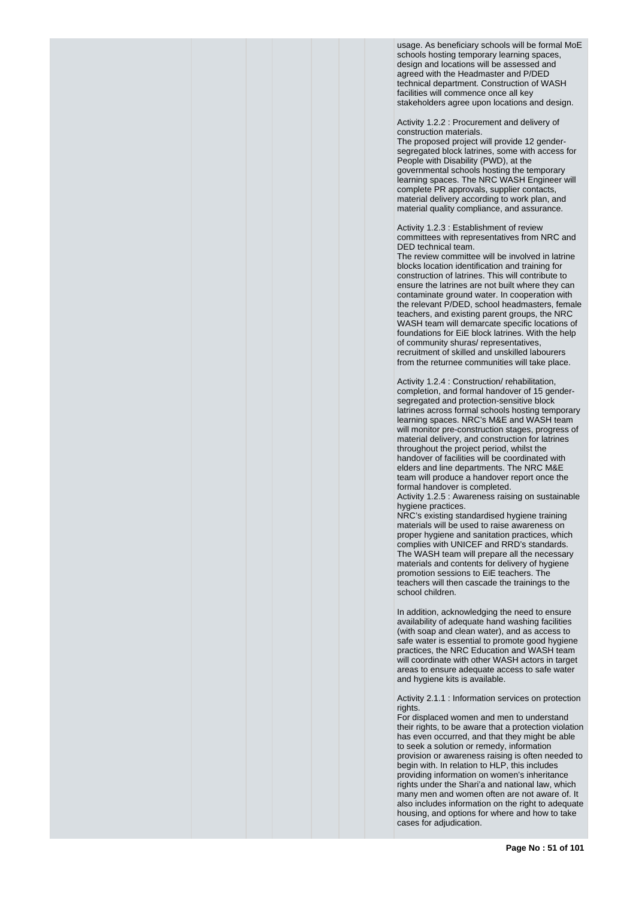usage. As beneficiary schools will be formal MoE schools hosting temporary learning spaces, design and locations will be assessed and agreed with the Headmaster and P/DED technical department. Construction of WASH facilities will commence once all key stakeholders agree upon locations and design.

Activity 1.2.2 : Procurement and delivery of construction materials.
The proposed project will provide 12 gender-segregated block latrines, some with access for People with Disability (PWD), at the governmental schools hosting the temporary learning spaces. The NRC WASH Engineer will complete PR approvals, supplier contacts, material delivery according to work plan, and material quality compliance, and assurance.

Activity 1.2.3 : Establishment of review committees with representatives from NRC and DED technical team.
The review committee will be involved in latrine blocks location identification and training for construction of latrines. This will contribute to ensure the latrines are not built where they can contaminate ground water. In cooperation with the relevant P/DED, school headmasters, female teachers, and existing parent groups, the NRC WASH team will demarcate specific locations of foundations for EiE block latrines. With the help of community shuras/ representatives, recruitment of skilled and unskilled labourers from the returnee communities will take place.

Activity 1.2.4 : Construction/ rehabilitation, completion, and formal handover of 15 gender-segregated and protection-sensitive block latrines across formal schools hosting temporary learning spaces. NRC's M&E and WASH team will monitor pre-construction stages, progress of material delivery, and construction for latrines throughout the project period, whilst the handover of facilities will be coordinated with elders and line departments. The NRC M&E team will produce a handover report once the formal handover is completed.
Activity 1.2.5 : Awareness raising on sustainable hygiene practices.
NRC's existing standardised hygiene training materials will be used to raise awareness on proper hygiene and sanitation practices, which complies with UNICEF and RRD's standards. The WASH team will prepare all the necessary materials and contents for delivery of hygiene promotion sessions to EiE teachers. The teachers will then cascade the trainings to the school children.

In addition, acknowledging the need to ensure availability of adequate hand washing facilities (with soap and clean water), and as access to safe water is essential to promote good hygiene practices, the NRC Education and WASH team will coordinate with other WASH actors in target areas to ensure adequate access to safe water and hygiene kits is available.

Activity 2.1.1 : Information services on protection rights.
For displaced women and men to understand their rights, to be aware that a protection violation has even occurred, and that they might be able to seek a solution or remedy, information provision or awareness raising is often needed to begin with. In relation to HLP, this includes providing information on women's inheritance rights under the Shari'a and national law, which many men and women often are not aware of. It also includes information on the right to adequate housing, and options for where and how to take cases for adjudication.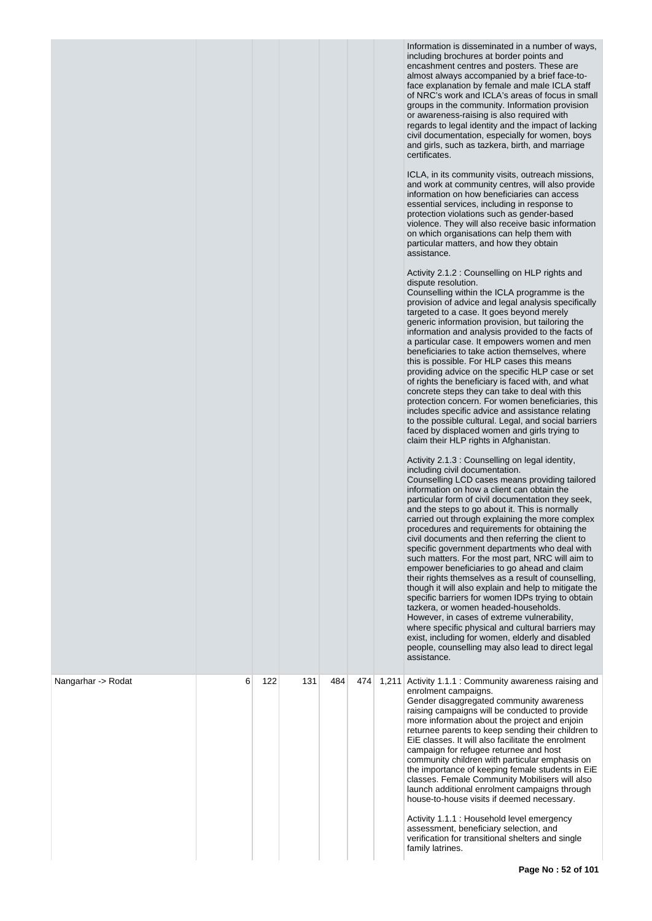| | | | | | | | |
|---|---|---|---|---|---|---|---|
| | | | | | | | Information is disseminated in a number of ways, including brochures at border points and encashment centres and posters. These are almost always accompanied by a brief face-to-face explanation by female and male ICLA staff of NRC's work and ICLA's areas of focus in small groups in the community. Information provision or awareness-raising is also required with regards to legal identity and the impact of lacking civil documentation, especially for women, boys and girls, such as tazkera, birth, and marriage certificates.<br><br>ICLA, in its community visits, outreach missions, and work at community centres, will also provide information on how beneficiaries can access essential services, including in response to protection violations such as gender-based violence. They will also receive basic information on which organisations can help them with particular matters, and how they obtain assistance.<br><br>Activity 2.1.2 : Counselling on HLP rights and dispute resolution.<br>Counselling within the ICLA programme is the provision of advice and legal analysis specifically targeted to a case. It goes beyond merely generic information provision, but tailoring the information and analysis provided to the facts of a particular case. It empowers women and men beneficiaries to take action themselves, where this is possible. For HLP cases this means providing advice on the specific HLP case or set of rights the beneficiary is faced with, and what concrete steps they can take to deal with this protection concern. For women beneficiaries, this includes specific advice and assistance relating to the possible cultural. Legal, and social barriers faced by displaced women and girls trying to claim their HLP rights in Afghanistan.<br><br>Activity 2.1.3 : Counselling on legal identity, including civil documentation.<br>Counselling LCD cases means providing tailored information on how a client can obtain the particular form of civil documentation they seek, and the steps to go about it. This is normally carried out through explaining the more complex procedures and requirements for obtaining the civil documents and then referring the client to specific government departments who deal with such matters. For the most part, NRC will aim to empower beneficiaries to go ahead and claim their rights themselves as a result of counselling, though it will also explain and help to mitigate the specific barriers for women IDPs trying to obtain tazkera, or women headed-households.<br>However, in cases of extreme vulnerability, where specific physical and cultural barriers may exist, including for women, elderly and disabled people, counselling may also lead to direct legal assistance. |
| Nangarhar -> Rodat | 6 | 122 | 131 | 484 | 474 | 1,211 | Activity 1.1.1 : Community awareness raising and enrolment campaigns.<br>Gender disaggregated community awareness raising campaigns will be conducted to provide more information about the project and enjoin returnee parents to keep sending their children to EiE classes. It will also facilitate the enrolment campaign for refugee returnee and host community children with particular emphasis on the importance of keeping female students in EiE classes. Female Community Mobilisers will also launch additional enrolment campaigns through house-to-house visits if deemed necessary.<br><br>Activity 1.1.1 : Household level emergency assessment, beneficiary selection, and verification for transitional shelters and single family latrines. |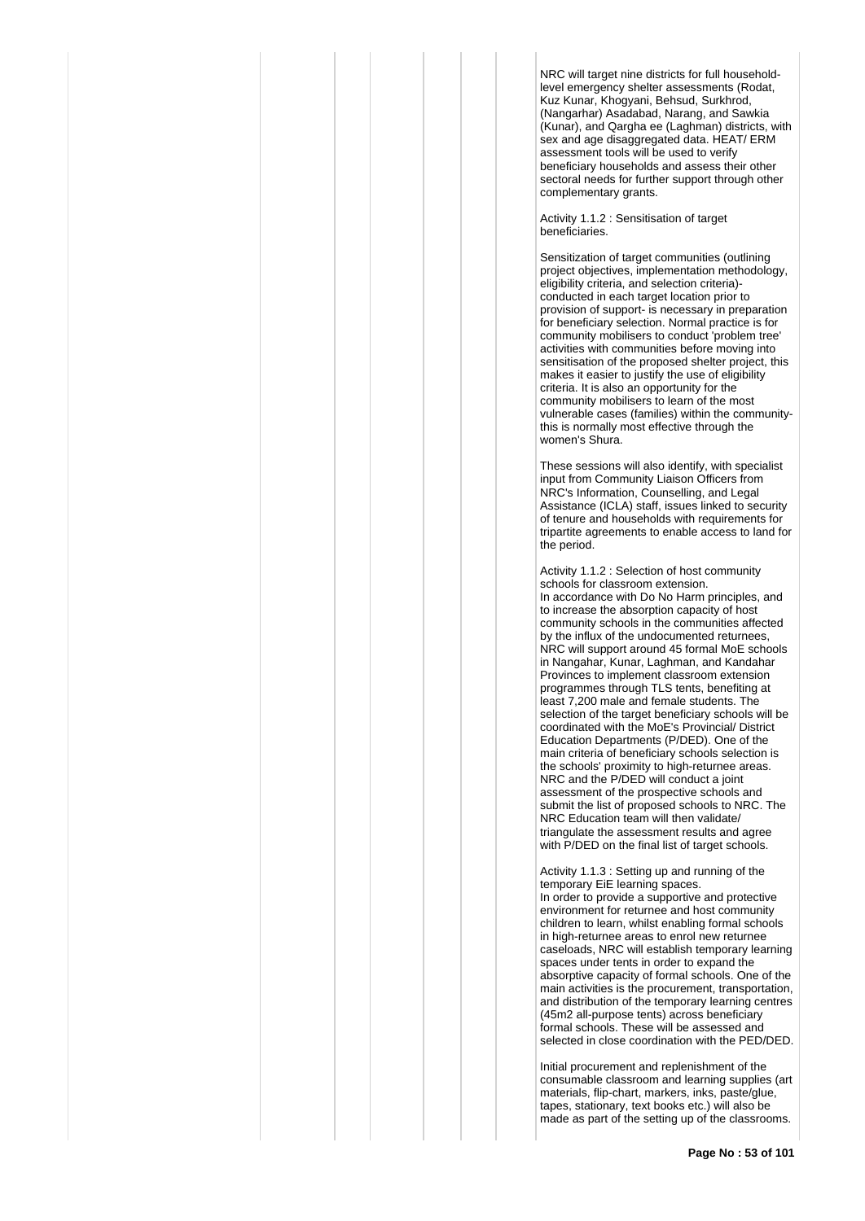NRC will target nine districts for full household-level emergency shelter assessments (Rodat, Kuz Kunar, Khogyani, Behsud, Surkhrod, (Nangarhar) Asadabad, Narang, and Sawkia (Kunar), and Qargha ee (Laghman) districts, with sex and age disaggregated data. HEAT/ ERM assessment tools will be used to verify beneficiary households and assess their other sectoral needs for further support through other complementary grants.

Activity 1.1.2 : Sensitisation of target beneficiaries.

Sensitization of target communities (outlining project objectives, implementation methodology, eligibility criteria, and selection criteria)- conducted in each target location prior to provision of support- is necessary in preparation for beneficiary selection. Normal practice is for community mobilisers to conduct 'problem tree' activities with communities before moving into sensitisation of the proposed shelter project, this makes it easier to justify the use of eligibility criteria. It is also an opportunity for the community mobilisers to learn of the most vulnerable cases (families) within the community- this is normally most effective through the women's Shura.

These sessions will also identify, with specialist input from Community Liaison Officers from NRC's Information, Counselling, and Legal Assistance (ICLA) staff, issues linked to security of tenure and households with requirements for tripartite agreements to enable access to land for the period.

Activity 1.1.2 : Selection of host community schools for classroom extension.
In accordance with Do No Harm principles, and to increase the absorption capacity of host community schools in the communities affected by the influx of the undocumented returnees, NRC will support around 45 formal MoE schools in Nangahar, Kunar, Laghman, and Kandahar Provinces to implement classroom extension programmes through TLS tents, benefiting at least 7,200 male and female students. The selection of the target beneficiary schools will be coordinated with the MoE's Provincial/ District Education Departments (P/DED). One of the main criteria of beneficiary schools selection is the schools' proximity to high-returnee areas. NRC and the P/DED will conduct a joint assessment of the prospective schools and submit the list of proposed schools to NRC. The NRC Education team will then validate/ triangulate the assessment results and agree with P/DED on the final list of target schools.

Activity 1.1.3 : Setting up and running of the temporary EiE learning spaces.
In order to provide a supportive and protective environment for returnee and host community children to learn, whilst enabling formal schools in high-returnee areas to enrol new returnee caseloads, NRC will establish temporary learning spaces under tents in order to expand the absorptive capacity of formal schools. One of the main activities is the procurement, transportation, and distribution of the temporary learning centres (45m2 all-purpose tents) across beneficiary formal schools. These will be assessed and selected in close coordination with the PED/DED.

Initial procurement and replenishment of the consumable classroom and learning supplies (art materials, flip-chart, markers, inks, paste/glue, tapes, stationary, text books etc.) will also be made as part of the setting up of the classrooms.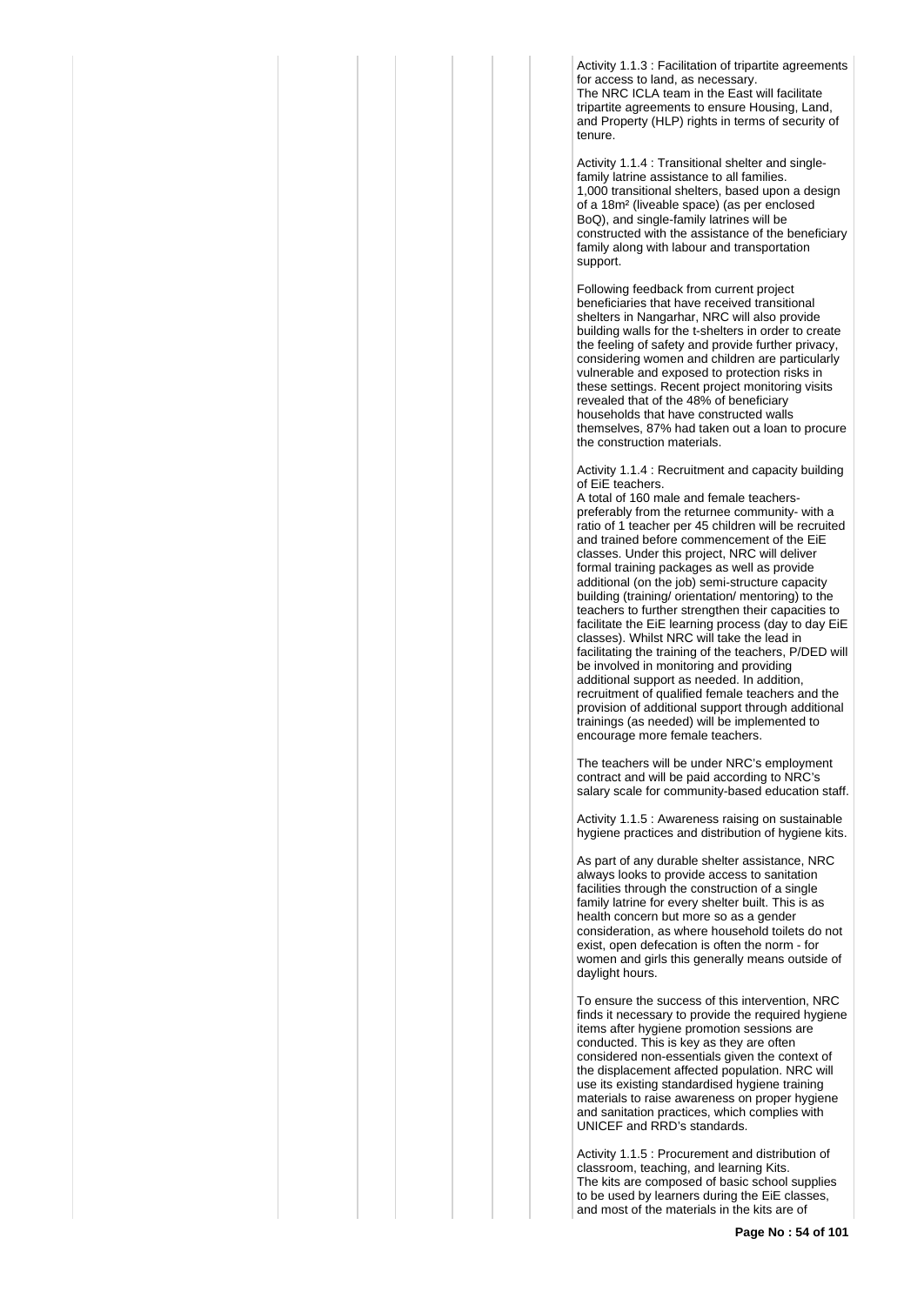Activity 1.1.3 : Facilitation of tripartite agreements for access to land, as necessary.
The NRC ICLA team in the East will facilitate tripartite agreements to ensure Housing, Land, and Property (HLP) rights in terms of security of tenure.

Activity 1.1.4 : Transitional shelter and single-family latrine assistance to all families.
1,000 transitional shelters, based upon a design of a 18m² (liveable space) (as per enclosed BoQ), and single-family latrines will be constructed with the assistance of the beneficiary family along with labour and transportation support.

Following feedback from current project beneficiaries that have received transitional shelters in Nangarhar, NRC will also provide building walls for the t-shelters in order to create the feeling of safety and provide further privacy, considering women and children are particularly vulnerable and exposed to protection risks in these settings. Recent project monitoring visits revealed that of the 48% of beneficiary households that have constructed walls themselves, 87% had taken out a loan to procure the construction materials.

Activity 1.1.4 : Recruitment and capacity building of EiE teachers.
A total of 160 male and female teachers- preferably from the returnee community- with a ratio of 1 teacher per 45 children will be recruited and trained before commencement of the EiE classes. Under this project, NRC will deliver formal training packages as well as provide additional (on the job) semi-structure capacity building (training/ orientation/ mentoring) to the teachers to further strengthen their capacities to facilitate the EiE learning process (day to day EiE classes). Whilst NRC will take the lead in facilitating the training of the teachers, P/DED will be involved in monitoring and providing additional support as needed. In addition, recruitment of qualified female teachers and the provision of additional support through additional trainings (as needed) will be implemented to encourage more female teachers.

The teachers will be under NRC's employment contract and will be paid according to NRC's salary scale for community-based education staff.

Activity 1.1.5 : Awareness raising on sustainable hygiene practices and distribution of hygiene kits.

As part of any durable shelter assistance, NRC always looks to provide access to sanitation facilities through the construction of a single family latrine for every shelter built. This is as health concern but more so as a gender consideration, as where household toilets do not exist, open defecation is often the norm - for women and girls this generally means outside of daylight hours.

To ensure the success of this intervention, NRC finds it necessary to provide the required hygiene items after hygiene promotion sessions are conducted. This is key as they are often considered non-essentials given the context of the displacement affected population. NRC will use its existing standardised hygiene training materials to raise awareness on proper hygiene and sanitation practices, which complies with UNICEF and RRD's standards.

Activity 1.1.5 : Procurement and distribution of classroom, teaching, and learning Kits.
The kits are composed of basic school supplies to be used by learners during the EiE classes, and most of the materials in the kits are of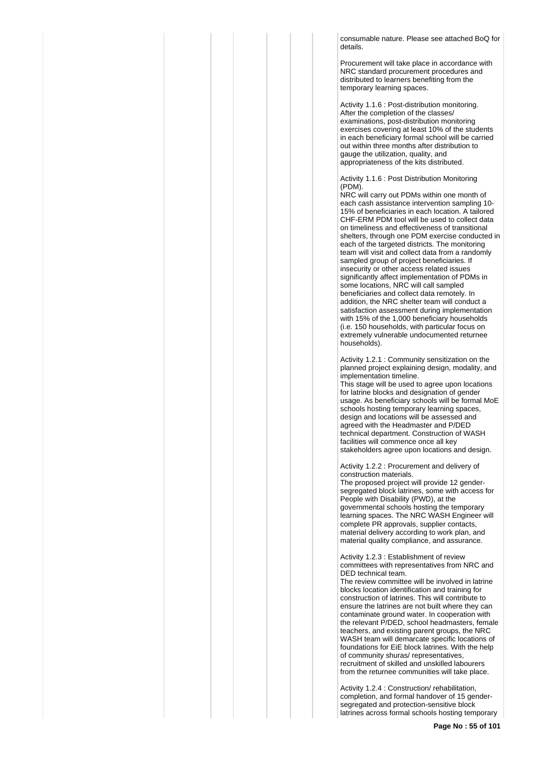consumable nature. Please see attached BoQ for details.

Procurement will take place in accordance with NRC standard procurement procedures and distributed to learners benefiting from the temporary learning spaces.

Activity 1.1.6 : Post-distribution monitoring. After the completion of the classes/ examinations, post-distribution monitoring exercises covering at least 10% of the students in each beneficiary formal school will be carried out within three months after distribution to gauge the utilization, quality, and appropriateness of the kits distributed.

Activity 1.1.6 : Post Distribution Monitoring (PDM).
NRC will carry out PDMs within one month of each cash assistance intervention sampling 10-15% of beneficiaries in each location. A tailored CHF-ERM PDM tool will be used to collect data on timeliness and effectiveness of transitional shelters, through one PDM exercise conducted in each of the targeted districts. The monitoring team will visit and collect data from a randomly sampled group of project beneficiaries. If insecurity or other access related issues significantly affect implementation of PDMs in some locations, NRC will call sampled beneficiaries and collect data remotely. In addition, the NRC shelter team will conduct a satisfaction assessment during implementation with 15% of the 1,000 beneficiary households (i.e. 150 households, with particular focus on extremely vulnerable undocumented returnee households).

Activity 1.2.1 : Community sensitization on the planned project explaining design, modality, and implementation timeline.
This stage will be used to agree upon locations for latrine blocks and designation of gender usage. As beneficiary schools will be formal MoE schools hosting temporary learning spaces, design and locations will be assessed and agreed with the Headmaster and P/DED technical department. Construction of WASH facilities will commence once all key stakeholders agree upon locations and design.

Activity 1.2.2 : Procurement and delivery of construction materials.
The proposed project will provide 12 gender-segregated block latrines, some with access for People with Disability (PWD), at the governmental schools hosting the temporary learning spaces. The NRC WASH Engineer will complete PR approvals, supplier contacts, material delivery according to work plan, and material quality compliance, and assurance.

Activity 1.2.3 : Establishment of review committees with representatives from NRC and DED technical team.
The review committee will be involved in latrine blocks location identification and training for construction of latrines. This will contribute to ensure the latrines are not built where they can contaminate ground water. In cooperation with the relevant P/DED, school headmasters, female teachers, and existing parent groups, the NRC WASH team will demarcate specific locations of foundations for EiE block latrines. With the help of community shuras/ representatives, recruitment of skilled and unskilled labourers from the returnee communities will take place.

Activity 1.2.4 : Construction/ rehabilitation, completion, and formal handover of 15 gender-segregated and protection-sensitive block latrines across formal schools hosting temporary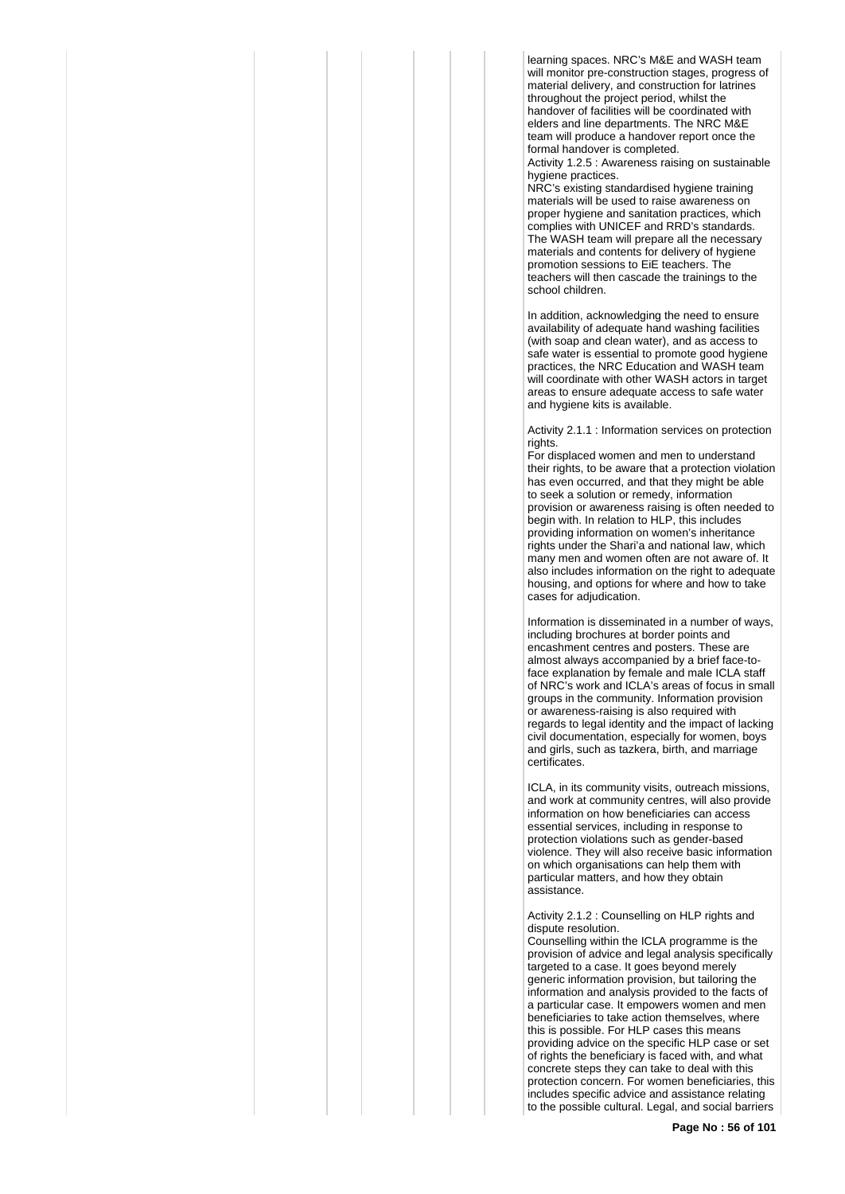learning spaces. NRC's M&E and WASH team will monitor pre-construction stages, progress of material delivery, and construction for latrines throughout the project period, whilst the handover of facilities will be coordinated with elders and line departments. The NRC M&E team will produce a handover report once the formal handover is completed.

Activity 1.2.5 : Awareness raising on sustainable hygiene practices.

NRC's existing standardised hygiene training materials will be used to raise awareness on proper hygiene and sanitation practices, which complies with UNICEF and RRD's standards. The WASH team will prepare all the necessary materials and contents for delivery of hygiene promotion sessions to EiE teachers. The teachers will then cascade the trainings to the school children.

In addition, acknowledging the need to ensure availability of adequate hand washing facilities (with soap and clean water), and as access to safe water is essential to promote good hygiene practices, the NRC Education and WASH team will coordinate with other WASH actors in target areas to ensure adequate access to safe water and hygiene kits is available.

Activity 2.1.1 : Information services on protection rights.

For displaced women and men to understand their rights, to be aware that a protection violation has even occurred, and that they might be able to seek a solution or remedy, information provision or awareness raising is often needed to begin with. In relation to HLP, this includes providing information on women's inheritance rights under the Shari'a and national law, which many men and women often are not aware of. It also includes information on the right to adequate housing, and options for where and how to take cases for adjudication.

Information is disseminated in a number of ways, including brochures at border points and encashment centres and posters. These are almost always accompanied by a brief face-to-face explanation by female and male ICLA staff of NRC's work and ICLA's areas of focus in small groups in the community. Information provision or awareness-raising is also required with regards to legal identity and the impact of lacking civil documentation, especially for women, boys and girls, such as tazkera, birth, and marriage certificates.

ICLA, in its community visits, outreach missions, and work at community centres, will also provide information on how beneficiaries can access essential services, including in response to protection violations such as gender-based violence. They will also receive basic information on which organisations can help them with particular matters, and how they obtain assistance.

Activity 2.1.2 : Counselling on HLP rights and dispute resolution.

Counselling within the ICLA programme is the provision of advice and legal analysis specifically targeted to a case. It goes beyond merely generic information provision, but tailoring the information and analysis provided to the facts of a particular case. It empowers women and men beneficiaries to take action themselves, where this is possible. For HLP cases this means providing advice on the specific HLP case or set of rights the beneficiary is faced with, and what concrete steps they can take to deal with this protection concern. For women beneficiaries, this includes specific advice and assistance relating to the possible cultural. Legal, and social barriers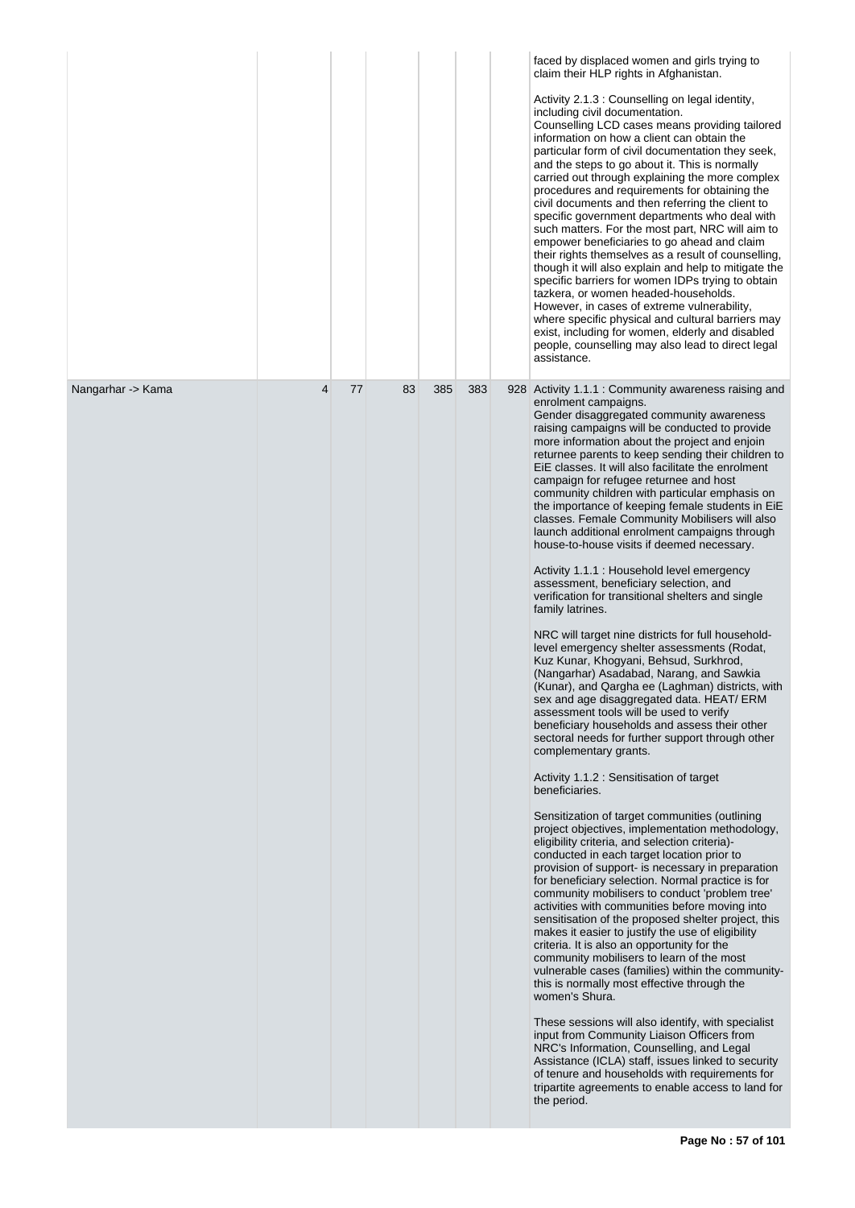| | | | | | | |
|---|---|---|---|---|---|---|
| | | | | | | faced by displaced women and girls trying to claim their HLP rights in Afghanistan.<br><br>Activity 2.1.3 : Counselling on legal identity, including civil documentation.<br>Counselling LCD cases means providing tailored information on how a client can obtain the particular form of civil documentation they seek, and the steps to go about it. This is normally carried out through explaining the more complex procedures and requirements for obtaining the civil documents and then referring the client to specific government departments who deal with such matters. For the most part, NRC will aim to empower beneficiaries to go ahead and claim their rights themselves as a result of counselling, though it will also explain and help to mitigate the specific barriers for women IDPs trying to obtain tazkera, or women headed-households.<br>However, in cases of extreme vulnerability, where specific physical and cultural barriers may exist, including for women, elderly and disabled people, counselling may also lead to direct legal assistance. |
| Nangarhar -> Kama | 4 | 77 | 83 | 385 | 383 | 928 | Activity 1.1.1 : Community awareness raising and enrolment campaigns.<br>Gender disaggregated community awareness raising campaigns will be conducted to provide more information about the project and enjoin returnee parents to keep sending their children to EiE classes. It will also facilitate the enrolment campaign for refugee returnee and host community children with particular emphasis on the importance of keeping female students in EiE classes. Female Community Mobilisers will also launch additional enrolment campaigns through house-to-house visits if deemed necessary.<br><br>Activity 1.1.1 : Household level emergency assessment, beneficiary selection, and verification for transitional shelters and single family latrines.<br><br>NRC will target nine districts for full household-level emergency shelter assessments (Rodat, Kuz Kunar, Khogyani, Behsud, Surkhrod, (Nangarhar) Asadabad, Narang, and Sawkia (Kunar), and Qargha ee (Laghman) districts, with sex and age disaggregated data. HEAT/ ERM assessment tools will be used to verify beneficiary households and assess their other sectoral needs for further support through other complementary grants.<br><br>Activity 1.1.2 : Sensitisation of target beneficiaries.<br><br>Sensitization of target communities (outlining project objectives, implementation methodology, eligibility criteria, and selection criteria)- conducted in each target location prior to provision of support- is necessary in preparation for beneficiary selection. Normal practice is for community mobilisers to conduct 'problem tree' activities with communities before moving into sensitisation of the proposed shelter project, this makes it easier to justify the use of eligibility criteria. It is also an opportunity for the community mobilisers to learn of the most vulnerable cases (families) within the community- this is normally most effective through the women's Shura.<br><br>These sessions will also identify, with specialist input from Community Liaison Officers from NRC's Information, Counselling, and Legal Assistance (ICLA) staff, issues linked to security of tenure and households with requirements for tripartite agreements to enable access to land for the period. |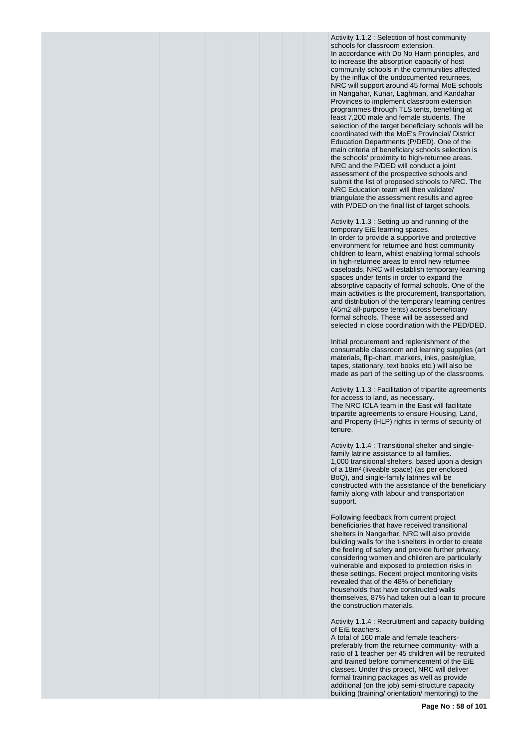Activity 1.1.2 : Selection of host community schools for classroom extension.
In accordance with Do No Harm principles, and to increase the absorption capacity of host community schools in the communities affected by the influx of the undocumented returnees, NRC will support around 45 formal MoE schools in Nangahar, Kunar, Laghman, and Kandahar Provinces to implement classroom extension programmes through TLS tents, benefiting at least 7,200 male and female students. The selection of the target beneficiary schools will be coordinated with the MoE's Provincial/ District Education Departments (P/DED). One of the main criteria of beneficiary schools selection is the schools' proximity to high-returnee areas. NRC and the P/DED will conduct a joint assessment of the prospective schools and submit the list of proposed schools to NRC. The NRC Education team will then validate/ triangulate the assessment results and agree with P/DED on the final list of target schools.

Activity 1.1.3 : Setting up and running of the temporary EiE learning spaces.
In order to provide a supportive and protective environment for returnee and host community children to learn, whilst enabling formal schools in high-returnee areas to enrol new returnee caseloads, NRC will establish temporary learning spaces under tents in order to expand the absorptive capacity of formal schools. One of the main activities is the procurement, transportation, and distribution of the temporary learning centres (45m2 all-purpose tents) across beneficiary formal schools. These will be assessed and selected in close coordination with the PED/DED.

Initial procurement and replenishment of the consumable classroom and learning supplies (art materials, flip-chart, markers, inks, paste/glue, tapes, stationary, text books etc.) will also be made as part of the setting up of the classrooms.

Activity 1.1.3 : Facilitation of tripartite agreements for access to land, as necessary.
The NRC ICLA team in the East will facilitate tripartite agreements to ensure Housing, Land, and Property (HLP) rights in terms of security of tenure.

Activity 1.1.4 : Transitional shelter and single-family latrine assistance to all families.
1,000 transitional shelters, based upon a design of a 18m² (liveable space) (as per enclosed BoQ), and single-family latrines will be constructed with the assistance of the beneficiary family along with labour and transportation support.

Following feedback from current project beneficiaries that have received transitional shelters in Nangarhar, NRC will also provide building walls for the t-shelters in order to create the feeling of safety and provide further privacy, considering women and children are particularly vulnerable and exposed to protection risks in these settings. Recent project monitoring visits revealed that of the 48% of beneficiary households that have constructed walls themselves, 87% had taken out a loan to procure the construction materials.

Activity 1.1.4 : Recruitment and capacity building of EiE teachers.
A total of 160 male and female teachers- preferably from the returnee community- with a ratio of 1 teacher per 45 children will be recruited and trained before commencement of the EiE classes. Under this project, NRC will deliver formal training packages as well as provide additional (on the job) semi-structure capacity building (training/ orientation/ mentoring) to the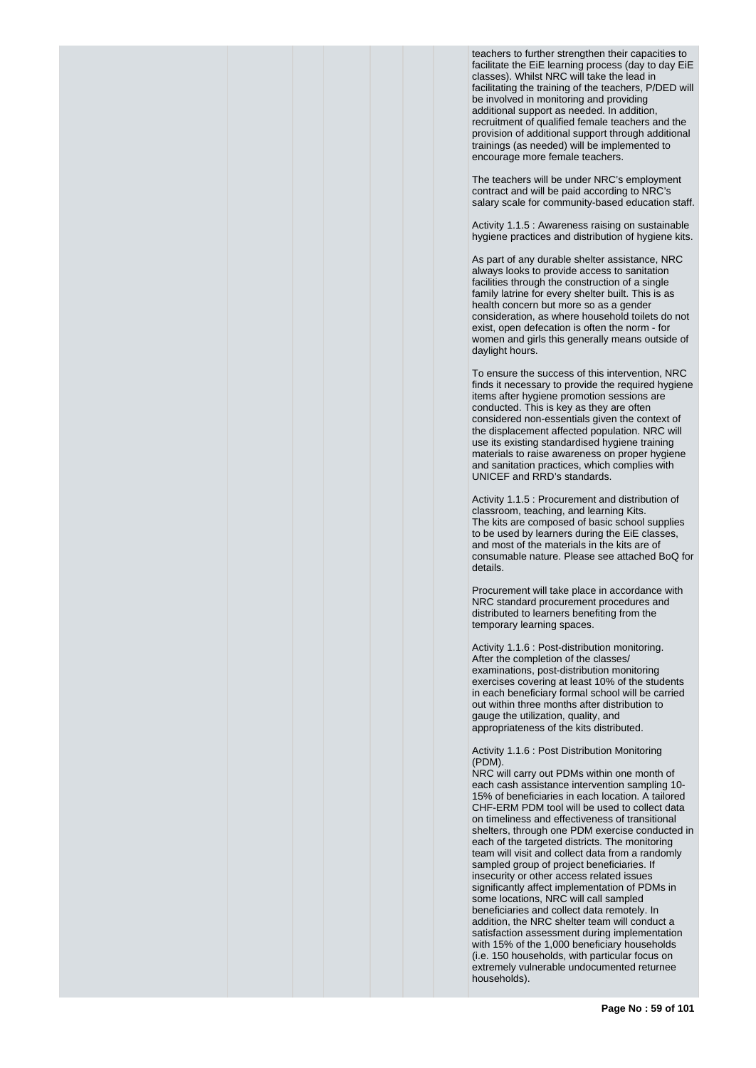teachers to further strengthen their capacities to facilitate the EiE learning process (day to day EiE classes). Whilst NRC will take the lead in facilitating the training of the teachers, P/DED will be involved in monitoring and providing additional support as needed. In addition, recruitment of qualified female teachers and the provision of additional support through additional trainings (as needed) will be implemented to encourage more female teachers.

The teachers will be under NRC's employment contract and will be paid according to NRC's salary scale for community-based education staff.

Activity 1.1.5 : Awareness raising on sustainable hygiene practices and distribution of hygiene kits.

As part of any durable shelter assistance, NRC always looks to provide access to sanitation facilities through the construction of a single family latrine for every shelter built. This is as health concern but more so as a gender consideration, as where household toilets do not exist, open defecation is often the norm - for women and girls this generally means outside of daylight hours.

To ensure the success of this intervention, NRC finds it necessary to provide the required hygiene items after hygiene promotion sessions are conducted. This is key as they are often considered non-essentials given the context of the displacement affected population. NRC will use its existing standardised hygiene training materials to raise awareness on proper hygiene and sanitation practices, which complies with UNICEF and RRD's standards.

Activity 1.1.5 : Procurement and distribution of classroom, teaching, and learning Kits.
The kits are composed of basic school supplies to be used by learners during the EiE classes, and most of the materials in the kits are of consumable nature. Please see attached BoQ for details.

Procurement will take place in accordance with NRC standard procurement procedures and distributed to learners benefiting from the temporary learning spaces.

Activity 1.1.6 : Post-distribution monitoring.
After the completion of the classes/ examinations, post-distribution monitoring exercises covering at least 10% of the students in each beneficiary formal school will be carried out within three months after distribution to gauge the utilization, quality, and appropriateness of the kits distributed.

Activity 1.1.6 : Post Distribution Monitoring (PDM).
NRC will carry out PDMs within one month of each cash assistance intervention sampling 10-15% of beneficiaries in each location. A tailored CHF-ERM PDM tool will be used to collect data on timeliness and effectiveness of transitional shelters, through one PDM exercise conducted in each of the targeted districts. The monitoring team will visit and collect data from a randomly sampled group of project beneficiaries. If insecurity or other access related issues significantly affect implementation of PDMs in some locations, NRC will call sampled beneficiaries and collect data remotely. In addition, the NRC shelter team will conduct a satisfaction assessment during implementation with 15% of the 1,000 beneficiary households (i.e. 150 households, with particular focus on extremely vulnerable undocumented returnee households).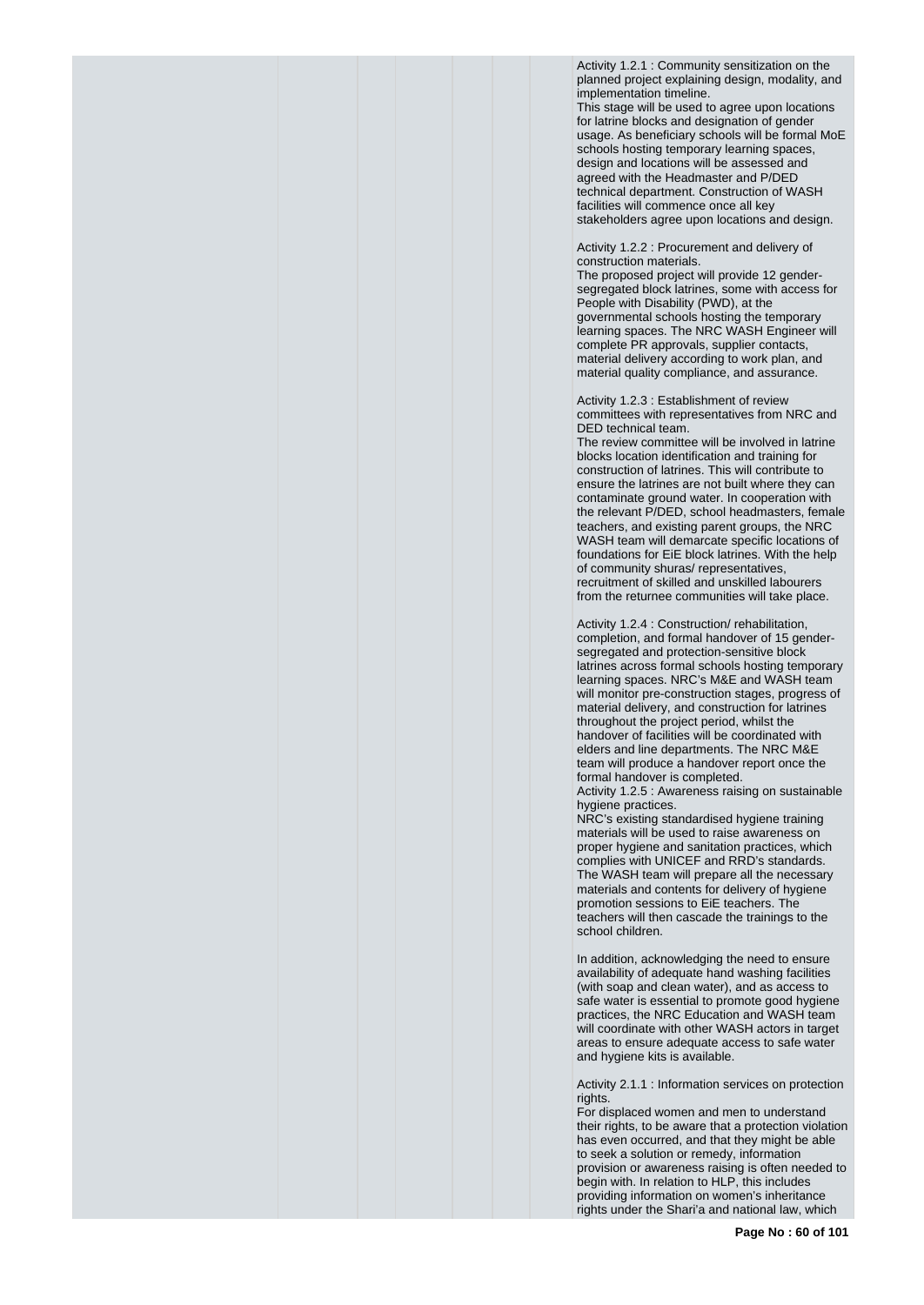Activity 1.2.1 : Community sensitization on the planned project explaining design, modality, and implementation timeline.
This stage will be used to agree upon locations for latrine blocks and designation of gender usage. As beneficiary schools will be formal MoE schools hosting temporary learning spaces, design and locations will be assessed and agreed with the Headmaster and P/DED technical department. Construction of WASH facilities will commence once all key stakeholders agree upon locations and design.

Activity 1.2.2 : Procurement and delivery of construction materials.
The proposed project will provide 12 gender-segregated block latrines, some with access for People with Disability (PWD), at the governmental schools hosting the temporary learning spaces. The NRC WASH Engineer will complete PR approvals, supplier contacts, material delivery according to work plan, and material quality compliance, and assurance.

Activity 1.2.3 : Establishment of review committees with representatives from NRC and DED technical team.
The review committee will be involved in latrine blocks location identification and training for construction of latrines. This will contribute to ensure the latrines are not built where they can contaminate ground water. In cooperation with the relevant P/DED, school headmasters, female teachers, and existing parent groups, the NRC WASH team will demarcate specific locations of foundations for EiE block latrines. With the help of community shuras/ representatives, recruitment of skilled and unskilled labourers from the returnee communities will take place.

Activity 1.2.4 : Construction/ rehabilitation, completion, and formal handover of 15 gender-segregated and protection-sensitive block latrines across formal schools hosting temporary learning spaces. NRC's M&E and WASH team will monitor pre-construction stages, progress of material delivery, and construction for latrines throughout the project period, whilst the handover of facilities will be coordinated with elders and line departments. The NRC M&E team will produce a handover report once the formal handover is completed.
Activity 1.2.5 : Awareness raising on sustainable hygiene practices.
NRC's existing standardised hygiene training materials will be used to raise awareness on proper hygiene and sanitation practices, which complies with UNICEF and RRD's standards. The WASH team will prepare all the necessary materials and contents for delivery of hygiene promotion sessions to EiE teachers. The teachers will then cascade the trainings to the school children.

In addition, acknowledging the need to ensure availability of adequate hand washing facilities (with soap and clean water), and as access to safe water is essential to promote good hygiene practices, the NRC Education and WASH team will coordinate with other WASH actors in target areas to ensure adequate access to safe water and hygiene kits is available.

Activity 2.1.1 : Information services on protection rights.
For displaced women and men to understand their rights, to be aware that a protection violation has even occurred, and that they might be able to seek a solution or remedy, information provision or awareness raising is often needed to begin with. In relation to HLP, this includes providing information on women's inheritance rights under the Shari'a and national law, which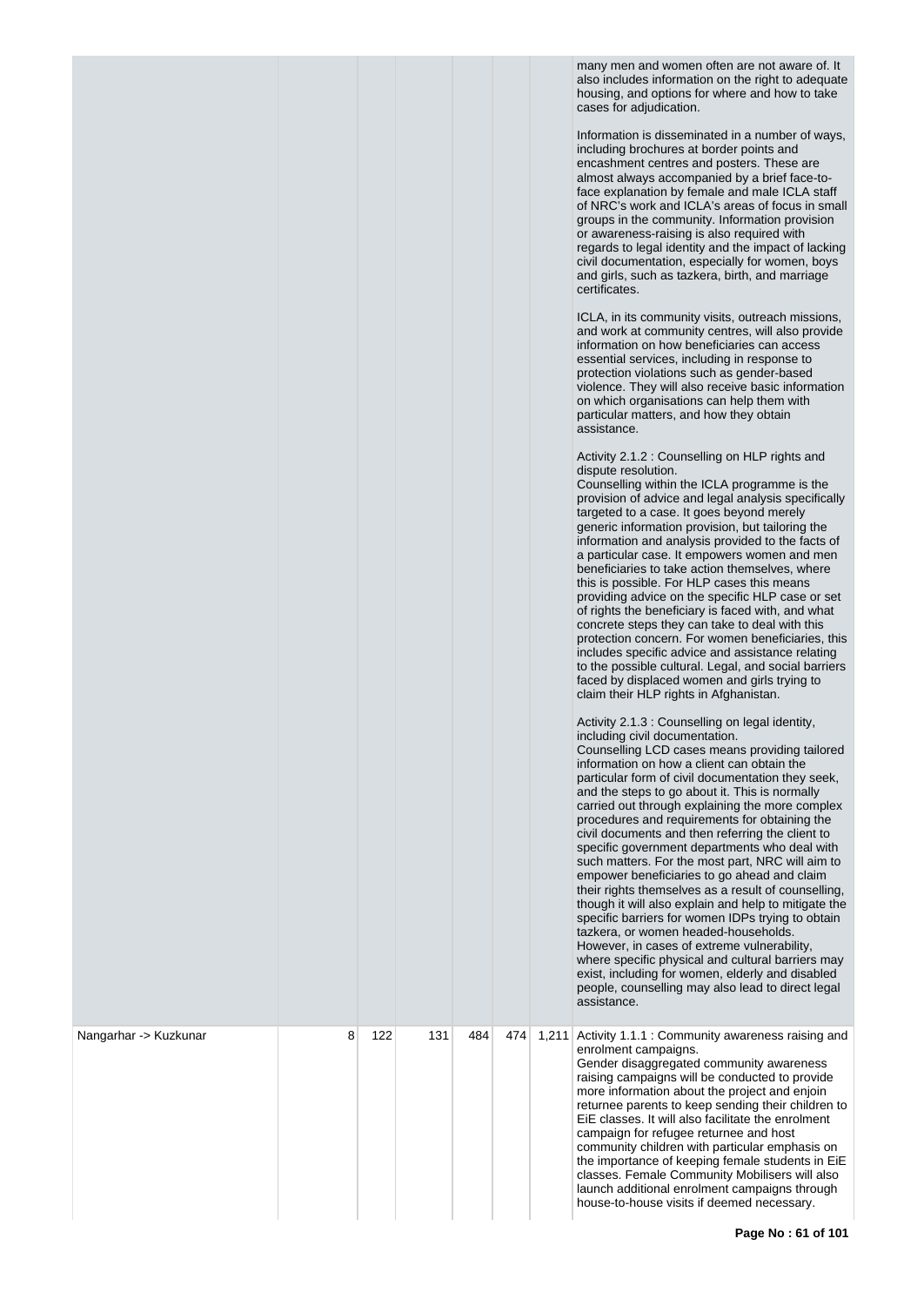| | | | | | | |
|---|---|---|---|---|---|---|
| | | | | | | many men and women often are not aware of. It also includes information on the right to adequate housing, and options for where and how to take cases for adjudication.<br><br>Information is disseminated in a number of ways, including brochures at border points and encashment centres and posters. These are almost always accompanied by a brief face-to-face explanation by female and male ICLA staff of NRC's work and ICLA's areas of focus in small groups in the community. Information provision or awareness-raising is also required with regards to legal identity and the impact of lacking civil documentation, especially for women, boys and girls, such as tazkera, birth, and marriage certificates.<br><br>ICLA, in its community visits, outreach missions, and work at community centres, will also provide information on how beneficiaries can access essential services, including in response to protection violations such as gender-based violence. They will also receive basic information on which organisations can help them with particular matters, and how they obtain assistance.<br><br>Activity 2.1.2 : Counselling on HLP rights and dispute resolution.<br>Counselling within the ICLA programme is the provision of advice and legal analysis specifically targeted to a case. It goes beyond merely generic information provision, but tailoring the information and analysis provided to the facts of a particular case. It empowers women and men beneficiaries to take action themselves, where this is possible. For HLP cases this means providing advice on the specific HLP case or set of rights the beneficiary is faced with, and what concrete steps they can take to deal with this protection concern. For women beneficiaries, this includes specific advice and assistance relating to the possible cultural. Legal, and social barriers faced by displaced women and girls trying to claim their HLP rights in Afghanistan.<br><br>Activity 2.1.3 : Counselling on legal identity, including civil documentation.<br>Counselling LCD cases means providing tailored information on how a client can obtain the particular form of civil documentation they seek, and the steps to go about it. This is normally carried out through explaining the more complex procedures and requirements for obtaining the civil documents and then referring the client to specific government departments who deal with such matters. For the most part, NRC will aim to empower beneficiaries to go ahead and claim their rights themselves as a result of counselling, though it will also explain and help to mitigate the specific barriers for women IDPs trying to obtain tazkera, or women headed-households. However, in cases of extreme vulnerability, where specific physical and cultural barriers may exist, including for women, elderly and disabled people, counselling may also lead to direct legal assistance. |
| Nangarhar -> Kuzkunar | 8 | 122 | 131 | 484 | 474 | 1,211 | Activity 1.1.1 : Community awareness raising and enrolment campaigns.<br>Gender disaggregated community awareness raising campaigns will be conducted to provide more information about the project and enjoin returnee parents to keep sending their children to EiE classes. It will also facilitate the enrolment campaign for refugee returnee and host community children with particular emphasis on the importance of keeping female students in EiE classes. Female Community Mobilisers will also launch additional enrolment campaigns through house-to-house visits if deemed necessary. |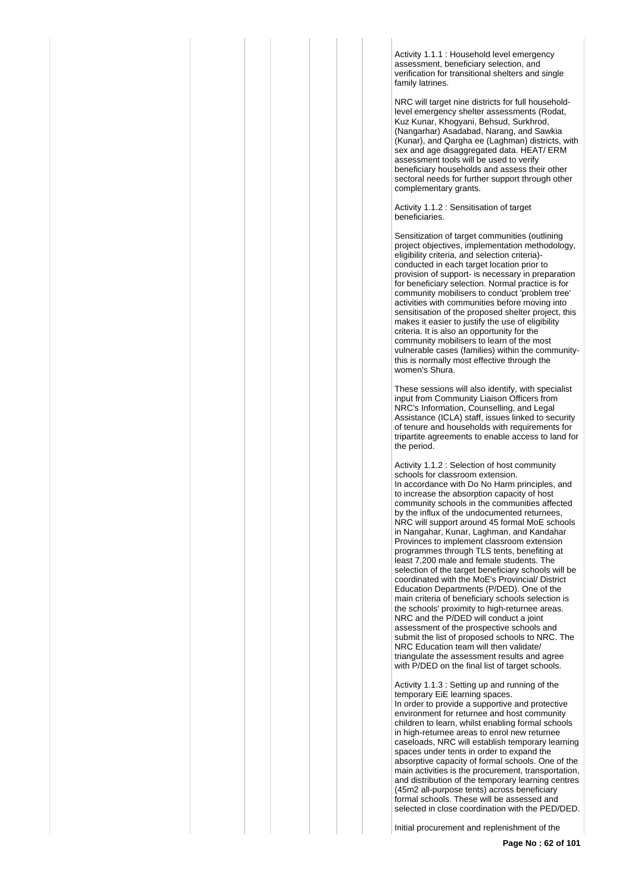Activity 1.1.1 : Household level emergency assessment, beneficiary selection, and verification for transitional shelters and single family latrines.

NRC will target nine districts for full household-level emergency shelter assessments (Rodat, Kuz Kunar, Khogyani, Behsud, Surkhrod, (Nangarhar) Asadabad, Narang, and Sawkia (Kunar), and Qargha ee (Laghman) districts, with sex and age disaggregated data. HEAT/ ERM assessment tools will be used to verify beneficiary households and assess their other sectoral needs for further support through other complementary grants.

Activity 1.1.2 : Sensitisation of target beneficiaries.

Sensitization of target communities (outlining project objectives, implementation methodology, eligibility criteria, and selection criteria)- conducted in each target location prior to provision of support- is necessary in preparation for beneficiary selection. Normal practice is for community mobilisers to conduct 'problem tree' activities with communities before moving into sensitisation of the proposed shelter project, this makes it easier to justify the use of eligibility criteria. It is also an opportunity for the community mobilisers to learn of the most vulnerable cases (families) within the community- this is normally most effective through the women's Shura.

These sessions will also identify, with specialist input from Community Liaison Officers from NRC's Information, Counselling, and Legal Assistance (ICLA) staff, issues linked to security of tenure and households with requirements for tripartite agreements to enable access to land for the period.

Activity 1.1.2 : Selection of host community schools for classroom extension.
In accordance with Do No Harm principles, and to increase the absorption capacity of host community schools in the communities affected by the influx of the undocumented returnees, NRC will support around 45 formal MoE schools in Nangahar, Kunar, Laghman, and Kandahar Provinces to implement classroom extension programmes through TLS tents, benefiting at least 7,200 male and female students. The selection of the target beneficiary schools will be coordinated with the MoE's Provincial/ District Education Departments (P/DED). One of the main criteria of beneficiary schools selection is the schools' proximity to high-returnee areas. NRC and the P/DED will conduct a joint assessment of the prospective schools and submit the list of proposed schools to NRC. The NRC Education team will then validate/ triangulate the assessment results and agree with P/DED on the final list of target schools.

Activity 1.1.3 : Setting up and running of the temporary EiE learning spaces.
In order to provide a supportive and protective environment for returnee and host community children to learn, whilst enabling formal schools in high-returnee areas to enrol new returnee caseloads, NRC will establish temporary learning spaces under tents in order to expand the absorptive capacity of formal schools. One of the main activities is the procurement, transportation, and distribution of the temporary learning centres (45m2 all-purpose tents) across beneficiary formal schools. These will be assessed and selected in close coordination with the PED/DED.

Initial procurement and replenishment of the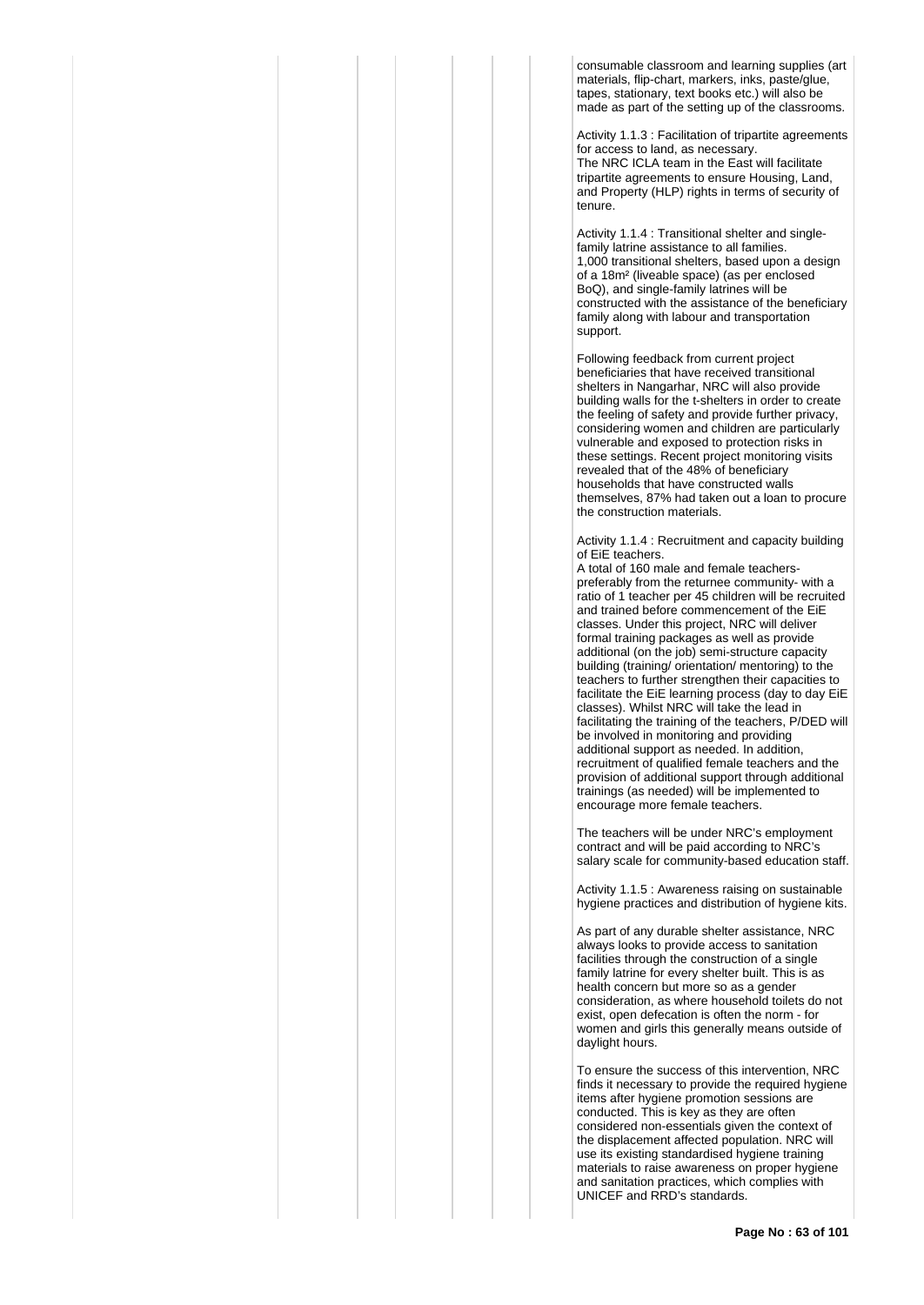consumable classroom and learning supplies (art materials, flip-chart, markers, inks, paste/glue, tapes, stationary, text books etc.) will also be made as part of the setting up of the classrooms.

Activity 1.1.3 : Facilitation of tripartite agreements for access to land, as necessary.
The NRC ICLA team in the East will facilitate tripartite agreements to ensure Housing, Land, and Property (HLP) rights in terms of security of tenure.

Activity 1.1.4 : Transitional shelter and single-family latrine assistance to all families.
1,000 transitional shelters, based upon a design of a 18m² (liveable space) (as per enclosed BoQ), and single-family latrines will be constructed with the assistance of the beneficiary family along with labour and transportation support.

Following feedback from current project beneficiaries that have received transitional shelters in Nangarhar, NRC will also provide building walls for the t-shelters in order to create the feeling of safety and provide further privacy, considering women and children are particularly vulnerable and exposed to protection risks in these settings. Recent project monitoring visits revealed that of the 48% of beneficiary households that have constructed walls themselves, 87% had taken out a loan to procure the construction materials.

Activity 1.1.4 : Recruitment and capacity building of EiE teachers.
A total of 160 male and female teachers- preferably from the returnee community- with a ratio of 1 teacher per 45 children will be recruited and trained before commencement of the EiE classes. Under this project, NRC will deliver formal training packages as well as provide additional (on the job) semi-structure capacity building (training/ orientation/ mentoring) to the teachers to further strengthen their capacities to facilitate the EiE learning process (day to day EiE classes). Whilst NRC will take the lead in facilitating the training of the teachers, P/DED will be involved in monitoring and providing additional support as needed. In addition, recruitment of qualified female teachers and the provision of additional support through additional trainings (as needed) will be implemented to encourage more female teachers.

The teachers will be under NRC's employment contract and will be paid according to NRC's salary scale for community-based education staff.

Activity 1.1.5 : Awareness raising on sustainable hygiene practices and distribution of hygiene kits.

As part of any durable shelter assistance, NRC always looks to provide access to sanitation facilities through the construction of a single family latrine for every shelter built. This is as health concern but more so as a gender consideration, as where household toilets do not exist, open defecation is often the norm - for women and girls this generally means outside of daylight hours.

To ensure the success of this intervention, NRC finds it necessary to provide the required hygiene items after hygiene promotion sessions are conducted. This is key as they are often considered non-essentials given the context of the displacement affected population. NRC will use its existing standardised hygiene training materials to raise awareness on proper hygiene and sanitation practices, which complies with UNICEF and RRD's standards.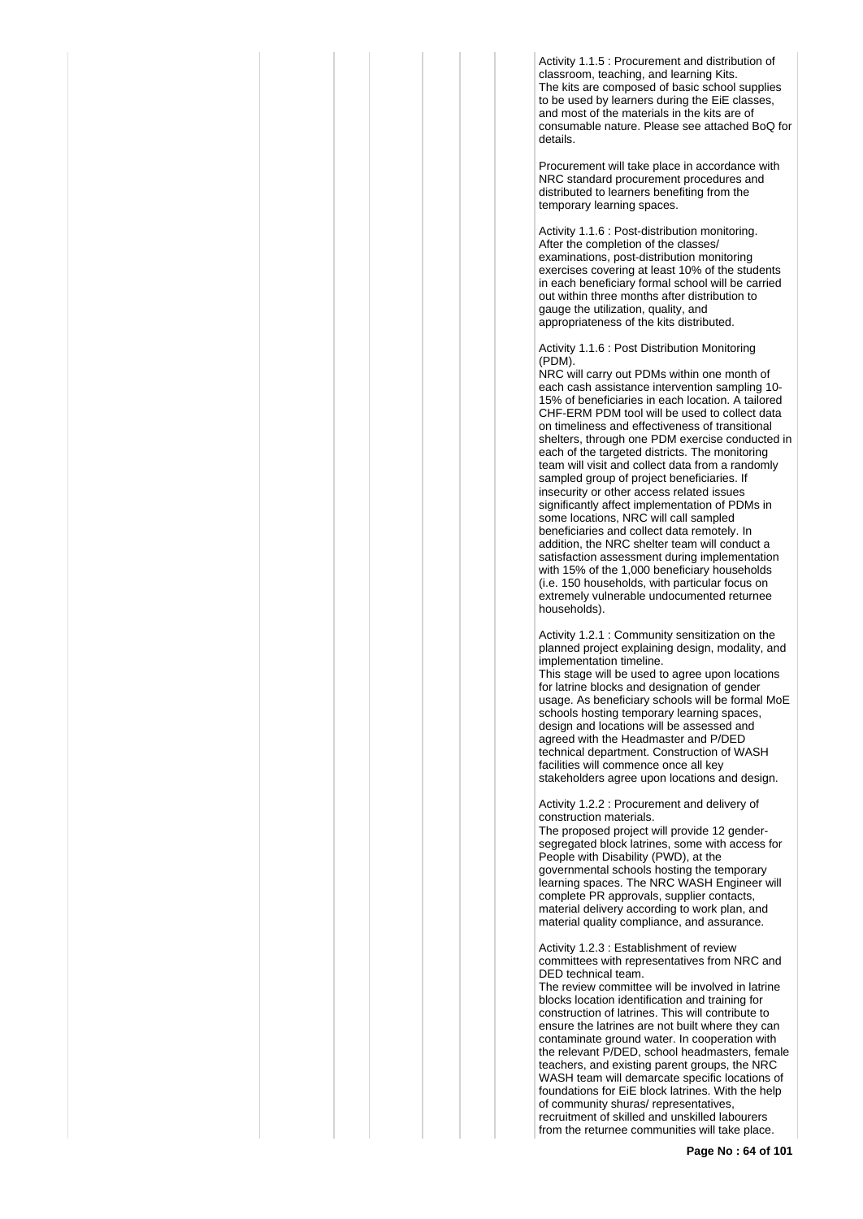Activity 1.1.5 : Procurement and distribution of classroom, teaching, and learning Kits.
The kits are composed of basic school supplies to be used by learners during the EiE classes, and most of the materials in the kits are of consumable nature. Please see attached BoQ for details.

Procurement will take place in accordance with NRC standard procurement procedures and distributed to learners benefiting from the temporary learning spaces.

Activity 1.1.6 : Post-distribution monitoring.
After the completion of the classes/ examinations, post-distribution monitoring exercises covering at least 10% of the students in each beneficiary formal school will be carried out within three months after distribution to gauge the utilization, quality, and appropriateness of the kits distributed.

Activity 1.1.6 : Post Distribution Monitoring (PDM).
NRC will carry out PDMs within one month of each cash assistance intervention sampling 10-15% of beneficiaries in each location. A tailored CHF-ERM PDM tool will be used to collect data on timeliness and effectiveness of transitional shelters, through one PDM exercise conducted in each of the targeted districts. The monitoring team will visit and collect data from a randomly sampled group of project beneficiaries. If insecurity or other access related issues significantly affect implementation of PDMs in some locations, NRC will call sampled beneficiaries and collect data remotely. In addition, the NRC shelter team will conduct a satisfaction assessment during implementation with 15% of the 1,000 beneficiary households (i.e. 150 households, with particular focus on extremely vulnerable undocumented returnee households).

Activity 1.2.1 : Community sensitization on the planned project explaining design, modality, and implementation timeline.
This stage will be used to agree upon locations for latrine blocks and designation of gender usage. As beneficiary schools will be formal MoE schools hosting temporary learning spaces, design and locations will be assessed and agreed with the Headmaster and P/DED technical department. Construction of WASH facilities will commence once all key stakeholders agree upon locations and design.

Activity 1.2.2 : Procurement and delivery of construction materials.
The proposed project will provide 12 gender-segregated block latrines, some with access for People with Disability (PWD), at the governmental schools hosting the temporary learning spaces. The NRC WASH Engineer will complete PR approvals, supplier contacts, material delivery according to work plan, and material quality compliance, and assurance.

Activity 1.2.3 : Establishment of review committees with representatives from NRC and DED technical team.
The review committee will be involved in latrine blocks location identification and training for construction of latrines. This will contribute to ensure the latrines are not built where they can contaminate ground water. In cooperation with the relevant P/DED, school headmasters, female teachers, and existing parent groups, the NRC WASH team will demarcate specific locations of foundations for EiE block latrines. With the help of community shuras/ representatives, recruitment of skilled and unskilled labourers from the returnee communities will take place.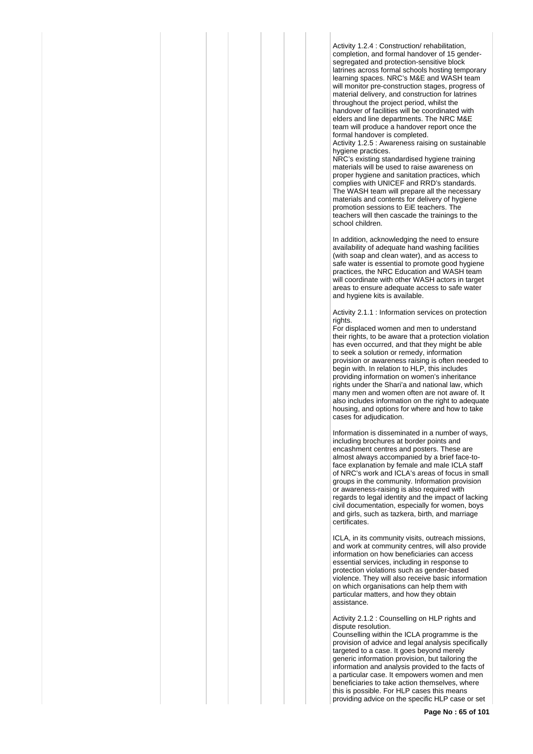Activity 1.2.4 : Construction/ rehabilitation, completion, and formal handover of 15 gender-segregated and protection-sensitive block latrines across formal schools hosting temporary learning spaces. NRC's M&E and WASH team will monitor pre-construction stages, progress of material delivery, and construction for latrines throughout the project period, whilst the handover of facilities will be coordinated with elders and line departments. The NRC M&E team will produce a handover report once the formal handover is completed.

Activity 1.2.5 : Awareness raising on sustainable hygiene practices.

NRC's existing standardised hygiene training materials will be used to raise awareness on proper hygiene and sanitation practices, which complies with UNICEF and RRD's standards. The WASH team will prepare all the necessary materials and contents for delivery of hygiene promotion sessions to EiE teachers. The teachers will then cascade the trainings to the school children.

In addition, acknowledging the need to ensure availability of adequate hand washing facilities (with soap and clean water), and as access to safe water is essential to promote good hygiene practices, the NRC Education and WASH team will coordinate with other WASH actors in target areas to ensure adequate access to safe water and hygiene kits is available.

Activity 2.1.1 : Information services on protection rights.

For displaced women and men to understand their rights, to be aware that a protection violation has even occurred, and that they might be able to seek a solution or remedy, information provision or awareness raising is often needed to begin with. In relation to HLP, this includes providing information on women's inheritance rights under the Shari'a and national law, which many men and women often are not aware of. It also includes information on the right to adequate housing, and options for where and how to take cases for adjudication.

Information is disseminated in a number of ways, including brochures at border points and encashment centres and posters. These are almost always accompanied by a brief face-to-face explanation by female and male ICLA staff of NRC's work and ICLA's areas of focus in small groups in the community. Information provision or awareness-raising is also required with regards to legal identity and the impact of lacking civil documentation, especially for women, boys and girls, such as tazkera, birth, and marriage certificates.

ICLA, in its community visits, outreach missions, and work at community centres, will also provide information on how beneficiaries can access essential services, including in response to protection violations such as gender-based violence. They will also receive basic information on which organisations can help them with particular matters, and how they obtain assistance.

Activity 2.1.2 : Counselling on HLP rights and dispute resolution.

Counselling within the ICLA programme is the provision of advice and legal analysis specifically targeted to a case. It goes beyond merely generic information provision, but tailoring the information and analysis provided to the facts of a particular case. It empowers women and men beneficiaries to take action themselves, where this is possible. For HLP cases this means providing advice on the specific HLP case or set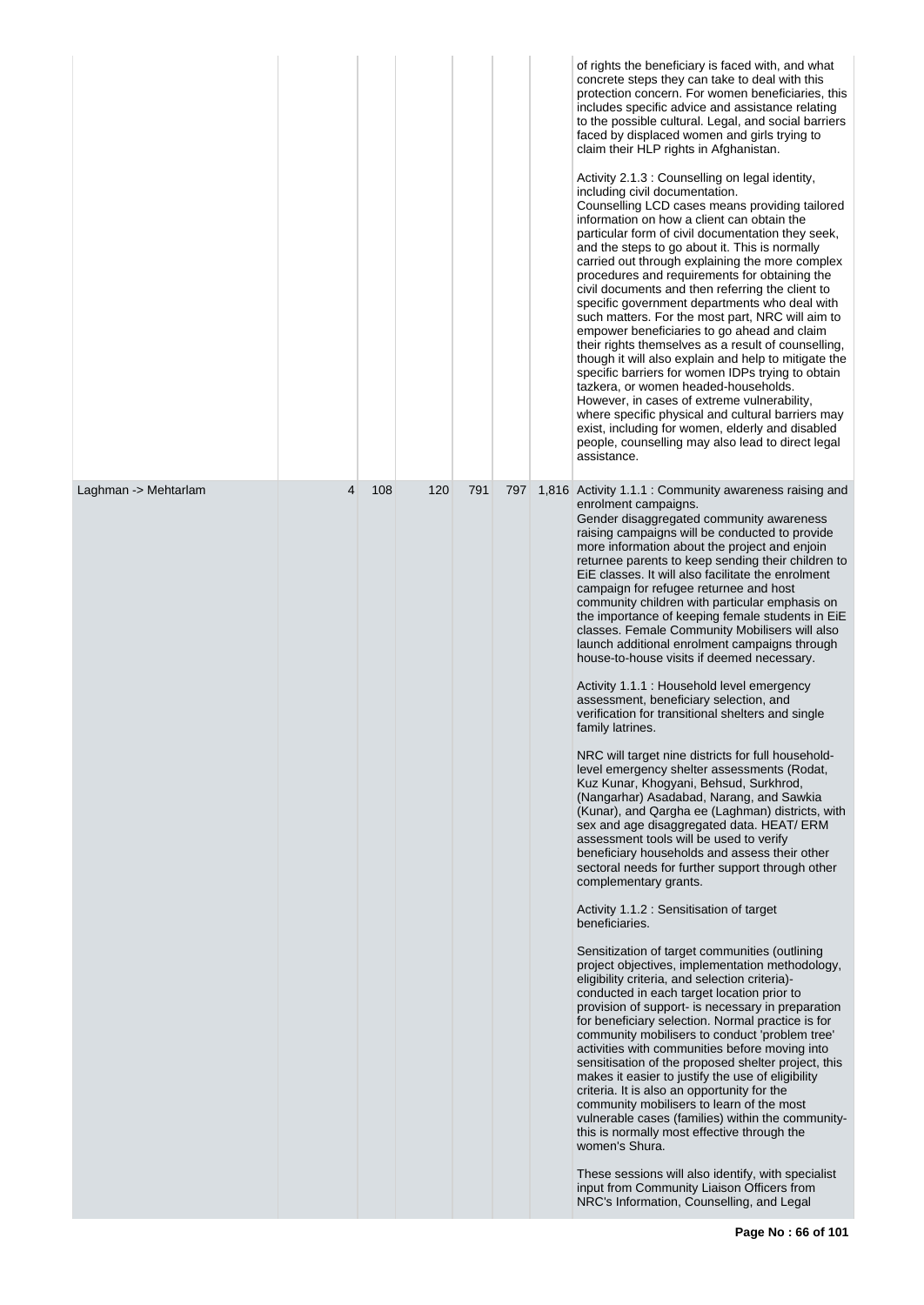| | | | | | | | |
|---|---|---|---|---|---|---|---|
| | | | | | | | of rights the beneficiary is faced with, and what concrete steps they can take to deal with this protection concern. For women beneficiaries, this includes specific advice and assistance relating to the possible cultural. Legal, and social barriers faced by displaced women and girls trying to claim their HLP rights in Afghanistan.<br><br>Activity 2.1.3 : Counselling on legal identity, including civil documentation.<br>Counselling LCD cases means providing tailored information on how a client can obtain the particular form of civil documentation they seek, and the steps to go about it. This is normally carried out through explaining the more complex procedures and requirements for obtaining the civil documents and then referring the client to specific government departments who deal with such matters. For the most part, NRC will aim to empower beneficiaries to go ahead and claim their rights themselves as a result of counselling, though it will also explain and help to mitigate the specific barriers for women IDPs trying to obtain tazkera, or women headed-households. However, in cases of extreme vulnerability, where specific physical and cultural barriers may exist, including for women, elderly and disabled people, counselling may also lead to direct legal assistance. |
| Laghman -> Mehtarlam | 4 | 108 | 120 | 791 | 797 | 1,816 | Activity 1.1.1 : Community awareness raising and enrolment campaigns.<br>Gender disaggregated community awareness raising campaigns will be conducted to provide more information about the project and enjoin returnee parents to keep sending their children to EiE classes. It will also facilitate the enrolment campaign for refugee returnee and host community children with particular emphasis on the importance of keeping female students in EiE classes. Female Community Mobilisers will also launch additional enrolment campaigns through house-to-house visits if deemed necessary.<br><br>Activity 1.1.1 : Household level emergency assessment, beneficiary selection, and verification for transitional shelters and single family latrines.<br><br>NRC will target nine districts for full household-level emergency shelter assessments (Rodat, Kuz Kunar, Khogyani, Behsud, Surkhrod, (Nangarhar) Asadabad, Narang, and Sawkia (Kunar), and Qargha ee (Laghman) districts, with sex and age disaggregated data. HEAT/ ERM assessment tools will be used to verify beneficiary households and assess their other sectoral needs for further support through other complementary grants.<br><br>Activity 1.1.2 : Sensitisation of target beneficiaries.<br><br>Sensitization of target communities (outlining project objectives, implementation methodology, eligibility criteria, and selection criteria)- conducted in each target location prior to provision of support- is necessary in preparation for beneficiary selection. Normal practice is for community mobilisers to conduct 'problem tree' activities with communities before moving into sensitisation of the proposed shelter project, this makes it easier to justify the use of eligibility criteria. It is also an opportunity for the community mobilisers to learn of the most vulnerable cases (families) within the community- this is normally most effective through the women's Shura.<br><br>These sessions will also identify, with specialist input from Community Liaison Officers from NRC's Information, Counselling, and Legal |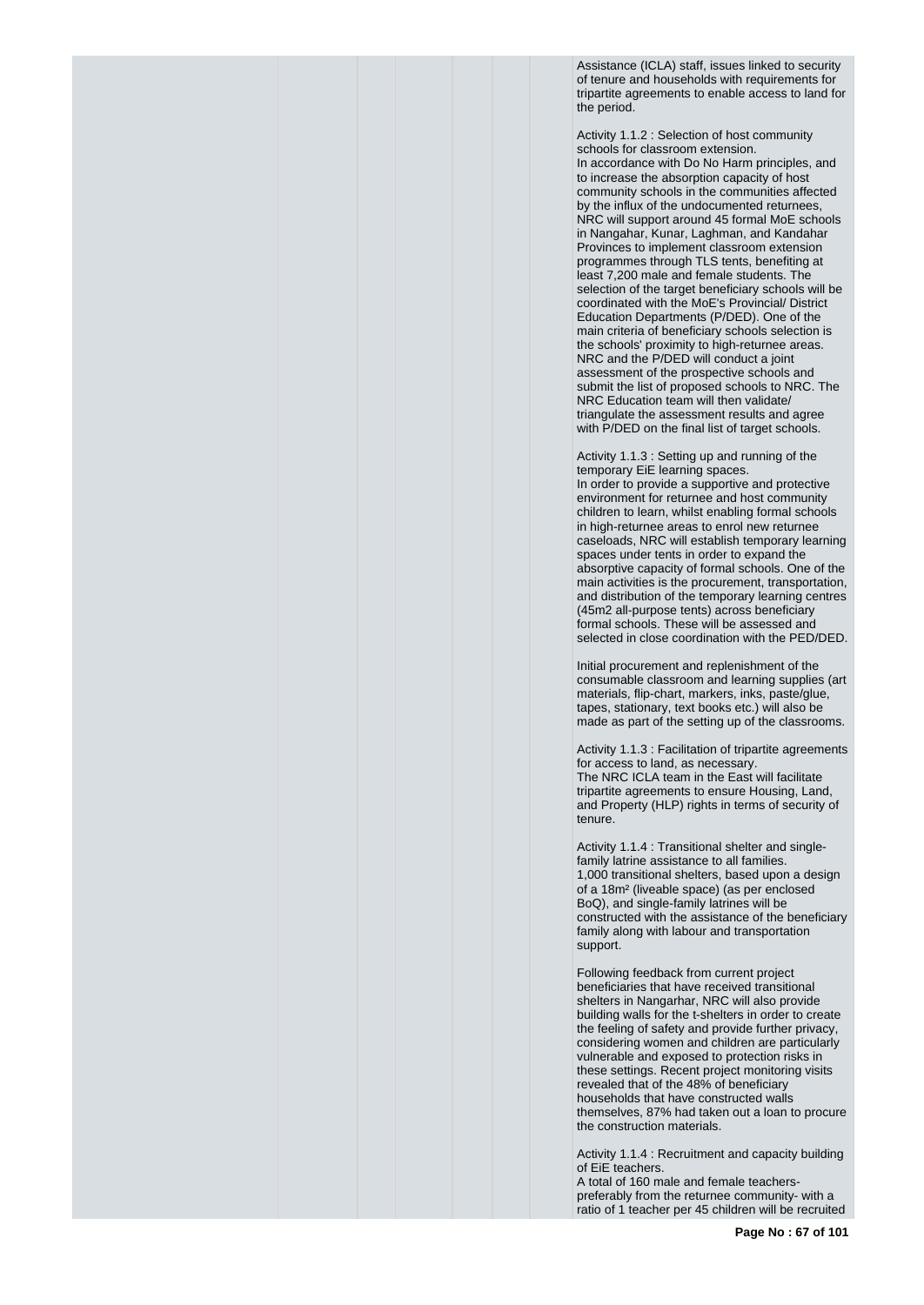Assistance (ICLA) staff, issues linked to security of tenure and households with requirements for tripartite agreements to enable access to land for the period.

Activity 1.1.2 : Selection of host community schools for classroom extension.
In accordance with Do No Harm principles, and to increase the absorption capacity of host community schools in the communities affected by the influx of the undocumented returnees, NRC will support around 45 formal MoE schools in Nangahar, Kunar, Laghman, and Kandahar Provinces to implement classroom extension programmes through TLS tents, benefiting at least 7,200 male and female students. The selection of the target beneficiary schools will be coordinated with the MoE's Provincial/ District Education Departments (P/DED). One of the main criteria of beneficiary schools selection is the schools' proximity to high-returnee areas. NRC and the P/DED will conduct a joint assessment of the prospective schools and submit the list of proposed schools to NRC. The NRC Education team will then validate/ triangulate the assessment results and agree with P/DED on the final list of target schools.

Activity 1.1.3 : Setting up and running of the temporary EiE learning spaces.
In order to provide a supportive and protective environment for returnee and host community children to learn, whilst enabling formal schools in high-returnee areas to enrol new returnee caseloads, NRC will establish temporary learning spaces under tents in order to expand the absorptive capacity of formal schools. One of the main activities is the procurement, transportation, and distribution of the temporary learning centres (45m2 all-purpose tents) across beneficiary formal schools. These will be assessed and selected in close coordination with the PED/DED.

Initial procurement and replenishment of the consumable classroom and learning supplies (art materials, flip-chart, markers, inks, paste/glue, tapes, stationary, text books etc.) will also be made as part of the setting up of the classrooms.

Activity 1.1.3 : Facilitation of tripartite agreements for access to land, as necessary.
The NRC ICLA team in the East will facilitate tripartite agreements to ensure Housing, Land, and Property (HLP) rights in terms of security of tenure.

Activity 1.1.4 : Transitional shelter and single-family latrine assistance to all families.
1,000 transitional shelters, based upon a design of a 18m² (liveable space) (as per enclosed BoQ), and single-family latrines will be constructed with the assistance of the beneficiary family along with labour and transportation support.

Following feedback from current project beneficiaries that have received transitional shelters in Nangarhar, NRC will also provide building walls for the t-shelters in order to create the feeling of safety and provide further privacy, considering women and children are particularly vulnerable and exposed to protection risks in these settings. Recent project monitoring visits revealed that of the 48% of beneficiary households that have constructed walls themselves, 87% had taken out a loan to procure the construction materials.

Activity 1.1.4 : Recruitment and capacity building of EiE teachers.
A total of 160 male and female teachers- preferably from the returnee community- with a ratio of 1 teacher per 45 children will be recruited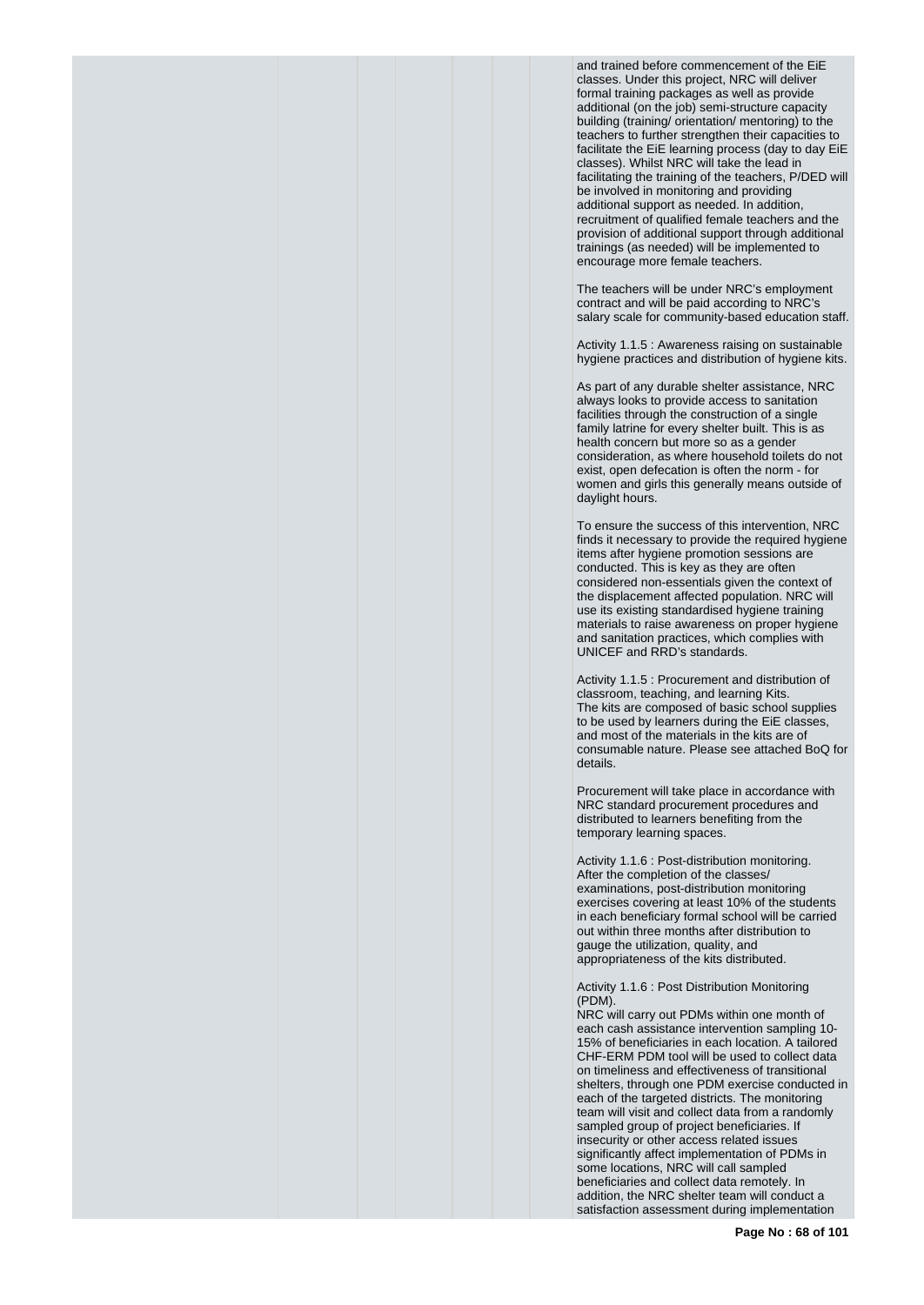and trained before commencement of the EiE classes. Under this project, NRC will deliver formal training packages as well as provide additional (on the job) semi-structure capacity building (training/ orientation/ mentoring) to the teachers to further strengthen their capacities to facilitate the EiE learning process (day to day EiE classes). Whilst NRC will take the lead in facilitating the training of the teachers, P/DED will be involved in monitoring and providing additional support as needed. In addition, recruitment of qualified female teachers and the provision of additional support through additional trainings (as needed) will be implemented to encourage more female teachers.

The teachers will be under NRC's employment contract and will be paid according to NRC's salary scale for community-based education staff.

Activity 1.1.5 : Awareness raising on sustainable hygiene practices and distribution of hygiene kits.

As part of any durable shelter assistance, NRC always looks to provide access to sanitation facilities through the construction of a single family latrine for every shelter built. This is as health concern but more so as a gender consideration, as where household toilets do not exist, open defecation is often the norm - for women and girls this generally means outside of daylight hours.

To ensure the success of this intervention, NRC finds it necessary to provide the required hygiene items after hygiene promotion sessions are conducted. This is key as they are often considered non-essentials given the context of the displacement affected population. NRC will use its existing standardised hygiene training materials to raise awareness on proper hygiene and sanitation practices, which complies with UNICEF and RRD's standards.

Activity 1.1.5 : Procurement and distribution of classroom, teaching, and learning Kits.
The kits are composed of basic school supplies to be used by learners during the EiE classes, and most of the materials in the kits are of consumable nature. Please see attached BoQ for details.

Procurement will take place in accordance with NRC standard procurement procedures and distributed to learners benefiting from the temporary learning spaces.

Activity 1.1.6 : Post-distribution monitoring.
After the completion of the classes/ examinations, post-distribution monitoring exercises covering at least 10% of the students in each beneficiary formal school will be carried out within three months after distribution to gauge the utilization, quality, and appropriateness of the kits distributed.

Activity 1.1.6 : Post Distribution Monitoring (PDM).
NRC will carry out PDMs within one month of each cash assistance intervention sampling 10-15% of beneficiaries in each location. A tailored CHF-ERM PDM tool will be used to collect data on timeliness and effectiveness of transitional shelters, through one PDM exercise conducted in each of the targeted districts. The monitoring team will visit and collect data from a randomly sampled group of project beneficiaries. If insecurity or other access related issues significantly affect implementation of PDMs in some locations, NRC will call sampled beneficiaries and collect data remotely. In addition, the NRC shelter team will conduct a satisfaction assessment during implementation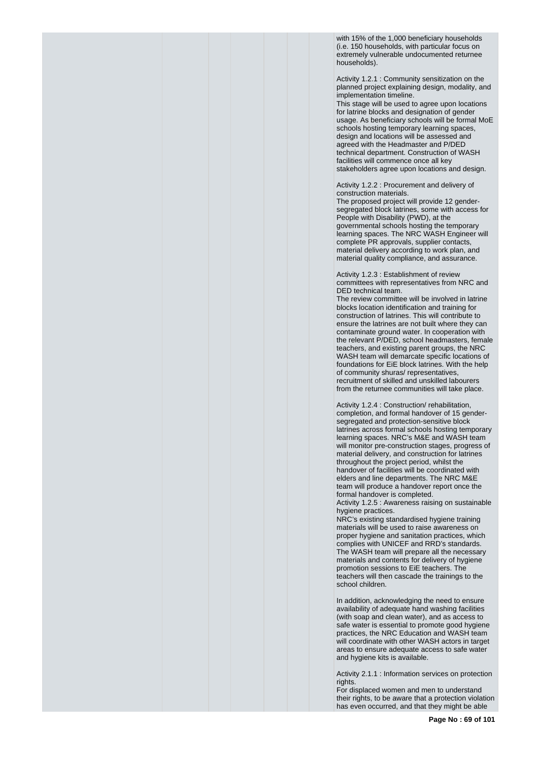with 15% of the 1,000 beneficiary households (i.e. 150 households, with particular focus on extremely vulnerable undocumented returnee households).

Activity 1.2.1 : Community sensitization on the planned project explaining design, modality, and implementation timeline.
This stage will be used to agree upon locations for latrine blocks and designation of gender usage. As beneficiary schools will be formal MoE schools hosting temporary learning spaces, design and locations will be assessed and agreed with the Headmaster and P/DED technical department. Construction of WASH facilities will commence once all key stakeholders agree upon locations and design.

Activity 1.2.2 : Procurement and delivery of construction materials.
The proposed project will provide 12 gender-segregated block latrines, some with access for People with Disability (PWD), at the governmental schools hosting the temporary learning spaces. The NRC WASH Engineer will complete PR approvals, supplier contacts, material delivery according to work plan, and material quality compliance, and assurance.

Activity 1.2.3 : Establishment of review committees with representatives from NRC and DED technical team.
The review committee will be involved in latrine blocks location identification and training for construction of latrines. This will contribute to ensure the latrines are not built where they can contaminate ground water. In cooperation with the relevant P/DED, school headmasters, female teachers, and existing parent groups, the NRC WASH team will demarcate specific locations of foundations for EiE block latrines. With the help of community shuras/ representatives, recruitment of skilled and unskilled labourers from the returnee communities will take place.

Activity 1.2.4 : Construction/ rehabilitation, completion, and formal handover of 15 gender-segregated and protection-sensitive block latrines across formal schools hosting temporary learning spaces. NRC's M&E and WASH team will monitor pre-construction stages, progress of material delivery, and construction for latrines throughout the project period, whilst the handover of facilities will be coordinated with elders and line departments. The NRC M&E team will produce a handover report once the formal handover is completed.
Activity 1.2.5 : Awareness raising on sustainable hygiene practices.
NRC's existing standardised hygiene training materials will be used to raise awareness on proper hygiene and sanitation practices, which complies with UNICEF and RRD's standards. The WASH team will prepare all the necessary materials and contents for delivery of hygiene promotion sessions to EiE teachers. The teachers will then cascade the trainings to the school children.

In addition, acknowledging the need to ensure availability of adequate hand washing facilities (with soap and clean water), and as access to safe water is essential to promote good hygiene practices, the NRC Education and WASH team will coordinate with other WASH actors in target areas to ensure adequate access to safe water and hygiene kits is available.

Activity 2.1.1 : Information services on protection rights.
For displaced women and men to understand their rights, to be aware that a protection violation has even occurred, and that they might be able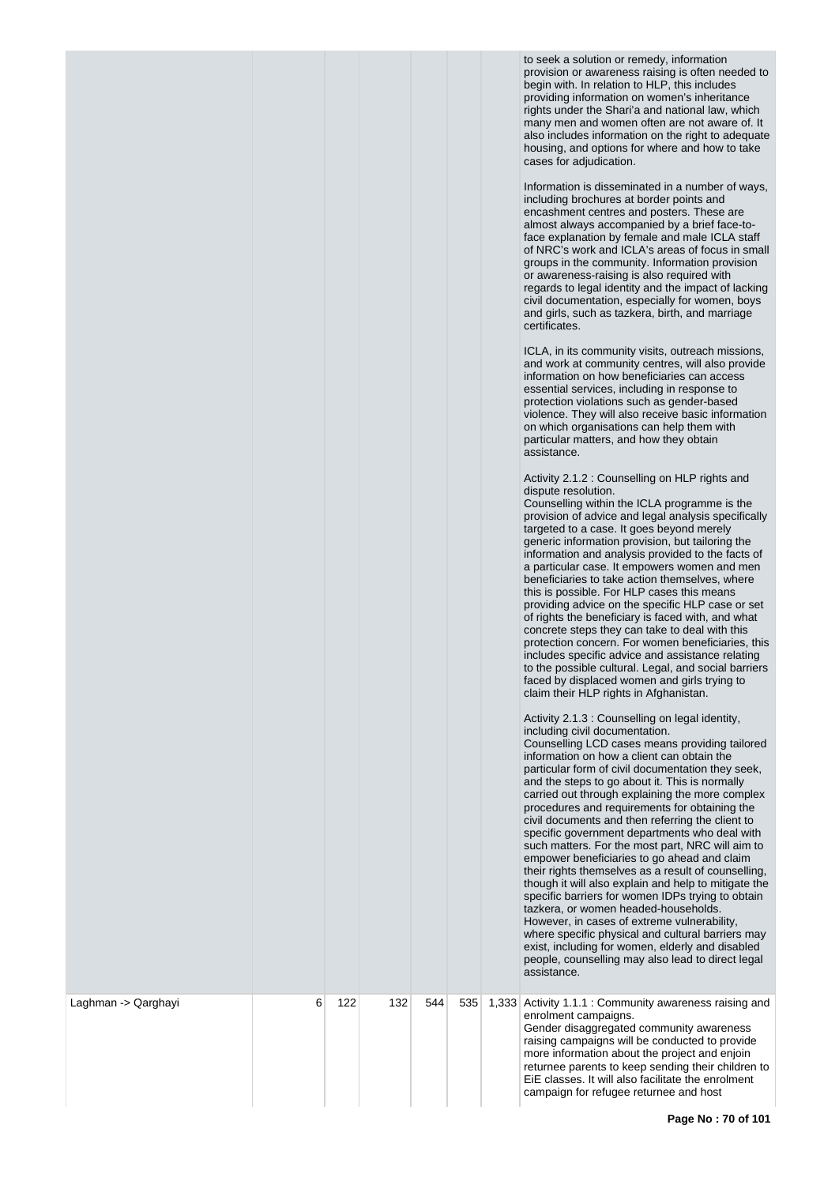| | | | | | | | |
|---|---|---|---|---|---|---|---|
| | | | | | | | to seek a solution or remedy, information provision or awareness raising is often needed to begin with. In relation to HLP, this includes providing information on women's inheritance rights under the Shari'a and national law, which many men and women often are not aware of. It also includes information on the right to adequate housing, and options for where and how to take cases for adjudication.<br><br>Information is disseminated in a number of ways, including brochures at border points and encashment centres and posters. These are almost always accompanied by a brief face-to-face explanation by female and male ICLA staff of NRC's work and ICLA's areas of focus in small groups in the community. Information provision or awareness-raising is also required with regards to legal identity and the impact of lacking civil documentation, especially for women, boys and girls, such as tazkera, birth, and marriage certificates.<br><br>ICLA, in its community visits, outreach missions, and work at community centres, will also provide information on how beneficiaries can access essential services, including in response to protection violations such as gender-based violence. They will also receive basic information on which organisations can help them with particular matters, and how they obtain assistance.<br><br>Activity 2.1.2 : Counselling on HLP rights and dispute resolution.<br>Counselling within the ICLA programme is the provision of advice and legal analysis specifically targeted to a case. It goes beyond merely generic information provision, but tailoring the information and analysis provided to the facts of a particular case. It empowers women and men beneficiaries to take action themselves, where this is possible. For HLP cases this means providing advice on the specific HLP case or set of rights the beneficiary is faced with, and what concrete steps they can take to deal with this protection concern. For women beneficiaries, this includes specific advice and assistance relating to the possible cultural. Legal, and social barriers faced by displaced women and girls trying to claim their HLP rights in Afghanistan.<br><br>Activity 2.1.3 : Counselling on legal identity, including civil documentation.<br>Counselling LCD cases means providing tailored information on how a client can obtain the particular form of civil documentation they seek, and the steps to go about it. This is normally carried out through explaining the more complex procedures and requirements for obtaining the civil documents and then referring the client to specific government departments who deal with such matters. For the most part, NRC will aim to empower beneficiaries to go ahead and claim their rights themselves as a result of counselling, though it will also explain and help to mitigate the specific barriers for women IDPs trying to obtain tazkera, or women headed-households. However, in cases of extreme vulnerability, where specific physical and cultural barriers may exist, including for women, elderly and disabled people, counselling may also lead to direct legal assistance. |
| Laghman -> Qarghayi | 6 | 122 | 132 | 544 | 535 | 1,333 | Activity 1.1.1 : Community awareness raising and enrolment campaigns.<br>Gender disaggregated community awareness raising campaigns will be conducted to provide more information about the project and enjoin returnee parents to keep sending their children to EiE classes. It will also facilitate the enrolment campaign for refugee returnee and host |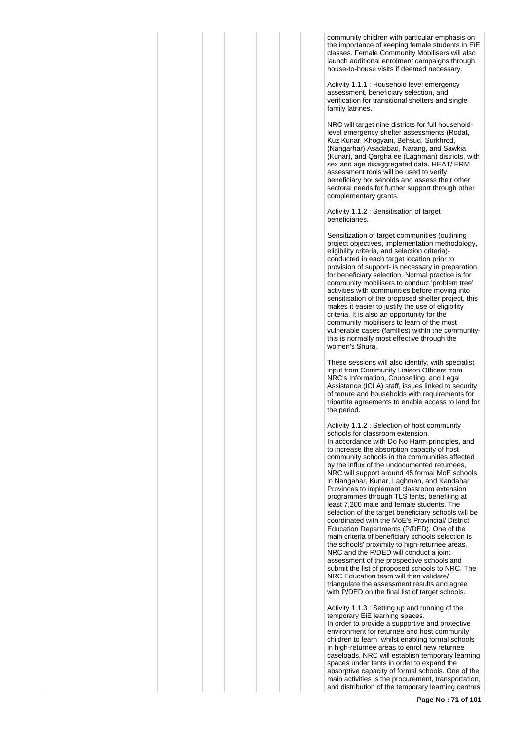community children with particular emphasis on the importance of keeping female students in EiE classes. Female Community Mobilisers will also launch additional enrolment campaigns through house-to-house visits if deemed necessary.

Activity 1.1.1 : Household level emergency assessment, beneficiary selection, and verification for transitional shelters and single family latrines.

NRC will target nine districts for full household-level emergency shelter assessments (Rodat, Kuz Kunar, Khogyani, Behsud, Surkhrod, (Nangarhar) Asadabad, Narang, and Sawkia (Kunar), and Qargha ee (Laghman) districts, with sex and age disaggregated data. HEAT/ ERM assessment tools will be used to verify beneficiary households and assess their other sectoral needs for further support through other complementary grants.

Activity 1.1.2 : Sensitisation of target beneficiaries.

Sensitization of target communities (outlining project objectives, implementation methodology, eligibility criteria, and selection criteria)- conducted in each target location prior to provision of support- is necessary in preparation for beneficiary selection. Normal practice is for community mobilisers to conduct 'problem tree' activities with communities before moving into sensitisation of the proposed shelter project, this makes it easier to justify the use of eligibility criteria. It is also an opportunity for the community mobilisers to learn of the most vulnerable cases (families) within the community- this is normally most effective through the women's Shura.

These sessions will also identify, with specialist input from Community Liaison Officers from NRC's Information, Counselling, and Legal Assistance (ICLA) staff, issues linked to security of tenure and households with requirements for tripartite agreements to enable access to land for the period.

Activity 1.1.2 : Selection of host community schools for classroom extension.
In accordance with Do No Harm principles, and to increase the absorption capacity of host community schools in the communities affected by the influx of the undocumented returnees, NRC will support around 45 formal MoE schools in Nangahar, Kunar, Laghman, and Kandahar Provinces to implement classroom extension programmes through TLS tents, benefiting at least 7,200 male and female students. The selection of the target beneficiary schools will be coordinated with the MoE's Provincial/ District Education Departments (P/DED). One of the main criteria of beneficiary schools selection is the schools' proximity to high-returnee areas. NRC and the P/DED will conduct a joint assessment of the prospective schools and submit the list of proposed schools to NRC. The NRC Education team will then validate/ triangulate the assessment results and agree with P/DED on the final list of target schools.

Activity 1.1.3 : Setting up and running of the temporary EiE learning spaces.
In order to provide a supportive and protective environment for returnee and host community children to learn, whilst enabling formal schools in high-returnee areas to enrol new returnee caseloads, NRC will establish temporary learning spaces under tents in order to expand the absorptive capacity of formal schools. One of the main activities is the procurement, transportation, and distribution of the temporary learning centres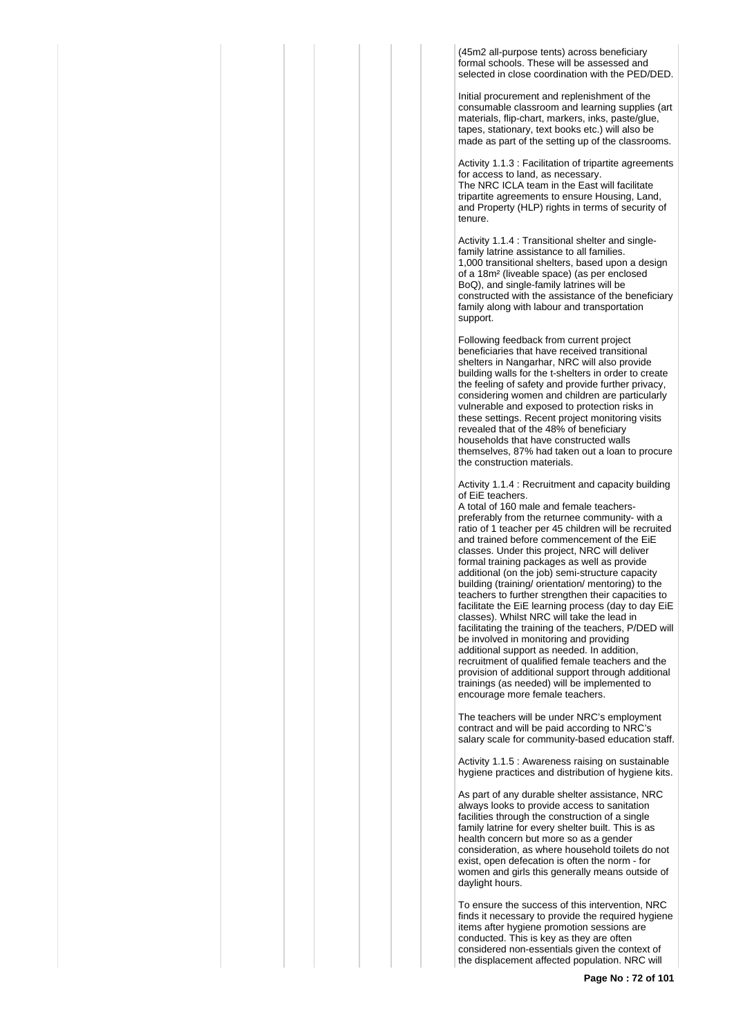(45m2 all-purpose tents) across beneficiary formal schools. These will be assessed and selected in close coordination with the PED/DED.

Initial procurement and replenishment of the consumable classroom and learning supplies (art materials, flip-chart, markers, inks, paste/glue, tapes, stationary, text books etc.) will also be made as part of the setting up of the classrooms.

Activity 1.1.3 : Facilitation of tripartite agreements for access to land, as necessary.
The NRC ICLA team in the East will facilitate tripartite agreements to ensure Housing, Land, and Property (HLP) rights in terms of security of tenure.

Activity 1.1.4 : Transitional shelter and single-family latrine assistance to all families.
1,000 transitional shelters, based upon a design of a 18m² (liveable space) (as per enclosed BoQ), and single-family latrines will be constructed with the assistance of the beneficiary family along with labour and transportation support.

Following feedback from current project beneficiaries that have received transitional shelters in Nangarhar, NRC will also provide building walls for the t-shelters in order to create the feeling of safety and provide further privacy, considering women and children are particularly vulnerable and exposed to protection risks in these settings. Recent project monitoring visits revealed that of the 48% of beneficiary households that have constructed walls themselves, 87% had taken out a loan to procure the construction materials.

Activity 1.1.4 : Recruitment and capacity building of EiE teachers.
A total of 160 male and female teachers- preferably from the returnee community- with a ratio of 1 teacher per 45 children will be recruited and trained before commencement of the EiE classes. Under this project, NRC will deliver formal training packages as well as provide additional (on the job) semi-structure capacity building (training/ orientation/ mentoring) to the teachers to further strengthen their capacities to facilitate the EiE learning process (day to day EiE classes). Whilst NRC will take the lead in facilitating the training of the teachers, P/DED will be involved in monitoring and providing additional support as needed. In addition, recruitment of qualified female teachers and the provision of additional support through additional trainings (as needed) will be implemented to encourage more female teachers.

The teachers will be under NRC's employment contract and will be paid according to NRC's salary scale for community-based education staff.

Activity 1.1.5 : Awareness raising on sustainable hygiene practices and distribution of hygiene kits.

As part of any durable shelter assistance, NRC always looks to provide access to sanitation facilities through the construction of a single family latrine for every shelter built. This is as health concern but more so as a gender consideration, as where household toilets do not exist, open defecation is often the norm - for women and girls this generally means outside of daylight hours.

To ensure the success of this intervention, NRC finds it necessary to provide the required hygiene items after hygiene promotion sessions are conducted. This is key as they are often considered non-essentials given the context of the displacement affected population. NRC will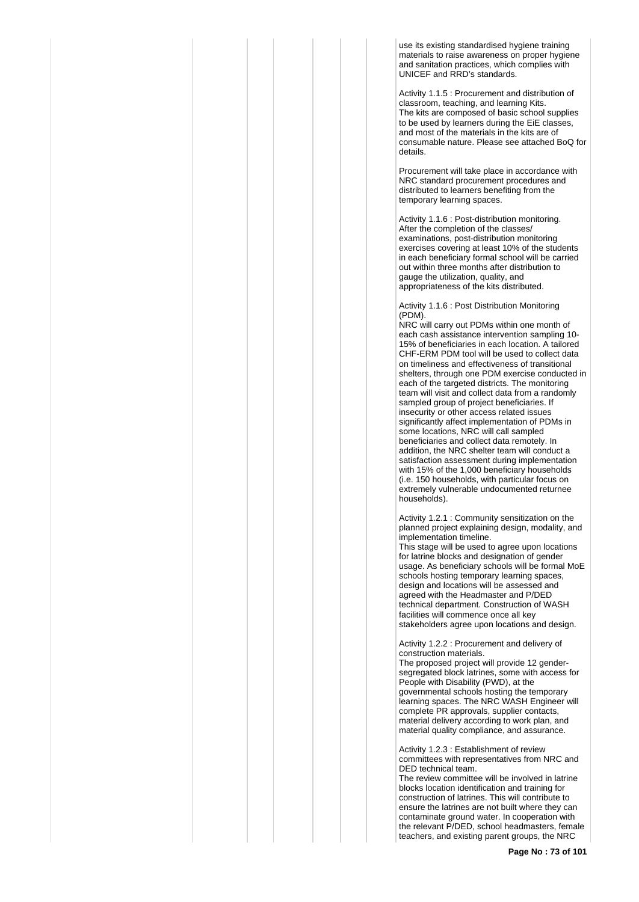use its existing standardised hygiene training materials to raise awareness on proper hygiene and sanitation practices, which complies with UNICEF and RRD's standards.

Activity 1.1.5 : Procurement and distribution of classroom, teaching, and learning Kits.
The kits are composed of basic school supplies to be used by learners during the EiE classes, and most of the materials in the kits are of consumable nature. Please see attached BoQ for details.

Procurement will take place in accordance with NRC standard procurement procedures and distributed to learners benefiting from the temporary learning spaces.

Activity 1.1.6 : Post-distribution monitoring.
After the completion of the classes/ examinations, post-distribution monitoring exercises covering at least 10% of the students in each beneficiary formal school will be carried out within three months after distribution to gauge the utilization, quality, and appropriateness of the kits distributed.

Activity 1.1.6 : Post Distribution Monitoring (PDM).
NRC will carry out PDMs within one month of each cash assistance intervention sampling 10-15% of beneficiaries in each location. A tailored CHF-ERM PDM tool will be used to collect data on timeliness and effectiveness of transitional shelters, through one PDM exercise conducted in each of the targeted districts. The monitoring team will visit and collect data from a randomly sampled group of project beneficiaries. If insecurity or other access related issues significantly affect implementation of PDMs in some locations, NRC will call sampled beneficiaries and collect data remotely. In addition, the NRC shelter team will conduct a satisfaction assessment during implementation with 15% of the 1,000 beneficiary households (i.e. 150 households, with particular focus on extremely vulnerable undocumented returnee households).

Activity 1.2.1 : Community sensitization on the planned project explaining design, modality, and implementation timeline.
This stage will be used to agree upon locations for latrine blocks and designation of gender usage. As beneficiary schools will be formal MoE schools hosting temporary learning spaces, design and locations will be assessed and agreed with the Headmaster and P/DED technical department. Construction of WASH facilities will commence once all key stakeholders agree upon locations and design.

Activity 1.2.2 : Procurement and delivery of construction materials.
The proposed project will provide 12 gender-segregated block latrines, some with access for People with Disability (PWD), at the governmental schools hosting the temporary learning spaces. The NRC WASH Engineer will complete PR approvals, supplier contacts, material delivery according to work plan, and material quality compliance, and assurance.

Activity 1.2.3 : Establishment of review committees with representatives from NRC and DED technical team.
The review committee will be involved in latrine blocks location identification and training for construction of latrines. This will contribute to ensure the latrines are not built where they can contaminate ground water. In cooperation with the relevant P/DED, school headmasters, female teachers, and existing parent groups, the NRC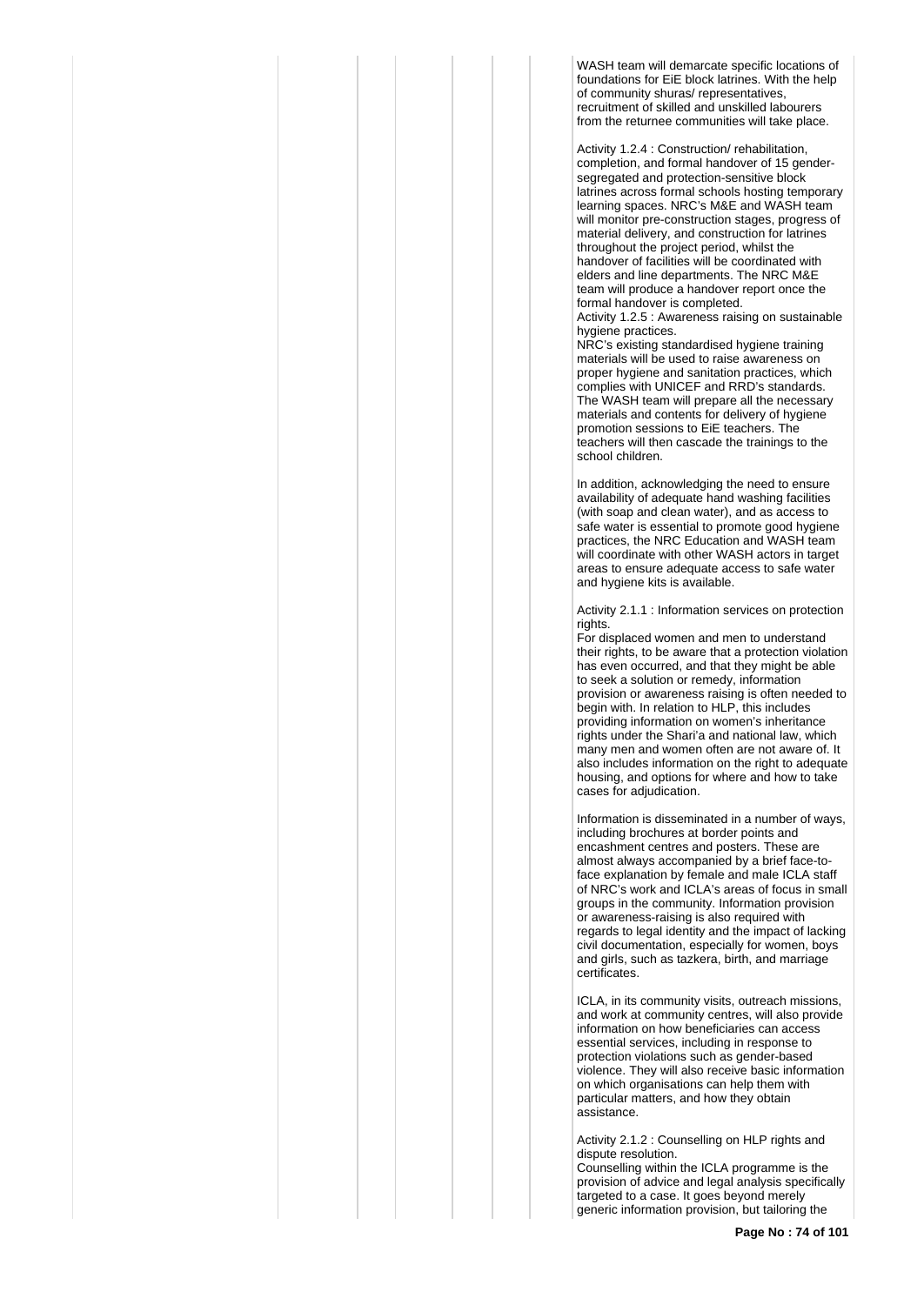WASH team will demarcate specific locations of foundations for EiE block latrines. With the help of community shuras/ representatives, recruitment of skilled and unskilled labourers from the returnee communities will take place.

Activity 1.2.4 : Construction/ rehabilitation, completion, and formal handover of 15 gender-segregated and protection-sensitive block latrines across formal schools hosting temporary learning spaces. NRC's M&E and WASH team will monitor pre-construction stages, progress of material delivery, and construction for latrines throughout the project period, whilst the handover of facilities will be coordinated with elders and line departments. The NRC M&E team will produce a handover report once the formal handover is completed.
Activity 1.2.5 : Awareness raising on sustainable hygiene practices.
NRC's existing standardised hygiene training materials will be used to raise awareness on proper hygiene and sanitation practices, which complies with UNICEF and RRD's standards. The WASH team will prepare all the necessary materials and contents for delivery of hygiene promotion sessions to EiE teachers. The teachers will then cascade the trainings to the school children.

In addition, acknowledging the need to ensure availability of adequate hand washing facilities (with soap and clean water), and as access to safe water is essential to promote good hygiene practices, the NRC Education and WASH team will coordinate with other WASH actors in target areas to ensure adequate access to safe water and hygiene kits is available.

Activity 2.1.1 : Information services on protection rights.
For displaced women and men to understand their rights, to be aware that a protection violation has even occurred, and that they might be able to seek a solution or remedy, information provision or awareness raising is often needed to begin with. In relation to HLP, this includes providing information on women's inheritance rights under the Shari'a and national law, which many men and women often are not aware of. It also includes information on the right to adequate housing, and options for where and how to take cases for adjudication.

Information is disseminated in a number of ways, including brochures at border points and encashment centres and posters. These are almost always accompanied by a brief face-to-face explanation by female and male ICLA staff of NRC's work and ICLA's areas of focus in small groups in the community. Information provision or awareness-raising is also required with regards to legal identity and the impact of lacking civil documentation, especially for women, boys and girls, such as tazkera, birth, and marriage certificates.

ICLA, in its community visits, outreach missions, and work at community centres, will also provide information on how beneficiaries can access essential services, including in response to protection violations such as gender-based violence. They will also receive basic information on which organisations can help them with particular matters, and how they obtain assistance.

Activity 2.1.2 : Counselling on HLP rights and dispute resolution.
Counselling within the ICLA programme is the provision of advice and legal analysis specifically targeted to a case. It goes beyond merely generic information provision, but tailoring the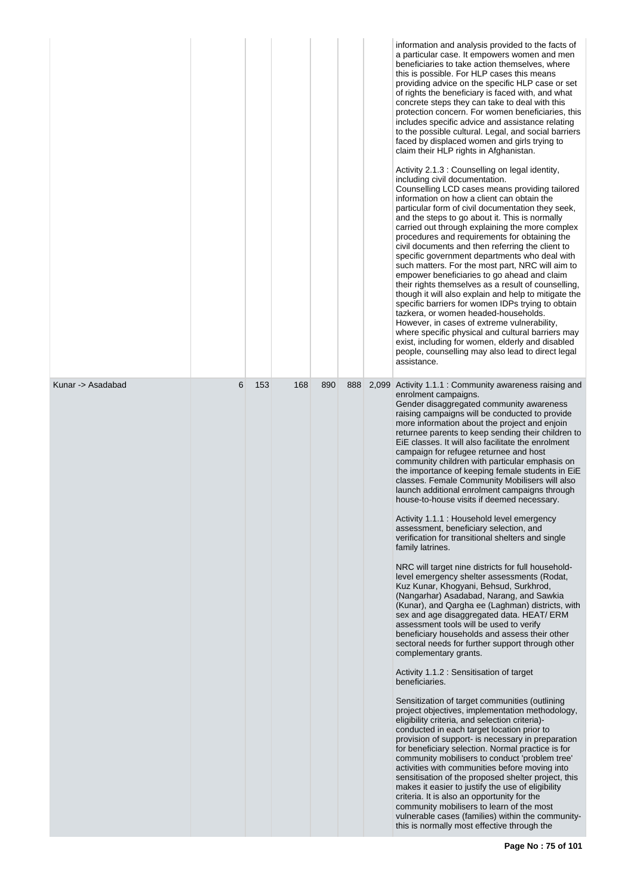| | | | | | | | |
|---|---|---|---|---|---|---|---|
| | | | | | | | information and analysis provided to the facts of a particular case. It empowers women and men beneficiaries to take action themselves, where this is possible. For HLP cases this means providing advice on the specific HLP case or set of rights the beneficiary is faced with, and what concrete steps they can take to deal with this protection concern. For women beneficiaries, this includes specific advice and assistance relating to the possible cultural. Legal, and social barriers faced by displaced women and girls trying to claim their HLP rights in Afghanistan.<br><br>Activity 2.1.3 : Counselling on legal identity, including civil documentation.<br>Counselling LCD cases means providing tailored information on how a client can obtain the particular form of civil documentation they seek, and the steps to go about it. This is normally carried out through explaining the more complex procedures and requirements for obtaining the civil documents and then referring the client to specific government departments who deal with such matters. For the most part, NRC will aim to empower beneficiaries to go ahead and claim their rights themselves as a result of counselling, though it will also explain and help to mitigate the specific barriers for women IDPs trying to obtain tazkera, or women headed-households. However, in cases of extreme vulnerability, where specific physical and cultural barriers may exist, including for women, elderly and disabled people, counselling may also lead to direct legal assistance. |
| Kunar -> Asadabad | 6 | 153 | 168 | 890 | 888 | 2,099 | Activity 1.1.1 : Community awareness raising and enrolment campaigns.<br>Gender disaggregated community awareness raising campaigns will be conducted to provide more information about the project and enjoin returnee parents to keep sending their children to EiE classes. It will also facilitate the enrolment campaign for refugee returnee and host community children with particular emphasis on the importance of keeping female students in EiE classes. Female Community Mobilisers will also launch additional enrolment campaigns through house-to-house visits if deemed necessary.<br><br>Activity 1.1.1 : Household level emergency assessment, beneficiary selection, and verification for transitional shelters and single family latrines.<br><br>NRC will target nine districts for full household-level emergency shelter assessments (Rodat, Kuz Kunar, Khogyani, Behsud, Surkhrod, (Nangarhar) Asadabad, Narang, and Sawkia (Kunar), and Qargha ee (Laghman) districts, with sex and age disaggregated data. HEAT/ ERM assessment tools will be used to verify beneficiary households and assess their other sectoral needs for further support through other complementary grants.<br><br>Activity 1.1.2 : Sensitisation of target beneficiaries.<br><br>Sensitization of target communities (outlining project objectives, implementation methodology, eligibility criteria, and selection criteria)- conducted in each target location prior to provision of support- is necessary in preparation for beneficiary selection. Normal practice is for community mobilisers to conduct 'problem tree' activities with communities before moving into sensitisation of the proposed shelter project, this makes it easier to justify the use of eligibility criteria. It is also an opportunity for the community mobilisers to learn of the most vulnerable cases (families) within the community- this is normally most effective through the |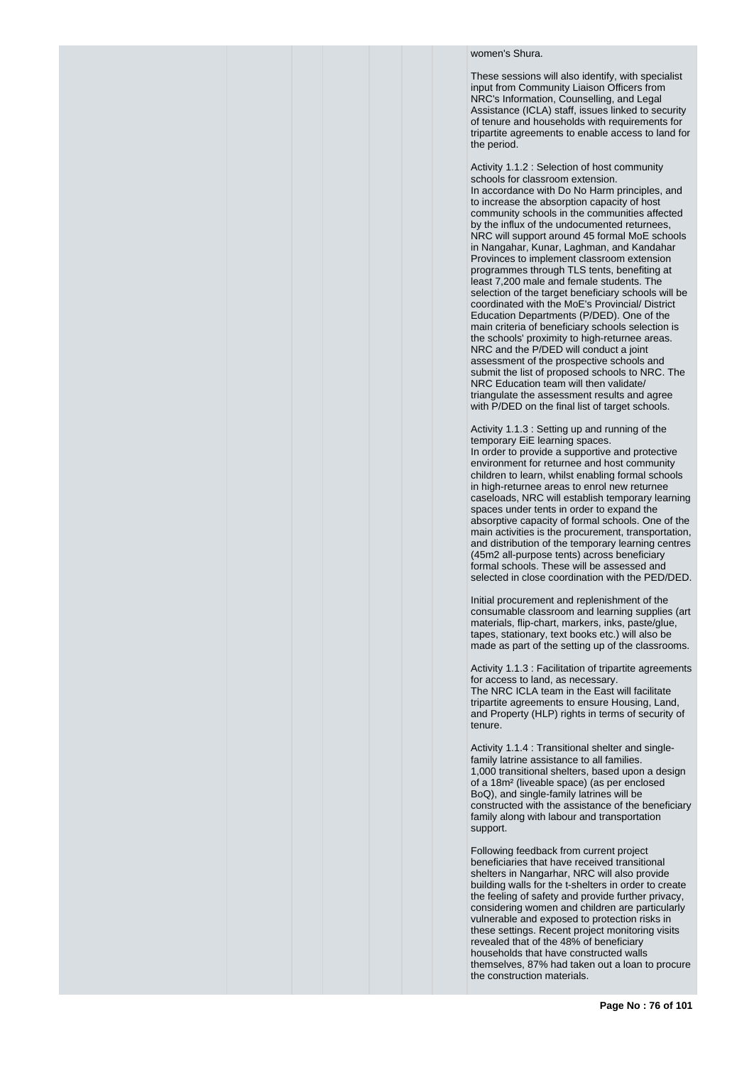women's Shura.

These sessions will also identify, with specialist input from Community Liaison Officers from NRC's Information, Counselling, and Legal Assistance (ICLA) staff, issues linked to security of tenure and households with requirements for tripartite agreements to enable access to land for the period.

Activity 1.1.2 : Selection of host community schools for classroom extension.
In accordance with Do No Harm principles, and to increase the absorption capacity of host community schools in the communities affected by the influx of the undocumented returnees, NRC will support around 45 formal MoE schools in Nangahar, Kunar, Laghman, and Kandahar Provinces to implement classroom extension programmes through TLS tents, benefiting at least 7,200 male and female students. The selection of the target beneficiary schools will be coordinated with the MoE's Provincial/ District Education Departments (P/DED). One of the main criteria of beneficiary schools selection is the schools' proximity to high-returnee areas. NRC and the P/DED will conduct a joint assessment of the prospective schools and submit the list of proposed schools to NRC. The NRC Education team will then validate/ triangulate the assessment results and agree with P/DED on the final list of target schools.

Activity 1.1.3 : Setting up and running of the temporary EiE learning spaces.
In order to provide a supportive and protective environment for returnee and host community children to learn, whilst enabling formal schools in high-returnee areas to enrol new returnee caseloads, NRC will establish temporary learning spaces under tents in order to expand the absorptive capacity of formal schools. One of the main activities is the procurement, transportation, and distribution of the temporary learning centres (45m2 all-purpose tents) across beneficiary formal schools. These will be assessed and selected in close coordination with the PED/DED.

Initial procurement and replenishment of the consumable classroom and learning supplies (art materials, flip-chart, markers, inks, paste/glue, tapes, stationary, text books etc.) will also be made as part of the setting up of the classrooms.

Activity 1.1.3 : Facilitation of tripartite agreements for access to land, as necessary.
The NRC ICLA team in the East will facilitate tripartite agreements to ensure Housing, Land, and Property (HLP) rights in terms of security of tenure.

Activity 1.1.4 : Transitional shelter and single-family latrine assistance to all families.
1,000 transitional shelters, based upon a design of a 18m² (liveable space) (as per enclosed BoQ), and single-family latrines will be constructed with the assistance of the beneficiary family along with labour and transportation support.

Following feedback from current project beneficiaries that have received transitional shelters in Nangarhar, NRC will also provide building walls for the t-shelters in order to create the feeling of safety and provide further privacy, considering women and children are particularly vulnerable and exposed to protection risks in these settings. Recent project monitoring visits revealed that of the 48% of beneficiary households that have constructed walls themselves, 87% had taken out a loan to procure the construction materials.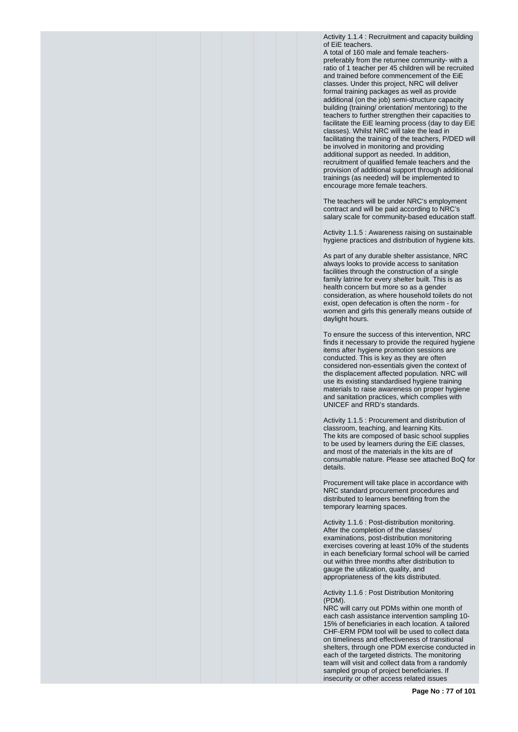Activity 1.1.4 : Recruitment and capacity building of EiE teachers.
A total of 160 male and female teachers- preferably from the returnee community- with a ratio of 1 teacher per 45 children will be recruited and trained before commencement of the EiE classes. Under this project, NRC will deliver formal training packages as well as provide additional (on the job) semi-structure capacity building (training/ orientation/ mentoring) to the teachers to further strengthen their capacities to facilitate the EiE learning process (day to day EiE classes). Whilst NRC will take the lead in facilitating the training of the teachers, P/DED will be involved in monitoring and providing additional support as needed. In addition, recruitment of qualified female teachers and the provision of additional support through additional trainings (as needed) will be implemented to encourage more female teachers.

The teachers will be under NRC's employment contract and will be paid according to NRC's salary scale for community-based education staff.

Activity 1.1.5 : Awareness raising on sustainable hygiene practices and distribution of hygiene kits.

As part of any durable shelter assistance, NRC always looks to provide access to sanitation facilities through the construction of a single family latrine for every shelter built. This is as health concern but more so as a gender consideration, as where household toilets do not exist, open defecation is often the norm - for women and girls this generally means outside of daylight hours.

To ensure the success of this intervention, NRC finds it necessary to provide the required hygiene items after hygiene promotion sessions are conducted. This is key as they are often considered non-essentials given the context of the displacement affected population. NRC will use its existing standardised hygiene training materials to raise awareness on proper hygiene and sanitation practices, which complies with UNICEF and RRD's standards.

Activity 1.1.5 : Procurement and distribution of classroom, teaching, and learning Kits.
The kits are composed of basic school supplies to be used by learners during the EiE classes, and most of the materials in the kits are of consumable nature. Please see attached BoQ for details.

Procurement will take place in accordance with NRC standard procurement procedures and distributed to learners benefiting from the temporary learning spaces.

Activity 1.1.6 : Post-distribution monitoring.
After the completion of the classes/ examinations, post-distribution monitoring exercises covering at least 10% of the students in each beneficiary formal school will be carried out within three months after distribution to gauge the utilization, quality, and appropriateness of the kits distributed.

Activity 1.1.6 : Post Distribution Monitoring (PDM).
NRC will carry out PDMs within one month of each cash assistance intervention sampling 10-15% of beneficiaries in each location. A tailored CHF-ERM PDM tool will be used to collect data on timeliness and effectiveness of transitional shelters, through one PDM exercise conducted in each of the targeted districts. The monitoring team will visit and collect data from a randomly sampled group of project beneficiaries. If insecurity or other access related issues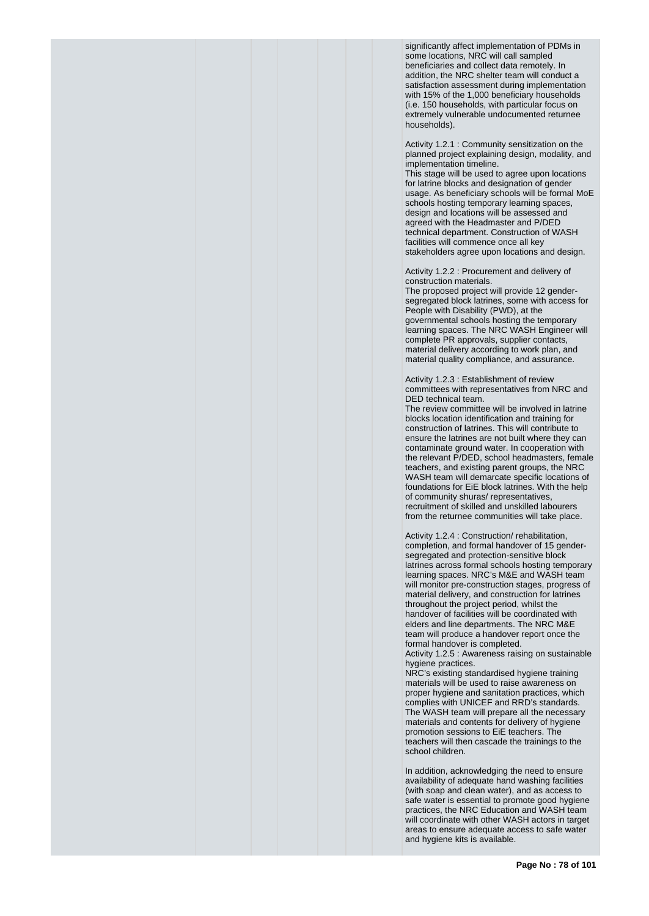significantly affect implementation of PDMs in some locations, NRC will call sampled beneficiaries and collect data remotely. In addition, the NRC shelter team will conduct a satisfaction assessment during implementation with 15% of the 1,000 beneficiary households (i.e. 150 households, with particular focus on extremely vulnerable undocumented returnee households).

Activity 1.2.1 : Community sensitization on the planned project explaining design, modality, and implementation timeline.
This stage will be used to agree upon locations for latrine blocks and designation of gender usage. As beneficiary schools will be formal MoE schools hosting temporary learning spaces, design and locations will be assessed and agreed with the Headmaster and P/DED technical department. Construction of WASH facilities will commence once all key stakeholders agree upon locations and design.

Activity 1.2.2 : Procurement and delivery of construction materials.
The proposed project will provide 12 gender-segregated block latrines, some with access for People with Disability (PWD), at the governmental schools hosting the temporary learning spaces. The NRC WASH Engineer will complete PR approvals, supplier contacts, material delivery according to work plan, and material quality compliance, and assurance.

Activity 1.2.3 : Establishment of review committees with representatives from NRC and DED technical team.
The review committee will be involved in latrine blocks location identification and training for construction of latrines. This will contribute to ensure the latrines are not built where they can contaminate ground water. In cooperation with the relevant P/DED, school headmasters, female teachers, and existing parent groups, the NRC WASH team will demarcate specific locations of foundations for EiE block latrines. With the help of community shuras/ representatives, recruitment of skilled and unskilled labourers from the returnee communities will take place.

Activity 1.2.4 : Construction/ rehabilitation, completion, and formal handover of 15 gender-segregated and protection-sensitive block latrines across formal schools hosting temporary learning spaces. NRC's M&E and WASH team will monitor pre-construction stages, progress of material delivery, and construction for latrines throughout the project period, whilst the handover of facilities will be coordinated with elders and line departments. The NRC M&E team will produce a handover report once the formal handover is completed.
Activity 1.2.5 : Awareness raising on sustainable hygiene practices.
NRC's existing standardised hygiene training materials will be used to raise awareness on proper hygiene and sanitation practices, which complies with UNICEF and RRD's standards. The WASH team will prepare all the necessary materials and contents for delivery of hygiene promotion sessions to EiE teachers. The teachers will then cascade the trainings to the school children.

In addition, acknowledging the need to ensure availability of adequate hand washing facilities (with soap and clean water), and as access to safe water is essential to promote good hygiene practices, the NRC Education and WASH team will coordinate with other WASH actors in target areas to ensure adequate access to safe water and hygiene kits is available.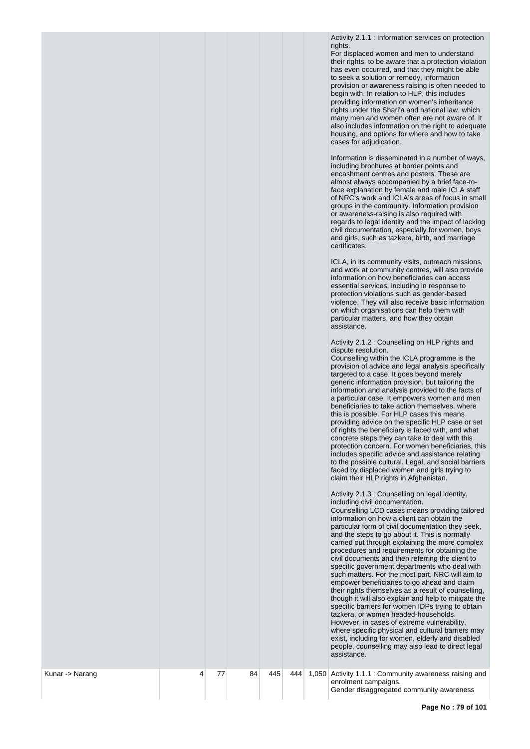| | | | | | | |
|---|---|---|---|---|---|---|
| | | | | | | Activity 2.1.1 : Information services on protection rights.<br>For displaced women and men to understand their rights, to be aware that a protection violation has even occurred, and that they might be able to seek a solution or remedy, information provision or awareness raising is often needed to begin with. In relation to HLP, this includes providing information on women's inheritance rights under the Shari'a and national law, which many men and women often are not aware of. It also includes information on the right to adequate housing, and options for where and how to take cases for adjudication.<br><br>Information is disseminated in a number of ways, including brochures at border points and encashment centres and posters. These are almost always accompanied by a brief face-to-face explanation by female and male ICLA staff of NRC's work and ICLA's areas of focus in small groups in the community. Information provision or awareness-raising is also required with regards to legal identity and the impact of lacking civil documentation, especially for women, boys and girls, such as tazkera, birth, and marriage certificates.<br><br>ICLA, in its community visits, outreach missions, and work at community centres, will also provide information on how beneficiaries can access essential services, including in response to protection violations such as gender-based violence. They will also receive basic information on which organisations can help them with particular matters, and how they obtain assistance.<br><br>Activity 2.1.2 : Counselling on HLP rights and dispute resolution.<br>Counselling within the ICLA programme is the provision of advice and legal analysis specifically targeted to a case. It goes beyond merely generic information provision, but tailoring the information and analysis provided to the facts of a particular case. It empowers women and men beneficiaries to take action themselves, where this is possible. For HLP cases this means providing advice on the specific HLP case or set of rights the beneficiary is faced with, and what concrete steps they can take to deal with this protection concern. For women beneficiaries, this includes specific advice and assistance relating to the possible cultural. Legal, and social barriers faced by displaced women and girls trying to claim their HLP rights in Afghanistan.<br><br>Activity 2.1.3 : Counselling on legal identity, including civil documentation.<br>Counselling LCD cases means providing tailored information on how a client can obtain the particular form of civil documentation they seek, and the steps to go about it. This is normally carried out through explaining the more complex procedures and requirements for obtaining the civil documents and then referring the client to specific government departments who deal with such matters. For the most part, NRC will aim to empower beneficiaries to go ahead and claim their rights themselves as a result of counselling, though it will also explain and help to mitigate the specific barriers for women IDPs trying to obtain tazkera, or women headed-households. However, in cases of extreme vulnerability, where specific physical and cultural barriers may exist, including for women, elderly and disabled people, counselling may also lead to direct legal assistance. |
| Kunar -> Narang | 4 | 77 | 84 | 445 | 444 | 1,050 | Activity 1.1.1 : Community awareness raising and enrolment campaigns.<br>Gender disaggregated community awareness |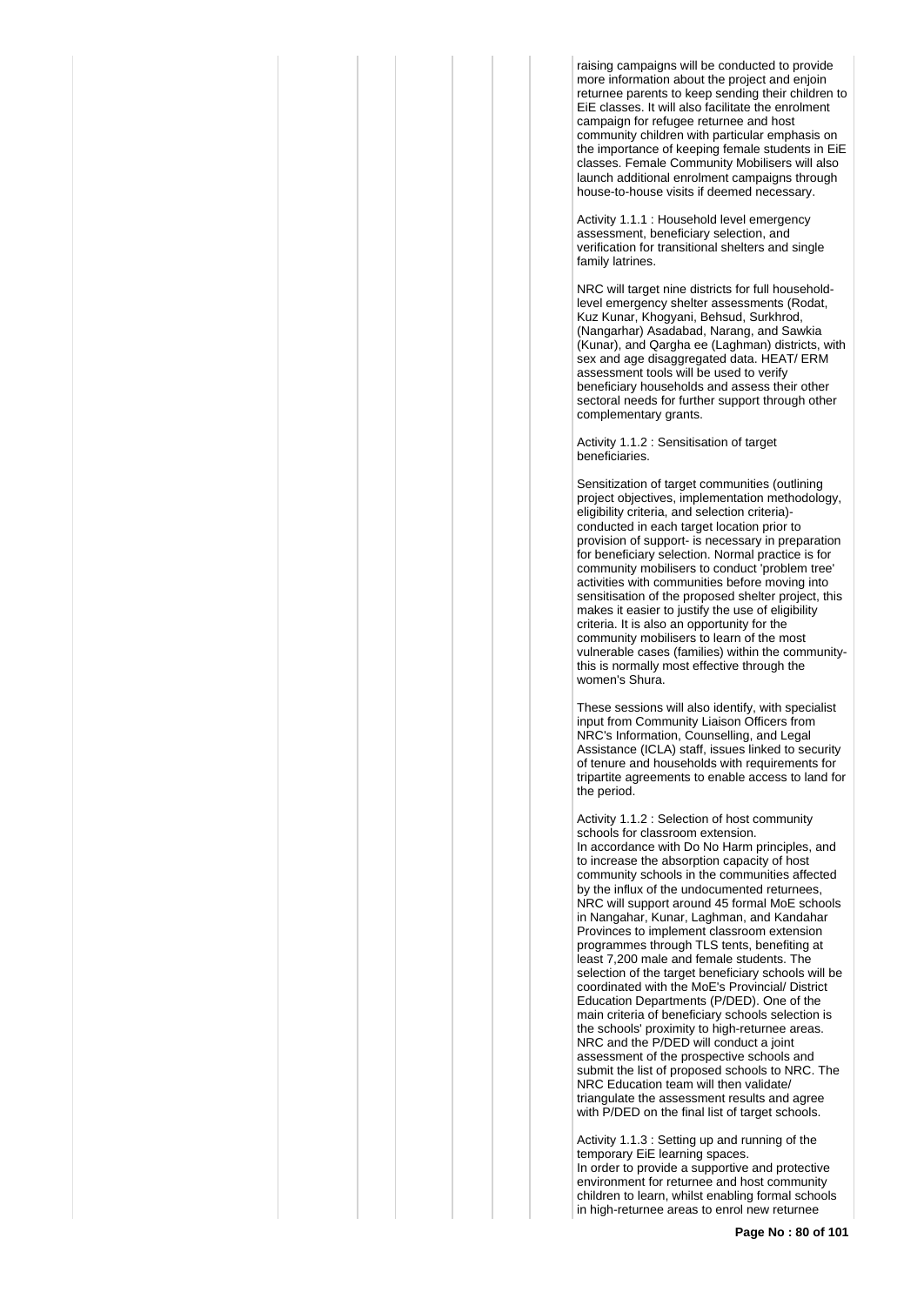raising campaigns will be conducted to provide more information about the project and enjoin returnee parents to keep sending their children to EiE classes. It will also facilitate the enrolment campaign for refugee returnee and host community children with particular emphasis on the importance of keeping female students in EiE classes. Female Community Mobilisers will also launch additional enrolment campaigns through house-to-house visits if deemed necessary.

Activity 1.1.1 : Household level emergency assessment, beneficiary selection, and verification for transitional shelters and single family latrines.

NRC will target nine districts for full household-level emergency shelter assessments (Rodat, Kuz Kunar, Khogyani, Behsud, Surkhrod, (Nangarhar) Asadabad, Narang, and Sawkia (Kunar), and Qargha ee (Laghman) districts, with sex and age disaggregated data. HEAT/ ERM assessment tools will be used to verify beneficiary households and assess their other sectoral needs for further support through other complementary grants.

Activity 1.1.2 : Sensitisation of target beneficiaries.

Sensitization of target communities (outlining project objectives, implementation methodology, eligibility criteria, and selection criteria)- conducted in each target location prior to provision of support- is necessary in preparation for beneficiary selection. Normal practice is for community mobilisers to conduct 'problem tree' activities with communities before moving into sensitisation of the proposed shelter project, this makes it easier to justify the use of eligibility criteria. It is also an opportunity for the community mobilisers to learn of the most vulnerable cases (families) within the community- this is normally most effective through the women's Shura.

These sessions will also identify, with specialist input from Community Liaison Officers from NRC's Information, Counselling, and Legal Assistance (ICLA) staff, issues linked to security of tenure and households with requirements for tripartite agreements to enable access to land for the period.

Activity 1.1.2 : Selection of host community schools for classroom extension.
In accordance with Do No Harm principles, and to increase the absorption capacity of host community schools in the communities affected by the influx of the undocumented returnees, NRC will support around 45 formal MoE schools in Nangahar, Kunar, Laghman, and Kandahar Provinces to implement classroom extension programmes through TLS tents, benefiting at least 7,200 male and female students. The selection of the target beneficiary schools will be coordinated with the MoE's Provincial/ District Education Departments (P/DED). One of the main criteria of beneficiary schools selection is the schools' proximity to high-returnee areas. NRC and the P/DED will conduct a joint assessment of the prospective schools and submit the list of proposed schools to NRC. The NRC Education team will then validate/ triangulate the assessment results and agree with P/DED on the final list of target schools.

Activity 1.1.3 : Setting up and running of the temporary EiE learning spaces.
In order to provide a supportive and protective environment for returnee and host community children to learn, whilst enabling formal schools in high-returnee areas to enrol new returnee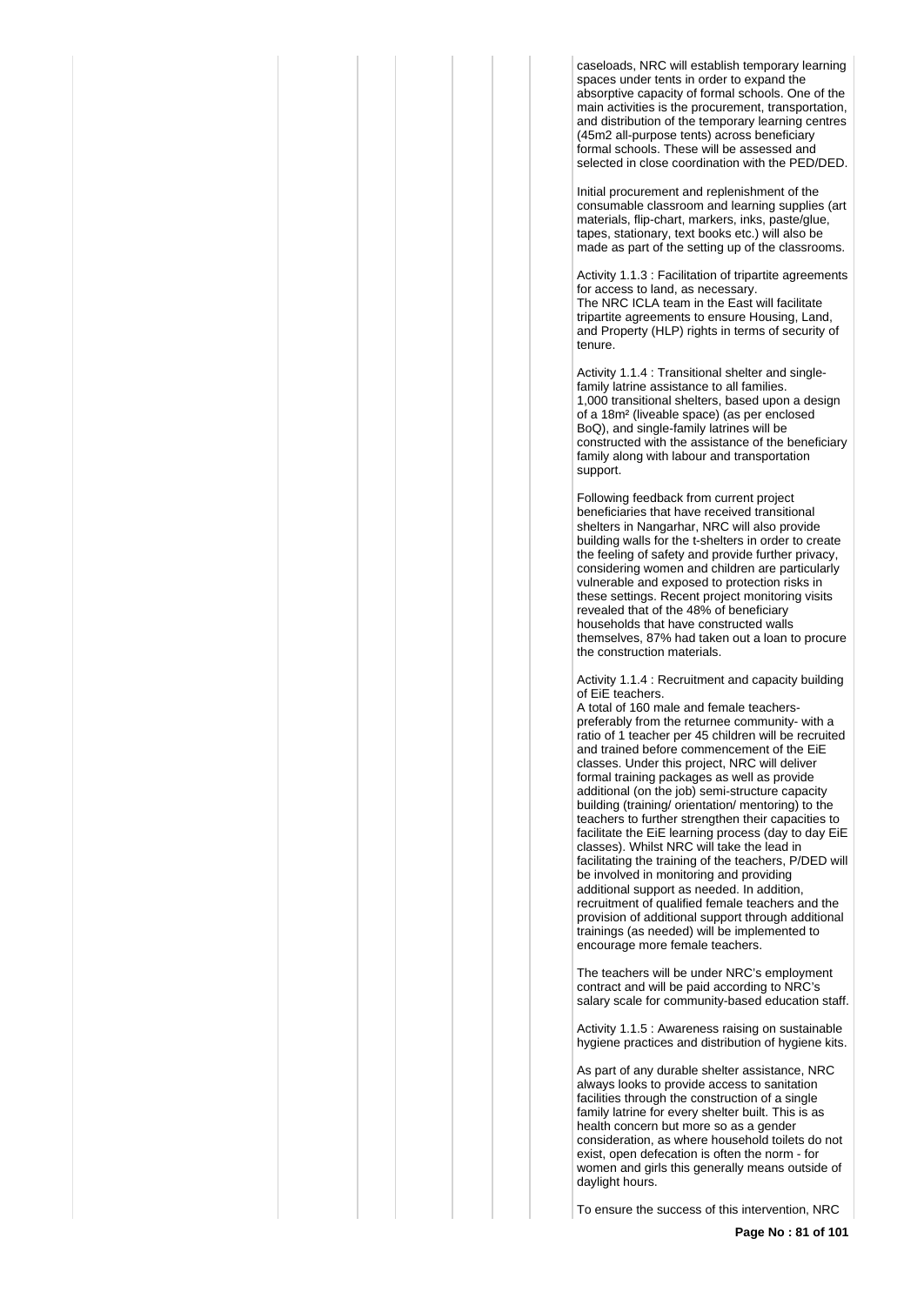caseloads, NRC will establish temporary learning spaces under tents in order to expand the absorptive capacity of formal schools. One of the main activities is the procurement, transportation, and distribution of the temporary learning centres (45m2 all-purpose tents) across beneficiary formal schools. These will be assessed and selected in close coordination with the PED/DED.

Initial procurement and replenishment of the consumable classroom and learning supplies (art materials, flip-chart, markers, inks, paste/glue, tapes, stationary, text books etc.) will also be made as part of the setting up of the classrooms.

Activity 1.1.3 : Facilitation of tripartite agreements for access to land, as necessary.
The NRC ICLA team in the East will facilitate tripartite agreements to ensure Housing, Land, and Property (HLP) rights in terms of security of tenure.

Activity 1.1.4 : Transitional shelter and single-family latrine assistance to all families.
1,000 transitional shelters, based upon a design of a 18m² (liveable space) (as per enclosed BoQ), and single-family latrines will be constructed with the assistance of the beneficiary family along with labour and transportation support.

Following feedback from current project beneficiaries that have received transitional shelters in Nangarhar, NRC will also provide building walls for the t-shelters in order to create the feeling of safety and provide further privacy, considering women and children are particularly vulnerable and exposed to protection risks in these settings. Recent project monitoring visits revealed that of the 48% of beneficiary households that have constructed walls themselves, 87% had taken out a loan to procure the construction materials.

Activity 1.1.4 : Recruitment and capacity building of EiE teachers.
A total of 160 male and female teachers- preferably from the returnee community- with a ratio of 1 teacher per 45 children will be recruited and trained before commencement of the EiE classes. Under this project, NRC will deliver formal training packages as well as provide additional (on the job) semi-structure capacity building (training/ orientation/ mentoring) to the teachers to further strengthen their capacities to facilitate the EiE learning process (day to day EiE classes). Whilst NRC will take the lead in facilitating the training of the teachers, P/DED will be involved in monitoring and providing additional support as needed. In addition, recruitment of qualified female teachers and the provision of additional support through additional trainings (as needed) will be implemented to encourage more female teachers.

The teachers will be under NRC's employment contract and will be paid according to NRC's salary scale for community-based education staff.

Activity 1.1.5 : Awareness raising on sustainable hygiene practices and distribution of hygiene kits.

As part of any durable shelter assistance, NRC always looks to provide access to sanitation facilities through the construction of a single family latrine for every shelter built. This is as health concern but more so as a gender consideration, as where household toilets do not exist, open defecation is often the norm - for women and girls this generally means outside of daylight hours.

To ensure the success of this intervention, NRC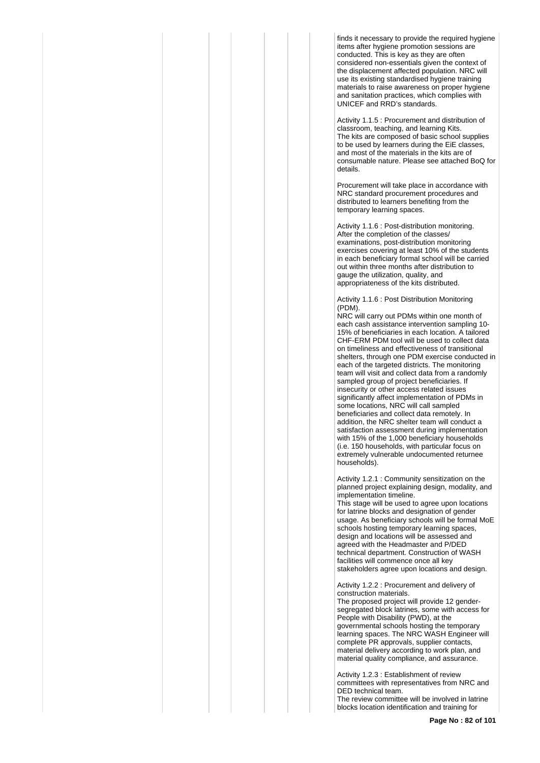finds it necessary to provide the required hygiene items after hygiene promotion sessions are conducted. This is key as they are often considered non-essentials given the context of the displacement affected population. NRC will use its existing standardised hygiene training materials to raise awareness on proper hygiene and sanitation practices, which complies with UNICEF and RRD's standards.

Activity 1.1.5 : Procurement and distribution of classroom, teaching, and learning Kits.
The kits are composed of basic school supplies to be used by learners during the EiE classes, and most of the materials in the kits are of consumable nature. Please see attached BoQ for details.

Procurement will take place in accordance with NRC standard procurement procedures and distributed to learners benefiting from the temporary learning spaces.

Activity 1.1.6 : Post-distribution monitoring.
After the completion of the classes/ examinations, post-distribution monitoring exercises covering at least 10% of the students in each beneficiary formal school will be carried out within three months after distribution to gauge the utilization, quality, and appropriateness of the kits distributed.

Activity 1.1.6 : Post Distribution Monitoring (PDM).
NRC will carry out PDMs within one month of each cash assistance intervention sampling 10-15% of beneficiaries in each location. A tailored CHF-ERM PDM tool will be used to collect data on timeliness and effectiveness of transitional shelters, through one PDM exercise conducted in each of the targeted districts. The monitoring team will visit and collect data from a randomly sampled group of project beneficiaries. If insecurity or other access related issues significantly affect implementation of PDMs in some locations, NRC will call sampled beneficiaries and collect data remotely. In addition, the NRC shelter team will conduct a satisfaction assessment during implementation with 15% of the 1,000 beneficiary households (i.e. 150 households, with particular focus on extremely vulnerable undocumented returnee households).

Activity 1.2.1 : Community sensitization on the planned project explaining design, modality, and implementation timeline.
This stage will be used to agree upon locations for latrine blocks and designation of gender usage. As beneficiary schools will be formal MoE schools hosting temporary learning spaces, design and locations will be assessed and agreed with the Headmaster and P/DED technical department. Construction of WASH facilities will commence once all key stakeholders agree upon locations and design.

Activity 1.2.2 : Procurement and delivery of construction materials.
The proposed project will provide 12 gender-segregated block latrines, some with access for People with Disability (PWD), at the governmental schools hosting the temporary learning spaces. The NRC WASH Engineer will complete PR approvals, supplier contacts, material delivery according to work plan, and material quality compliance, and assurance.

Activity 1.2.3 : Establishment of review committees with representatives from NRC and DED technical team.
The review committee will be involved in latrine blocks location identification and training for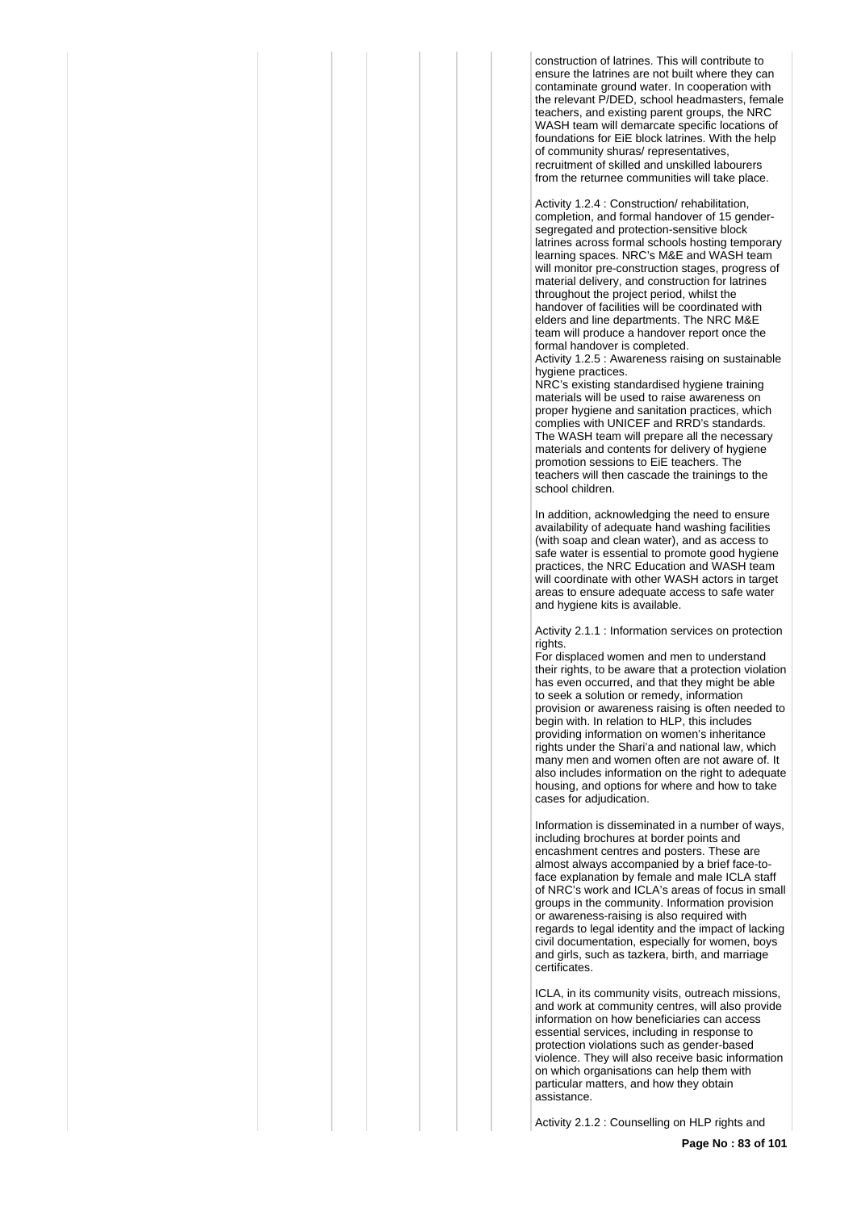construction of latrines. This will contribute to ensure the latrines are not built where they can contaminate ground water. In cooperation with the relevant P/DED, school headmasters, female teachers, and existing parent groups, the NRC WASH team will demarcate specific locations of foundations for EiE block latrines. With the help of community shuras/ representatives, recruitment of skilled and unskilled labourers from the returnee communities will take place.

Activity 1.2.4 : Construction/ rehabilitation, completion, and formal handover of 15 gender-segregated and protection-sensitive block latrines across formal schools hosting temporary learning spaces. NRC's M&E and WASH team will monitor pre-construction stages, progress of material delivery, and construction for latrines throughout the project period, whilst the handover of facilities will be coordinated with elders and line departments. The NRC M&E team will produce a handover report once the formal handover is completed.

Activity 1.2.5 : Awareness raising on sustainable hygiene practices.

NRC's existing standardised hygiene training materials will be used to raise awareness on proper hygiene and sanitation practices, which complies with UNICEF and RRD's standards. The WASH team will prepare all the necessary materials and contents for delivery of hygiene promotion sessions to EiE teachers. The teachers will then cascade the trainings to the school children.

In addition, acknowledging the need to ensure availability of adequate hand washing facilities (with soap and clean water), and as access to safe water is essential to promote good hygiene practices, the NRC Education and WASH team will coordinate with other WASH actors in target areas to ensure adequate access to safe water and hygiene kits is available.

Activity 2.1.1 : Information services on protection rights.

For displaced women and men to understand their rights, to be aware that a protection violation has even occurred, and that they might be able to seek a solution or remedy, information provision or awareness raising is often needed to begin with. In relation to HLP, this includes providing information on women's inheritance rights under the Shari'a and national law, which many men and women often are not aware of. It also includes information on the right to adequate housing, and options for where and how to take cases for adjudication.

Information is disseminated in a number of ways, including brochures at border points and encashment centres and posters. These are almost always accompanied by a brief face-to-face explanation by female and male ICLA staff of NRC's work and ICLA's areas of focus in small groups in the community. Information provision or awareness-raising is also required with regards to legal identity and the impact of lacking civil documentation, especially for women, boys and girls, such as tazkera, birth, and marriage certificates.

ICLA, in its community visits, outreach missions, and work at community centres, will also provide information on how beneficiaries can access essential services, including in response to protection violations such as gender-based violence. They will also receive basic information on which organisations can help them with particular matters, and how they obtain assistance.

Activity 2.1.2 : Counselling on HLP rights and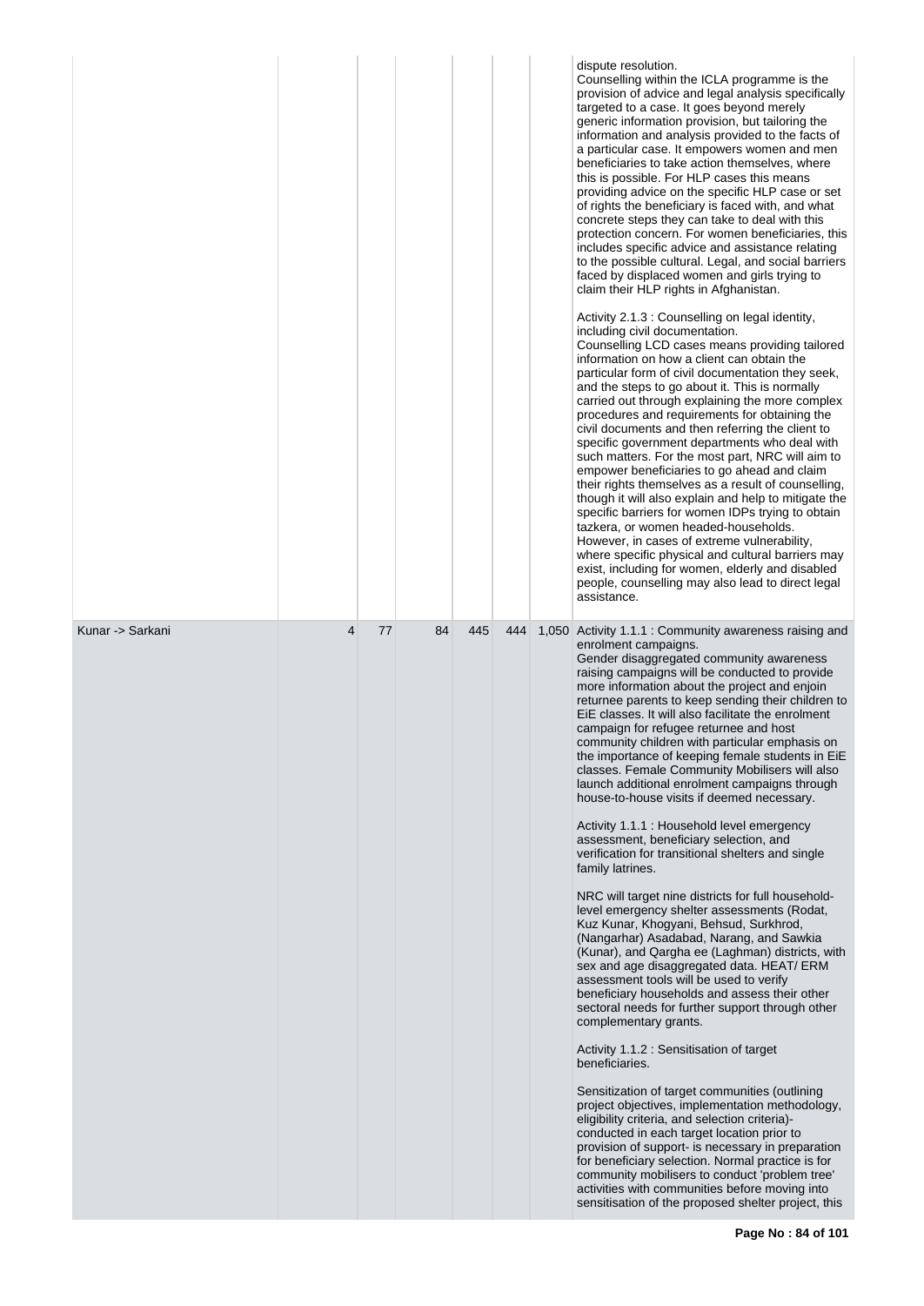| | | | | | | | |
|---|---|---|---|---|---|---|---|
| | | | | | | | dispute resolution.<br>Counselling within the ICLA programme is the provision of advice and legal analysis specifically targeted to a case. It goes beyond merely generic information provision, but tailoring the information and analysis provided to the facts of a particular case. It empowers women and men beneficiaries to take action themselves, where this is possible. For HLP cases this means providing advice on the specific HLP case or set of rights the beneficiary is faced with, and what concrete steps they can take to deal with this protection concern. For women beneficiaries, this includes specific advice and assistance relating to the possible cultural. Legal, and social barriers faced by displaced women and girls trying to claim their HLP rights in Afghanistan.<br><br>Activity 2.1.3 : Counselling on legal identity, including civil documentation.<br>Counselling LCD cases means providing tailored information on how a client can obtain the particular form of civil documentation they seek, and the steps to go about it. This is normally carried out through explaining the more complex procedures and requirements for obtaining the civil documents and then referring the client to specific government departments who deal with such matters. For the most part, NRC will aim to empower beneficiaries to go ahead and claim their rights themselves as a result of counselling, though it will also explain and help to mitigate the specific barriers for women IDPs trying to obtain tazkera, or women headed-households. However, in cases of extreme vulnerability, where specific physical and cultural barriers may exist, including for women, elderly and disabled people, counselling may also lead to direct legal assistance. |
| Kunar -> Sarkani | 4 | 77 | 84 | 445 | 444 | 1,050 | Activity 1.1.1 : Community awareness raising and enrolment campaigns.<br>Gender disaggregated community awareness raising campaigns will be conducted to provide more information about the project and enjoin returnee parents to keep sending their children to EiE classes. It will also facilitate the enrolment campaign for refugee returnee and host community children with particular emphasis on the importance of keeping female students in EiE classes. Female Community Mobilisers will also launch additional enrolment campaigns through house-to-house visits if deemed necessary.<br><br>Activity 1.1.1 : Household level emergency assessment, beneficiary selection, and verification for transitional shelters and single family latrines.<br><br>NRC will target nine districts for full household-level emergency shelter assessments (Rodat, Kuz Kunar, Khogyani, Behsud, Surkhrod, (Nangarhar) Asadabad, Narang, and Sawkia (Kunar), and Qargha ee (Laghman) districts, with sex and age disaggregated data. HEAT/ ERM assessment tools will be used to verify beneficiary households and assess their other sectoral needs for further support through other complementary grants.<br><br>Activity 1.1.2 : Sensitisation of target beneficiaries.<br><br>Sensitization of target communities (outlining project objectives, implementation methodology, eligibility criteria, and selection criteria)- conducted in each target location prior to provision of support- is necessary in preparation for beneficiary selection. Normal practice is for community mobilisers to conduct 'problem tree' activities with communities before moving into sensitisation of the proposed shelter project, this |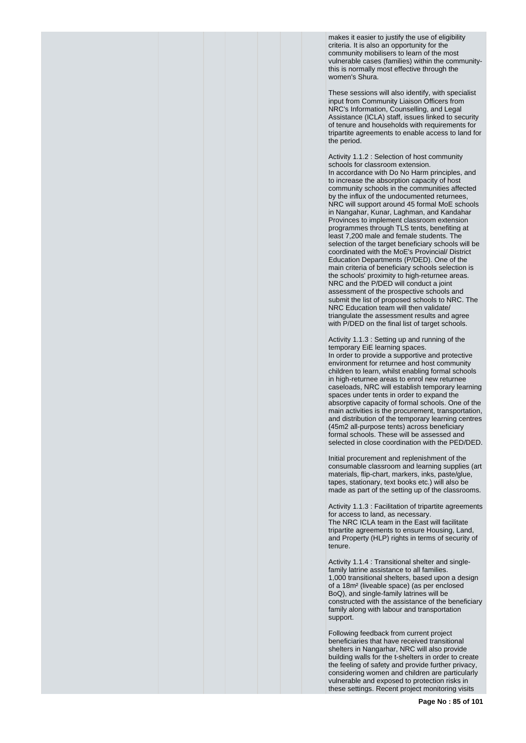makes it easier to justify the use of eligibility criteria. It is also an opportunity for the community mobilisers to learn of the most vulnerable cases (families) within the community- this is normally most effective through the women's Shura.

These sessions will also identify, with specialist input from Community Liaison Officers from NRC's Information, Counselling, and Legal Assistance (ICLA) staff, issues linked to security of tenure and households with requirements for tripartite agreements to enable access to land for the period.

Activity 1.1.2 : Selection of host community schools for classroom extension.
In accordance with Do No Harm principles, and to increase the absorption capacity of host community schools in the communities affected by the influx of the undocumented returnees, NRC will support around 45 formal MoE schools in Nangahar, Kunar, Laghman, and Kandahar Provinces to implement classroom extension programmes through TLS tents, benefiting at least 7,200 male and female students. The selection of the target beneficiary schools will be coordinated with the MoE's Provincial/ District Education Departments (P/DED). One of the main criteria of beneficiary schools selection is the schools' proximity to high-returnee areas. NRC and the P/DED will conduct a joint assessment of the prospective schools and submit the list of proposed schools to NRC. The NRC Education team will then validate/ triangulate the assessment results and agree with P/DED on the final list of target schools.

Activity 1.1.3 : Setting up and running of the temporary EiE learning spaces.
In order to provide a supportive and protective environment for returnee and host community children to learn, whilst enabling formal schools in high-returnee areas to enrol new returnee caseloads, NRC will establish temporary learning spaces under tents in order to expand the absorptive capacity of formal schools. One of the main activities is the procurement, transportation, and distribution of the temporary learning centres (45m2 all-purpose tents) across beneficiary formal schools. These will be assessed and selected in close coordination with the PED/DED.

Initial procurement and replenishment of the consumable classroom and learning supplies (art materials, flip-chart, markers, inks, paste/glue, tapes, stationary, text books etc.) will also be made as part of the setting up of the classrooms.

Activity 1.1.3 : Facilitation of tripartite agreements for access to land, as necessary.
The NRC ICLA team in the East will facilitate tripartite agreements to ensure Housing, Land, and Property (HLP) rights in terms of security of tenure.

Activity 1.1.4 : Transitional shelter and single-family latrine assistance to all families.
1,000 transitional shelters, based upon a design of a 18m² (liveable space) (as per enclosed BoQ), and single-family latrines will be constructed with the assistance of the beneficiary family along with labour and transportation support.

Following feedback from current project beneficiaries that have received transitional shelters in Nangarhar, NRC will also provide building walls for the t-shelters in order to create the feeling of safety and provide further privacy, considering women and children are particularly vulnerable and exposed to protection risks in these settings. Recent project monitoring visits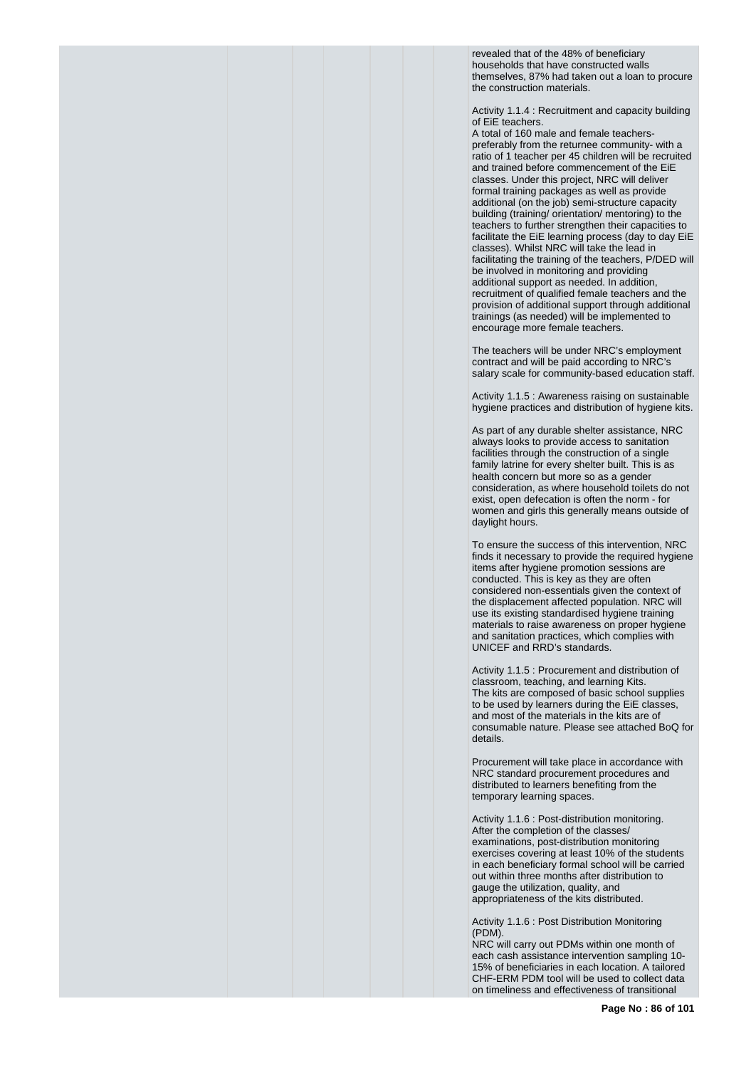revealed that of the 48% of beneficiary households that have constructed walls themselves, 87% had taken out a loan to procure the construction materials.

Activity 1.1.4 : Recruitment and capacity building of EiE teachers.
A total of 160 male and female teachers- preferably from the returnee community- with a ratio of 1 teacher per 45 children will be recruited and trained before commencement of the EiE classes. Under this project, NRC will deliver formal training packages as well as provide additional (on the job) semi-structure capacity building (training/ orientation/ mentoring) to the teachers to further strengthen their capacities to facilitate the EiE learning process (day to day EiE classes). Whilst NRC will take the lead in facilitating the training of the teachers, P/DED will be involved in monitoring and providing additional support as needed. In addition, recruitment of qualified female teachers and the provision of additional support through additional trainings (as needed) will be implemented to encourage more female teachers.

The teachers will be under NRC's employment contract and will be paid according to NRC's salary scale for community-based education staff.

Activity 1.1.5 : Awareness raising on sustainable hygiene practices and distribution of hygiene kits.

As part of any durable shelter assistance, NRC always looks to provide access to sanitation facilities through the construction of a single family latrine for every shelter built. This is as health concern but more so as a gender consideration, as where household toilets do not exist, open defecation is often the norm - for women and girls this generally means outside of daylight hours.

To ensure the success of this intervention, NRC finds it necessary to provide the required hygiene items after hygiene promotion sessions are conducted. This is key as they are often considered non-essentials given the context of the displacement affected population. NRC will use its existing standardised hygiene training materials to raise awareness on proper hygiene and sanitation practices, which complies with UNICEF and RRD's standards.

Activity 1.1.5 : Procurement and distribution of classroom, teaching, and learning Kits.
The kits are composed of basic school supplies to be used by learners during the EiE classes, and most of the materials in the kits are of consumable nature. Please see attached BoQ for details.

Procurement will take place in accordance with NRC standard procurement procedures and distributed to learners benefiting from the temporary learning spaces.

Activity 1.1.6 : Post-distribution monitoring.
After the completion of the classes/ examinations, post-distribution monitoring exercises covering at least 10% of the students in each beneficiary formal school will be carried out within three months after distribution to gauge the utilization, quality, and appropriateness of the kits distributed.

Activity 1.1.6 : Post Distribution Monitoring (PDM).
NRC will carry out PDMs within one month of each cash assistance intervention sampling 10-15% of beneficiaries in each location. A tailored CHF-ERM PDM tool will be used to collect data on timeliness and effectiveness of transitional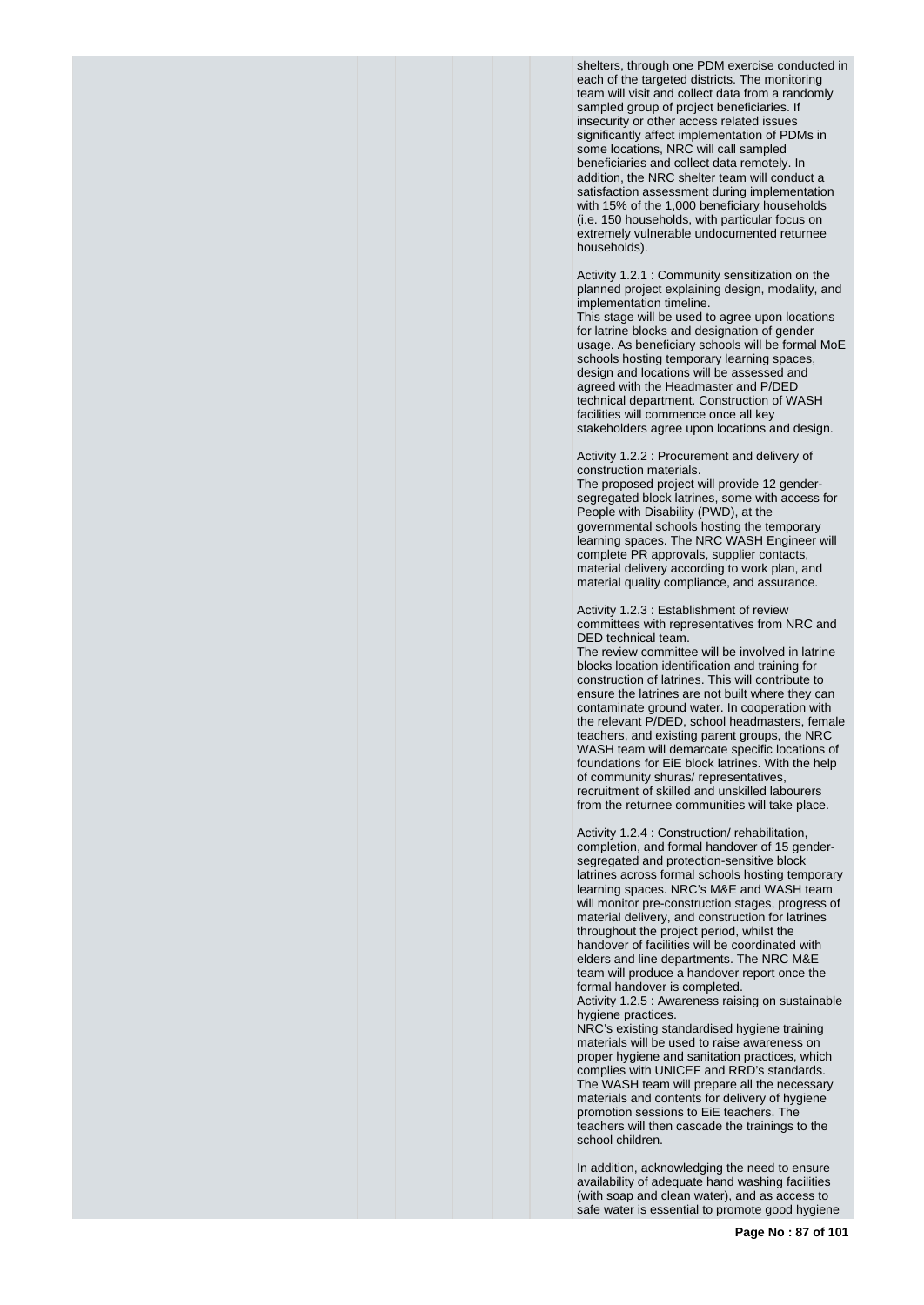shelters, through one PDM exercise conducted in each of the targeted districts. The monitoring team will visit and collect data from a randomly sampled group of project beneficiaries. If insecurity or other access related issues significantly affect implementation of PDMs in some locations, NRC will call sampled beneficiaries and collect data remotely. In addition, the NRC shelter team will conduct a satisfaction assessment during implementation with 15% of the 1,000 beneficiary households (i.e. 150 households, with particular focus on extremely vulnerable undocumented returnee households).

Activity 1.2.1 : Community sensitization on the planned project explaining design, modality, and implementation timeline.
This stage will be used to agree upon locations for latrine blocks and designation of gender usage. As beneficiary schools will be formal MoE schools hosting temporary learning spaces, design and locations will be assessed and agreed with the Headmaster and P/DED technical department. Construction of WASH facilities will commence once all key stakeholders agree upon locations and design.

Activity 1.2.2 : Procurement and delivery of construction materials.
The proposed project will provide 12 gender-segregated block latrines, some with access for People with Disability (PWD), at the governmental schools hosting the temporary learning spaces. The NRC WASH Engineer will complete PR approvals, supplier contacts, material delivery according to work plan, and material quality compliance, and assurance.

Activity 1.2.3 : Establishment of review committees with representatives from NRC and DED technical team.
The review committee will be involved in latrine blocks location identification and training for construction of latrines. This will contribute to ensure the latrines are not built where they can contaminate ground water. In cooperation with the relevant P/DED, school headmasters, female teachers, and existing parent groups, the NRC WASH team will demarcate specific locations of foundations for EiE block latrines. With the help of community shuras/ representatives, recruitment of skilled and unskilled labourers from the returnee communities will take place.

Activity 1.2.4 : Construction/ rehabilitation, completion, and formal handover of 15 gender-segregated and protection-sensitive block latrines across formal schools hosting temporary learning spaces. NRC's M&E and WASH team will monitor pre-construction stages, progress of material delivery, and construction for latrines throughout the project period, whilst the handover of facilities will be coordinated with elders and line departments. The NRC M&E team will produce a handover report once the formal handover is completed.
Activity 1.2.5 : Awareness raising on sustainable hygiene practices.
NRC's existing standardised hygiene training materials will be used to raise awareness on proper hygiene and sanitation practices, which complies with UNICEF and RRD's standards. The WASH team will prepare all the necessary materials and contents for delivery of hygiene promotion sessions to EiE teachers. The teachers will then cascade the trainings to the school children.

In addition, acknowledging the need to ensure availability of adequate hand washing facilities (with soap and clean water), and as access to safe water is essential to promote good hygiene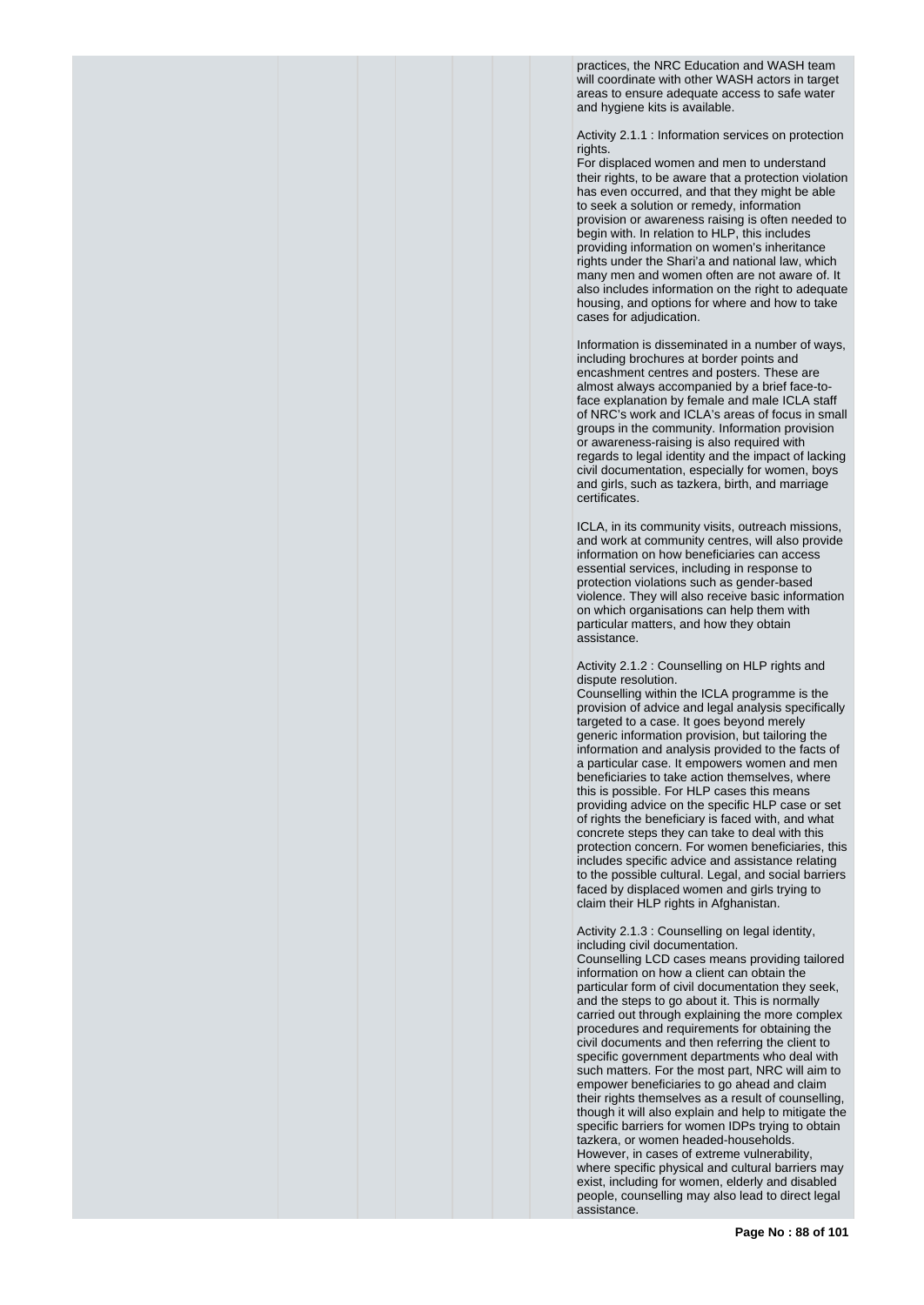practices, the NRC Education and WASH team will coordinate with other WASH actors in target areas to ensure adequate access to safe water and hygiene kits is available.

Activity 2.1.1 : Information services on protection rights.
For displaced women and men to understand their rights, to be aware that a protection violation has even occurred, and that they might be able to seek a solution or remedy, information provision or awareness raising is often needed to begin with. In relation to HLP, this includes providing information on women's inheritance rights under the Shari'a and national law, which many men and women often are not aware of. It also includes information on the right to adequate housing, and options for where and how to take cases for adjudication.

Information is disseminated in a number of ways, including brochures at border points and encashment centres and posters. These are almost always accompanied by a brief face-to-face explanation by female and male ICLA staff of NRC's work and ICLA's areas of focus in small groups in the community. Information provision or awareness-raising is also required with regards to legal identity and the impact of lacking civil documentation, especially for women, boys and girls, such as tazkera, birth, and marriage certificates.

ICLA, in its community visits, outreach missions, and work at community centres, will also provide information on how beneficiaries can access essential services, including in response to protection violations such as gender-based violence. They will also receive basic information on which organisations can help them with particular matters, and how they obtain assistance.

Activity 2.1.2 : Counselling on HLP rights and dispute resolution.
Counselling within the ICLA programme is the provision of advice and legal analysis specifically targeted to a case. It goes beyond merely generic information provision, but tailoring the information and analysis provided to the facts of a particular case. It empowers women and men beneficiaries to take action themselves, where this is possible. For HLP cases this means providing advice on the specific HLP case or set of rights the beneficiary is faced with, and what concrete steps they can take to deal with this protection concern. For women beneficiaries, this includes specific advice and assistance relating to the possible cultural. Legal, and social barriers faced by displaced women and girls trying to claim their HLP rights in Afghanistan.

Activity 2.1.3 : Counselling on legal identity, including civil documentation.
Counselling LCD cases means providing tailored information on how a client can obtain the particular form of civil documentation they seek, and the steps to go about it. This is normally carried out through explaining the more complex procedures and requirements for obtaining the civil documents and then referring the client to specific government departments who deal with such matters. For the most part, NRC will aim to empower beneficiaries to go ahead and claim their rights themselves as a result of counselling, though it will also explain and help to mitigate the specific barriers for women IDPs trying to obtain tazkera, or women headed-households. However, in cases of extreme vulnerability, where specific physical and cultural barriers may exist, including for women, elderly and disabled people, counselling may also lead to direct legal assistance.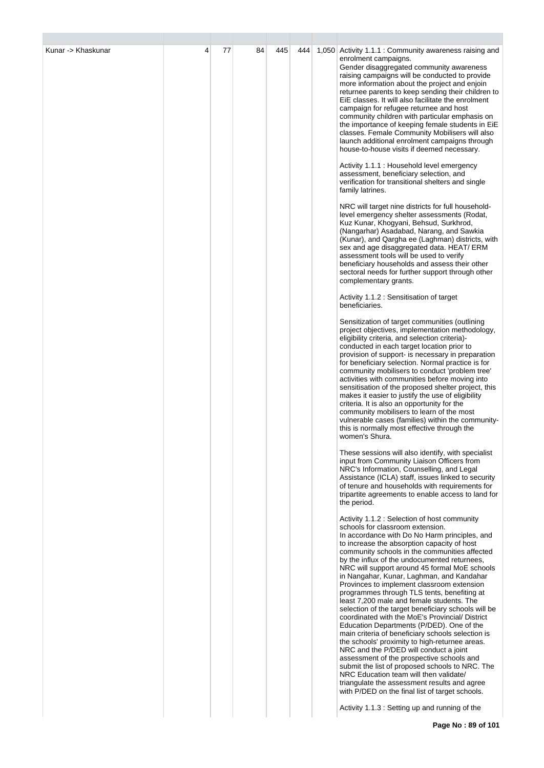| | | | | | | | |
|---|---|---|---|---|---|---|---|
| Kunar -> Khaskunar | 4 | 77 | 84 | 445 | 444 | 1,050 | Activity 1.1.1 : Community awareness raising and enrolment campaigns.<br>Gender disaggregated community awareness raising campaigns will be conducted to provide more information about the project and enjoin returnee parents to keep sending their children to EiE classes. It will also facilitate the enrolment campaign for refugee returnee and host community children with particular emphasis on the importance of keeping female students in EiE classes. Female Community Mobilisers will also launch additional enrolment campaigns through house-to-house visits if deemed necessary.<br><br>Activity 1.1.1 : Household level emergency assessment, beneficiary selection, and verification for transitional shelters and single family latrines.<br><br>NRC will target nine districts for full household-level emergency shelter assessments (Rodat, Kuz Kunar, Khogyani, Behsud, Surkhrod, (Nangarhar) Asadabad, Narang, and Sawkia (Kunar), and Qargha ee (Laghman) districts, with sex and age disaggregated data. HEAT/ ERM assessment tools will be used to verify beneficiary households and assess their other sectoral needs for further support through other complementary grants.<br><br>Activity 1.1.2 : Sensitisation of target beneficiaries.<br><br>Sensitization of target communities (outlining project objectives, implementation methodology, eligibility criteria, and selection criteria)- conducted in each target location prior to provision of support- is necessary in preparation for beneficiary selection. Normal practice is for community mobilisers to conduct 'problem tree' activities with communities before moving into sensitisation of the proposed shelter project, this makes it easier to justify the use of eligibility criteria. It is also an opportunity for the community mobilisers to learn of the most vulnerable cases (families) within the community- this is normally most effective through the women's Shura.<br><br>These sessions will also identify, with specialist input from Community Liaison Officers from NRC's Information, Counselling, and Legal Assistance (ICLA) staff, issues linked to security of tenure and households with requirements for tripartite agreements to enable access to land for the period.<br><br>Activity 1.1.2 : Selection of host community schools for classroom extension.<br>In accordance with Do No Harm principles, and to increase the absorption capacity of host community schools in the communities affected by the influx of the undocumented returnees, NRC will support around 45 formal MoE schools in Nangahar, Kunar, Laghman, and Kandahar Provinces to implement classroom extension programmes through TLS tents, benefiting at least 7,200 male and female students. The selection of the target beneficiary schools will be coordinated with the MoE's Provincial/ District Education Departments (P/DED). One of the main criteria of beneficiary schools selection is the schools' proximity to high-returnee areas. NRC and the P/DED will conduct a joint assessment of the prospective schools and submit the list of proposed schools to NRC. The NRC Education team will then validate/ triangulate the assessment results and agree with P/DED on the final list of target schools.<br><br>Activity 1.1.3 : Setting up and running of the |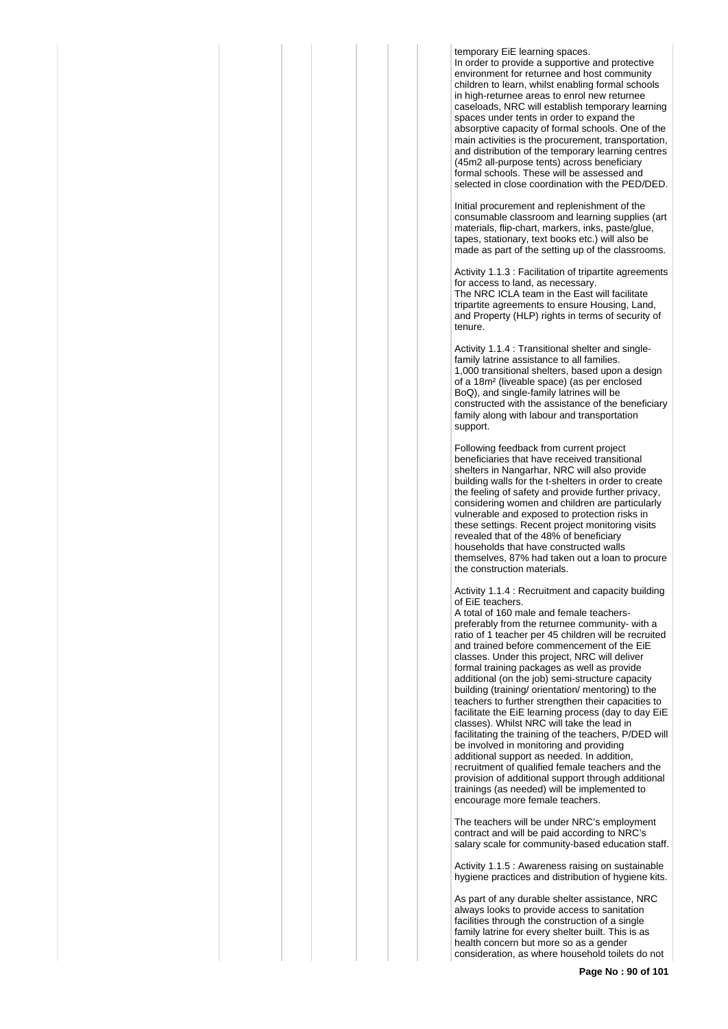temporary EiE learning spaces.
In order to provide a supportive and protective environment for returnee and host community children to learn, whilst enabling formal schools in high-returnee areas to enrol new returnee caseloads, NRC will establish temporary learning spaces under tents in order to expand the absorptive capacity of formal schools. One of the main activities is the procurement, transportation, and distribution of the temporary learning centres (45m2 all-purpose tents) across beneficiary formal schools. These will be assessed and selected in close coordination with the PED/DED.

Initial procurement and replenishment of the consumable classroom and learning supplies (art materials, flip-chart, markers, inks, paste/glue, tapes, stationary, text books etc.) will also be made as part of the setting up of the classrooms.

Activity 1.1.3 : Facilitation of tripartite agreements for access to land, as necessary.
The NRC ICLA team in the East will facilitate tripartite agreements to ensure Housing, Land, and Property (HLP) rights in terms of security of tenure.

Activity 1.1.4 : Transitional shelter and single-family latrine assistance to all families.
1,000 transitional shelters, based upon a design of a 18m² (liveable space) (as per enclosed BoQ), and single-family latrines will be constructed with the assistance of the beneficiary family along with labour and transportation support.

Following feedback from current project beneficiaries that have received transitional shelters in Nangarhar, NRC will also provide building walls for the t-shelters in order to create the feeling of safety and provide further privacy, considering women and children are particularly vulnerable and exposed to protection risks in these settings. Recent project monitoring visits revealed that of the 48% of beneficiary households that have constructed walls themselves, 87% had taken out a loan to procure the construction materials.

Activity 1.1.4 : Recruitment and capacity building of EiE teachers.
A total of 160 male and female teachers- preferably from the returnee community- with a ratio of 1 teacher per 45 children will be recruited and trained before commencement of the EiE classes. Under this project, NRC will deliver formal training packages as well as provide additional (on the job) semi-structure capacity building (training/ orientation/ mentoring) to the teachers to further strengthen their capacities to facilitate the EiE learning process (day to day EiE classes). Whilst NRC will take the lead in facilitating the training of the teachers, P/DED will be involved in monitoring and providing additional support as needed. In addition, recruitment of qualified female teachers and the provision of additional support through additional trainings (as needed) will be implemented to encourage more female teachers.

The teachers will be under NRC's employment contract and will be paid according to NRC's salary scale for community-based education staff.

Activity 1.1.5 : Awareness raising on sustainable hygiene practices and distribution of hygiene kits.

As part of any durable shelter assistance, NRC always looks to provide access to sanitation facilities through the construction of a single family latrine for every shelter built. This is as health concern but more so as a gender consideration, as where household toilets do not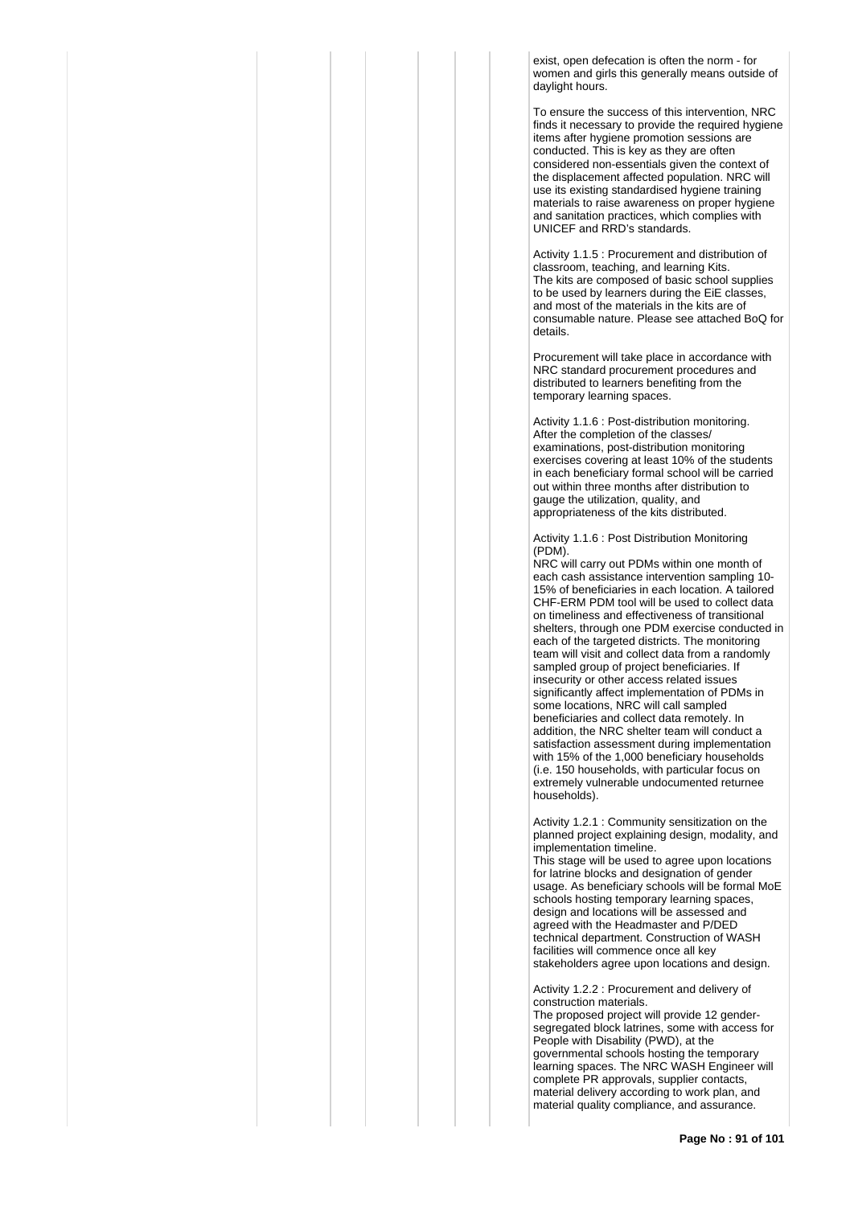exist, open defecation is often the norm - for women and girls this generally means outside of daylight hours.

To ensure the success of this intervention, NRC finds it necessary to provide the required hygiene items after hygiene promotion sessions are conducted. This is key as they are often considered non-essentials given the context of the displacement affected population. NRC will use its existing standardised hygiene training materials to raise awareness on proper hygiene and sanitation practices, which complies with UNICEF and RRD's standards.

Activity 1.1.5 : Procurement and distribution of classroom, teaching, and learning Kits.
The kits are composed of basic school supplies to be used by learners during the EiE classes, and most of the materials in the kits are of consumable nature. Please see attached BoQ for details.

Procurement will take place in accordance with NRC standard procurement procedures and distributed to learners benefiting from the temporary learning spaces.

Activity 1.1.6 : Post-distribution monitoring.
After the completion of the classes/ examinations, post-distribution monitoring exercises covering at least 10% of the students in each beneficiary formal school will be carried out within three months after distribution to gauge the utilization, quality, and appropriateness of the kits distributed.

Activity 1.1.6 : Post Distribution Monitoring (PDM).
NRC will carry out PDMs within one month of each cash assistance intervention sampling 10-15% of beneficiaries in each location. A tailored CHF-ERM PDM tool will be used to collect data on timeliness and effectiveness of transitional shelters, through one PDM exercise conducted in each of the targeted districts. The monitoring team will visit and collect data from a randomly sampled group of project beneficiaries. If insecurity or other access related issues significantly affect implementation of PDMs in some locations, NRC will call sampled beneficiaries and collect data remotely. In addition, the NRC shelter team will conduct a satisfaction assessment during implementation with 15% of the 1,000 beneficiary households (i.e. 150 households, with particular focus on extremely vulnerable undocumented returnee households).

Activity 1.2.1 : Community sensitization on the planned project explaining design, modality, and implementation timeline.
This stage will be used to agree upon locations for latrine blocks and designation of gender usage. As beneficiary schools will be formal MoE schools hosting temporary learning spaces, design and locations will be assessed and agreed with the Headmaster and P/DED technical department. Construction of WASH facilities will commence once all key stakeholders agree upon locations and design.

Activity 1.2.2 : Procurement and delivery of construction materials.
The proposed project will provide 12 gender-segregated block latrines, some with access for People with Disability (PWD), at the governmental schools hosting the temporary learning spaces. The NRC WASH Engineer will complete PR approvals, supplier contacts, material delivery according to work plan, and material quality compliance, and assurance.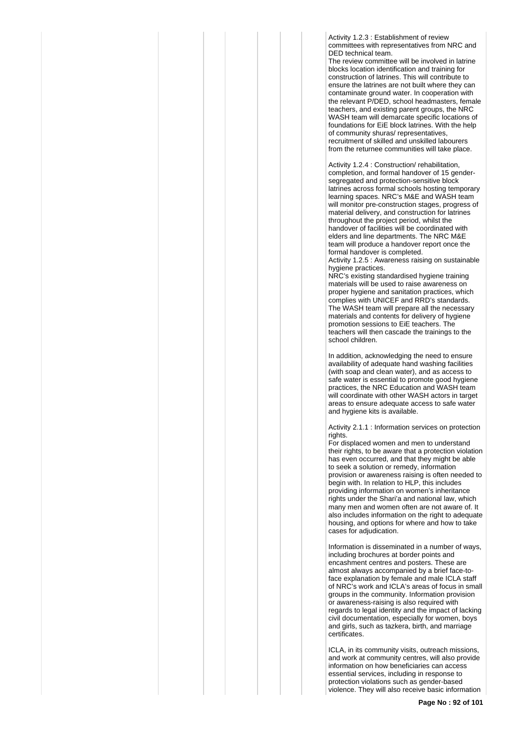Activity 1.2.3 : Establishment of review committees with representatives from NRC and DED technical team.
The review committee will be involved in latrine blocks location identification and training for construction of latrines. This will contribute to ensure the latrines are not built where they can contaminate ground water. In cooperation with the relevant P/DED, school headmasters, female teachers, and existing parent groups, the NRC WASH team will demarcate specific locations of foundations for EiE block latrines. With the help of community shuras/ representatives, recruitment of skilled and unskilled labourers from the returnee communities will take place.

Activity 1.2.4 : Construction/ rehabilitation, completion, and formal handover of 15 gender-segregated and protection-sensitive block latrines across formal schools hosting temporary learning spaces. NRC's M&E and WASH team will monitor pre-construction stages, progress of material delivery, and construction for latrines throughout the project period, whilst the handover of facilities will be coordinated with elders and line departments. The NRC M&E team will produce a handover report once the formal handover is completed.
Activity 1.2.5 : Awareness raising on sustainable hygiene practices.
NRC's existing standardised hygiene training materials will be used to raise awareness on proper hygiene and sanitation practices, which complies with UNICEF and RRD's standards. The WASH team will prepare all the necessary materials and contents for delivery of hygiene promotion sessions to EiE teachers. The teachers will then cascade the trainings to the school children.

In addition, acknowledging the need to ensure availability of adequate hand washing facilities (with soap and clean water), and as access to safe water is essential to promote good hygiene practices, the NRC Education and WASH team will coordinate with other WASH actors in target areas to ensure adequate access to safe water and hygiene kits is available.

Activity 2.1.1 : Information services on protection rights.
For displaced women and men to understand their rights, to be aware that a protection violation has even occurred, and that they might be able to seek a solution or remedy, information provision or awareness raising is often needed to begin with. In relation to HLP, this includes providing information on women's inheritance rights under the Shari'a and national law, which many men and women often are not aware of. It also includes information on the right to adequate housing, and options for where and how to take cases for adjudication.

Information is disseminated in a number of ways, including brochures at border points and encashment centres and posters. These are almost always accompanied by a brief face-to-face explanation by female and male ICLA staff of NRC's work and ICLA's areas of focus in small groups in the community. Information provision or awareness-raising is also required with regards to legal identity and the impact of lacking civil documentation, especially for women, boys and girls, such as tazkera, birth, and marriage certificates.

ICLA, in its community visits, outreach missions, and work at community centres, will also provide information on how beneficiaries can access essential services, including in response to protection violations such as gender-based violence. They will also receive basic information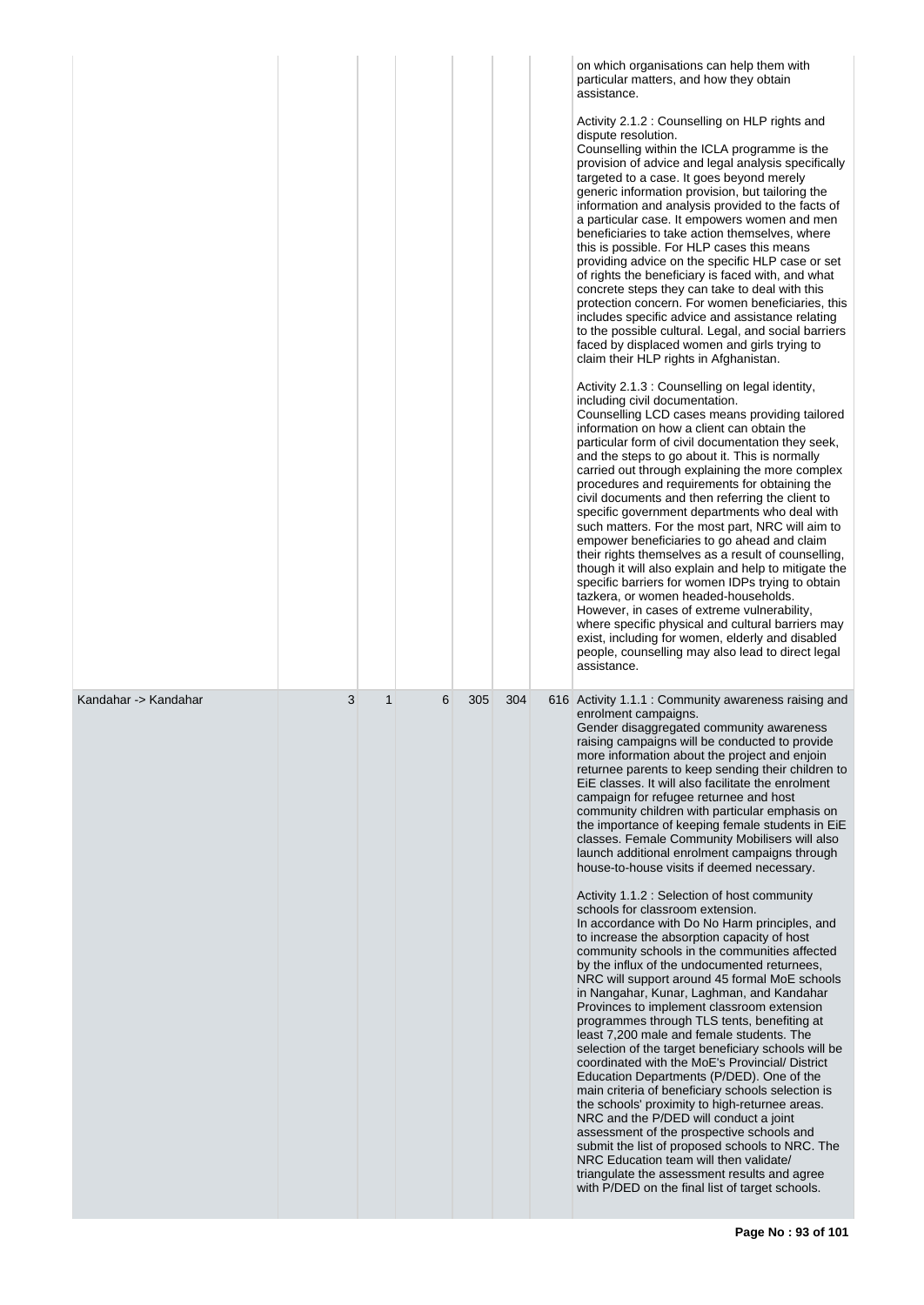| | | | | | | | |
|---|---|---|---|---|---|---|---|
| | | | | | | | on which organisations can help them with particular matters, and how they obtain assistance.<br><br>Activity 2.1.2 : Counselling on HLP rights and dispute resolution.<br>Counselling within the ICLA programme is the provision of advice and legal analysis specifically targeted to a case. It goes beyond merely generic information provision, but tailoring the information and analysis provided to the facts of a particular case. It empowers women and men beneficiaries to take action themselves, where this is possible. For HLP cases this means providing advice on the specific HLP case or set of rights the beneficiary is faced with, and what concrete steps they can take to deal with this protection concern. For women beneficiaries, this includes specific advice and assistance relating to the possible cultural. Legal, and social barriers faced by displaced women and girls trying to claim their HLP rights in Afghanistan.<br><br>Activity 2.1.3 : Counselling on legal identity, including civil documentation.<br>Counselling LCD cases means providing tailored information on how a client can obtain the particular form of civil documentation they seek, and the steps to go about it. This is normally carried out through explaining the more complex procedures and requirements for obtaining the civil documents and then referring the client to specific government departments who deal with such matters. For the most part, NRC will aim to empower beneficiaries to go ahead and claim their rights themselves as a result of counselling, though it will also explain and help to mitigate the specific barriers for women IDPs trying to obtain tazkera, or women headed-households. However, in cases of extreme vulnerability, where specific physical and cultural barriers may exist, including for women, elderly and disabled people, counselling may also lead to direct legal assistance. |
| Kandahar -> Kandahar | 3 | 1 | 6 | 305 | 304 | 616 | Activity 1.1.1 : Community awareness raising and enrolment campaigns.<br>Gender disaggregated community awareness raising campaigns will be conducted to provide more information about the project and enjoin returnee parents to keep sending their children to EiE classes. It will also facilitate the enrolment campaign for refugee returnee and host community children with particular emphasis on the importance of keeping female students in EiE classes. Female Community Mobilisers will also launch additional enrolment campaigns through house-to-house visits if deemed necessary.<br><br>Activity 1.1.2 : Selection of host community schools for classroom extension.<br>In accordance with Do No Harm principles, and to increase the absorption capacity of host community schools in the communities affected by the influx of the undocumented returnees, NRC will support around 45 formal MoE schools in Nangahar, Kunar, Laghman, and Kandahar Provinces to implement classroom extension programmes through TLS tents, benefiting at least 7,200 male and female students. The selection of the target beneficiary schools will be coordinated with the MoE's Provincial/ District Education Departments (P/DED). One of the main criteria of beneficiary schools selection is the schools' proximity to high-returnee areas. NRC and the P/DED will conduct a joint assessment of the prospective schools and submit the list of proposed schools to NRC. The NRC Education team will then validate/ triangulate the assessment results and agree with P/DED on the final list of target schools. |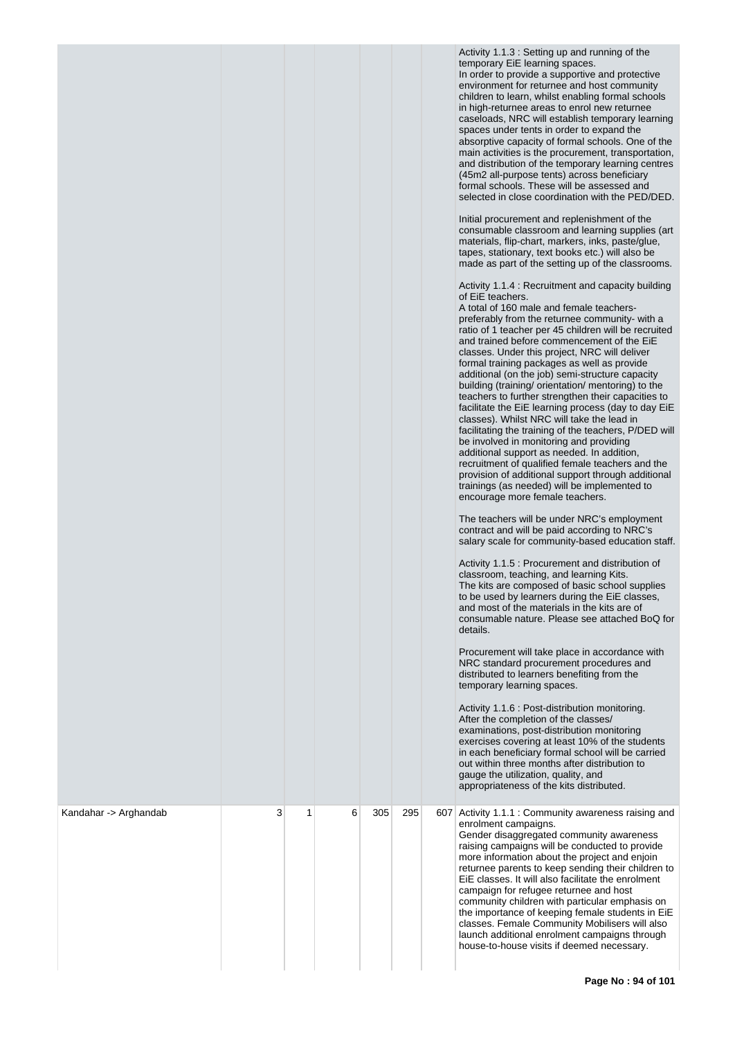| | | | | | | | |
|---|---|---|---|---|---|---|---|
| | | | | | | | Activity 1.1.3 : Setting up and running of the temporary EiE learning spaces.<br>In order to provide a supportive and protective environment for returnee and host community children to learn, whilst enabling formal schools in high-returnee areas to enrol new returnee caseloads, NRC will establish temporary learning spaces under tents in order to expand the absorptive capacity of formal schools. One of the main activities is the procurement, transportation, and distribution of the temporary learning centres (45m2 all-purpose tents) across beneficiary formal schools. These will be assessed and selected in close coordination with the PED/DED.<br><br>Initial procurement and replenishment of the consumable classroom and learning supplies (art materials, flip-chart, markers, inks, paste/glue, tapes, stationary, text books etc.) will also be made as part of the setting up of the classrooms.<br><br>Activity 1.1.4 : Recruitment and capacity building of EiE teachers.<br>A total of 160 male and female teachers- preferably from the returnee community- with a ratio of 1 teacher per 45 children will be recruited and trained before commencement of the EiE classes. Under this project, NRC will deliver formal training packages as well as provide additional (on the job) semi-structure capacity building (training/ orientation/ mentoring) to the teachers to further strengthen their capacities to facilitate the EiE learning process (day to day EiE classes). Whilst NRC will take the lead in facilitating the training of the teachers, P/DED will be involved in monitoring and providing additional support as needed. In addition, recruitment of qualified female teachers and the provision of additional support through additional trainings (as needed) will be implemented to encourage more female teachers.<br><br>The teachers will be under NRC's employment contract and will be paid according to NRC's salary scale for community-based education staff.<br><br>Activity 1.1.5 : Procurement and distribution of classroom, teaching, and learning Kits.<br>The kits are composed of basic school supplies to be used by learners during the EiE classes, and most of the materials in the kits are of consumable nature. Please see attached BoQ for details.<br><br>Procurement will take place in accordance with NRC standard procurement procedures and distributed to learners benefiting from the temporary learning spaces.<br><br>Activity 1.1.6 : Post-distribution monitoring.<br>After the completion of the classes/ examinations, post-distribution monitoring exercises covering at least 10% of the students in each beneficiary formal school will be carried out within three months after distribution to gauge the utilization, quality, and appropriateness of the kits distributed. |
| Kandahar -> Arghandab | 3 | 1 | 6 | 305 | 295 | 607 | Activity 1.1.1 : Community awareness raising and enrolment campaigns.<br>Gender disaggregated community awareness raising campaigns will be conducted to provide more information about the project and enjoin returnee parents to keep sending their children to EiE classes. It will also facilitate the enrolment campaign for refugee returnee and host community children with particular emphasis on the importance of keeping female students in EiE classes. Female Community Mobilisers will also launch additional enrolment campaigns through house-to-house visits if deemed necessary. |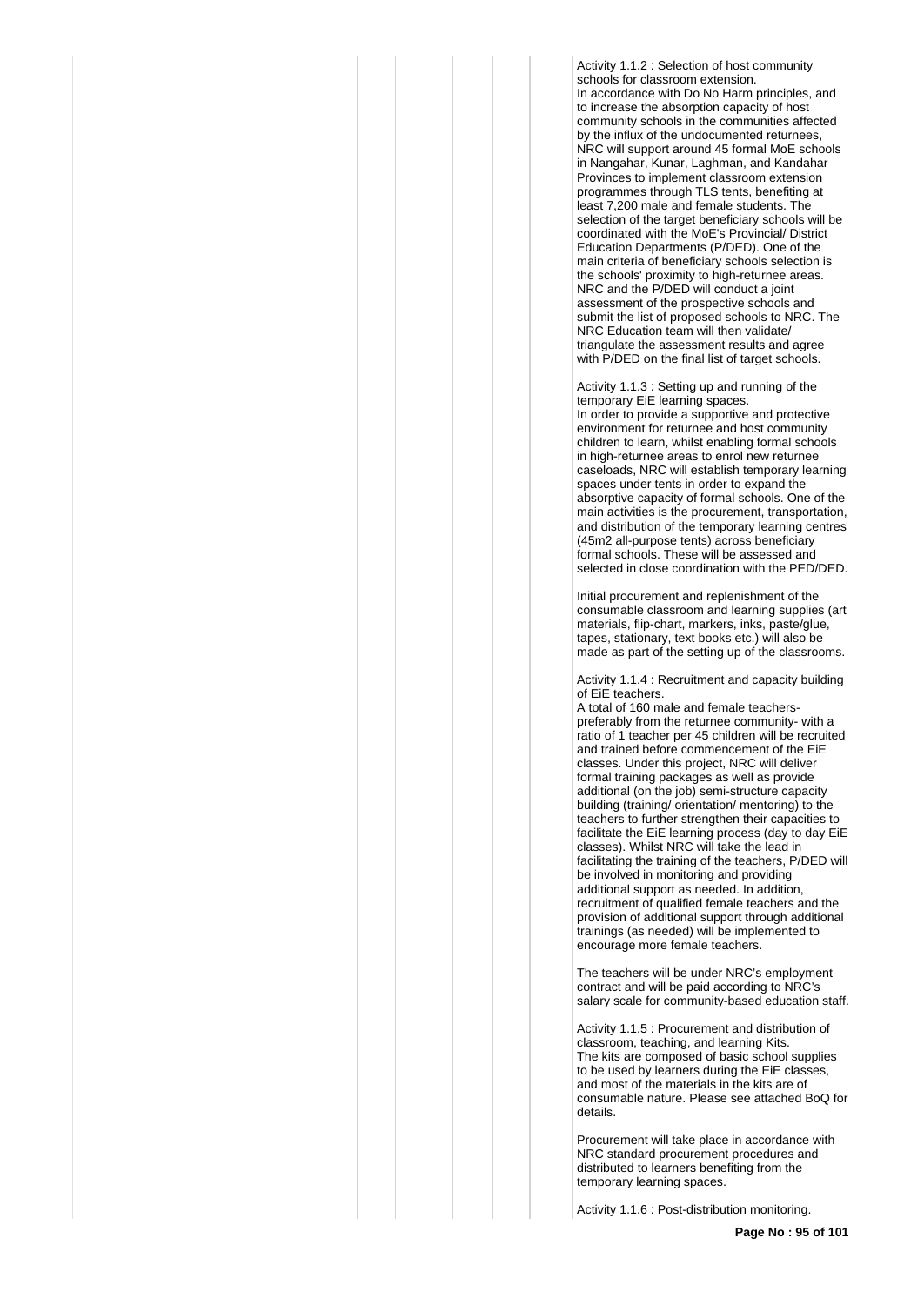Activity 1.1.2 : Selection of host community schools for classroom extension.
In accordance with Do No Harm principles, and to increase the absorption capacity of host community schools in the communities affected by the influx of the undocumented returnees, NRC will support around 45 formal MoE schools in Nangahar, Kunar, Laghman, and Kandahar Provinces to implement classroom extension programmes through TLS tents, benefiting at least 7,200 male and female students. The selection of the target beneficiary schools will be coordinated with the MoE's Provincial/ District Education Departments (P/DED). One of the main criteria of beneficiary schools selection is the schools' proximity to high-returnee areas. NRC and the P/DED will conduct a joint assessment of the prospective schools and submit the list of proposed schools to NRC. The NRC Education team will then validate/ triangulate the assessment results and agree with P/DED on the final list of target schools.

Activity 1.1.3 : Setting up and running of the temporary EiE learning spaces.
In order to provide a supportive and protective environment for returnee and host community children to learn, whilst enabling formal schools in high-returnee areas to enrol new returnee caseloads, NRC will establish temporary learning spaces under tents in order to expand the absorptive capacity of formal schools. One of the main activities is the procurement, transportation, and distribution of the temporary learning centres (45m2 all-purpose tents) across beneficiary formal schools. These will be assessed and selected in close coordination with the PED/DED.

Initial procurement and replenishment of the consumable classroom and learning supplies (art materials, flip-chart, markers, inks, paste/glue, tapes, stationary, text books etc.) will also be made as part of the setting up of the classrooms.

Activity 1.1.4 : Recruitment and capacity building of EiE teachers.
A total of 160 male and female teachers-preferably from the returnee community- with a ratio of 1 teacher per 45 children will be recruited and trained before commencement of the EiE classes. Under this project, NRC will deliver formal training packages as well as provide additional (on the job) semi-structure capacity building (training/ orientation/ mentoring) to the teachers to further strengthen their capacities to facilitate the EiE learning process (day to day EiE classes). Whilst NRC will take the lead in facilitating the training of the teachers, P/DED will be involved in monitoring and providing additional support as needed. In addition, recruitment of qualified female teachers and the provision of additional support through additional trainings (as needed) will be implemented to encourage more female teachers.

The teachers will be under NRC's employment contract and will be paid according to NRC's salary scale for community-based education staff.

Activity 1.1.5 : Procurement and distribution of classroom, teaching, and learning Kits.
The kits are composed of basic school supplies to be used by learners during the EiE classes, and most of the materials in the kits are of consumable nature. Please see attached BoQ for details.

Procurement will take place in accordance with NRC standard procurement procedures and distributed to learners benefiting from the temporary learning spaces.

Activity 1.1.6 : Post-distribution monitoring.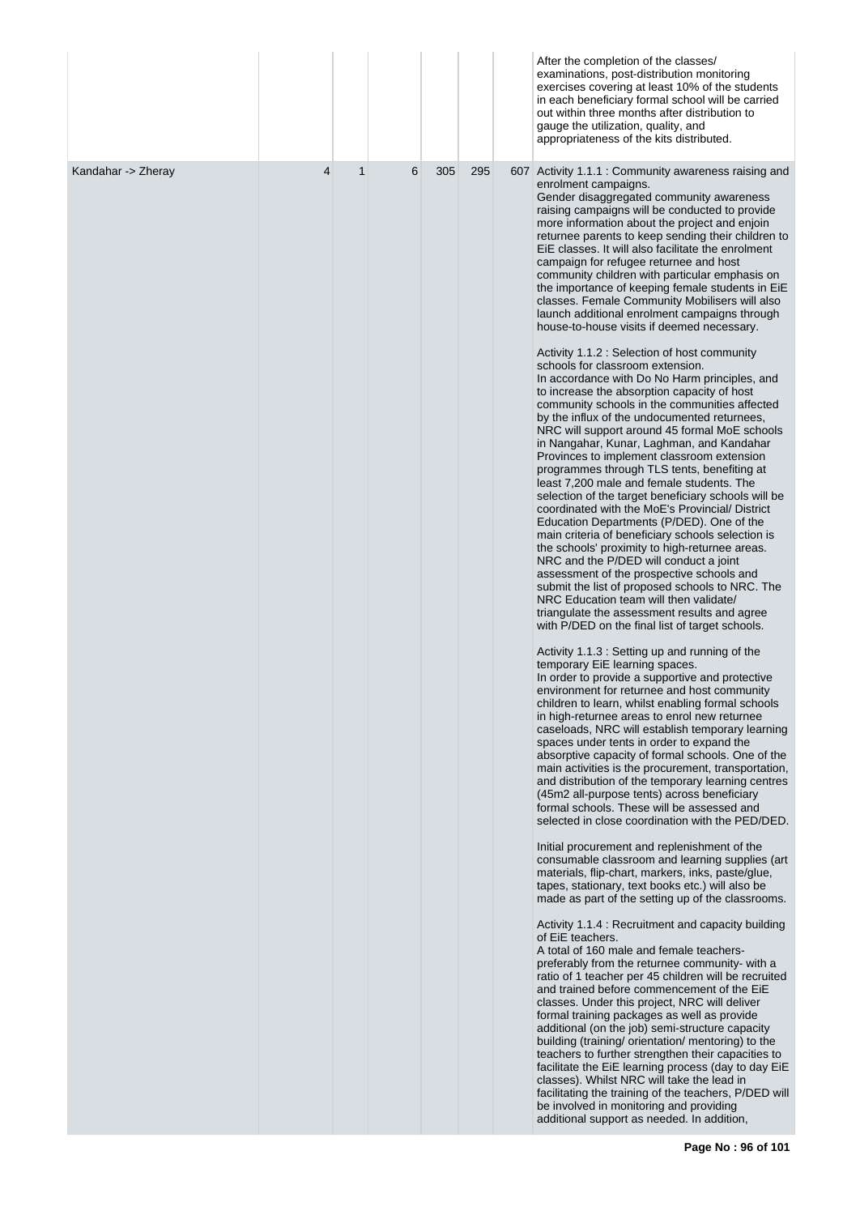| | | | | | | | |
|---|---|---|---|---|---|---|---|
| | | | | | | | After the completion of the classes/ examinations, post-distribution monitoring exercises covering at least 10% of the students in each beneficiary formal school will be carried out within three months after distribution to gauge the utilization, quality, and appropriateness of the kits distributed. |
| Kandahar -> Zheray | 4 | 1 | 6 | 305 | 295 | 607 | Activity 1.1.1 : Community awareness raising and enrolment campaigns.<br>Gender disaggregated community awareness raising campaigns will be conducted to provide more information about the project and enjoin returnee parents to keep sending their children to EiE classes. It will also facilitate the enrolment campaign for refugee returnee and host community children with particular emphasis on the importance of keeping female students in EiE classes. Female Community Mobilisers will also launch additional enrolment campaigns through house-to-house visits if deemed necessary.<br><br>Activity 1.1.2 : Selection of host community schools for classroom extension.<br>In accordance with Do No Harm principles, and to increase the absorption capacity of host community schools in the communities affected by the influx of the undocumented returnees, NRC will support around 45 formal MoE schools in Nangahar, Kunar, Laghman, and Kandahar Provinces to implement classroom extension programmes through TLS tents, benefiting at least 7,200 male and female students. The selection of the target beneficiary schools will be coordinated with the MoE's Provincial/ District Education Departments (P/DED). One of the main criteria of beneficiary schools selection is the schools' proximity to high-returnee areas. NRC and the P/DED will conduct a joint assessment of the prospective schools and submit the list of proposed schools to NRC. The NRC Education team will then validate/ triangulate the assessment results and agree with P/DED on the final list of target schools.<br><br>Activity 1.1.3 : Setting up and running of the temporary EiE learning spaces.<br>In order to provide a supportive and protective environment for returnee and host community children to learn, whilst enabling formal schools in high-returnee areas to enrol new returnee caseloads, NRC will establish temporary learning spaces under tents in order to expand the absorptive capacity of formal schools. One of the main activities is the procurement, transportation, and distribution of the temporary learning centres (45m2 all-purpose tents) across beneficiary formal schools. These will be assessed and selected in close coordination with the PED/DED.<br><br>Initial procurement and replenishment of the consumable classroom and learning supplies (art materials, flip-chart, markers, inks, paste/glue, tapes, stationary, text books etc.) will also be made as part of the setting up of the classrooms.<br><br>Activity 1.1.4 : Recruitment and capacity building of EiE teachers.<br>A total of 160 male and female teachers- preferably from the returnee community- with a ratio of 1 teacher per 45 children will be recruited and trained before commencement of the EiE classes. Under this project, NRC will deliver formal training packages as well as provide additional (on the job) semi-structure capacity building (training/ orientation/ mentoring) to the teachers to further strengthen their capacities to facilitate the EiE learning process (day to day EiE classes). Whilst NRC will take the lead in facilitating the training of the teachers, P/DED will be involved in monitoring and providing additional support as needed. In addition, |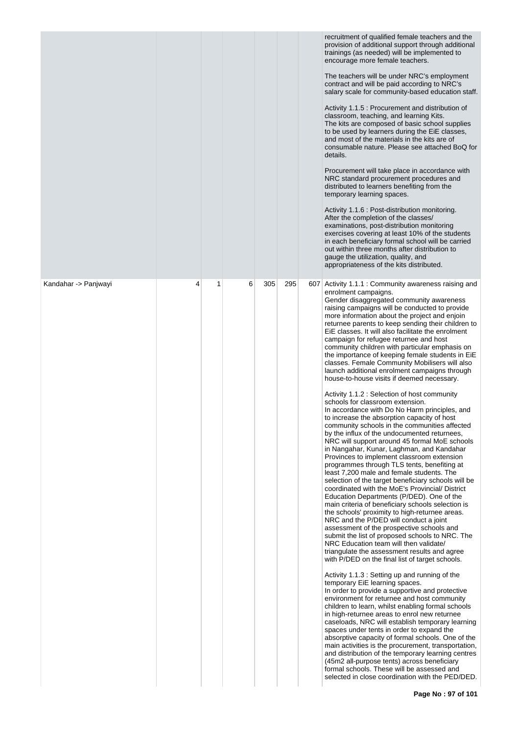| | | | | | | | |
|---|---|---|---|---|---|---|---|
| | | | | | | | recruitment of qualified female teachers and the provision of additional support through additional trainings (as needed) will be implemented to encourage more female teachers.<br><br>The teachers will be under NRC's employment contract and will be paid according to NRC's salary scale for community-based education staff.<br><br>Activity 1.1.5 : Procurement and distribution of classroom, teaching, and learning Kits.<br>The kits are composed of basic school supplies to be used by learners during the EiE classes, and most of the materials in the kits are of consumable nature. Please see attached BoQ for details.<br><br>Procurement will take place in accordance with NRC standard procurement procedures and distributed to learners benefiting from the temporary learning spaces.<br><br>Activity 1.1.6 : Post-distribution monitoring.<br>After the completion of the classes/ examinations, post-distribution monitoring exercises covering at least 10% of the students in each beneficiary formal school will be carried out within three months after distribution to gauge the utilization, quality, and appropriateness of the kits distributed. |
| Kandahar -> Panjwayi | 4 | 1 | 6 | 305 | 295 | 607 | Activity 1.1.1 : Community awareness raising and enrolment campaigns.<br>Gender disaggregated community awareness raising campaigns will be conducted to provide more information about the project and enjoin returnee parents to keep sending their children to EiE classes. It will also facilitate the enrolment campaign for refugee returnee and host community children with particular emphasis on the importance of keeping female students in EiE classes. Female Community Mobilisers will also launch additional enrolment campaigns through house-to-house visits if deemed necessary.<br><br>Activity 1.1.2 : Selection of host community schools for classroom extension.<br>In accordance with Do No Harm principles, and to increase the absorption capacity of host community schools in the communities affected by the influx of the undocumented returnees, NRC will support around 45 formal MoE schools in Nangahar, Kunar, Laghman, and Kandahar Provinces to implement classroom extension programmes through TLS tents, benefiting at least 7,200 male and female students. The selection of the target beneficiary schools will be coordinated with the MoE's Provincial/ District Education Departments (P/DED). One of the main criteria of beneficiary schools selection is the schools' proximity to high-returnee areas. NRC and the P/DED will conduct a joint assessment of the prospective schools and submit the list of proposed schools to NRC. The NRC Education team will then validate/ triangulate the assessment results and agree with P/DED on the final list of target schools.<br><br>Activity 1.1.3 : Setting up and running of the temporary EiE learning spaces.<br>In order to provide a supportive and protective environment for returnee and host community children to learn, whilst enabling formal schools in high-returnee areas to enrol new returnee caseloads, NRC will establish temporary learning spaces under tents in order to expand the absorptive capacity of formal schools. One of the main activities is the procurement, transportation, and distribution of the temporary learning centres (45m2 all-purpose tents) across beneficiary formal schools. These will be assessed and selected in close coordination with the PED/DED. |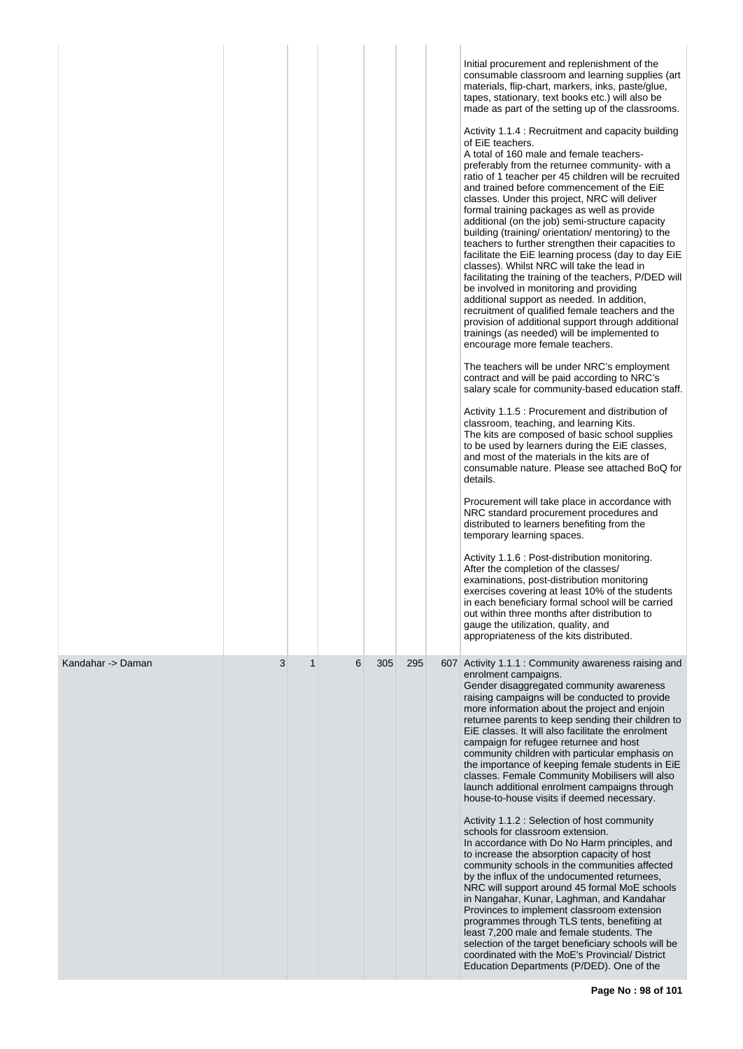| | | | | | | | |
|---|---|---|---|---|---|---|---|
| | | | | | | | Initial procurement and replenishment of the consumable classroom and learning supplies (art materials, flip-chart, markers, inks, paste/glue, tapes, stationary, text books etc.) will also be made as part of the setting up of the classrooms.<br><br>Activity 1.1.4 : Recruitment and capacity building of EiE teachers.<br>A total of 160 male and female teachers- preferably from the returnee community- with a ratio of 1 teacher per 45 children will be recruited and trained before commencement of the EiE classes. Under this project, NRC will deliver formal training packages as well as provide additional (on the job) semi-structure capacity building (training/ orientation/ mentoring) to the teachers to further strengthen their capacities to facilitate the EiE learning process (day to day EiE classes). Whilst NRC will take the lead in facilitating the training of the teachers, P/DED will be involved in monitoring and providing additional support as needed. In addition, recruitment of qualified female teachers and the provision of additional support through additional trainings (as needed) will be implemented to encourage more female teachers.<br><br>The teachers will be under NRC's employment contract and will be paid according to NRC's salary scale for community-based education staff.<br><br>Activity 1.1.5 : Procurement and distribution of classroom, teaching, and learning Kits.<br>The kits are composed of basic school supplies to be used by learners during the EiE classes, and most of the materials in the kits are of consumable nature. Please see attached BoQ for details.<br><br>Procurement will take place in accordance with NRC standard procurement procedures and distributed to learners benefiting from the temporary learning spaces.<br><br>Activity 1.1.6 : Post-distribution monitoring.<br>After the completion of the classes/ examinations, post-distribution monitoring exercises covering at least 10% of the students in each beneficiary formal school will be carried out within three months after distribution to gauge the utilization, quality, and appropriateness of the kits distributed. |
| Kandahar -> Daman | 3 | 1 | 6 | 305 | 295 | 607 | Activity 1.1.1 : Community awareness raising and enrolment campaigns.<br>Gender disaggregated community awareness raising campaigns will be conducted to provide more information about the project and enjoin returnee parents to keep sending their children to EiE classes. It will also facilitate the enrolment campaign for refugee returnee and host community children with particular emphasis on the importance of keeping female students in EiE classes. Female Community Mobilisers will also launch additional enrolment campaigns through house-to-house visits if deemed necessary.<br><br>Activity 1.1.2 : Selection of host community schools for classroom extension.<br>In accordance with Do No Harm principles, and to increase the absorption capacity of host community schools in the communities affected by the influx of the undocumented returnees, NRC will support around 45 formal MoE schools in Nangahar, Kunar, Laghman, and Kandahar Provinces to implement classroom extension programmes through TLS tents, benefiting at least 7,200 male and female students. The selection of the target beneficiary schools will be coordinated with the MoE's Provincial/ District Education Departments (P/DED). One of the |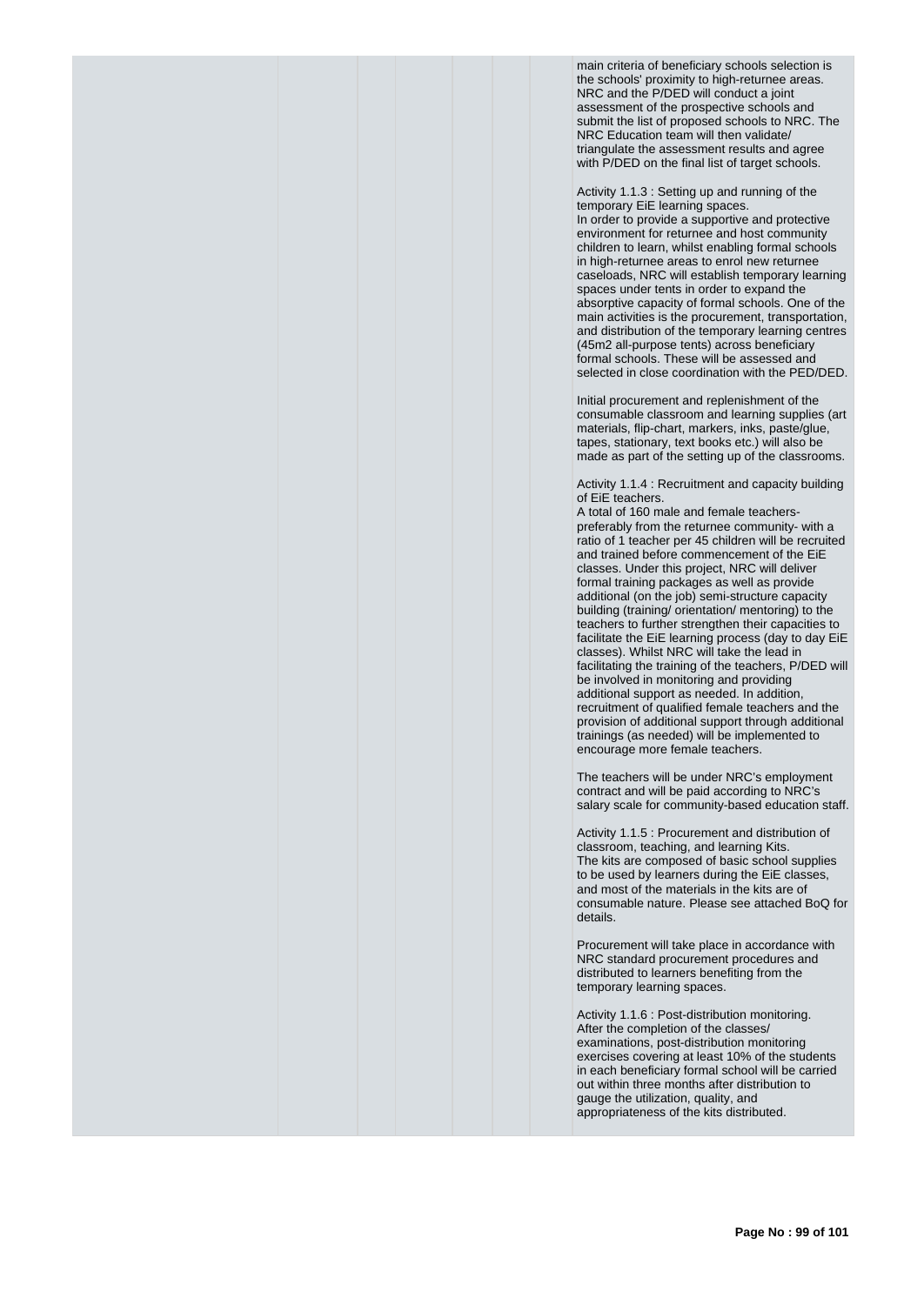main criteria of beneficiary schools selection is the schools' proximity to high-returnee areas. NRC and the P/DED will conduct a joint assessment of the prospective schools and submit the list of proposed schools to NRC. The NRC Education team will then validate/ triangulate the assessment results and agree with P/DED on the final list of target schools.

Activity 1.1.3 : Setting up and running of the temporary EiE learning spaces.
In order to provide a supportive and protective environment for returnee and host community children to learn, whilst enabling formal schools in high-returnee areas to enrol new returnee caseloads, NRC will establish temporary learning spaces under tents in order to expand the absorptive capacity of formal schools. One of the main activities is the procurement, transportation, and distribution of the temporary learning centres (45m2 all-purpose tents) across beneficiary formal schools. These will be assessed and selected in close coordination with the PED/DED.

Initial procurement and replenishment of the consumable classroom and learning supplies (art materials, flip-chart, markers, inks, paste/glue, tapes, stationary, text books etc.) will also be made as part of the setting up of the classrooms.

Activity 1.1.4 : Recruitment and capacity building of EiE teachers.
A total of 160 male and female teachers- preferably from the returnee community- with a ratio of 1 teacher per 45 children will be recruited and trained before commencement of the EiE classes. Under this project, NRC will deliver formal training packages as well as provide additional (on the job) semi-structure capacity building (training/ orientation/ mentoring) to the teachers to further strengthen their capacities to facilitate the EiE learning process (day to day EiE classes). Whilst NRC will take the lead in facilitating the training of the teachers, P/DED will be involved in monitoring and providing additional support as needed. In addition, recruitment of qualified female teachers and the provision of additional support through additional trainings (as needed) will be implemented to encourage more female teachers.

The teachers will be under NRC's employment contract and will be paid according to NRC's salary scale for community-based education staff.

Activity 1.1.5 : Procurement and distribution of classroom, teaching, and learning Kits.
The kits are composed of basic school supplies to be used by learners during the EiE classes, and most of the materials in the kits are of consumable nature. Please see attached BoQ for details.

Procurement will take place in accordance with NRC standard procurement procedures and distributed to learners benefiting from the temporary learning spaces.

Activity 1.1.6 : Post-distribution monitoring.
After the completion of the classes/ examinations, post-distribution monitoring exercises covering at least 10% of the students in each beneficiary formal school will be carried out within three months after distribution to gauge the utilization, quality, and appropriateness of the kits distributed.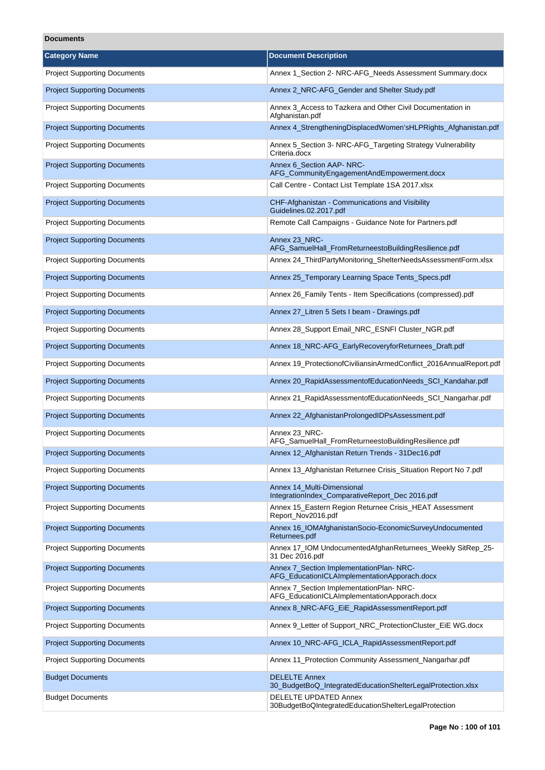**Documents**

| Category Name | Document Description |
| --- | --- |
| Project Supporting Documents | Annex 1_Section 2- NRC-AFG_Needs Assessment Summary.docx |
| Project Supporting Documents | Annex 2_NRC-AFG_Gender and Shelter Study.pdf |
| Project Supporting Documents | Annex 3_Access to Tazkera and Other Civil Documentation in Afghanistan.pdf |
| Project Supporting Documents | Annex 4_StrengtheningDisplacedWomen'sHLPRights_Afghanistan.pdf |
| Project Supporting Documents | Annex 5_Section 3- NRC-AFG_Targeting Strategy Vulnerability Criteria.docx |
| Project Supporting Documents | Annex 6_Section AAP- NRC-AFG_CommunityEngagementAndEmpowerment.docx |
| Project Supporting Documents | Call Centre - Contact List Template 1SA 2017.xlsx |
| Project Supporting Documents | CHF-Afghanistan - Communications and Visibility Guidelines.02.2017.pdf |
| Project Supporting Documents | Remote Call Campaigns - Guidance Note for Partners.pdf |
| Project Supporting Documents | Annex 23_NRC-AFG_SamuelHall_FromReturneestoBuildingResilience.pdf |
| Project Supporting Documents | Annex 24_ThirdPartyMonitoring_ShelterNeedsAssessmentForm.xlsx |
| Project Supporting Documents | Annex 25_Temporary Learning Space Tents_Specs.pdf |
| Project Supporting Documents | Annex 26_Family Tents - Item Specifications (compressed).pdf |
| Project Supporting Documents | Annex 27_Litren 5 Sets I beam - Drawings.pdf |
| Project Supporting Documents | Annex 28_Support Email_NRC_ESNFI Cluster_NGR.pdf |
| Project Supporting Documents | Annex 18_NRC-AFG_EarlyRecoveryforReturnees_Draft.pdf |
| Project Supporting Documents | Annex 19_ProtectionofCiviliansinArmedConflict_2016AnnualReport.pdf |
| Project Supporting Documents | Annex 20_RapidAssessmentofEducationNeeds_SCI_Kandahar.pdf |
| Project Supporting Documents | Annex 21_RapidAssessmentofEducationNeeds_SCI_Nangarhar.pdf |
| Project Supporting Documents | Annex 22_AfghanistanProlongedIDPsAssessment.pdf |
| Project Supporting Documents | Annex 23_NRC-AFG_SamuelHall_FromReturneestoBuildingResilience.pdf |
| Project Supporting Documents | Annex 12_Afghanistan Return Trends - 31Dec16.pdf |
| Project Supporting Documents | Annex 13_Afghanistan Returnee Crisis_Situation Report No 7.pdf |
| Project Supporting Documents | Annex 14_Multi-Dimensional IntegrationIndex_ComparativeReport_Dec 2016.pdf |
| Project Supporting Documents | Annex 15_Eastern Region Returnee Crisis_HEAT Assessment Report_Nov2016.pdf |
| Project Supporting Documents | Annex 16_IOMAfghanistanSocio-EconomicSurveyUndocumented Returnees.pdf |
| Project Supporting Documents | Annex 17_IOM UndocumentedAfghanReturnees_Weekly SitRep_25-31 Dec 2016.pdf |
| Project Supporting Documents | Annex 7_Section ImplementationPlan- NRC-AFG_EducationICLAImplementationApporach.docx |
| Project Supporting Documents | Annex 7_Section ImplementationPlan- NRC-AFG_EducationICLAImplementationApporach.docx |
| Project Supporting Documents | Annex 8_NRC-AFG_EiE_RapidAssessmentReport.pdf |
| Project Supporting Documents | Annex 9_Letter of Support_NRC_ProtectionCluster_EiE WG.docx |
| Project Supporting Documents | Annex 10_NRC-AFG_ICLA_RapidAssessmentReport.pdf |
| Project Supporting Documents | Annex 11_Protection Community Assessment_Nangarhar.pdf |
| Budget Documents | DELELTE Annex 30_BudgetBoQ_IntegratedEducationShelterLegalProtection.xlsx |
| Budget Documents | DELELTE UPDATED Annex 30BudgetBoQIntegratedEducationShelterLegalProtection |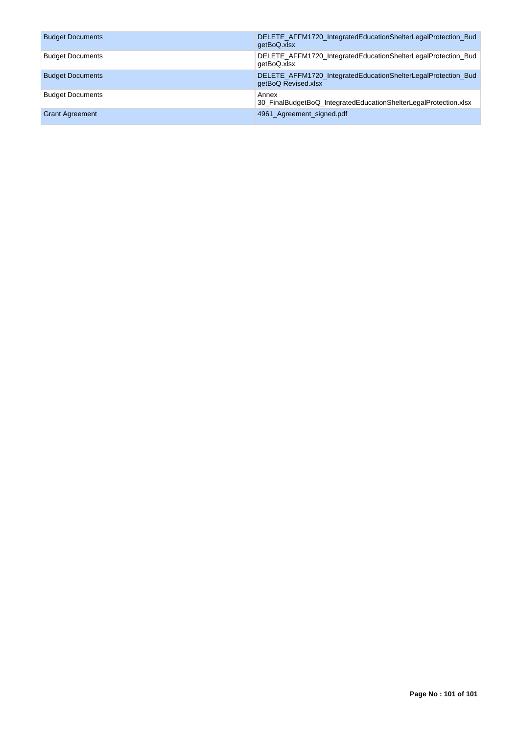| | |
|---|---|
| Budget Documents | DELETE_AFFM1720_IntegratedEducationShelterLegalProtection_BudgetBoQ.xlsx |
| Budget Documents | DELETE_AFFM1720_IntegratedEducationShelterLegalProtection_BudgetBoQ.xlsx |
| Budget Documents | DELETE_AFFM1720_IntegratedEducationShelterLegalProtection_BudgetBoQ Revised.xlsx |
| Budget Documents | Annex 30_FinalBudgetBoQ_IntegratedEducationShelterLegalProtection.xlsx |
| Grant Agreement | 4961_Agreement_signed.pdf |